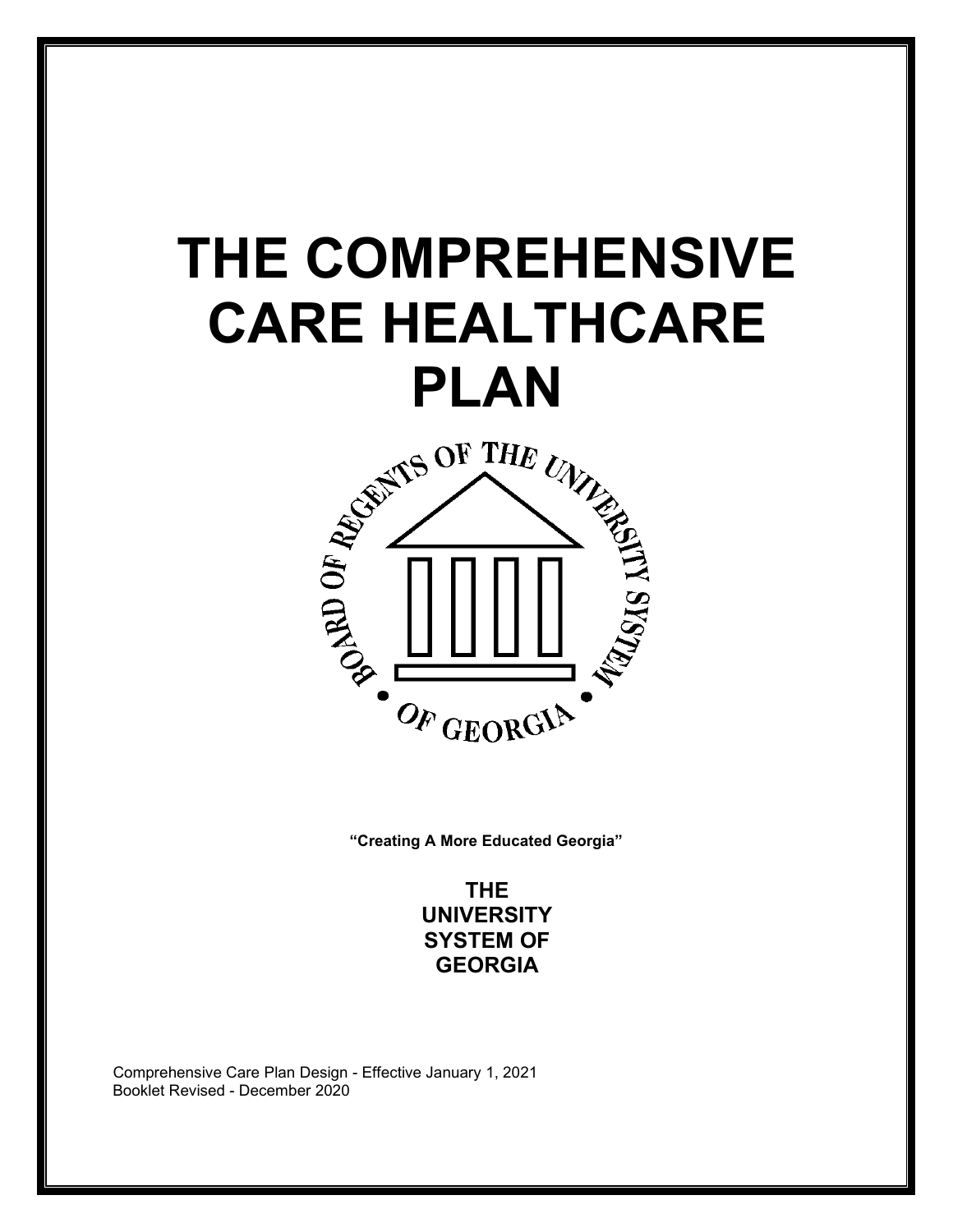# THE COMPREHENSIVE CARE HEALTHCARE PLAN

BOARD OF REGENTS OF THE UNIVERSITY SYSTEM OF GEORGIA

**"Creating A More Educated Georgia"**

**THE UNIVERSITY SYSTEM OF GEORGIA**

Comprehensive Care Plan Design - Effective January 1, 2021
Booklet Revised - December 2020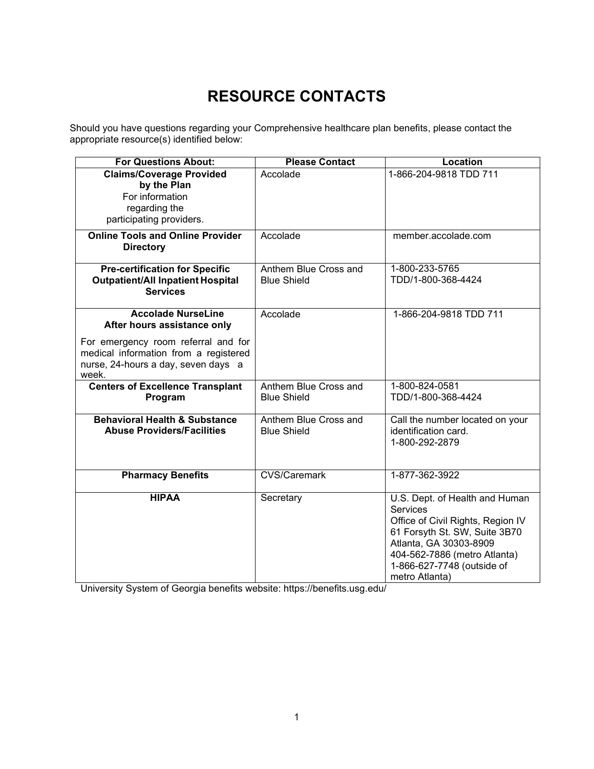# RESOURCE CONTACTS

Should you have questions regarding your Comprehensive healthcare plan benefits, please contact the appropriate resource(s) identified below:

| For Questions About: | Please Contact | Location |
|---|---|---|
| **Claims/Coverage Provided by the Plan** For information regarding the participating providers. | Accolade | 1-866-204-9818 TDD 711 |
| **Online Tools and Online Provider Directory** | Accolade | member.accolade.com |
| **Pre-certification for Specific Outpatient/All Inpatient Hospital Services** | Anthem Blue Cross and Blue Shield | 1-800-233-5765 TDD/1-800-368-4424 |
| **Accolade NurseLine After hours assistance only** For emergency room referral and for medical information from a registered nurse, 24-hours a day, seven days a week. | Accolade | 1-866-204-9818 TDD 711 |
| **Centers of Excellence Transplant Program** | Anthem Blue Cross and Blue Shield | 1-800-824-0581 TDD/1-800-368-4424 |
| **Behavioral Health & Substance Abuse Providers/Facilities** | Anthem Blue Cross and Blue Shield | Call the number located on your identification card. 1-800-292-2879 |
| **Pharmacy Benefits** | CVS/Caremark | 1-877-362-3922 |
| **HIPAA** | Secretary | U.S. Dept. of Health and Human Services Office of Civil Rights, Region IV 61 Forsyth St. SW, Suite 3B70 Atlanta, GA 30303-8909 404-562-7886 (metro Atlanta) 1-866-627-7748 (outside of metro Atlanta) |

University System of Georgia benefits website: https://benefits.usg.edu/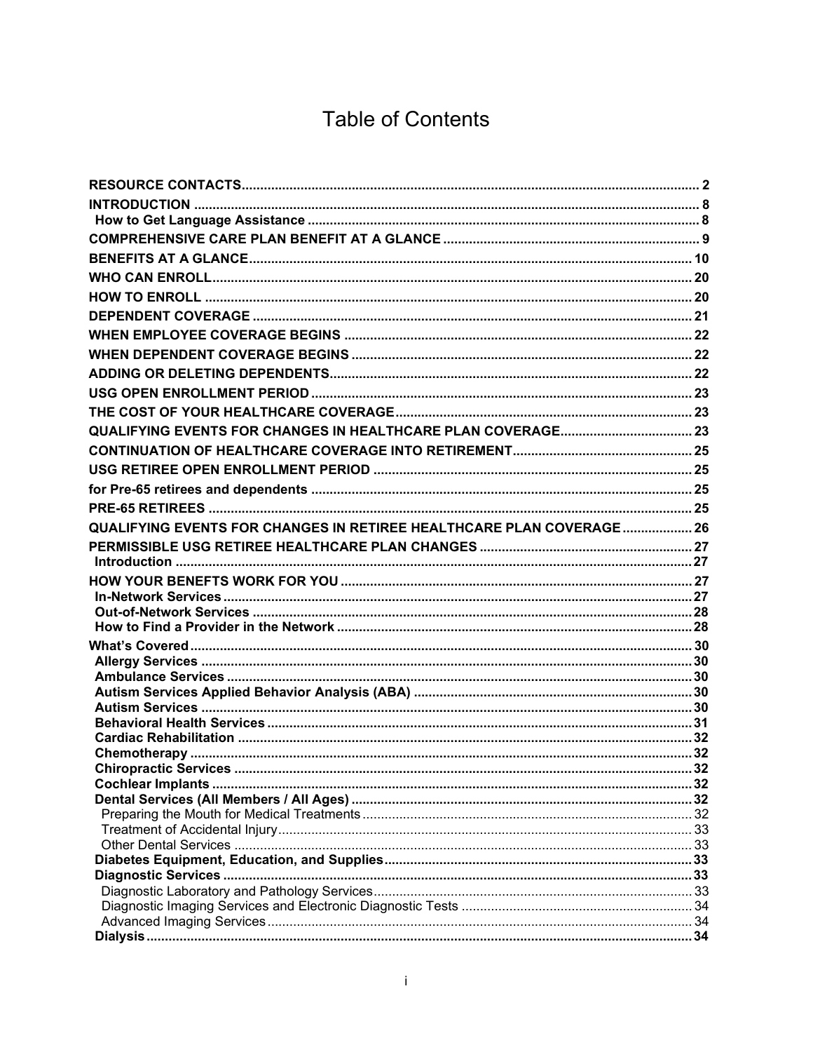# Table of Contents

- **RESOURCE CONTACTS** ........ 2
- **INTRODUCTION** ........ 8
  - **How to Get Language Assistance** ........ 8
- **COMPREHENSIVE CARE PLAN BENEFIT AT A GLANCE** ........ 9
- **BENEFITS AT A GLANCE** ........ 10
- **WHO CAN ENROLL** ........ 20
- **HOW TO ENROLL** ........ 20
- **DEPENDENT COVERAGE** ........ 21
- **WHEN EMPLOYEE COVERAGE BEGINS** ........ 22
- **WHEN DEPENDENT COVERAGE BEGINS** ........ 22
- **ADDING OR DELETING DEPENDENTS** ........ 22
- **USG OPEN ENROLLMENT PERIOD** ........ 23
- **THE COST OF YOUR HEALTHCARE COVERAGE** ........ 23
- **QUALIFYING EVENTS FOR CHANGES IN HEALTHCARE PLAN COVERAGE** ........ 23
- **CONTINUATION OF HEALTHCARE COVERAGE INTO RETIREMENT** ........ 25
- **USG RETIREE OPEN ENROLLMENT PERIOD** ........ 25
- **for Pre-65 retirees and dependents** ........ 25
- **PRE-65 RETIREES** ........ 25
- **QUALIFYING EVENTS FOR CHANGES IN RETIREE HEALTHCARE PLAN COVERAGE** ........ 26
- **PERMISSIBLE USG RETIREE HEALTHCARE PLAN CHANGES** ........ 27
  - **Introduction** ........ 27
- **HOW YOUR BENEFTS WORK FOR YOU** ........ 27
  - **In-Network Services** ........ 27
  - **Out-of-Network Services** ........ 28
  - **How to Find a Provider in the Network** ........ 28
- **What's Covered** ........ 30
  - **Allergy Services** ........ 30
  - **Ambulance Services** ........ 30
  - **Autism Services Applied Behavior Analysis (ABA)** ........ 30
  - **Autism Services** ........ 30
  - **Behavioral Health Services** ........ 31
  - **Cardiac Rehabilitation** ........ 32
  - **Chemotherapy** ........ 32
  - **Chiropractic Services** ........ 32
  - **Cochlear Implants** ........ 32
  - **Dental Services (All Members / All Ages)** ........ 32
    - Preparing the Mouth for Medical Treatments ........ 32
    - Treatment of Accidental Injury ........ 33
    - Other Dental Services ........ 33
  - **Diabetes Equipment, Education, and Supplies** ........ 33
  - **Diagnostic Services** ........ 33
    - Diagnostic Laboratory and Pathology Services ........ 33
    - Diagnostic Imaging Services and Electronic Diagnostic Tests ........ 34
    - Advanced Imaging Services ........ 34
  - **Dialysis** ........ 34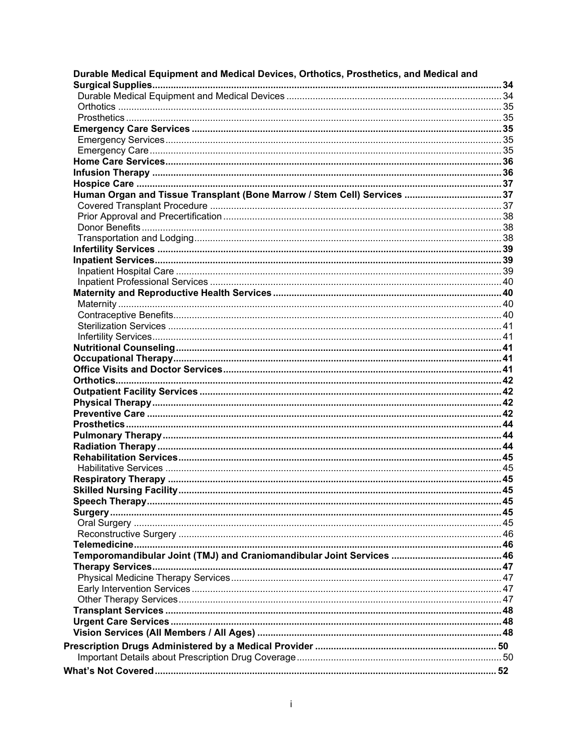**Durable Medical Equipment and Medical Devices, Orthotics, Prosthetics, and Medical and Surgical Supplies** .......... 34
- Durable Medical Equipment and Medical Devices .......... 34
- Orthotics .......... 35
- Prosthetics .......... 35

**Emergency Care Services** .......... 35
- Emergency Services .......... 35
- Emergency Care .......... 35

**Home Care Services** .......... 36

**Infusion Therapy** .......... 36

**Hospice Care** .......... 37

**Human Organ and Tissue Transplant (Bone Marrow / Stem Cell) Services** .......... 37
- Covered Transplant Procedure .......... 37
- Prior Approval and Precertification .......... 38
- Donor Benefits .......... 38
- Transportation and Lodging .......... 38

**Infertility Services** .......... 39

**Inpatient Services** .......... 39
- Inpatient Hospital Care .......... 39
- Inpatient Professional Services .......... 40

**Maternity and Reproductive Health Services** .......... 40
- Maternity .......... 40
- Contraceptive Benefits .......... 40
- Sterilization Services .......... 41
- Infertility Services .......... 41

**Nutritional Counseling** .......... 41

**Occupational Therapy** .......... 41

**Office Visits and Doctor Services** .......... 41

**Orthotics** .......... 42

**Outpatient Facility Services** .......... 42

**Physical Therapy** .......... 42

**Preventive Care** .......... 42

**Prosthetics** .......... 44

**Pulmonary Therapy** .......... 44

**Radiation Therapy** .......... 44

**Rehabilitation Services** .......... 45
- Habilitative Services .......... 45

**Respiratory Therapy** .......... 45

**Skilled Nursing Facility** .......... 45

**Speech Therapy** .......... 45

**Surgery** .......... 45
- Oral Surgery .......... 45
- Reconstructive Surgery .......... 46

**Telemedicine** .......... 46

**Temporomandibular Joint (TMJ) and Craniomandibular Joint Services** .......... 46

**Therapy Services** .......... 47
- Physical Medicine Therapy Services .......... 47
- Early Intervention Services .......... 47
- Other Therapy Services .......... 47

**Transplant Services** .......... 48

**Urgent Care Services** .......... 48

**Vision Services (All Members / All Ages)** .......... 48

**Prescription Drugs Administered by a Medical Provider** .......... 50
- Important Details about Prescription Drug Coverage .......... 50

**What's Not Covered** .......... 52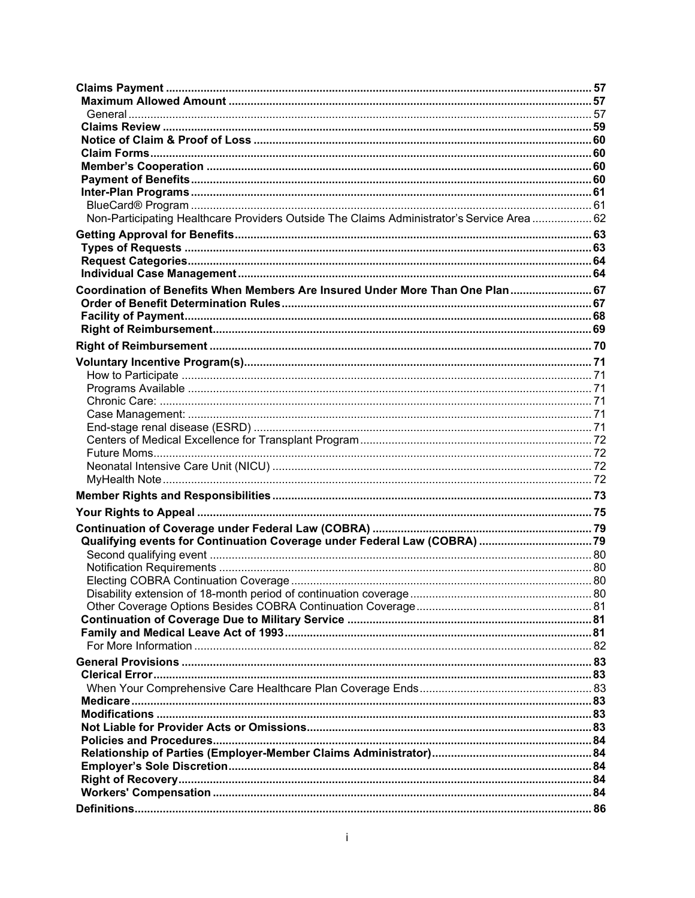**Claims Payment** ..... 57

**Maximum Allowed Amount** ..... 57

General ..... 57

**Claims Review** ..... 59

**Notice of Claim & Proof of Loss** ..... 60

**Claim Forms** ..... 60

**Member's Cooperation** ..... 60

**Payment of Benefits** ..... 60

**Inter-Plan Programs** ..... 61

BlueCard® Program ..... 61

Non-Participating Healthcare Providers Outside The Claims Administrator's Service Area ..... 62

**Getting Approval for Benefits** ..... 63

**Types of Requests** ..... 63

**Request Categories** ..... 64

**Individual Case Management** ..... 64

**Coordination of Benefits When Members Are Insured Under More Than One Plan** ..... 67

**Order of Benefit Determination Rules** ..... 67

**Facility of Payment** ..... 68

**Right of Reimbursement** ..... 69

**Right of Reimbursement** ..... 70

**Voluntary Incentive Program(s)** ..... 71

How to Participate ..... 71

Programs Available ..... 71

Chronic Care: ..... 71

Case Management: ..... 71

End-stage renal disease (ESRD) ..... 71

Centers of Medical Excellence for Transplant Program ..... 72

Future Moms ..... 72

Neonatal Intensive Care Unit (NICU) ..... 72

MyHealth Note ..... 72

**Member Rights and Responsibilities** ..... 73

**Your Rights to Appeal** ..... 75

**Continuation of Coverage under Federal Law (COBRA)** ..... 79

**Qualifying events for Continuation Coverage under Federal Law (COBRA)** ..... 79

Second qualifying event ..... 80

Notification Requirements ..... 80

Electing COBRA Continuation Coverage ..... 80

Disability extension of 18-month period of continuation coverage ..... 80

Other Coverage Options Besides COBRA Continuation Coverage ..... 81

**Continuation of Coverage Due to Military Service** ..... 81

**Family and Medical Leave Act of 1993** ..... 81

For More Information ..... 82

**General Provisions** ..... 83

**Clerical Error** ..... 83

When Your Comprehensive Care Healthcare Plan Coverage Ends ..... 83

**Medicare** ..... 83

**Modifications** ..... 83

**Not Liable for Provider Acts or Omissions** ..... 83

**Policies and Procedures** ..... 84

**Relationship of Parties (Employer-Member Claims Administrator)** ..... 84

**Employer's Sole Discretion** ..... 84

**Right of Recovery** ..... 84

**Workers' Compensation** ..... 84

**Definitions** ..... 86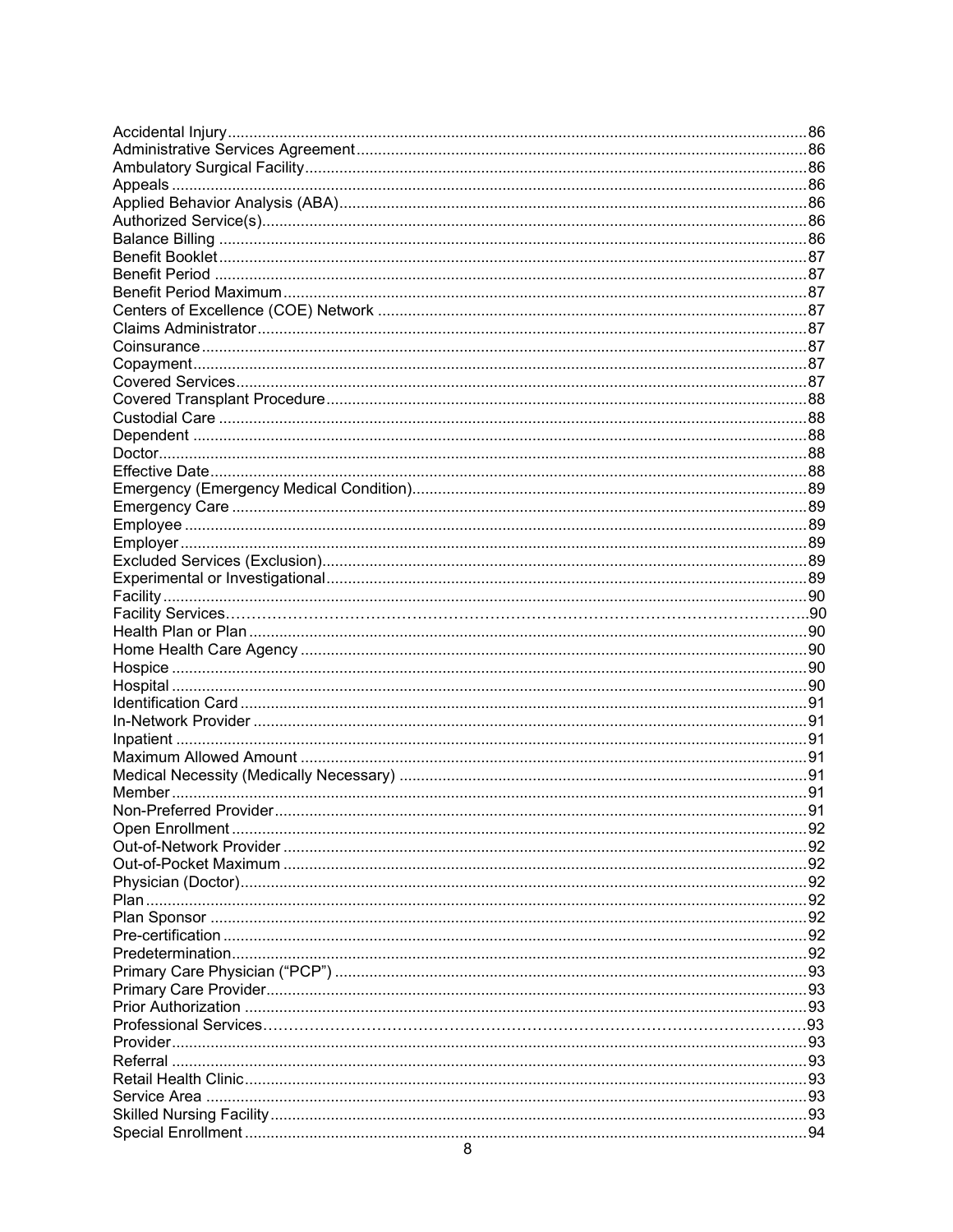Accidental Injury .......................................................................................................................86
Administrative Services Agreement ..........................................................................................86
Ambulatory Surgical Facility ......................................................................................................86
Appeals .......................................................................................................................................86
Applied Behavior Analysis (ABA) ...............................................................................................86
Authorized Service(s) .................................................................................................................86
Balance Billing ............................................................................................................................86
Benefit Booklet ...........................................................................................................................87
Benefit Period .............................................................................................................................87
Benefit Period Maximum ............................................................................................................87
Centers of Excellence (COE) Network .......................................................................................87
Claims Administrator ..................................................................................................................87
Coinsurance ...............................................................................................................................87
Copayment .................................................................................................................................87
Covered Services .......................................................................................................................87
Covered Transplant Procedure ..................................................................................................88
Custodial Care ............................................................................................................................88
Dependent ..................................................................................................................................88
Doctor .........................................................................................................................................88
Effective Date .............................................................................................................................88
Emergency (Emergency Medical Condition) ..............................................................................89
Emergency Care ........................................................................................................................89
Employee ...................................................................................................................................89
Employer ....................................................................................................................................89
Excluded Services (Exclusion) ...................................................................................................89
Experimental or Investigational ..................................................................................................89
Facility ........................................................................................................................................90
Facility Services ..........................................................................................................................90
Health Plan or Plan ....................................................................................................................90
Home Health Care Agency .........................................................................................................90
Hospice .......................................................................................................................................90
Hospital ......................................................................................................................................90
Identification Card ......................................................................................................................91
In-Network Provider ....................................................................................................................91
Inpatient ......................................................................................................................................91
Maximum Allowed Amount .........................................................................................................91
Medical Necessity (Medically Necessary) ..................................................................................91
Member ......................................................................................................................................91
Non-Preferred Provider ..............................................................................................................91
Open Enrollment ........................................................................................................................92
Out-of-Network Provider ............................................................................................................92
Out-of-Pocket Maximum ............................................................................................................92
Physician (Doctor) ......................................................................................................................92
Plan ............................................................................................................................................92
Plan Sponsor .............................................................................................................................92
Pre-certification ..........................................................................................................................92
Predetermination ........................................................................................................................92
Primary Care Physician ("PCP") ................................................................................................93
Primary Care Provider ................................................................................................................93
Prior Authorization .....................................................................................................................93
Professional Services .................................................................................................................93
Provider ......................................................................................................................................93
Referral .......................................................................................................................................93
Retail Health Clinic .....................................................................................................................93
Service Area ...............................................................................................................................93
Skilled Nursing Facility ...............................................................................................................93
Special Enrollment .....................................................................................................................94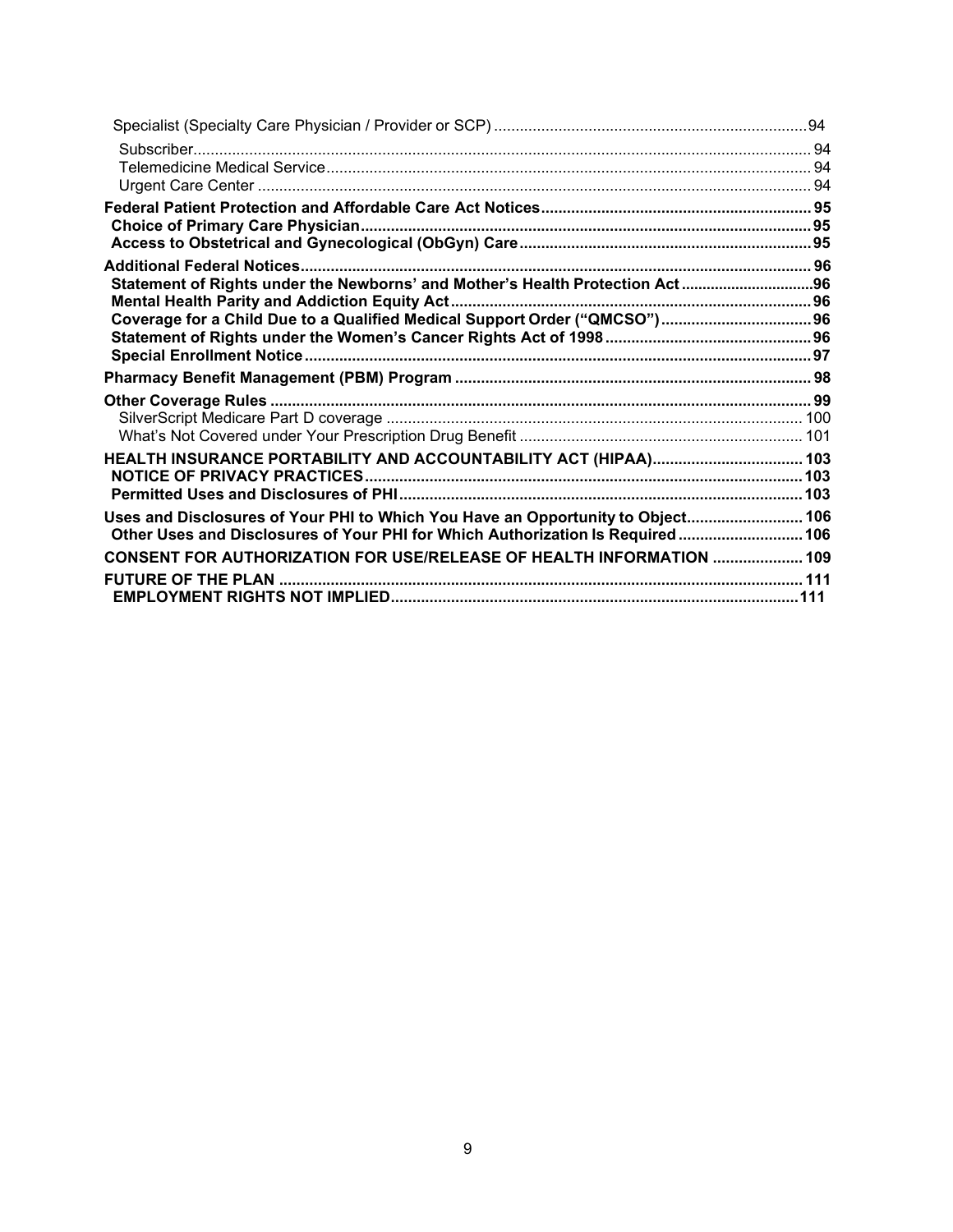Specialist (Specialty Care Physician / Provider or SCP) ........................................................................ 94
Subscriber ........................................................................................................................................ 94
Telemedicine Medical Service ......................................................................................................... 94
Urgent Care Center .......................................................................................................................... 94

**Federal Patient Protection and Affordable Care Act Notices ............................................................ 95**
**Choice of Primary Care Physician ...................................................................................................... 95**
**Access to Obstetrical and Gynecological (ObGyn) Care .................................................................. 95**

**Additional Federal Notices ................................................................................................................. 96**
**Statement of Rights under the Newborns' and Mother's Health Protection Act ................................ 96**
**Mental Health Parity and Addiction Equity Act .................................................................................. 96**
**Coverage for a Child Due to a Qualified Medical Support Order ("QMCSO") .................................... 96**
**Statement of Rights under the Women's Cancer Rights Act of 1998 ................................................ 96**
**Special Enrollment Notice .................................................................................................................. 97**

**Pharmacy Benefit Management (PBM) Program ............................................................................... 98**

**Other Coverage Rules ........................................................................................................................ 99**
SilverScript Medicare Part D coverage ............................................................................................ 100
What's Not Covered under Your Prescription Drug Benefit ............................................................. 101

**HEALTH INSURANCE PORTABILITY AND ACCOUNTABILITY ACT (HIPAA) ................................... 103**
**NOTICE OF PRIVACY PRACTICES ................................................................................................. 103**
**Permitted Uses and Disclosures of PHI ........................................................................................... 103**

**Uses and Disclosures of Your PHI to Which You Have an Opportunity to Object ............................ 106**
**Other Uses and Disclosures of Your PHI for Which Authorization Is Required ................................ 106**

**CONSENT FOR AUTHORIZATION FOR USE/RELEASE OF HEALTH INFORMATION ..................... 109**

**FUTURE OF THE PLAN ..................................................................................................................... 111**
**EMPLOYMENT RIGHTS NOT IMPLIED ............................................................................................. 111**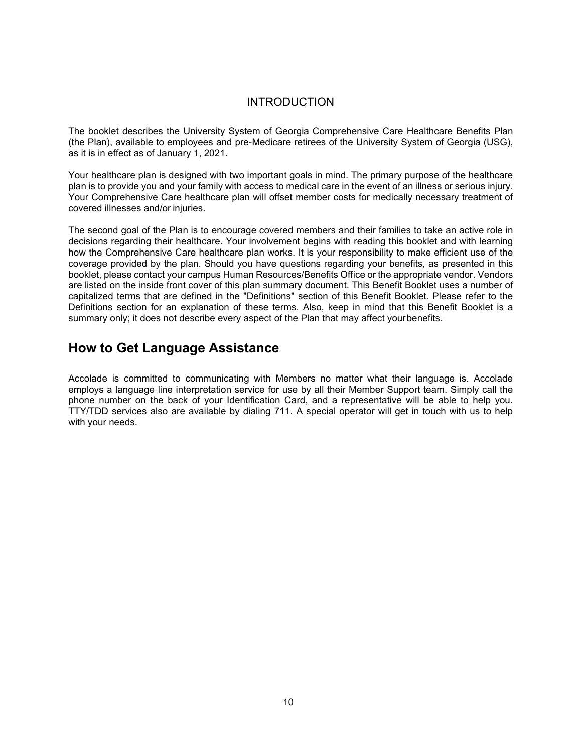# INTRODUCTION

The booklet describes the University System of Georgia Comprehensive Care Healthcare Benefits Plan (the Plan), available to employees and pre-Medicare retirees of the University System of Georgia (USG), as it is in effect as of January 1, 2021.

Your healthcare plan is designed with two important goals in mind. The primary purpose of the healthcare plan is to provide you and your family with access to medical care in the event of an illness or serious injury. Your Comprehensive Care healthcare plan will offset member costs for medically necessary treatment of covered illnesses and/or injuries.

The second goal of the Plan is to encourage covered members and their families to take an active role in decisions regarding their healthcare. Your involvement begins with reading this booklet and with learning how the Comprehensive Care healthcare plan works. It is your responsibility to make efficient use of the coverage provided by the plan. Should you have questions regarding your benefits, as presented in this booklet, please contact your campus Human Resources/Benefits Office or the appropriate vendor. Vendors are listed on the inside front cover of this plan summary document. This Benefit Booklet uses a number of capitalized terms that are defined in the "Definitions" section of this Benefit Booklet. Please refer to the Definitions section for an explanation of these terms. Also, keep in mind that this Benefit Booklet is a summary only; it does not describe every aspect of the Plan that may affect your benefits.

## How to Get Language Assistance

Accolade is committed to communicating with Members no matter what their language is. Accolade employs a language line interpretation service for use by all their Member Support team. Simply call the phone number on the back of your Identification Card, and a representative will be able to help you. TTY/TDD services also are available by dialing 711. A special operator will get in touch with us to help with your needs.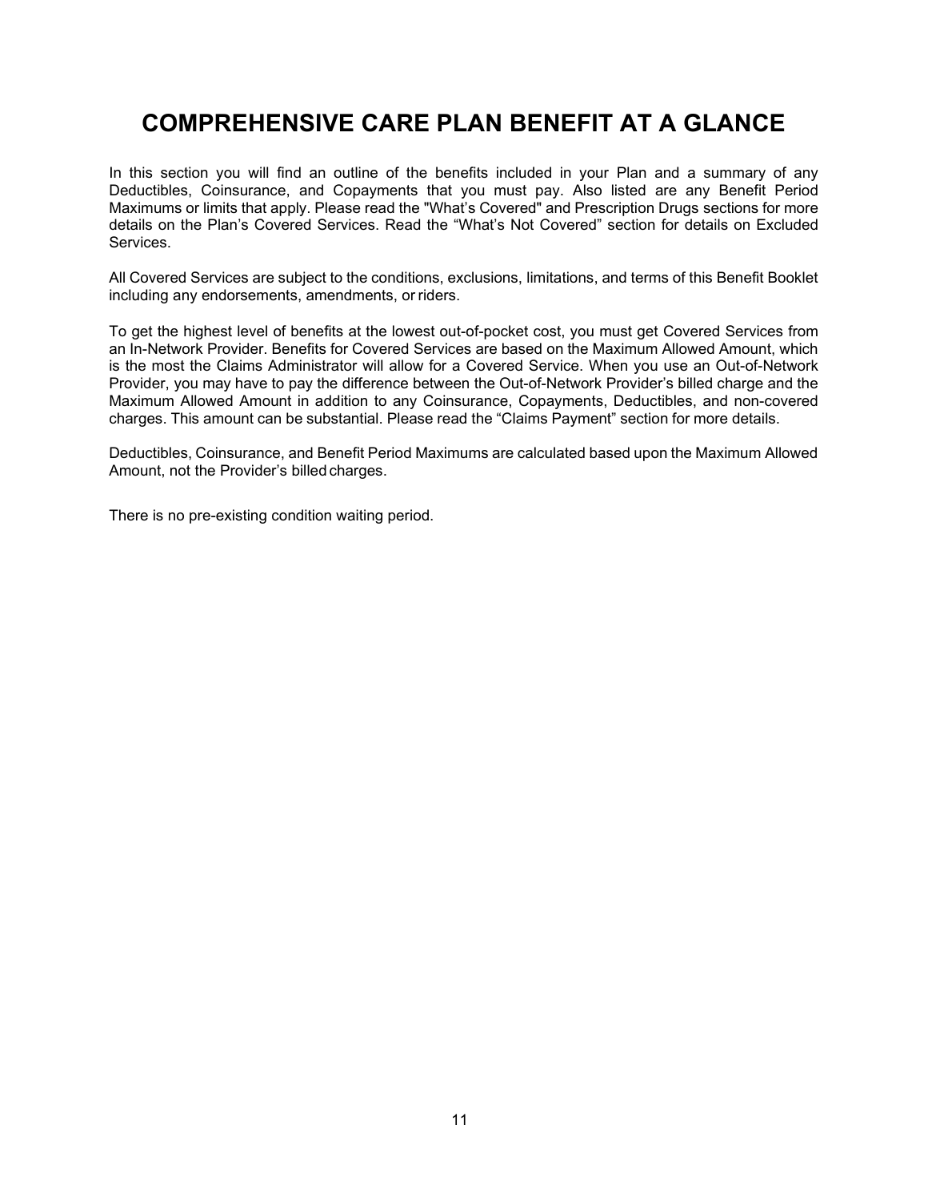# COMPREHENSIVE CARE PLAN BENEFIT AT A GLANCE

In this section you will find an outline of the benefits included in your Plan and a summary of any Deductibles, Coinsurance, and Copayments that you must pay. Also listed are any Benefit Period Maximums or limits that apply. Please read the "What's Covered" and Prescription Drugs sections for more details on the Plan's Covered Services. Read the "What's Not Covered" section for details on Excluded Services.

All Covered Services are subject to the conditions, exclusions, limitations, and terms of this Benefit Booklet including any endorsements, amendments, or riders.

To get the highest level of benefits at the lowest out-of-pocket cost, you must get Covered Services from an In-Network Provider. Benefits for Covered Services are based on the Maximum Allowed Amount, which is the most the Claims Administrator will allow for a Covered Service. When you use an Out-of-Network Provider, you may have to pay the difference between the Out-of-Network Provider's billed charge and the Maximum Allowed Amount in addition to any Coinsurance, Copayments, Deductibles, and non-covered charges. This amount can be substantial. Please read the "Claims Payment" section for more details.

Deductibles, Coinsurance, and Benefit Period Maximums are calculated based upon the Maximum Allowed Amount, not the Provider's billed charges.

There is no pre-existing condition waiting period.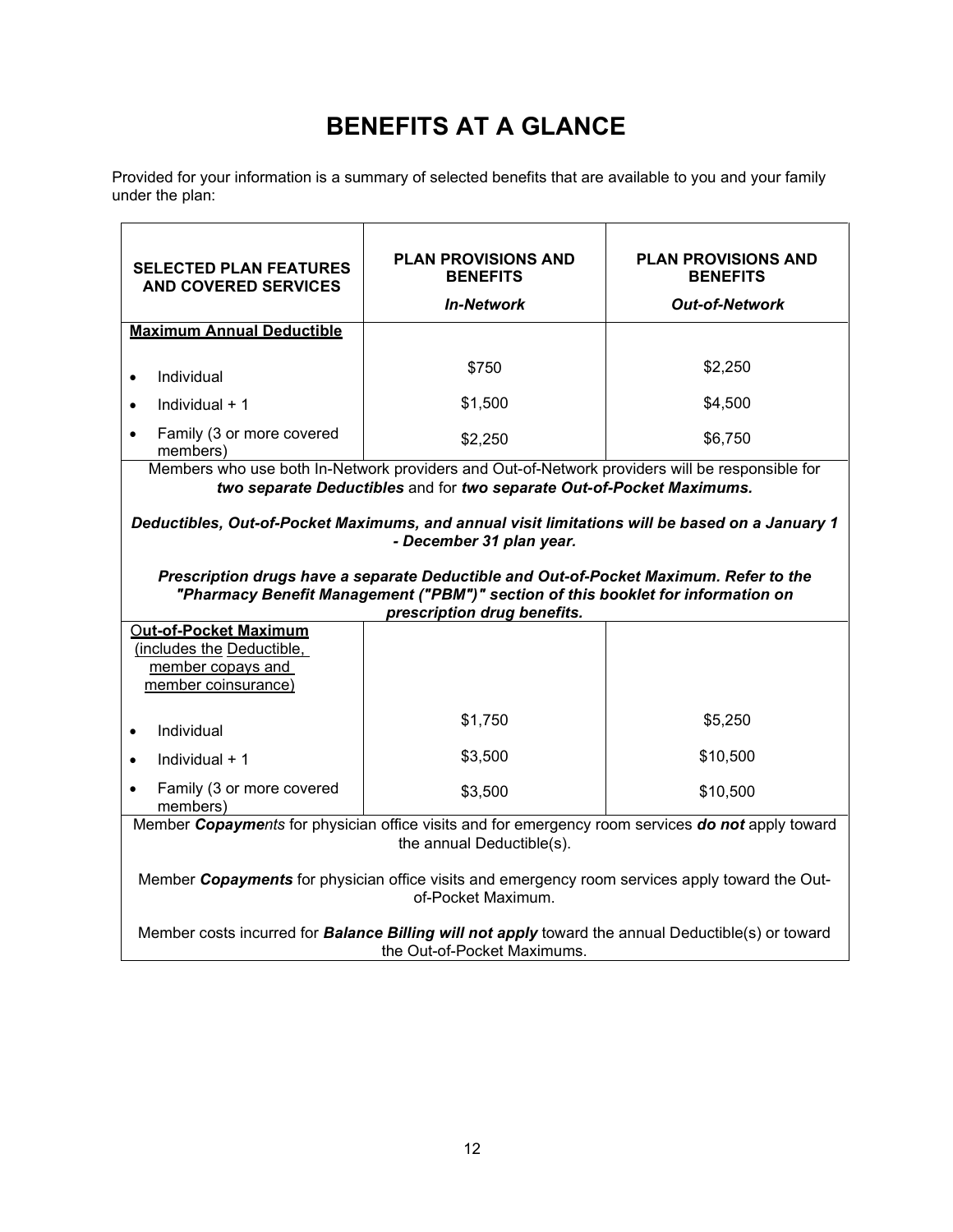# BENEFITS AT A GLANCE

Provided for your information is a summary of selected benefits that are available to you and your family under the plan:

| SELECTED PLAN FEATURES AND COVERED SERVICES | PLAN PROVISIONS AND BENEFITS *In-Network* | PLAN PROVISIONS AND BENEFITS *Out-of-Network* |
|---|---|---|
| **Maximum Annual Deductible** | | |
| • Individual | $750 | $2,250 |
| • Individual + 1 | $1,500 | $4,500 |
| • Family (3 or more covered members) | $2,250 | $6,750 |
| Members who use both In-Network providers and Out-of-Network providers will be responsible for ***two separate Deductibles*** and for ***two separate Out-of-Pocket Maximums.*** <br><br> ***Deductibles, Out-of-Pocket Maximums, and annual visit limitations will be based on a January 1 - December 31 plan year.*** <br><br> ***Prescription drugs have a separate Deductible and Out-of-Pocket Maximum. Refer to the "Pharmacy Benefit Management ("PBM")" section of this booklet for information on prescription drug benefits.*** | | |
| **Out-of-Pocket Maximum** (includes the Deductible, member copays and member coinsurance) | | |
| • Individual | $1,750 | $5,250 |
| • Individual + 1 | $3,500 | $10,500 |
| • Family (3 or more covered members) | $3,500 | $10,500 |
| Member ***Copayments*** for physician office visits and for emergency room services ***do not*** apply toward the annual Deductible(s). <br><br> Member ***Copayments*** for physician office visits and emergency room services apply toward the Out-of-Pocket Maximum. <br><br> Member costs incurred for ***Balance Billing will not apply*** toward the annual Deductible(s) or toward the Out-of-Pocket Maximums. | | |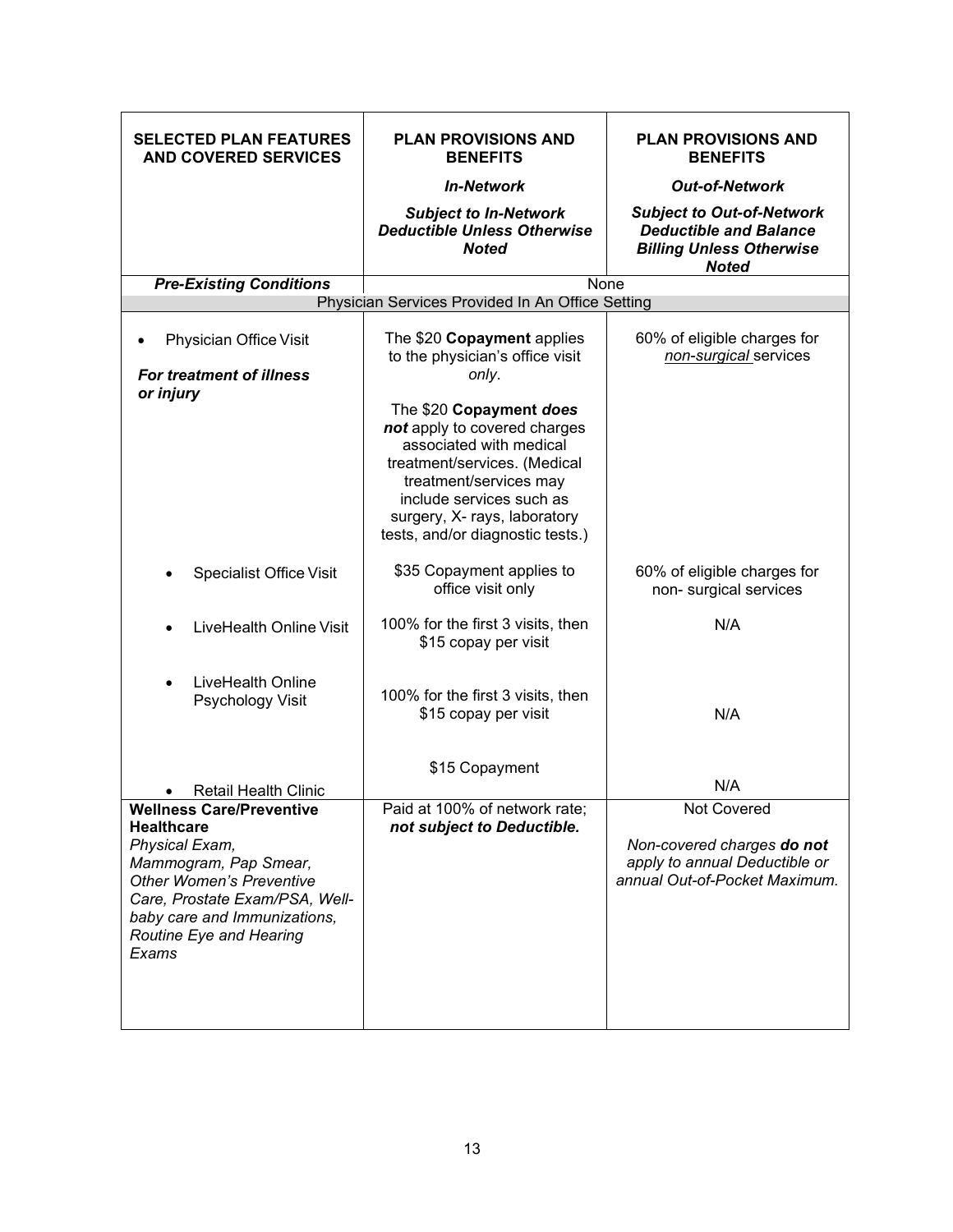| SELECTED PLAN FEATURES AND COVERED SERVICES | PLAN PROVISIONS AND BENEFITS<br>*In-Network*<br>***Subject to In-Network Deductible Unless Otherwise Noted*** | PLAN PROVISIONS AND BENEFITS<br>*Out-of-Network*<br>***Subject to Out-of-Network Deductible and Balance Billing Unless Otherwise Noted*** |
|---|---|---|
| ***Pre-Existing Conditions*** | None | |
| Physician Services Provided In An Office Setting | | |
| • Physician Office Visit<br>***For treatment of illness or injury*** | The $20 **Copayment** applies to the physician's office visit *only*.<br><br>The $20 **Copayment *does not*** apply to covered charges associated with medical treatment/services. (Medical treatment/services may include services such as surgery, X- rays, laboratory tests, and/or diagnostic tests.) | 60% of eligible charges for *non-surgical* services |
| • Specialist Office Visit | $35 Copayment applies to office visit only | 60% of eligible charges for non- surgical services |
| • LiveHealth Online Visit | 100% for the first 3 visits, then $15 copay per visit | N/A |
| • LiveHealth Online Psychology Visit | 100% for the first 3 visits, then $15 copay per visit | N/A |
| • Retail Health Clinic | $15 Copayment | N/A |
| **Wellness Care/Preventive Healthcare**<br>*Physical Exam, Mammogram, Pap Smear, Other Women's Preventive Care, Prostate Exam/PSA, Well-baby care and Immunizations, Routine Eye and Hearing Exams* | Paid at 100% of network rate; ***not subject to Deductible.*** | Not Covered<br><br>*Non-covered charges **do not** apply to annual Deductible or annual Out-of-Pocket Maximum.* |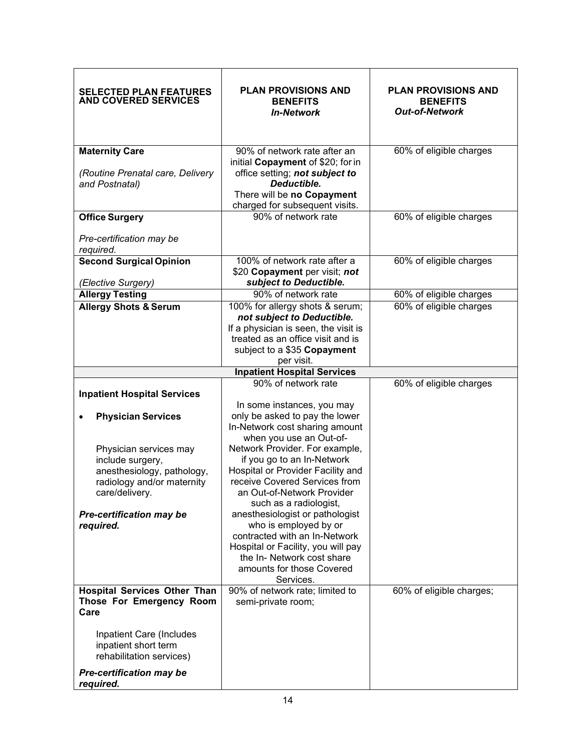| SELECTED PLAN FEATURES AND COVERED SERVICES | PLAN PROVISIONS AND BENEFITS *In-Network* | PLAN PROVISIONS AND BENEFITS *Out-of-Network* |
|---|---|---|
| **Maternity Care**<br><br>*(Routine Prenatal care, Delivery and Postnatal)* | 90% of network rate after an initial **Copayment** of $20; for in office setting; ***not subject to Deductible.***<br>There will be **no Copayment** charged for subsequent visits. | 60% of eligible charges |
| **Office Surgery**<br><br>*Pre-certification may be required.* | 90% of network rate | 60% of eligible charges |
| **Second Surgical Opinion**<br><br>*(Elective Surgery)* | 100% of network rate after a $20 **Copayment** per visit; ***not subject to Deductible.*** | 60% of eligible charges |
| **Allergy Testing** | 90% of network rate | 60% of eligible charges |
| **Allergy Shots & Serum** | 100% for allergy shots & serum; ***not subject to Deductible.***<br>If a physician is seen, the visit is treated as an office visit and is subject to a $35 **Copayment** per visit. | 60% of eligible charges |
| | **Inpatient Hospital Services** | |
| **Inpatient Hospital Services**<br><br>• **Physician Services**<br><br>Physician services may include surgery, anesthesiology, pathology, radiology and/or maternity care/delivery.<br><br>***Pre-certification may be required.*** | 90% of network rate<br><br>In some instances, you may only be asked to pay the lower In-Network cost sharing amount when you use an Out-of-Network Provider. For example, if you go to an In-Network Hospital or Provider Facility and receive Covered Services from an Out-of-Network Provider such as a radiologist, anesthesiologist or pathologist who is employed by or contracted with an In-Network Hospital or Facility, you will pay the In- Network cost share amounts for those Covered Services. | 60% of eligible charges |
| **Hospital Services Other Than Those For Emergency Room Care**<br><br>Inpatient Care (Includes inpatient short term rehabilitation services)<br><br>***Pre-certification may be required.*** | 90% of network rate; limited to semi-private room; | 60% of eligible charges; |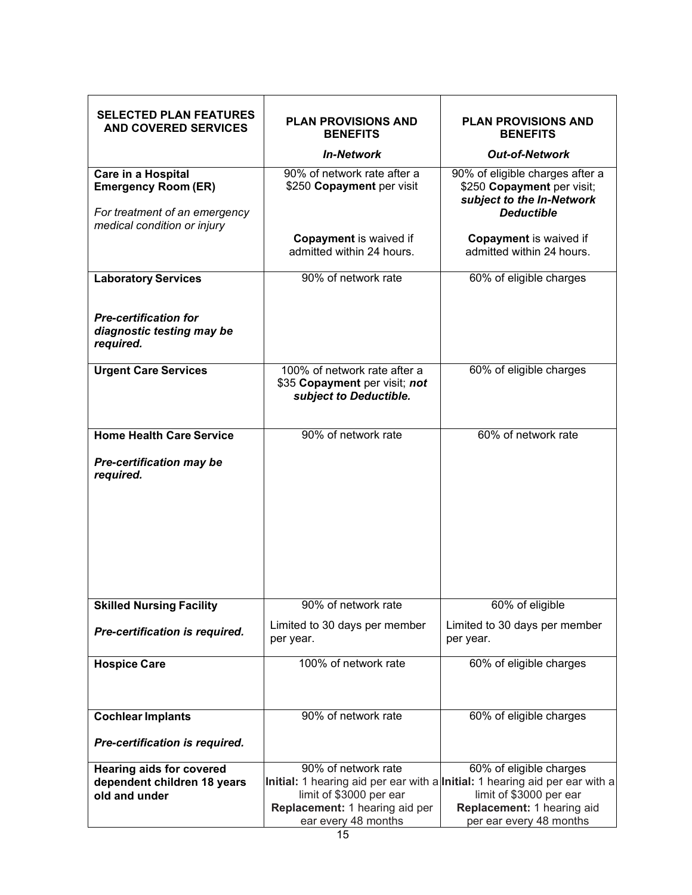| SELECTED PLAN FEATURES AND COVERED SERVICES | PLAN PROVISIONS AND BENEFITS<br>*In-Network* | PLAN PROVISIONS AND BENEFITS<br>*Out-of-Network* |
|---|---|---|
| **Care in a Hospital Emergency Room (ER)**<br>*For treatment of an emergency medical condition or injury* | 90% of network rate after a $250 **Copayment** per visit<br>**Copayment** is waived if admitted within 24 hours. | 90% of eligible charges after a $250 **Copayment** per visit; ***subject to the In-Network Deductible***<br>**Copayment** is waived if admitted within 24 hours. |
| **Laboratory Services**<br>***Pre-certification for diagnostic testing may be required.*** | 90% of network rate | 60% of eligible charges |
| **Urgent Care Services** | 100% of network rate after a $35 **Copayment** per visit; ***not subject to Deductible.*** | 60% of eligible charges |
| **Home Health Care Service**<br>***Pre-certification may be required.*** | 90% of network rate | 60% of network rate |
| **Skilled Nursing Facility**<br>***Pre-certification is required.*** | 90% of network rate<br>Limited to 30 days per member per year. | 60% of eligible<br>Limited to 30 days per member per year. |
| **Hospice Care** | 100% of network rate | 60% of eligible charges |
| **Cochlear Implants**<br>***Pre-certification is required.*** | 90% of network rate | 60% of eligible charges |
| **Hearing aids for covered dependent children 18 years old and under** | 90% of network rate<br>**Initial:** 1 hearing aid per ear with a limit of $3000 per ear<br>**Replacement:** 1 hearing aid per ear every 48 months | 60% of eligible charges<br>**Initial:** 1 hearing aid per ear with a limit of $3000 per ear<br>**Replacement:** 1 hearing aid per ear every 48 months |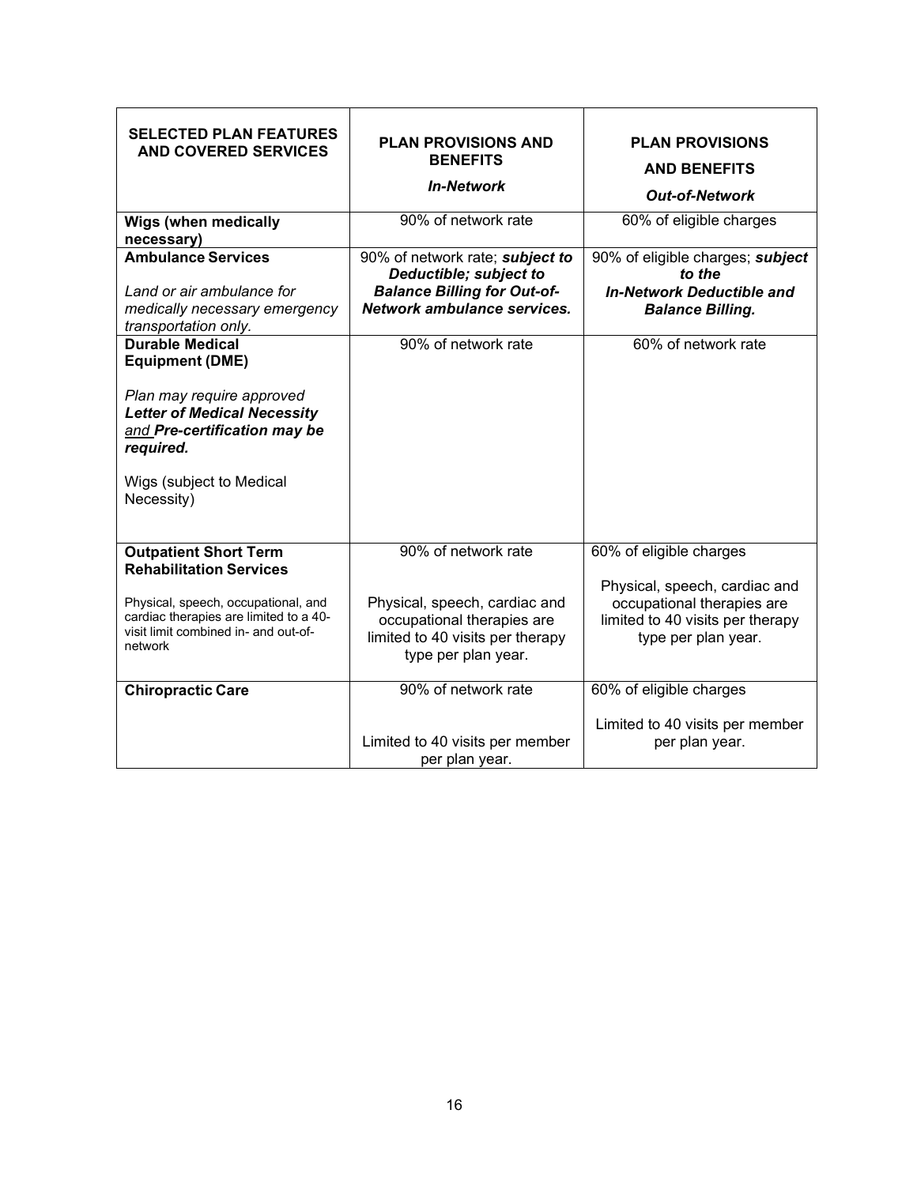| **SELECTED PLAN FEATURES AND COVERED SERVICES** | **PLAN PROVISIONS AND BENEFITS** ***In-Network*** | **PLAN PROVISIONS AND BENEFITS** ***Out-of-Network*** |
|---|---|---|
| **Wigs (when medically necessary)** | 90% of network rate | 60% of eligible charges |
| **Ambulance Services**<br><br>*Land or air ambulance for medically necessary emergency transportation only.* | 90% of network rate; ***subject to Deductible; subject to Balance Billing for Out-of-Network ambulance services.*** | 90% of eligible charges; ***subject to the In-Network Deductible and Balance Billing.*** |
| **Durable Medical Equipment (DME)**<br><br>*Plan may require approved* ***Letter of Medical Necessity*** *and* ***Pre-certification may be required.***<br><br>Wigs (subject to Medical Necessity) | 90% of network rate | 60% of network rate |
| **Outpatient Short Term Rehabilitation Services**<br><br>Physical, speech, occupational, and cardiac therapies are limited to a 40-visit limit combined in- and out-of-network | 90% of network rate<br><br>Physical, speech, cardiac and occupational therapies are limited to 40 visits per therapy type per plan year. | 60% of eligible charges<br><br>Physical, speech, cardiac and occupational therapies are limited to 40 visits per therapy type per plan year. |
| **Chiropractic Care** | 90% of network rate<br><br>Limited to 40 visits per member per plan year. | 60% of eligible charges<br><br>Limited to 40 visits per member per plan year. |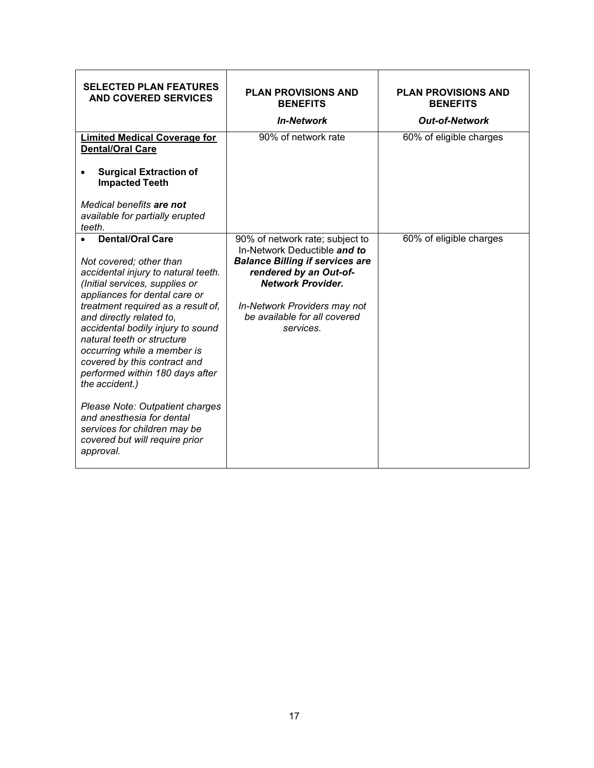| **SELECTED PLAN FEATURES AND COVERED SERVICES** | **PLAN PROVISIONS AND BENEFITS**<br>***In-Network*** | **PLAN PROVISIONS AND BENEFITS**<br>***Out-of-Network*** |
|---|---|---|
| **<u>Limited Medical Coverage for Dental/Oral Care</u>**<br><br>• **Surgical Extraction of Impacted Teeth**<br><br>*Medical benefits **are not** available for partially erupted teeth.* | 90% of network rate | 60% of eligible charges |
| • **Dental/Oral Care**<br><br>*Not covered; other than accidental injury to natural teeth. (Initial services, supplies or appliances for dental care or treatment required as a result of, and directly related to, accidental bodily injury to sound natural teeth or structure occurring while a member is covered by this contract and performed within 180 days after the accident.)*<br><br>*Please Note: Outpatient charges and anesthesia for dental services for children may be covered but will require prior approval.* | 90% of network rate; subject to In-Network Deductible ***and to Balance Billing if services are rendered by an Out-of-Network Provider.***<br><br>*In-Network Providers may not be available for all covered services.* | 60% of eligible charges |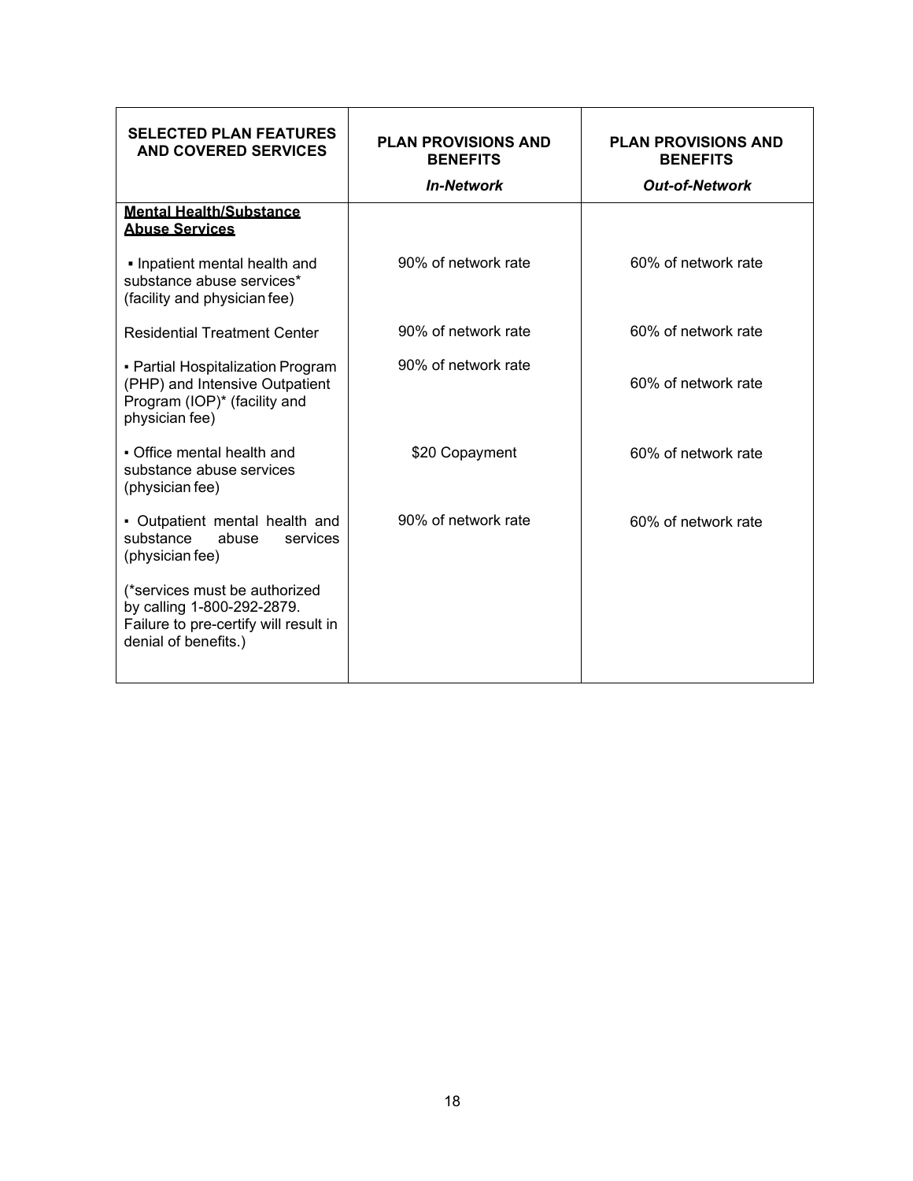| SELECTED PLAN FEATURES AND COVERED SERVICES | PLAN PROVISIONS AND BENEFITS *In-Network* | PLAN PROVISIONS AND BENEFITS *Out-of-Network* |
|---|---|---|
| **Mental Health/Substance Abuse Services** | | |
| ▪ Inpatient mental health and substance abuse services* (facility and physician fee) | 90% of network rate | 60% of network rate |
| Residential Treatment Center | 90% of network rate | 60% of network rate |
| ▪ Partial Hospitalization Program (PHP) and Intensive Outpatient Program (IOP)* (facility and physician fee) | 90% of network rate | 60% of network rate |
| ▪ Office mental health and substance abuse services (physician fee) | $20 Copayment | 60% of network rate |
| ▪ Outpatient mental health and substance abuse services (physician fee) | 90% of network rate | 60% of network rate |
| (*services must be authorized by calling 1-800-292-2879. Failure to pre-certify will result in denial of benefits.) | | |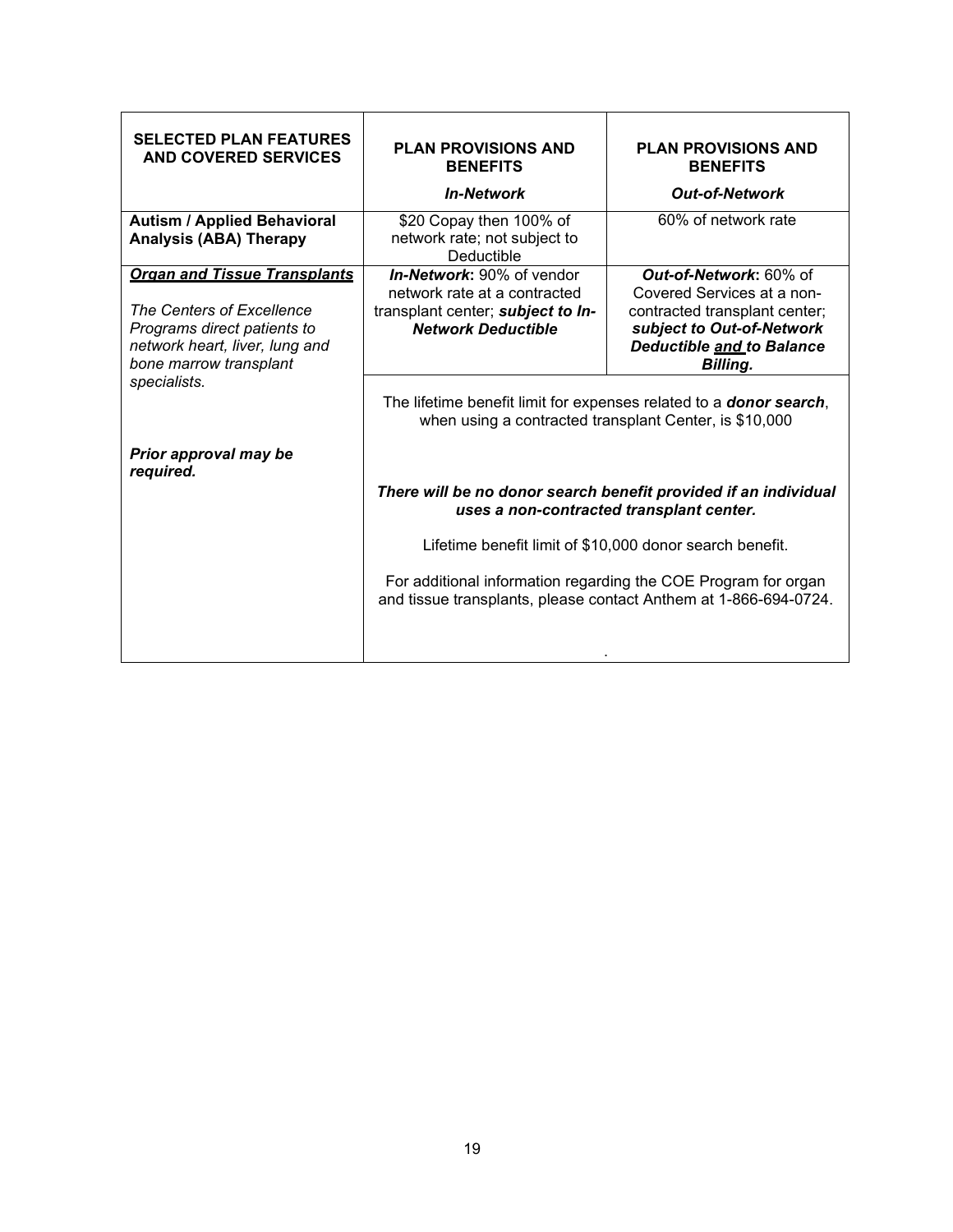| **SELECTED PLAN FEATURES AND COVERED SERVICES** | **PLAN PROVISIONS AND BENEFITS** *In-Network* | **PLAN PROVISIONS AND BENEFITS** *Out-of-Network* |
|---|---|---|
| **Autism / Applied Behavioral Analysis (ABA) Therapy** | $20 Copay then 100% of network rate; not subject to Deductible | 60% of network rate |
| ***Organ and Tissue Transplants*** *The Centers of Excellence Programs direct patients to network heart, liver, lung and bone marrow transplant specialists.* ***Prior approval may be required.*** | ***In-Network*:** 90% of vendor network rate at a contracted transplant center; ***subject to In-Network Deductible*** | ***Out-of-Network*:** 60% of Covered Services at a non-contracted transplant center; ***subject to Out-of-Network Deductible and to Balance Billing.*** |
| | The lifetime benefit limit for expenses related to a ***donor search***, when using a contracted transplant Center, is $10,000 ***There will be no donor search benefit provided if an individual uses a non-contracted transplant center.*** Lifetime benefit limit of $10,000 donor search benefit. For additional information regarding the COE Program for organ and tissue transplants, please contact Anthem at 1-866-694-0724. | |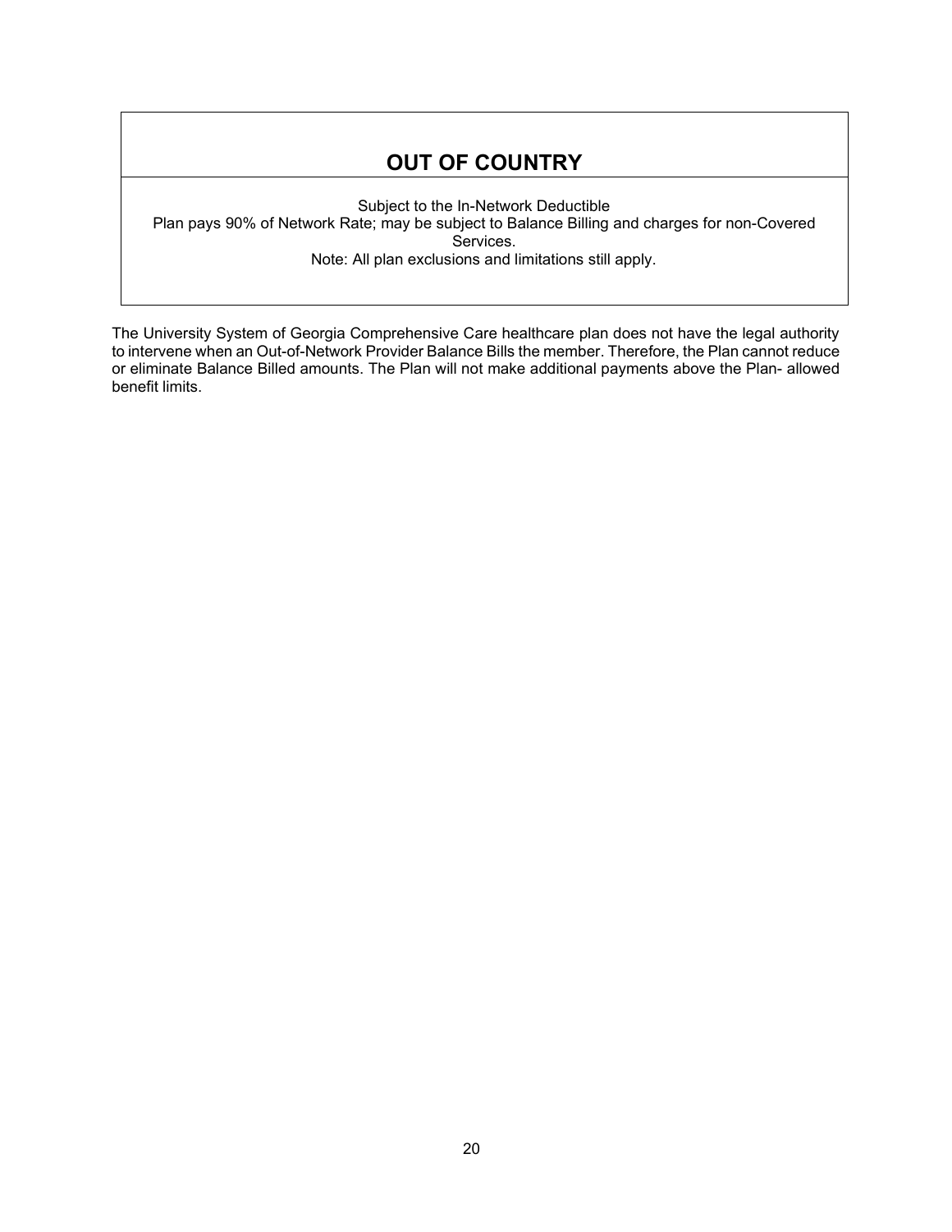## OUT OF COUNTRY

Subject to the In-Network Deductible
Plan pays 90% of Network Rate; may be subject to Balance Billing and charges for non-Covered Services.
Note: All plan exclusions and limitations still apply.

The University System of Georgia Comprehensive Care healthcare plan does not have the legal authority to intervene when an Out-of-Network Provider Balance Bills the member. Therefore, the Plan cannot reduce or eliminate Balance Billed amounts. The Plan will not make additional payments above the Plan- allowed benefit limits.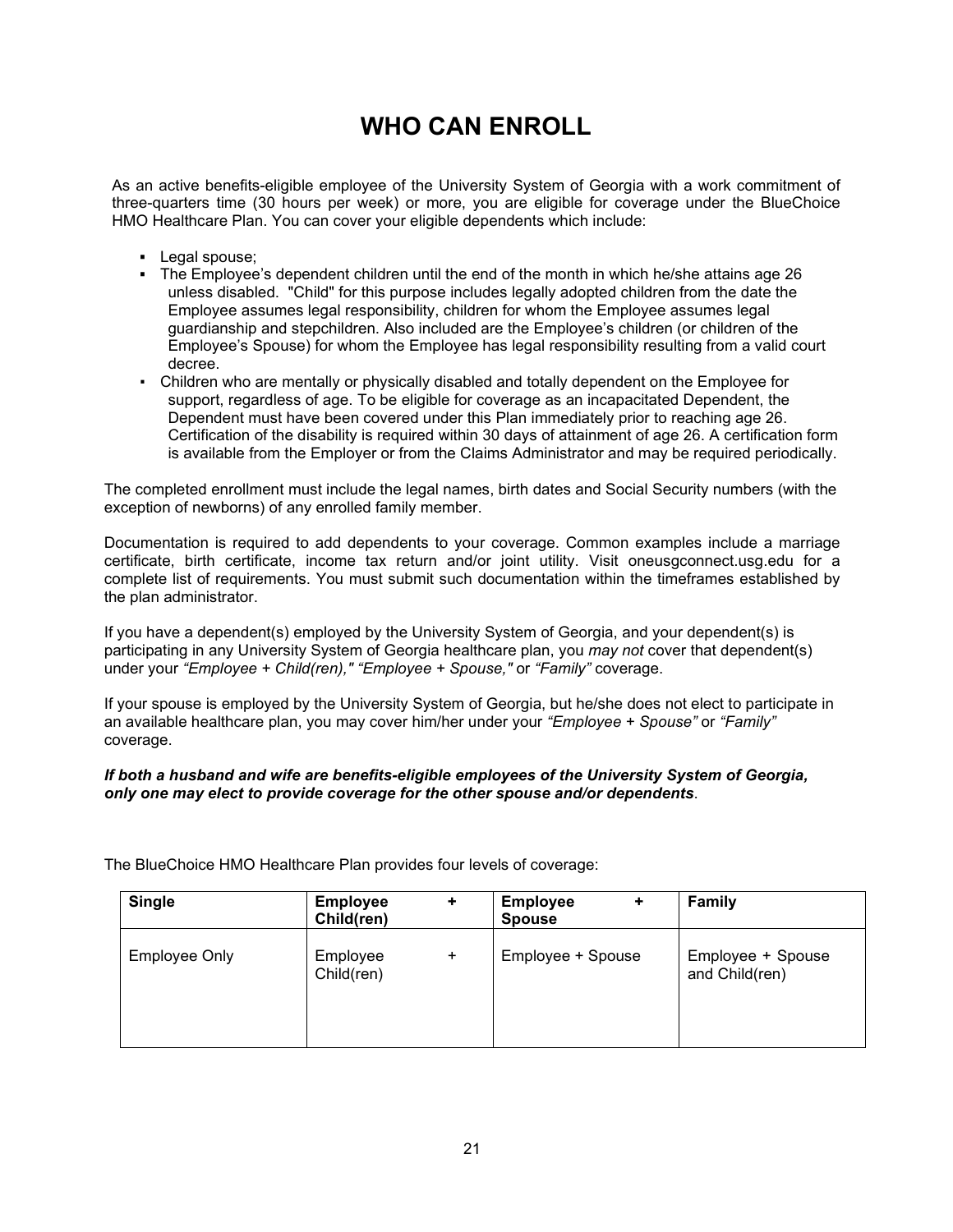# WHO CAN ENROLL

As an active benefits-eligible employee of the University System of Georgia with a work commitment of three-quarters time (30 hours per week) or more, you are eligible for coverage under the BlueChoice HMO Healthcare Plan. You can cover your eligible dependents which include:

- Legal spouse;
- The Employee's dependent children until the end of the month in which he/she attains age 26 unless disabled. "Child" for this purpose includes legally adopted children from the date the Employee assumes legal responsibility, children for whom the Employee assumes legal guardianship and stepchildren. Also included are the Employee's children (or children of the Employee's Spouse) for whom the Employee has legal responsibility resulting from a valid court decree.
- Children who are mentally or physically disabled and totally dependent on the Employee for support, regardless of age. To be eligible for coverage as an incapacitated Dependent, the Dependent must have been covered under this Plan immediately prior to reaching age 26. Certification of the disability is required within 30 days of attainment of age 26. A certification form is available from the Employer or from the Claims Administrator and may be required periodically.

The completed enrollment must include the legal names, birth dates and Social Security numbers (with the exception of newborns) of any enrolled family member.

Documentation is required to add dependents to your coverage. Common examples include a marriage certificate, birth certificate, income tax return and/or joint utility. Visit oneusgconnect.usg.edu for a complete list of requirements. You must submit such documentation within the timeframes established by the plan administrator.

If you have a dependent(s) employed by the University System of Georgia, and your dependent(s) is participating in any University System of Georgia healthcare plan, you *may not* cover that dependent(s) under your *"Employee + Child(ren)," "Employee + Spouse,"* or *"Family"* coverage.

If your spouse is employed by the University System of Georgia, but he/she does not elect to participate in an available healthcare plan, you may cover him/her under your *"Employee + Spouse"* or *"Family"* coverage.

***If both a husband and wife are benefits-eligible employees of the University System of Georgia, only one may elect to provide coverage for the other spouse and/or dependents***.

The BlueChoice HMO Healthcare Plan provides four levels of coverage:

| **Single** | **Employee + Child(ren)** | **Employee + Spouse** | **Family** |
|---|---|---|---|
| Employee Only | Employee + Child(ren) | Employee + Spouse | Employee + Spouse and Child(ren) |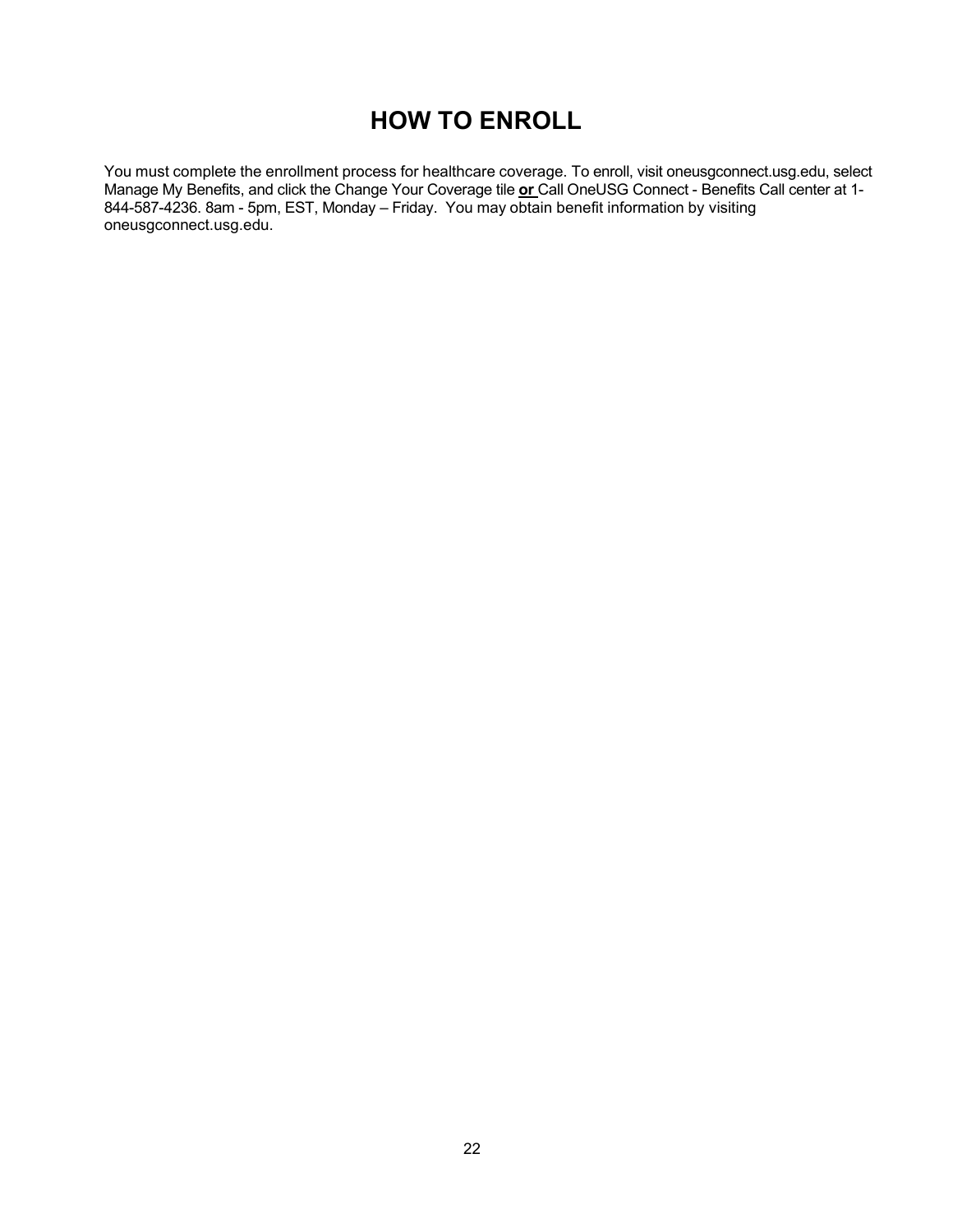# HOW TO ENROLL

You must complete the enrollment process for healthcare coverage. To enroll, visit oneusgconnect.usg.edu, select Manage My Benefits, and click the Change Your Coverage tile **or** Call OneUSG Connect - Benefits Call center at 1-844-587-4236. 8am - 5pm, EST, Monday – Friday. You may obtain benefit information by visiting oneusgconnect.usg.edu.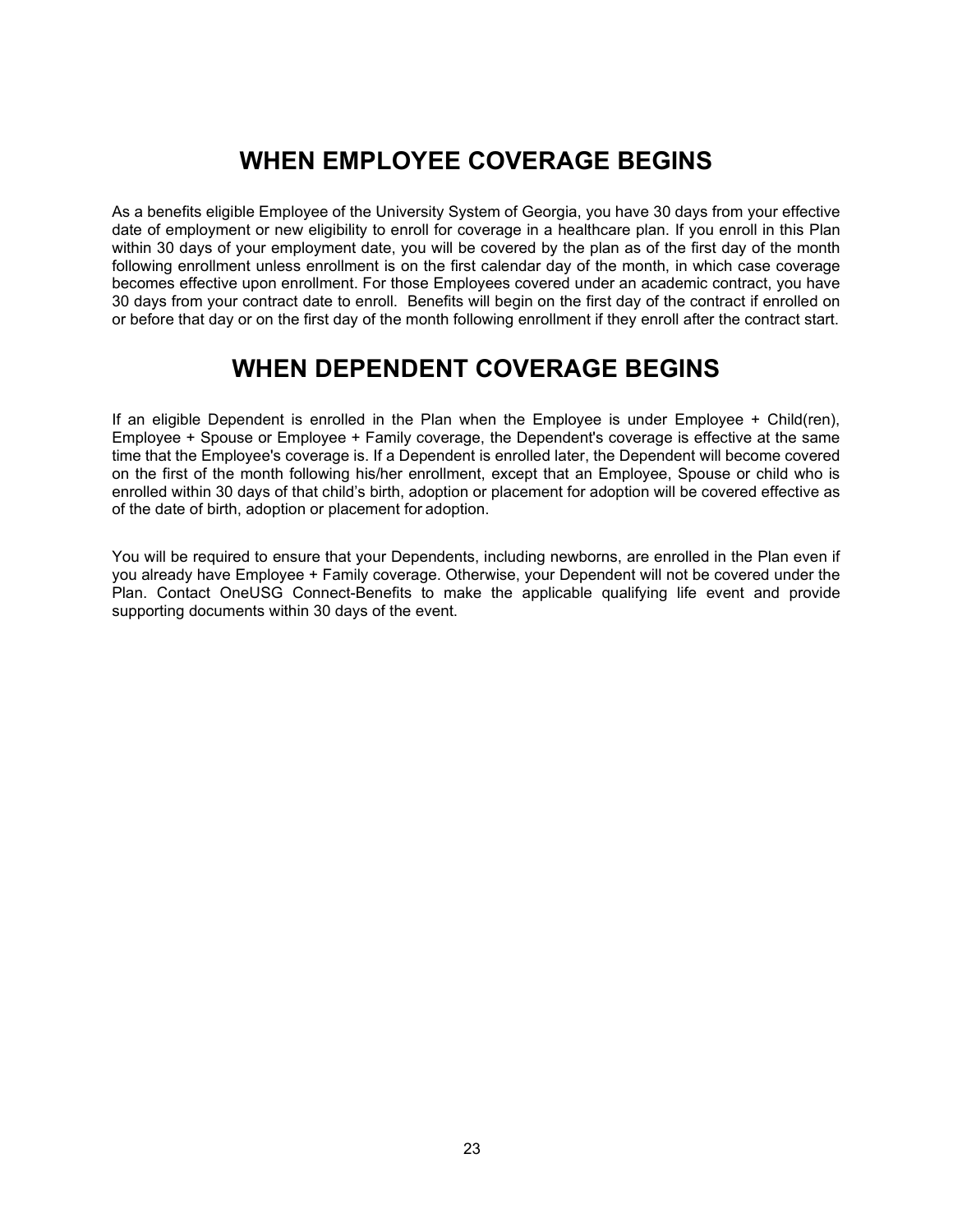# WHEN EMPLOYEE COVERAGE BEGINS

As a benefits eligible Employee of the University System of Georgia, you have 30 days from your effective date of employment or new eligibility to enroll for coverage in a healthcare plan. If you enroll in this Plan within 30 days of your employment date, you will be covered by the plan as of the first day of the month following enrollment unless enrollment is on the first calendar day of the month, in which case coverage becomes effective upon enrollment. For those Employees covered under an academic contract, you have 30 days from your contract date to enroll. Benefits will begin on the first day of the contract if enrolled on or before that day or on the first day of the month following enrollment if they enroll after the contract start.

# WHEN DEPENDENT COVERAGE BEGINS

If an eligible Dependent is enrolled in the Plan when the Employee is under Employee + Child(ren), Employee + Spouse or Employee + Family coverage, the Dependent's coverage is effective at the same time that the Employee's coverage is. If a Dependent is enrolled later, the Dependent will become covered on the first of the month following his/her enrollment, except that an Employee, Spouse or child who is enrolled within 30 days of that child's birth, adoption or placement for adoption will be covered effective as of the date of birth, adoption or placement for adoption.

You will be required to ensure that your Dependents, including newborns, are enrolled in the Plan even if you already have Employee + Family coverage. Otherwise, your Dependent will not be covered under the Plan. Contact OneUSG Connect-Benefits to make the applicable qualifying life event and provide supporting documents within 30 days of the event.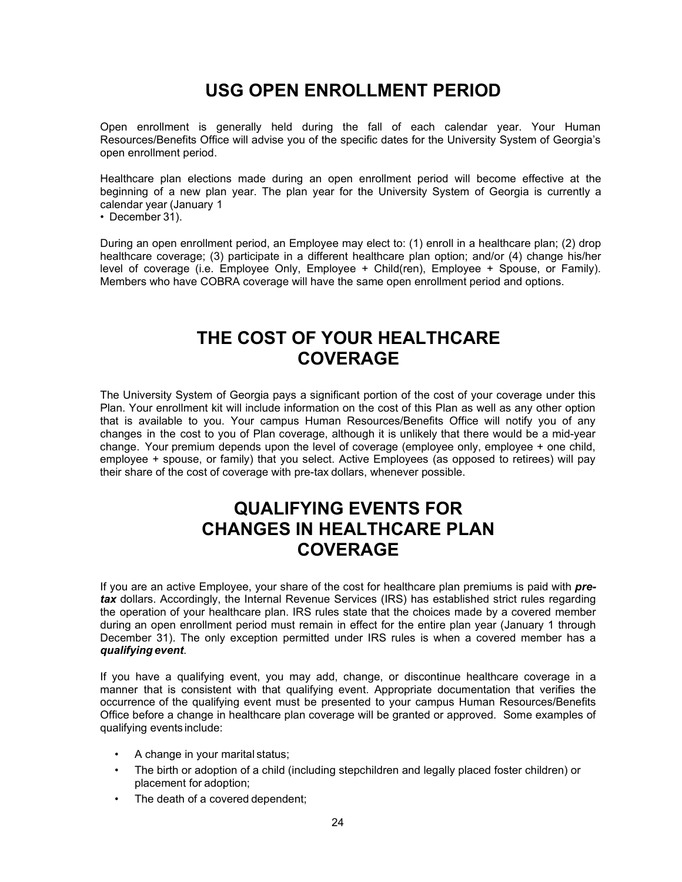# USG OPEN ENROLLMENT PERIOD

Open enrollment is generally held during the fall of each calendar year. Your Human Resources/Benefits Office will advise you of the specific dates for the University System of Georgia's open enrollment period.

Healthcare plan elections made during an open enrollment period will become effective at the beginning of a new plan year. The plan year for the University System of Georgia is currently a calendar year (January 1
• December 31).

During an open enrollment period, an Employee may elect to: (1) enroll in a healthcare plan; (2) drop healthcare coverage; (3) participate in a different healthcare plan option; and/or (4) change his/her level of coverage (i.e. Employee Only, Employee + Child(ren), Employee + Spouse, or Family). Members who have COBRA coverage will have the same open enrollment period and options.

# THE COST OF YOUR HEALTHCARE COVERAGE

The University System of Georgia pays a significant portion of the cost of your coverage under this Plan. Your enrollment kit will include information on the cost of this Plan as well as any other option that is available to you. Your campus Human Resources/Benefits Office will notify you of any changes in the cost to you of Plan coverage, although it is unlikely that there would be a mid-year change. Your premium depends upon the level of coverage (employee only, employee + one child, employee + spouse, or family) that you select. Active Employees (as opposed to retirees) will pay their share of the cost of coverage with pre-tax dollars, whenever possible.

# QUALIFYING EVENTS FOR CHANGES IN HEALTHCARE PLAN COVERAGE

If you are an active Employee, your share of the cost for healthcare plan premiums is paid with ***pre-tax*** dollars. Accordingly, the Internal Revenue Services (IRS) has established strict rules regarding the operation of your healthcare plan. IRS rules state that the choices made by a covered member during an open enrollment period must remain in effect for the entire plan year (January 1 through December 31). The only exception permitted under IRS rules is when a covered member has a ***qualifying event***.

If you have a qualifying event, you may add, change, or discontinue healthcare coverage in a manner that is consistent with that qualifying event. Appropriate documentation that verifies the occurrence of the qualifying event must be presented to your campus Human Resources/Benefits Office before a change in healthcare plan coverage will be granted or approved. Some examples of qualifying events include:

- A change in your marital status;
- The birth or adoption of a child (including stepchildren and legally placed foster children) or placement for adoption;
- The death of a covered dependent;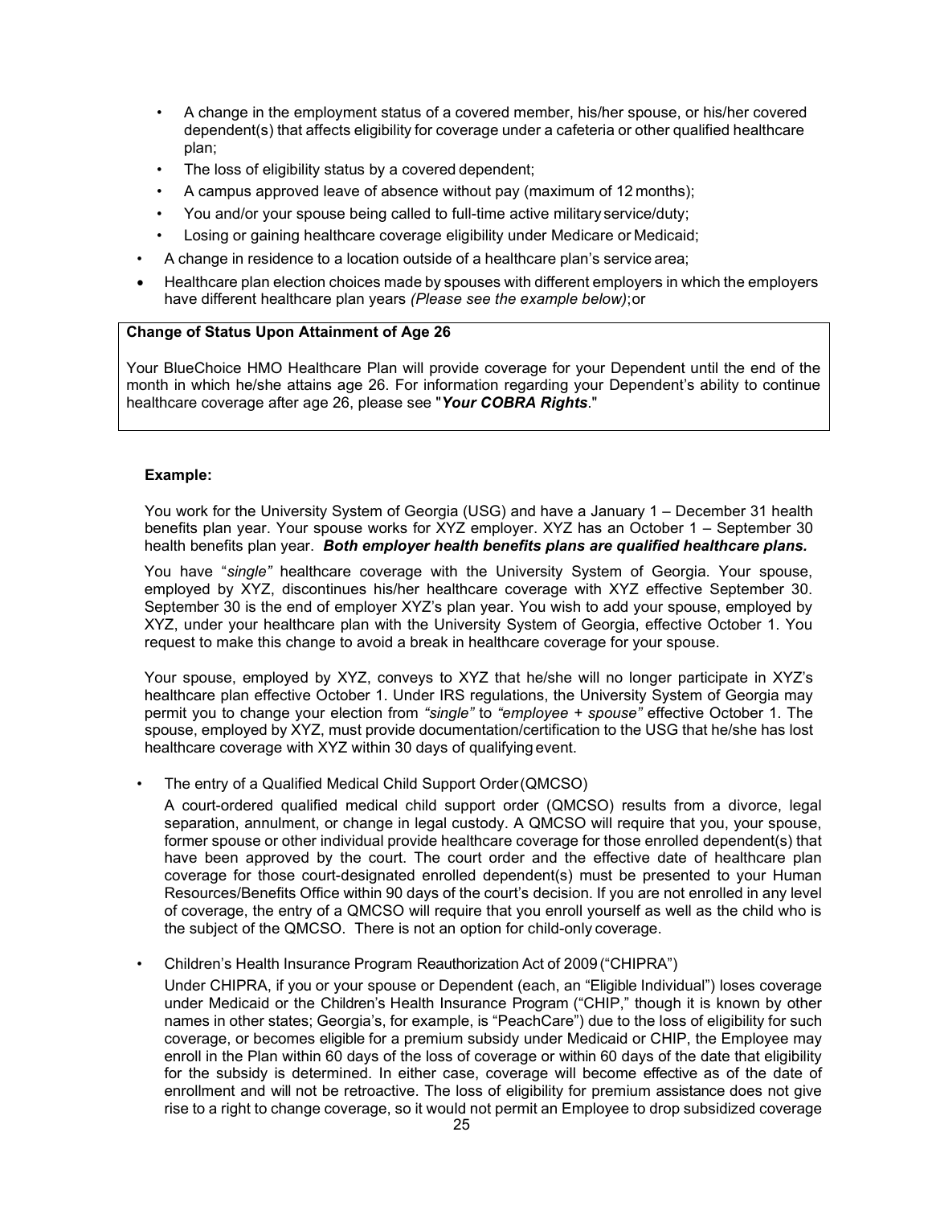- A change in the employment status of a covered member, his/her spouse, or his/her covered dependent(s) that affects eligibility for coverage under a cafeteria or other qualified healthcare plan;
- The loss of eligibility status by a covered dependent;
- A campus approved leave of absence without pay (maximum of 12 months);
- You and/or your spouse being called to full-time active military service/duty;
- Losing or gaining healthcare coverage eligibility under Medicare or Medicaid;
- A change in residence to a location outside of a healthcare plan's service area;
- Healthcare plan election choices made by spouses with different employers in which the employers have different healthcare plan years *(Please see the example below)*; or

**Change of Status Upon Attainment of Age 26**

Your BlueChoice HMO Healthcare Plan will provide coverage for your Dependent until the end of the month in which he/she attains age 26. For information regarding your Dependent's ability to continue healthcare coverage after age 26, please see "***Your COBRA Rights***."

**Example:**

You work for the University System of Georgia (USG) and have a January 1 – December 31 health benefits plan year. Your spouse works for XYZ employer. XYZ has an October 1 – September 30 health benefits plan year. ***Both employer health benefits plans are qualified healthcare plans.***

You have "*single"* healthcare coverage with the University System of Georgia. Your spouse, employed by XYZ, discontinues his/her healthcare coverage with XYZ effective September 30. September 30 is the end of employer XYZ's plan year. You wish to add your spouse, employed by XYZ, under your healthcare plan with the University System of Georgia, effective October 1. You request to make this change to avoid a break in healthcare coverage for your spouse.

Your spouse, employed by XYZ, conveys to XYZ that he/she will no longer participate in XYZ's healthcare plan effective October 1. Under IRS regulations, the University System of Georgia may permit you to change your election from *"single"* to *"employee + spouse"* effective October 1. The spouse, employed by XYZ, must provide documentation/certification to the USG that he/she has lost healthcare coverage with XYZ within 30 days of qualifying event.

- The entry of a Qualified Medical Child Support Order (QMCSO)

  A court-ordered qualified medical child support order (QMCSO) results from a divorce, legal separation, annulment, or change in legal custody. A QMCSO will require that you, your spouse, former spouse or other individual provide healthcare coverage for those enrolled dependent(s) that have been approved by the court. The court order and the effective date of healthcare plan coverage for those court-designated enrolled dependent(s) must be presented to your Human Resources/Benefits Office within 90 days of the court's decision. If you are not enrolled in any level of coverage, the entry of a QMCSO will require that you enroll yourself as well as the child who is the subject of the QMCSO. There is not an option for child-only coverage.

- Children's Health Insurance Program Reauthorization Act of 2009 ("CHIPRA")

  Under CHIPRA, if you or your spouse or Dependent (each, an "Eligible Individual") loses coverage under Medicaid or the Children's Health Insurance Program ("CHIP," though it is known by other names in other states; Georgia's, for example, is "PeachCare") due to the loss of eligibility for such coverage, or becomes eligible for a premium subsidy under Medicaid or CHIP, the Employee may enroll in the Plan within 60 days of the loss of coverage or within 60 days of the date that eligibility for the subsidy is determined. In either case, coverage will become effective as of the date of enrollment and will not be retroactive. The loss of eligibility for premium assistance does not give rise to a right to change coverage, so it would not permit an Employee to drop subsidized coverage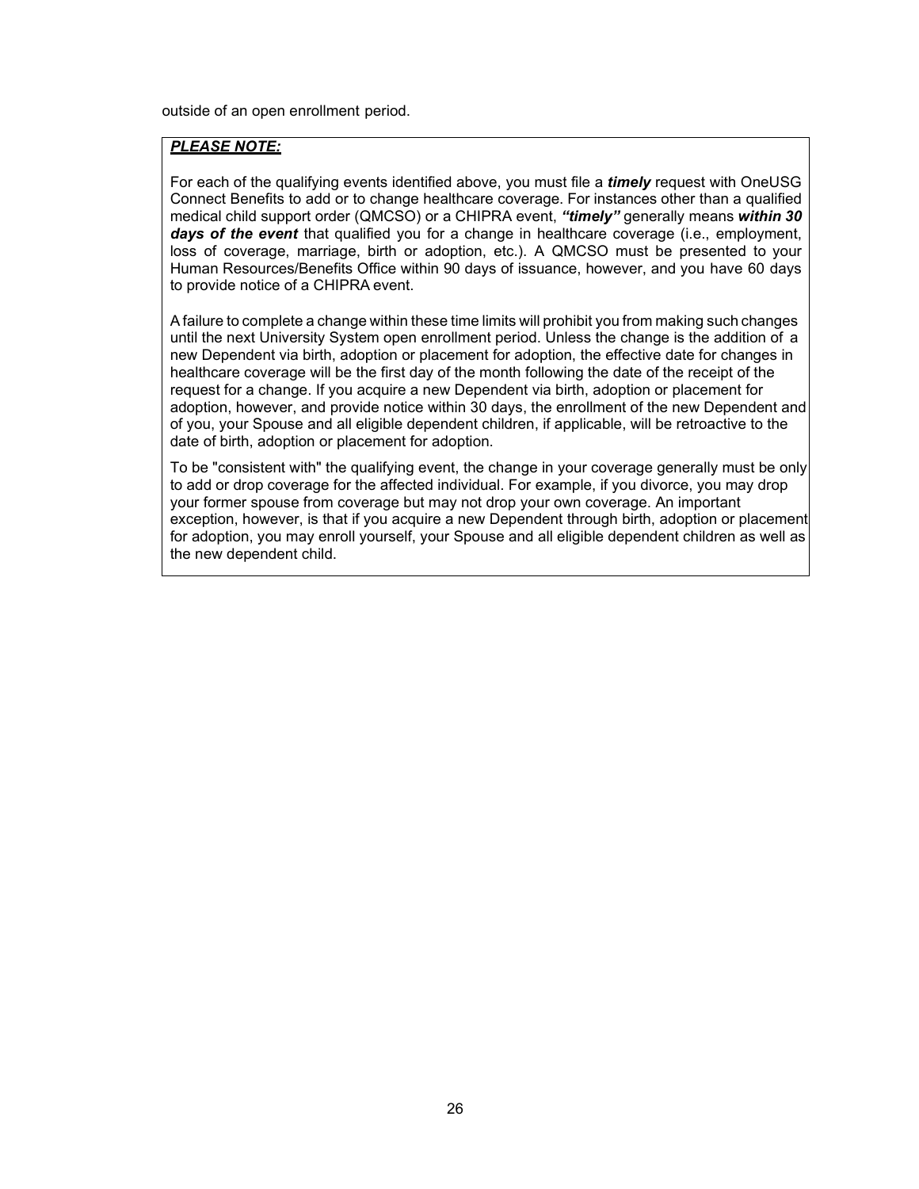outside of an open enrollment period.

***PLEASE NOTE:***

For each of the qualifying events identified above, you must file a ***timely*** request with OneUSG Connect Benefits to add or to change healthcare coverage. For instances other than a qualified medical child support order (QMCSO) or a CHIPRA event, ***"timely"*** generally means ***within 30 days of the event*** that qualified you for a change in healthcare coverage (i.e., employment, loss of coverage, marriage, birth or adoption, etc.). A QMCSO must be presented to your Human Resources/Benefits Office within 90 days of issuance, however, and you have 60 days to provide notice of a CHIPRA event.

A failure to complete a change within these time limits will prohibit you from making such changes until the next University System open enrollment period. Unless the change is the addition of a new Dependent via birth, adoption or placement for adoption, the effective date for changes in healthcare coverage will be the first day of the month following the date of the receipt of the request for a change. If you acquire a new Dependent via birth, adoption or placement for adoption, however, and provide notice within 30 days, the enrollment of the new Dependent and of you, your Spouse and all eligible dependent children, if applicable, will be retroactive to the date of birth, adoption or placement for adoption.

To be "consistent with" the qualifying event, the change in your coverage generally must be only to add or drop coverage for the affected individual. For example, if you divorce, you may drop your former spouse from coverage but may not drop your own coverage. An important exception, however, is that if you acquire a new Dependent through birth, adoption or placement for adoption, you may enroll yourself, your Spouse and all eligible dependent children as well as the new dependent child.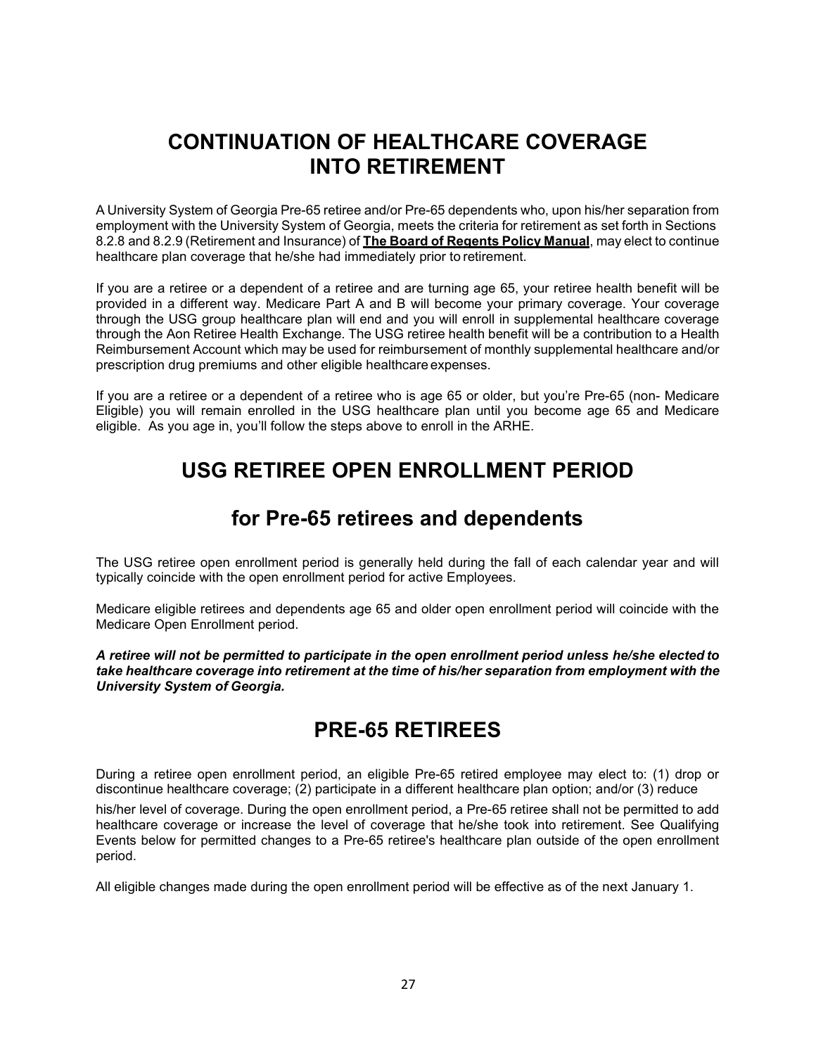# CONTINUATION OF HEALTHCARE COVERAGE INTO RETIREMENT

A University System of Georgia Pre-65 retiree and/or Pre-65 dependents who, upon his/her separation from employment with the University System of Georgia, meets the criteria for retirement as set forth in Sections 8.2.8 and 8.2.9 (Retirement and Insurance) of **The Board of Regents Policy Manual**, may elect to continue healthcare plan coverage that he/she had immediately prior to retirement.

If you are a retiree or a dependent of a retiree and are turning age 65, your retiree health benefit will be provided in a different way. Medicare Part A and B will become your primary coverage. Your coverage through the USG group healthcare plan will end and you will enroll in supplemental healthcare coverage through the Aon Retiree Health Exchange. The USG retiree health benefit will be a contribution to a Health Reimbursement Account which may be used for reimbursement of monthly supplemental healthcare and/or prescription drug premiums and other eligible healthcare expenses.

If you are a retiree or a dependent of a retiree who is age 65 or older, but you're Pre-65 (non- Medicare Eligible) you will remain enrolled in the USG healthcare plan until you become age 65 and Medicare eligible. As you age in, you'll follow the steps above to enroll in the ARHE.

# USG RETIREE OPEN ENROLLMENT PERIOD

## for Pre-65 retirees and dependents

The USG retiree open enrollment period is generally held during the fall of each calendar year and will typically coincide with the open enrollment period for active Employees.

Medicare eligible retirees and dependents age 65 and older open enrollment period will coincide with the Medicare Open Enrollment period.

***A retiree will not be permitted to participate in the open enrollment period unless he/she elected to take healthcare coverage into retirement at the time of his/her separation from employment with the University System of Georgia.***

# PRE-65 RETIREES

During a retiree open enrollment period, an eligible Pre-65 retired employee may elect to: (1) drop or discontinue healthcare coverage; (2) participate in a different healthcare plan option; and/or (3) reduce his/her level of coverage. During the open enrollment period, a Pre-65 retiree shall not be permitted to add healthcare coverage or increase the level of coverage that he/she took into retirement. See Qualifying Events below for permitted changes to a Pre-65 retiree's healthcare plan outside of the open enrollment period.

All eligible changes made during the open enrollment period will be effective as of the next January 1.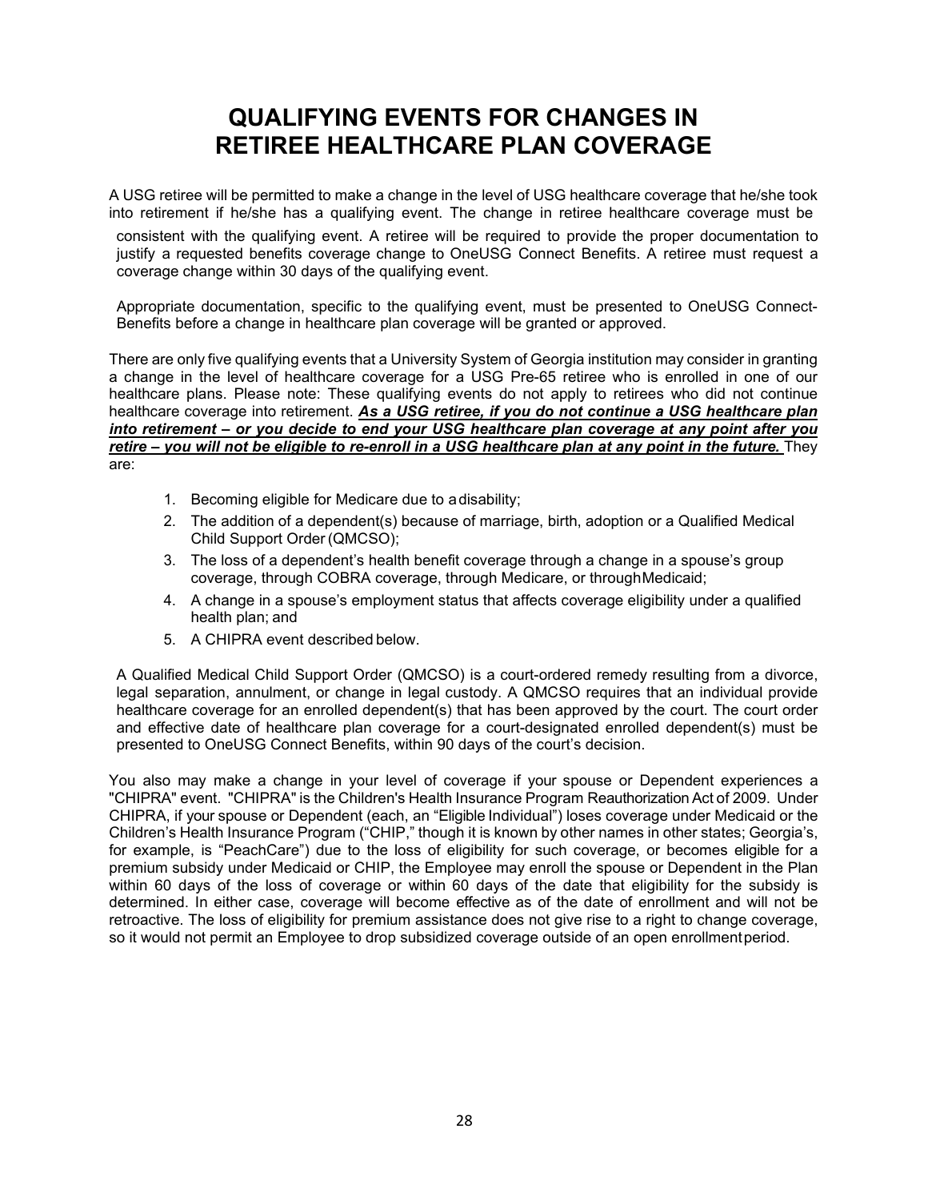# QUALIFYING EVENTS FOR CHANGES IN RETIREE HEALTHCARE PLAN COVERAGE

A USG retiree will be permitted to make a change in the level of USG healthcare coverage that he/she took into retirement if he/she has a qualifying event. The change in retiree healthcare coverage must be consistent with the qualifying event. A retiree will be required to provide the proper documentation to justify a requested benefits coverage change to OneUSG Connect Benefits. A retiree must request a coverage change within 30 days of the qualifying event.

Appropriate documentation, specific to the qualifying event, must be presented to OneUSG Connect-Benefits before a change in healthcare plan coverage will be granted or approved.

There are only five qualifying events that a University System of Georgia institution may consider in granting a change in the level of healthcare coverage for a USG Pre-65 retiree who is enrolled in one of our healthcare plans. Please note: These qualifying events do not apply to retirees who did not continue healthcare coverage into retirement. ***As a USG retiree, if you do not continue a USG healthcare plan into retirement – or you decide to end your USG healthcare plan coverage at any point after you retire – you will not be eligible to re-enroll in a USG healthcare plan at any point in the future.*** They are:

1. Becoming eligible for Medicare due to a disability;
2. The addition of a dependent(s) because of marriage, birth, adoption or a Qualified Medical Child Support Order (QMCSO);
3. The loss of a dependent's health benefit coverage through a change in a spouse's group coverage, through COBRA coverage, through Medicare, or through Medicaid;
4. A change in a spouse's employment status that affects coverage eligibility under a qualified health plan; and
5. A CHIPRA event described below.

A Qualified Medical Child Support Order (QMCSO) is a court-ordered remedy resulting from a divorce, legal separation, annulment, or change in legal custody. A QMCSO requires that an individual provide healthcare coverage for an enrolled dependent(s) that has been approved by the court. The court order and effective date of healthcare plan coverage for a court-designated enrolled dependent(s) must be presented to OneUSG Connect Benefits, within 90 days of the court's decision.

You also may make a change in your level of coverage if your spouse or Dependent experiences a "CHIPRA" event. "CHIPRA" is the Children's Health Insurance Program Reauthorization Act of 2009. Under CHIPRA, if your spouse or Dependent (each, an "Eligible Individual") loses coverage under Medicaid or the Children's Health Insurance Program ("CHIP," though it is known by other names in other states; Georgia's, for example, is "PeachCare") due to the loss of eligibility for such coverage, or becomes eligible for a premium subsidy under Medicaid or CHIP, the Employee may enroll the spouse or Dependent in the Plan within 60 days of the loss of coverage or within 60 days of the date that eligibility for the subsidy is determined. In either case, coverage will become effective as of the date of enrollment and will not be retroactive. The loss of eligibility for premium assistance does not give rise to a right to change coverage, so it would not permit an Employee to drop subsidized coverage outside of an open enrollment period.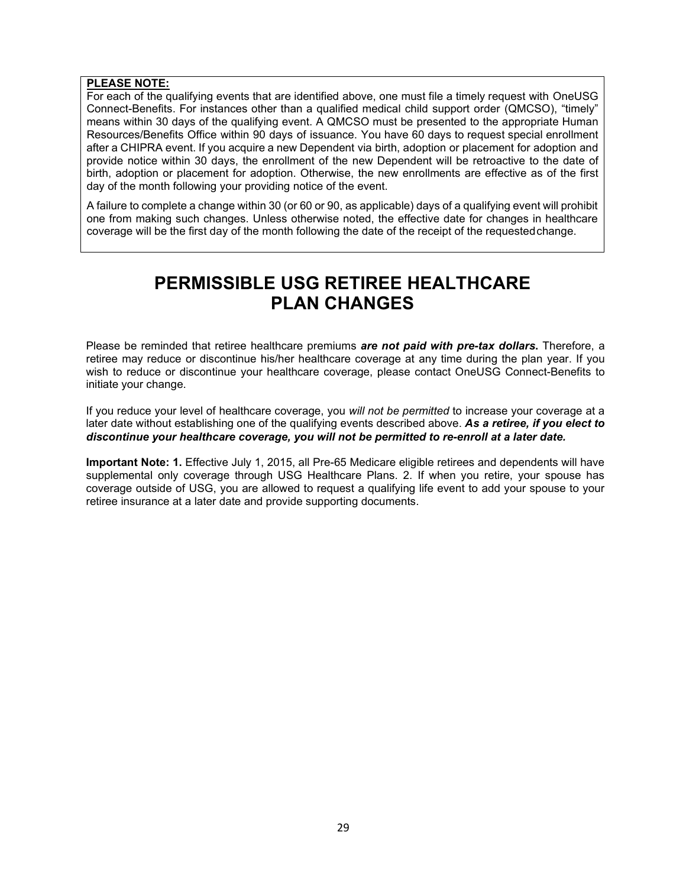**PLEASE NOTE:**

For each of the qualifying events that are identified above, one must file a timely request with OneUSG Connect-Benefits. For instances other than a qualified medical child support order (QMCSO), "timely" means within 30 days of the qualifying event. A QMCSO must be presented to the appropriate Human Resources/Benefits Office within 90 days of issuance. You have 60 days to request special enrollment after a CHIPRA event. If you acquire a new Dependent via birth, adoption or placement for adoption and provide notice within 30 days, the enrollment of the new Dependent will be retroactive to the date of birth, adoption or placement for adoption. Otherwise, the new enrollments are effective as of the first day of the month following your providing notice of the event.

A failure to complete a change within 30 (or 60 or 90, as applicable) days of a qualifying event will prohibit one from making such changes. Unless otherwise noted, the effective date for changes in healthcare coverage will be the first day of the month following the date of the receipt of the requested change.

# PERMISSIBLE USG RETIREE HEALTHCARE PLAN CHANGES

Please be reminded that retiree healthcare premiums ***are not paid with pre-tax dollars*****.** Therefore, a retiree may reduce or discontinue his/her healthcare coverage at any time during the plan year. If you wish to reduce or discontinue your healthcare coverage, please contact OneUSG Connect-Benefits to initiate your change.

If you reduce your level of healthcare coverage, you *will not be permitted* to increase your coverage at a later date without establishing one of the qualifying events described above. ***As a retiree, if you elect to discontinue your healthcare coverage, you will not be permitted to re-enroll at a later date.***

**Important Note: 1.** Effective July 1, 2015, all Pre-65 Medicare eligible retirees and dependents will have supplemental only coverage through USG Healthcare Plans. 2. If when you retire, your spouse has coverage outside of USG, you are allowed to request a qualifying life event to add your spouse to your retiree insurance at a later date and provide supporting documents.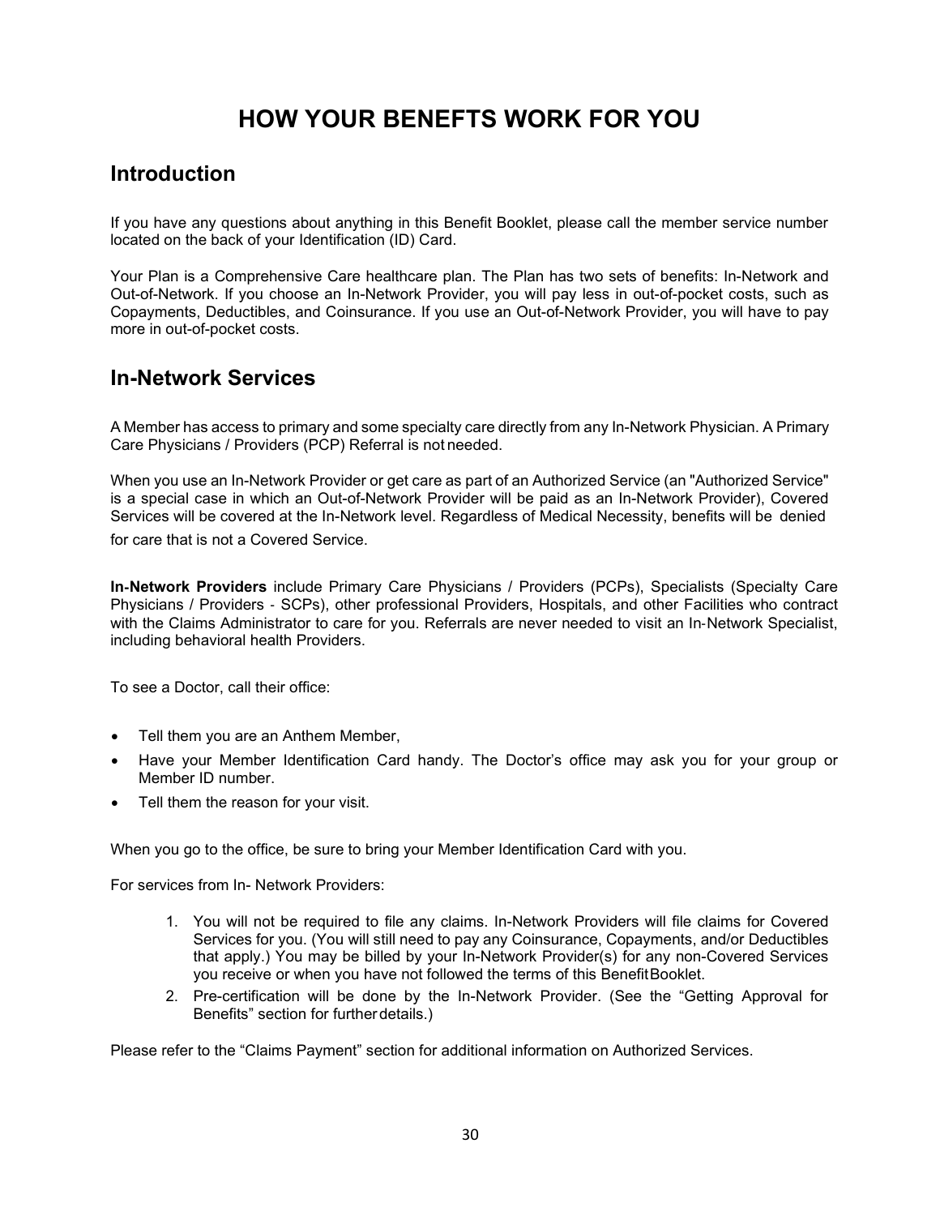# HOW YOUR BENEFTS WORK FOR YOU

## Introduction

If you have any questions about anything in this Benefit Booklet, please call the member service number located on the back of your Identification (ID) Card.

Your Plan is a Comprehensive Care healthcare plan. The Plan has two sets of benefits: In-Network and Out-of-Network. If you choose an In-Network Provider, you will pay less in out-of-pocket costs, such as Copayments, Deductibles, and Coinsurance. If you use an Out-of-Network Provider, you will have to pay more in out-of-pocket costs.

## In-Network Services

A Member has access to primary and some specialty care directly from any In-Network Physician. A Primary Care Physicians / Providers (PCP) Referral is not needed.

When you use an In-Network Provider or get care as part of an Authorized Service (an "Authorized Service" is a special case in which an Out-of-Network Provider will be paid as an In-Network Provider), Covered Services will be covered at the In-Network level. Regardless of Medical Necessity, benefits will be denied for care that is not a Covered Service.

**In-Network Providers** include Primary Care Physicians / Providers (PCPs), Specialists (Specialty Care Physicians / Providers - SCPs), other professional Providers, Hospitals, and other Facilities who contract with the Claims Administrator to care for you. Referrals are never needed to visit an In-Network Specialist, including behavioral health Providers.

To see a Doctor, call their office:

- Tell them you are an Anthem Member,
- Have your Member Identification Card handy. The Doctor's office may ask you for your group or Member ID number.
- Tell them the reason for your visit.

When you go to the office, be sure to bring your Member Identification Card with you.

For services from In- Network Providers:

1. You will not be required to file any claims. In-Network Providers will file claims for Covered Services for you. (You will still need to pay any Coinsurance, Copayments, and/or Deductibles that apply.) You may be billed by your In-Network Provider(s) for any non-Covered Services you receive or when you have not followed the terms of this Benefit Booklet.
2. Pre-certification will be done by the In-Network Provider. (See the "Getting Approval for Benefits" section for further details.)

Please refer to the "Claims Payment" section for additional information on Authorized Services.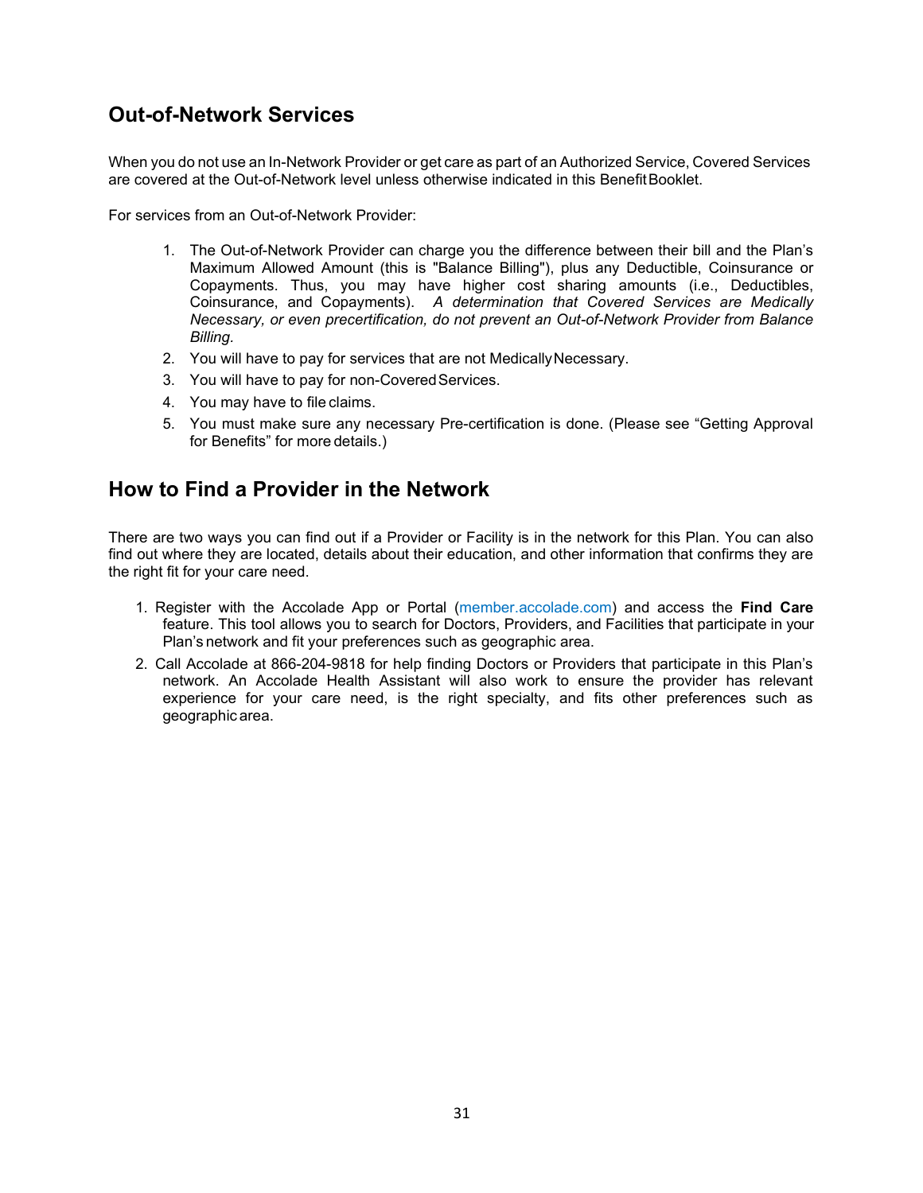## Out-of-Network Services

When you do not use an In-Network Provider or get care as part of an Authorized Service, Covered Services are covered at the Out-of-Network level unless otherwise indicated in this Benefit Booklet.

For services from an Out-of-Network Provider:

1. The Out-of-Network Provider can charge you the difference between their bill and the Plan's Maximum Allowed Amount (this is "Balance Billing"), plus any Deductible, Coinsurance or Copayments. Thus, you may have higher cost sharing amounts (i.e., Deductibles, Coinsurance, and Copayments). *A determination that Covered Services are Medically Necessary, or even precertification, do not prevent an Out-of-Network Provider from Balance Billing.*
2. You will have to pay for services that are not Medically Necessary.
3. You will have to pay for non-Covered Services.
4. You may have to file claims.
5. You must make sure any necessary Pre-certification is done. (Please see "Getting Approval for Benefits" for more details.)

## How to Find a Provider in the Network

There are two ways you can find out if a Provider or Facility is in the network for this Plan. You can also find out where they are located, details about their education, and other information that confirms they are the right fit for your care need.

1. Register with the Accolade App or Portal (member.accolade.com) and access the **Find Care** feature. This tool allows you to search for Doctors, Providers, and Facilities that participate in your Plan's network and fit your preferences such as geographic area.
2. Call Accolade at 866-204-9818 for help finding Doctors or Providers that participate in this Plan's network. An Accolade Health Assistant will also work to ensure the provider has relevant experience for your care need, is the right specialty, and fits other preferences such as geographic area.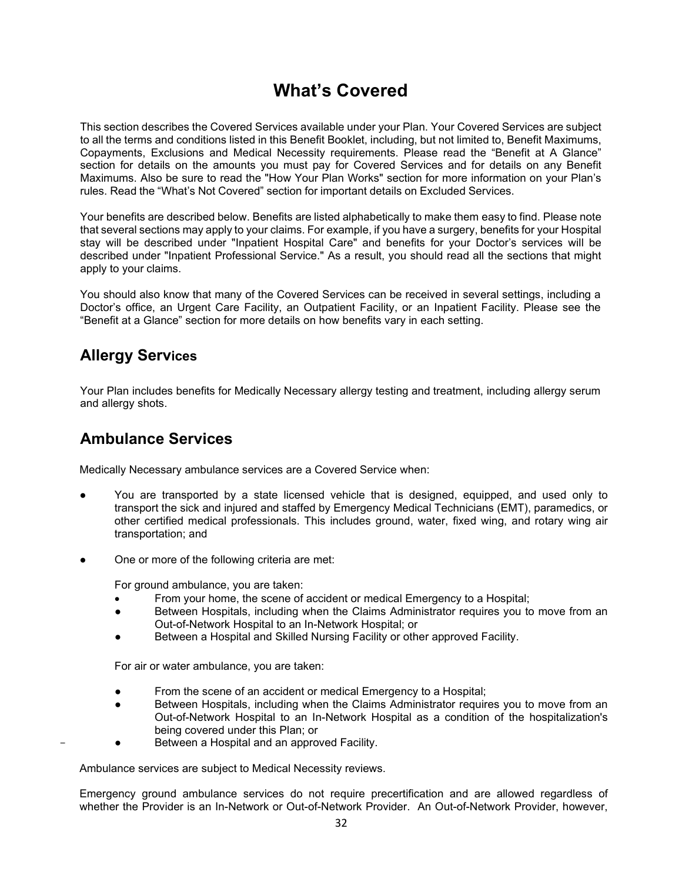# What's Covered

This section describes the Covered Services available under your Plan. Your Covered Services are subject to all the terms and conditions listed in this Benefit Booklet, including, but not limited to, Benefit Maximums, Copayments, Exclusions and Medical Necessity requirements. Please read the "Benefit at A Glance" section for details on the amounts you must pay for Covered Services and for details on any Benefit Maximums. Also be sure to read the "How Your Plan Works" section for more information on your Plan's rules. Read the "What's Not Covered" section for important details on Excluded Services.

Your benefits are described below. Benefits are listed alphabetically to make them easy to find. Please note that several sections may apply to your claims. For example, if you have a surgery, benefits for your Hospital stay will be described under "Inpatient Hospital Care" and benefits for your Doctor's services will be described under "Inpatient Professional Service." As a result, you should read all the sections that might apply to your claims.

You should also know that many of the Covered Services can be received in several settings, including a Doctor's office, an Urgent Care Facility, an Outpatient Facility, or an Inpatient Facility. Please see the "Benefit at a Glance" section for more details on how benefits vary in each setting.

## Allergy Services

Your Plan includes benefits for Medically Necessary allergy testing and treatment, including allergy serum and allergy shots.

## Ambulance Services

Medically Necessary ambulance services are a Covered Service when:

- You are transported by a state licensed vehicle that is designed, equipped, and used only to transport the sick and injured and staffed by Emergency Medical Technicians (EMT), paramedics, or other certified medical professionals. This includes ground, water, fixed wing, and rotary wing air transportation; and
- One or more of the following criteria are met:

  For ground ambulance, you are taken:
  - From your home, the scene of accident or medical Emergency to a Hospital;
  - Between Hospitals, including when the Claims Administrator requires you to move from an Out-of-Network Hospital to an In-Network Hospital; or
  - Between a Hospital and Skilled Nursing Facility or other approved Facility.

  For air or water ambulance, you are taken:
  - From the scene of an accident or medical Emergency to a Hospital;
  - Between Hospitals, including when the Claims Administrator requires you to move from an Out-of-Network Hospital to an In-Network Hospital as a condition of the hospitalization's being covered under this Plan; or
  - Between a Hospital and an approved Facility.

Ambulance services are subject to Medical Necessity reviews.

Emergency ground ambulance services do not require precertification and are allowed regardless of whether the Provider is an In-Network or Out-of-Network Provider. An Out-of-Network Provider, however,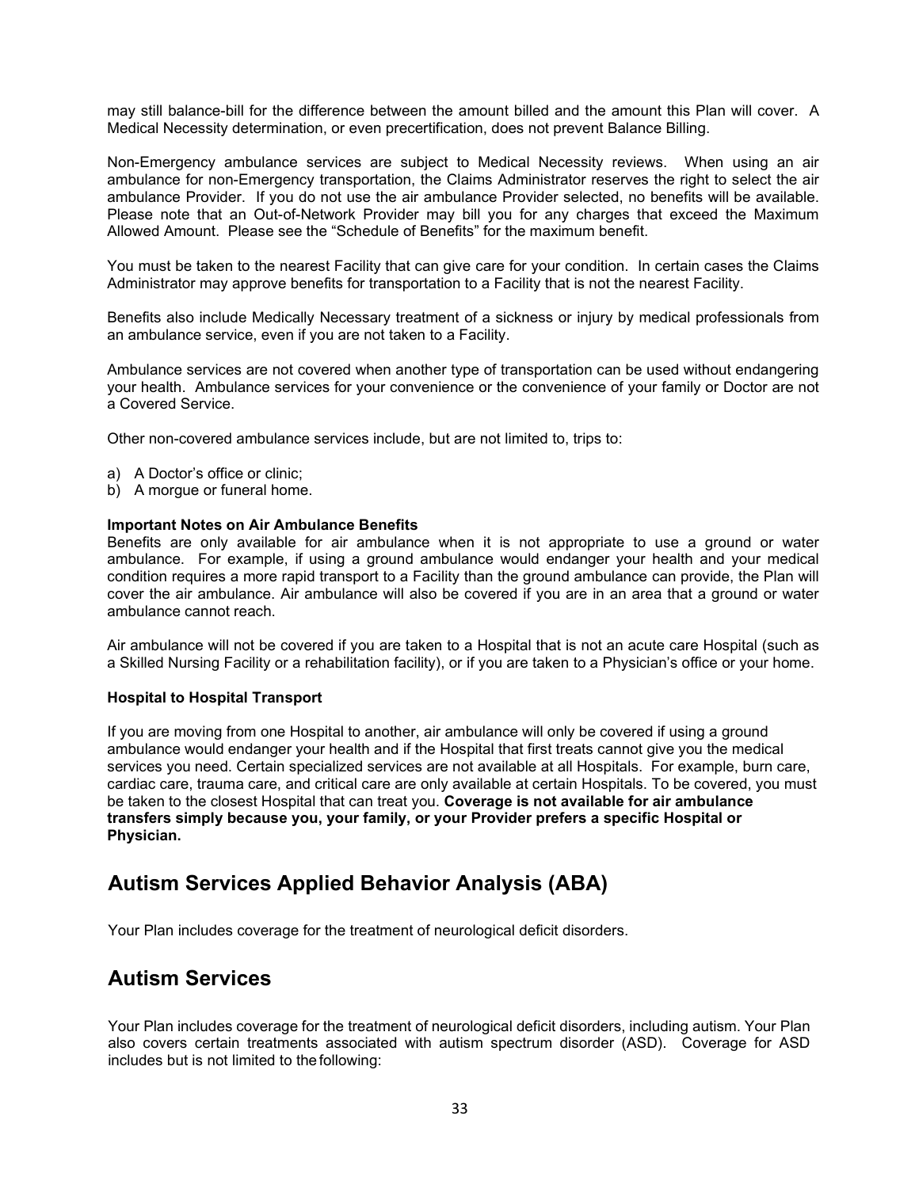may still balance-bill for the difference between the amount billed and the amount this Plan will cover. A Medical Necessity determination, or even precertification, does not prevent Balance Billing.

Non-Emergency ambulance services are subject to Medical Necessity reviews. When using an air ambulance for non-Emergency transportation, the Claims Administrator reserves the right to select the air ambulance Provider. If you do not use the air ambulance Provider selected, no benefits will be available. Please note that an Out-of-Network Provider may bill you for any charges that exceed the Maximum Allowed Amount. Please see the "Schedule of Benefits" for the maximum benefit.

You must be taken to the nearest Facility that can give care for your condition. In certain cases the Claims Administrator may approve benefits for transportation to a Facility that is not the nearest Facility.

Benefits also include Medically Necessary treatment of a sickness or injury by medical professionals from an ambulance service, even if you are not taken to a Facility.

Ambulance services are not covered when another type of transportation can be used without endangering your health. Ambulance services for your convenience or the convenience of your family or Doctor are not a Covered Service.

Other non-covered ambulance services include, but are not limited to, trips to:

a) A Doctor's office or clinic;
b) A morgue or funeral home.

**Important Notes on Air Ambulance Benefits**
Benefits are only available for air ambulance when it is not appropriate to use a ground or water ambulance. For example, if using a ground ambulance would endanger your health and your medical condition requires a more rapid transport to a Facility than the ground ambulance can provide, the Plan will cover the air ambulance. Air ambulance will also be covered if you are in an area that a ground or water ambulance cannot reach.

Air ambulance will not be covered if you are taken to a Hospital that is not an acute care Hospital (such as a Skilled Nursing Facility or a rehabilitation facility), or if you are taken to a Physician's office or your home.

**Hospital to Hospital Transport**

If you are moving from one Hospital to another, air ambulance will only be covered if using a ground ambulance would endanger your health and if the Hospital that first treats cannot give you the medical services you need. Certain specialized services are not available at all Hospitals. For example, burn care, cardiac care, trauma care, and critical care are only available at certain Hospitals. To be covered, you must be taken to the closest Hospital that can treat you. **Coverage is not available for air ambulance transfers simply because you, your family, or your Provider prefers a specific Hospital or Physician.**

## Autism Services Applied Behavior Analysis (ABA)

Your Plan includes coverage for the treatment of neurological deficit disorders.

## Autism Services

Your Plan includes coverage for the treatment of neurological deficit disorders, including autism. Your Plan also covers certain treatments associated with autism spectrum disorder (ASD). Coverage for ASD includes but is not limited to the following: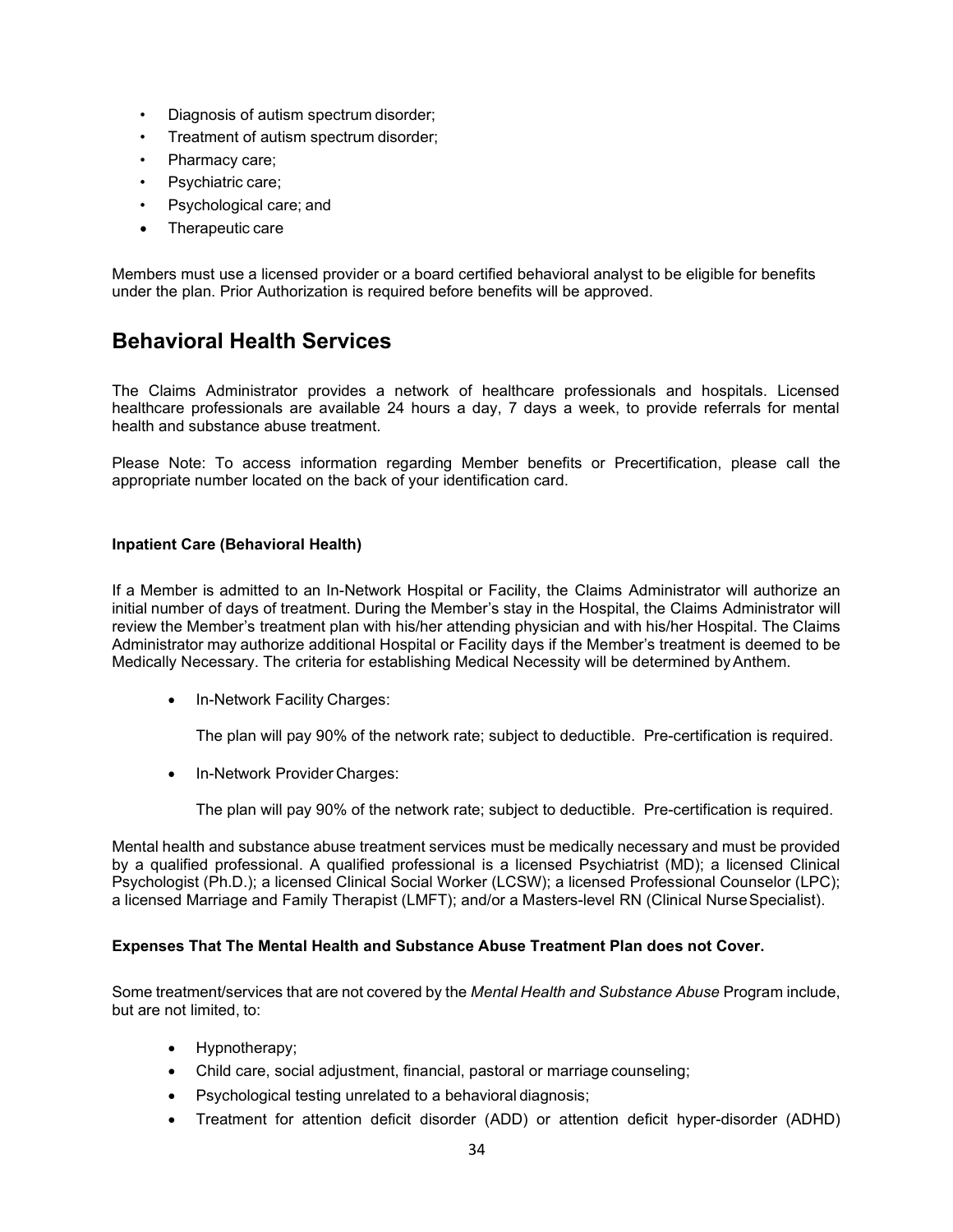- Diagnosis of autism spectrum disorder;
- Treatment of autism spectrum disorder;
- Pharmacy care;
- Psychiatric care;
- Psychological care; and
- Therapeutic care

Members must use a licensed provider or a board certified behavioral analyst to be eligible for benefits under the plan. Prior Authorization is required before benefits will be approved.

## Behavioral Health Services

The Claims Administrator provides a network of healthcare professionals and hospitals. Licensed healthcare professionals are available 24 hours a day, 7 days a week, to provide referrals for mental health and substance abuse treatment.

Please Note: To access information regarding Member benefits or Precertification, please call the appropriate number located on the back of your identification card.

**Inpatient Care (Behavioral Health)**

If a Member is admitted to an In-Network Hospital or Facility, the Claims Administrator will authorize an initial number of days of treatment. During the Member's stay in the Hospital, the Claims Administrator will review the Member's treatment plan with his/her attending physician and with his/her Hospital. The Claims Administrator may authorize additional Hospital or Facility days if the Member's treatment is deemed to be Medically Necessary. The criteria for establishing Medical Necessity will be determined by Anthem.

- In-Network Facility Charges:

  The plan will pay 90% of the network rate; subject to deductible. Pre-certification is required.

- In-Network Provider Charges:

  The plan will pay 90% of the network rate; subject to deductible. Pre-certification is required.

Mental health and substance abuse treatment services must be medically necessary and must be provided by a qualified professional. A qualified professional is a licensed Psychiatrist (MD); a licensed Clinical Psychologist (Ph.D.); a licensed Clinical Social Worker (LCSW); a licensed Professional Counselor (LPC); a licensed Marriage and Family Therapist (LMFT); and/or a Masters-level RN (Clinical Nurse Specialist).

**Expenses That The Mental Health and Substance Abuse Treatment Plan does not Cover.**

Some treatment/services that are not covered by the *Mental Health and Substance Abuse* Program include, but are not limited, to:

- Hypnotherapy;
- Child care, social adjustment, financial, pastoral or marriage counseling;
- Psychological testing unrelated to a behavioral diagnosis;
- Treatment for attention deficit disorder (ADD) or attention deficit hyper-disorder (ADHD)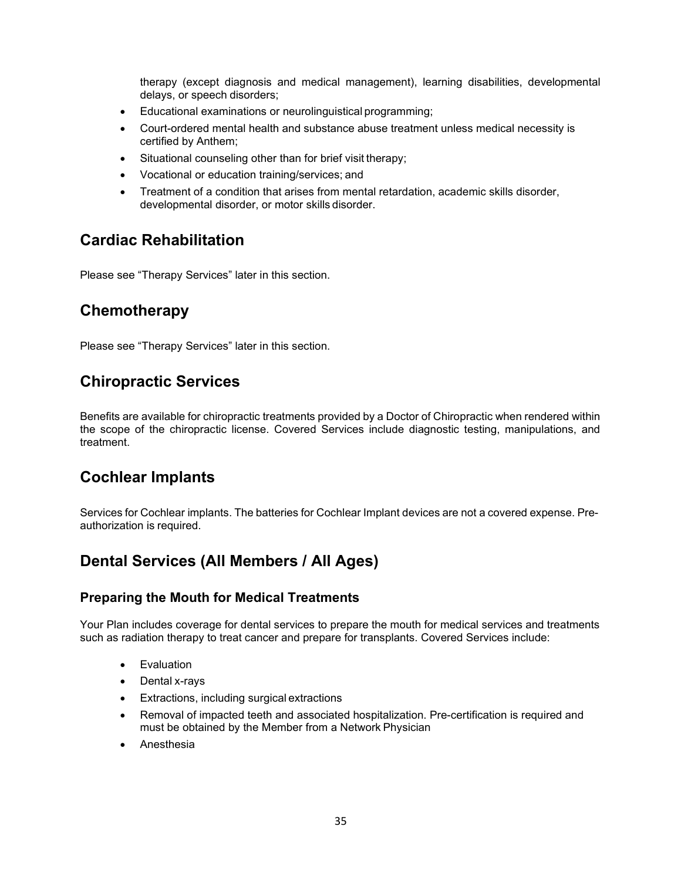therapy (except diagnosis and medical management), learning disabilities, developmental delays, or speech disorders;

- Educational examinations or neurolinguistical programming;
- Court-ordered mental health and substance abuse treatment unless medical necessity is certified by Anthem;
- Situational counseling other than for brief visit therapy;
- Vocational or education training/services; and
- Treatment of a condition that arises from mental retardation, academic skills disorder, developmental disorder, or motor skills disorder.

## Cardiac Rehabilitation

Please see "Therapy Services" later in this section.

## Chemotherapy

Please see "Therapy Services" later in this section.

## Chiropractic Services

Benefits are available for chiropractic treatments provided by a Doctor of Chiropractic when rendered within the scope of the chiropractic license. Covered Services include diagnostic testing, manipulations, and treatment.

## Cochlear Implants

Services for Cochlear implants. The batteries for Cochlear Implant devices are not a covered expense. Pre-authorization is required.

## Dental Services (All Members / All Ages)

### Preparing the Mouth for Medical Treatments

Your Plan includes coverage for dental services to prepare the mouth for medical services and treatments such as radiation therapy to treat cancer and prepare for transplants. Covered Services include:

- Evaluation
- Dental x-rays
- Extractions, including surgical extractions
- Removal of impacted teeth and associated hospitalization. Pre-certification is required and must be obtained by the Member from a Network Physician
- Anesthesia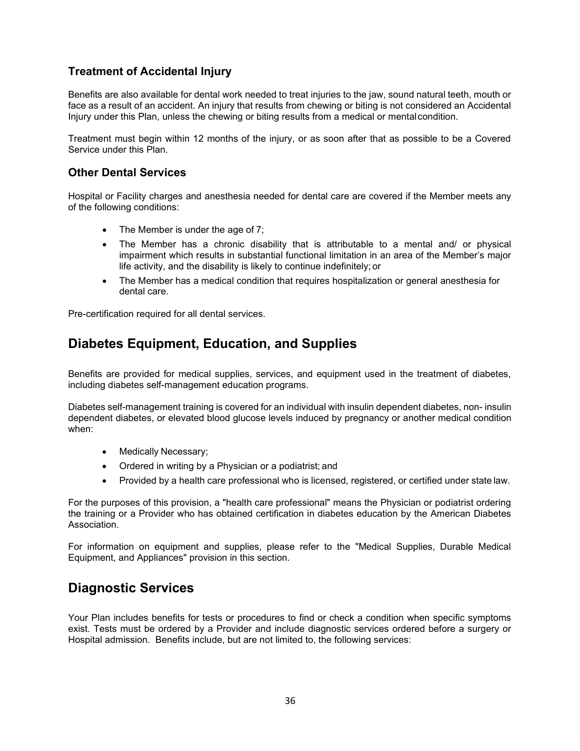### Treatment of Accidental Injury

Benefits are also available for dental work needed to treat injuries to the jaw, sound natural teeth, mouth or face as a result of an accident. An injury that results from chewing or biting is not considered an Accidental Injury under this Plan, unless the chewing or biting results from a medical or mental condition.

Treatment must begin within 12 months of the injury, or as soon after that as possible to be a Covered Service under this Plan.

### Other Dental Services

Hospital or Facility charges and anesthesia needed for dental care are covered if the Member meets any of the following conditions:

- The Member is under the age of 7;
- The Member has a chronic disability that is attributable to a mental and/ or physical impairment which results in substantial functional limitation in an area of the Member's major life activity, and the disability is likely to continue indefinitely; or
- The Member has a medical condition that requires hospitalization or general anesthesia for dental care.

Pre-certification required for all dental services.

## Diabetes Equipment, Education, and Supplies

Benefits are provided for medical supplies, services, and equipment used in the treatment of diabetes, including diabetes self-management education programs.

Diabetes self-management training is covered for an individual with insulin dependent diabetes, non- insulin dependent diabetes, or elevated blood glucose levels induced by pregnancy or another medical condition when:

- Medically Necessary;
- Ordered in writing by a Physician or a podiatrist; and
- Provided by a health care professional who is licensed, registered, or certified under state law.

For the purposes of this provision, a "health care professional" means the Physician or podiatrist ordering the training or a Provider who has obtained certification in diabetes education by the American Diabetes Association.

For information on equipment and supplies, please refer to the "Medical Supplies, Durable Medical Equipment, and Appliances" provision in this section.

## Diagnostic Services

Your Plan includes benefits for tests or procedures to find or check a condition when specific symptoms exist. Tests must be ordered by a Provider and include diagnostic services ordered before a surgery or Hospital admission. Benefits include, but are not limited to, the following services: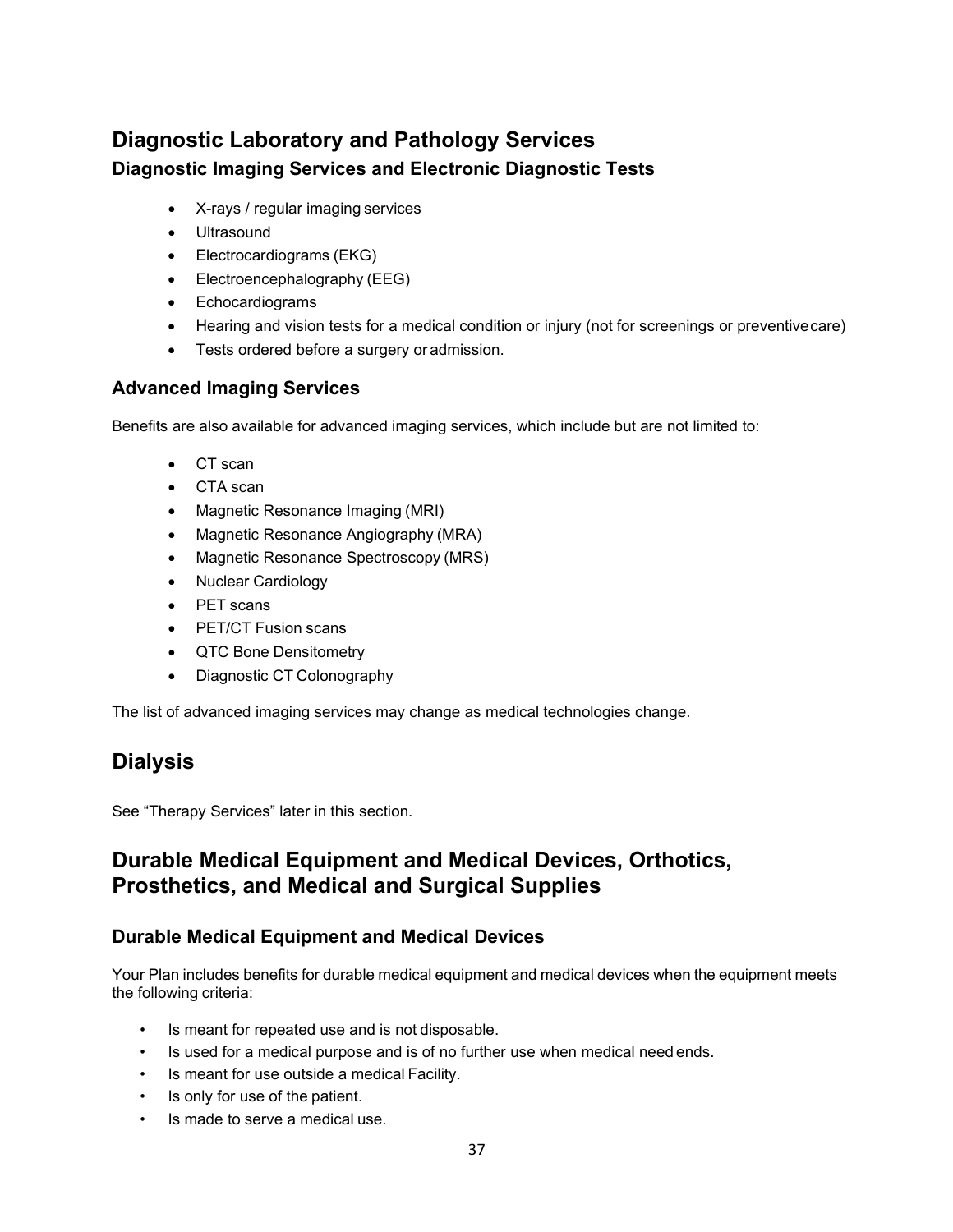## Diagnostic Laboratory and Pathology Services

### Diagnostic Imaging Services and Electronic Diagnostic Tests

- X-rays / regular imaging services
- Ultrasound
- Electrocardiograms (EKG)
- Electroencephalography (EEG)
- Echocardiograms
- Hearing and vision tests for a medical condition or injury (not for screenings or preventive care)
- Tests ordered before a surgery or admission.

### Advanced Imaging Services

Benefits are also available for advanced imaging services, which include but are not limited to:

- CT scan
- CTA scan
- Magnetic Resonance Imaging (MRI)
- Magnetic Resonance Angiography (MRA)
- Magnetic Resonance Spectroscopy (MRS)
- Nuclear Cardiology
- PET scans
- PET/CT Fusion scans
- QTC Bone Densitometry
- Diagnostic CT Colonography

The list of advanced imaging services may change as medical technologies change.

## Dialysis

See "Therapy Services" later in this section.

## Durable Medical Equipment and Medical Devices, Orthotics, Prosthetics, and Medical and Surgical Supplies

### Durable Medical Equipment and Medical Devices

Your Plan includes benefits for durable medical equipment and medical devices when the equipment meets the following criteria:

- Is meant for repeated use and is not disposable.
- Is used for a medical purpose and is of no further use when medical need ends.
- Is meant for use outside a medical Facility.
- Is only for use of the patient.
- Is made to serve a medical use.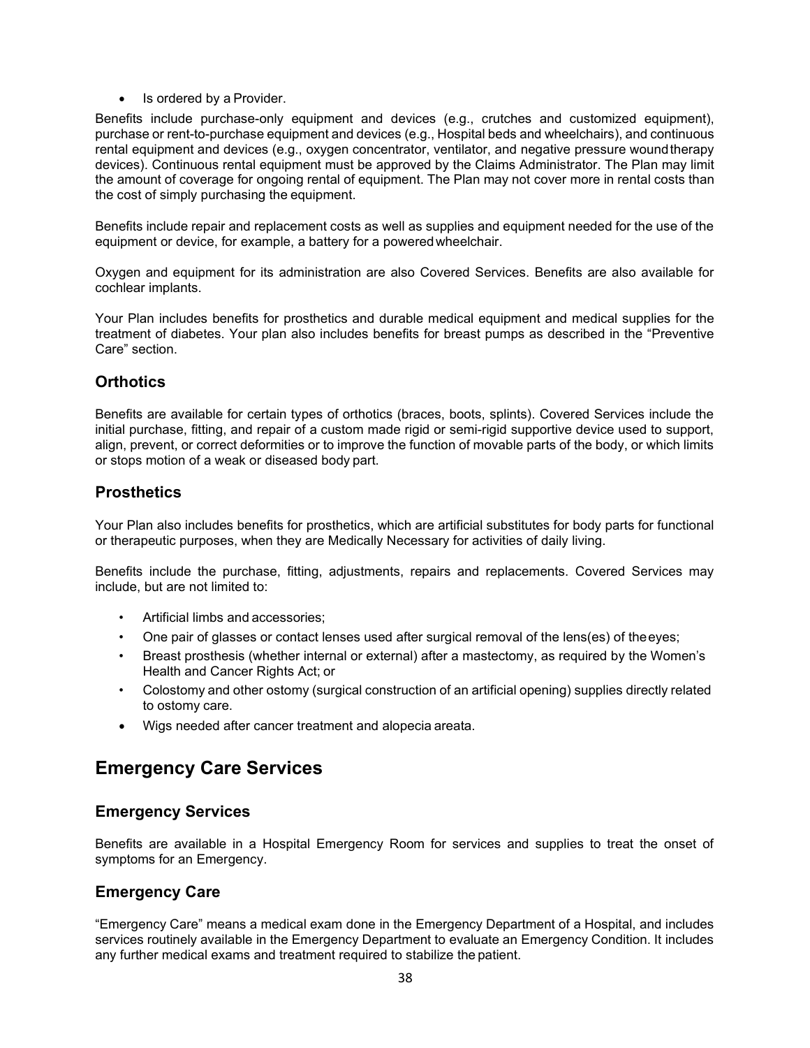- Is ordered by a Provider.

Benefits include purchase-only equipment and devices (e.g., crutches and customized equipment), purchase or rent-to-purchase equipment and devices (e.g., Hospital beds and wheelchairs), and continuous rental equipment and devices (e.g., oxygen concentrator, ventilator, and negative pressure wound therapy devices). Continuous rental equipment must be approved by the Claims Administrator. The Plan may limit the amount of coverage for ongoing rental of equipment. The Plan may not cover more in rental costs than the cost of simply purchasing the equipment.

Benefits include repair and replacement costs as well as supplies and equipment needed for the use of the equipment or device, for example, a battery for a powered wheelchair.

Oxygen and equipment for its administration are also Covered Services. Benefits are also available for cochlear implants.

Your Plan includes benefits for prosthetics and durable medical equipment and medical supplies for the treatment of diabetes. Your plan also includes benefits for breast pumps as described in the "Preventive Care" section.

### Orthotics

Benefits are available for certain types of orthotics (braces, boots, splints). Covered Services include the initial purchase, fitting, and repair of a custom made rigid or semi-rigid supportive device used to support, align, prevent, or correct deformities or to improve the function of movable parts of the body, or which limits or stops motion of a weak or diseased body part.

### Prosthetics

Your Plan also includes benefits for prosthetics, which are artificial substitutes for body parts for functional or therapeutic purposes, when they are Medically Necessary for activities of daily living.

Benefits include the purchase, fitting, adjustments, repairs and replacements. Covered Services may include, but are not limited to:

- Artificial limbs and accessories;
- One pair of glasses or contact lenses used after surgical removal of the lens(es) of the eyes;
- Breast prosthesis (whether internal or external) after a mastectomy, as required by the Women's Health and Cancer Rights Act; or
- Colostomy and other ostomy (surgical construction of an artificial opening) supplies directly related to ostomy care.
- Wigs needed after cancer treatment and alopecia areata.

## Emergency Care Services

### Emergency Services

Benefits are available in a Hospital Emergency Room for services and supplies to treat the onset of symptoms for an Emergency.

### Emergency Care

"Emergency Care" means a medical exam done in the Emergency Department of a Hospital, and includes services routinely available in the Emergency Department to evaluate an Emergency Condition. It includes any further medical exams and treatment required to stabilize the patient.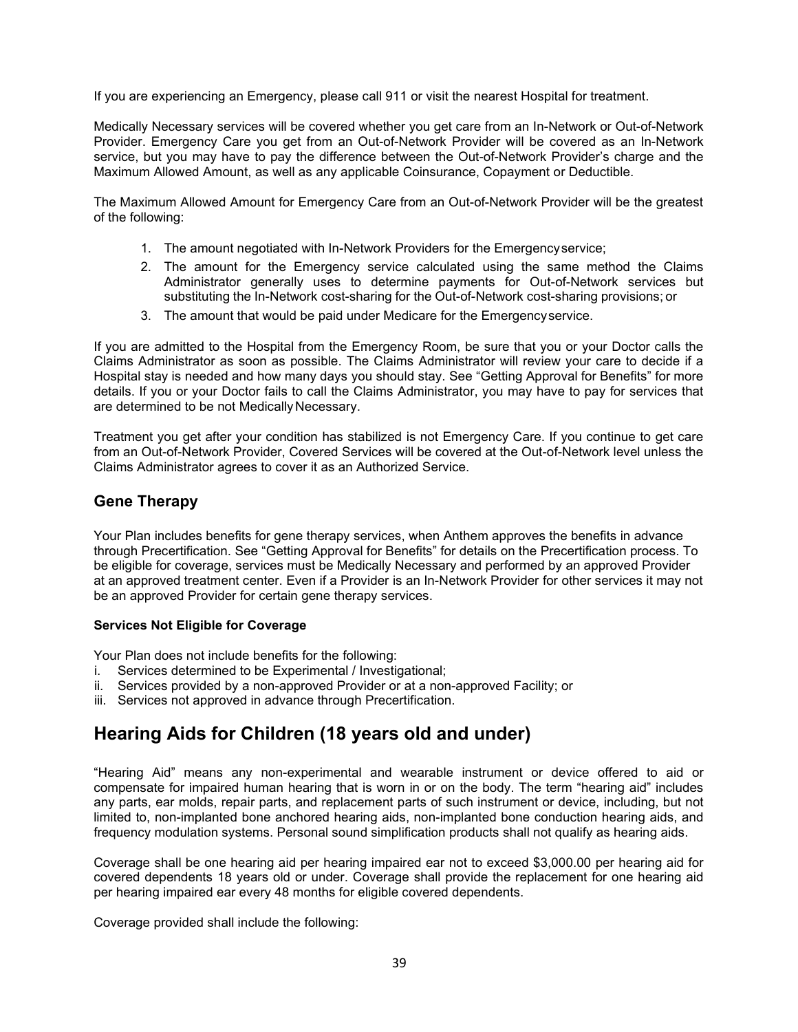If you are experiencing an Emergency, please call 911 or visit the nearest Hospital for treatment.

Medically Necessary services will be covered whether you get care from an In-Network or Out-of-Network Provider. Emergency Care you get from an Out-of-Network Provider will be covered as an In-Network service, but you may have to pay the difference between the Out-of-Network Provider's charge and the Maximum Allowed Amount, as well as any applicable Coinsurance, Copayment or Deductible.

The Maximum Allowed Amount for Emergency Care from an Out-of-Network Provider will be the greatest of the following:

1. The amount negotiated with In-Network Providers for the Emergency service;
2. The amount for the Emergency service calculated using the same method the Claims Administrator generally uses to determine payments for Out-of-Network services but substituting the In-Network cost-sharing for the Out-of-Network cost-sharing provisions; or
3. The amount that would be paid under Medicare for the Emergency service.

If you are admitted to the Hospital from the Emergency Room, be sure that you or your Doctor calls the Claims Administrator as soon as possible. The Claims Administrator will review your care to decide if a Hospital stay is needed and how many days you should stay. See "Getting Approval for Benefits" for more details. If you or your Doctor fails to call the Claims Administrator, you may have to pay for services that are determined to be not Medically Necessary.

Treatment you get after your condition has stabilized is not Emergency Care. If you continue to get care from an Out-of-Network Provider, Covered Services will be covered at the Out-of-Network level unless the Claims Administrator agrees to cover it as an Authorized Service.

### Gene Therapy

Your Plan includes benefits for gene therapy services, when Anthem approves the benefits in advance through Precertification. See "Getting Approval for Benefits" for details on the Precertification process. To be eligible for coverage, services must be Medically Necessary and performed by an approved Provider at an approved treatment center. Even if a Provider is an In-Network Provider for other services it may not be an approved Provider for certain gene therapy services.

**Services Not Eligible for Coverage**

Your Plan does not include benefits for the following:

i. Services determined to be Experimental / Investigational;
ii. Services provided by a non-approved Provider or at a non-approved Facility; or
iii. Services not approved in advance through Precertification.

## Hearing Aids for Children (18 years old and under)

"Hearing Aid" means any non-experimental and wearable instrument or device offered to aid or compensate for impaired human hearing that is worn in or on the body. The term "hearing aid" includes any parts, ear molds, repair parts, and replacement parts of such instrument or device, including, but not limited to, non-implanted bone anchored hearing aids, non-implanted bone conduction hearing aids, and frequency modulation systems. Personal sound simplification products shall not qualify as hearing aids.

Coverage shall be one hearing aid per hearing impaired ear not to exceed $3,000.00 per hearing aid for covered dependents 18 years old or under. Coverage shall provide the replacement for one hearing aid per hearing impaired ear every 48 months for eligible covered dependents.

Coverage provided shall include the following: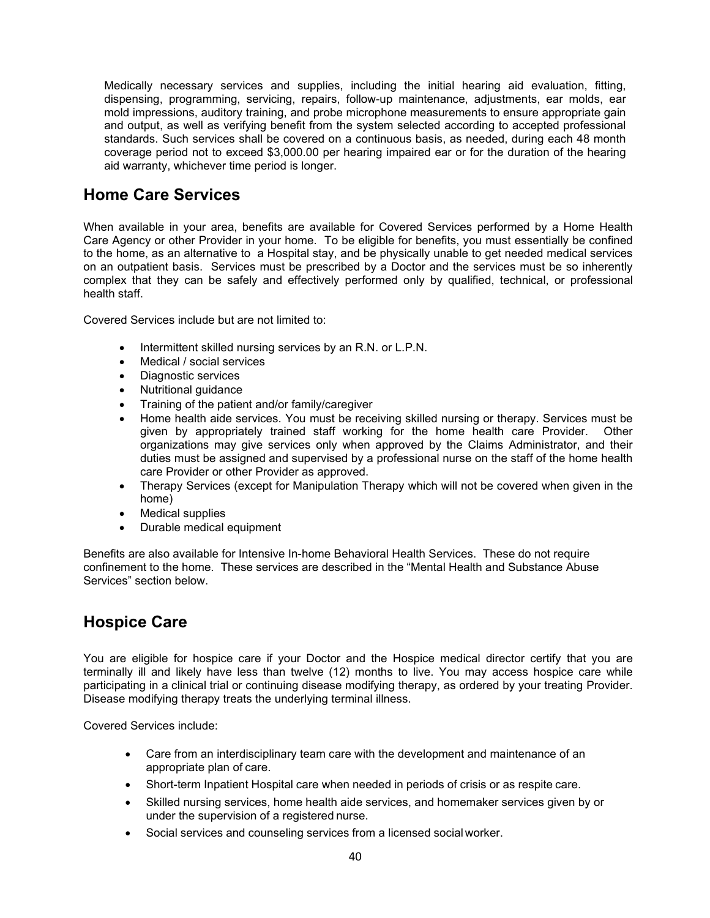Medically necessary services and supplies, including the initial hearing aid evaluation, fitting, dispensing, programming, servicing, repairs, follow-up maintenance, adjustments, ear molds, ear mold impressions, auditory training, and probe microphone measurements to ensure appropriate gain and output, as well as verifying benefit from the system selected according to accepted professional standards. Such services shall be covered on a continuous basis, as needed, during each 48 month coverage period not to exceed $3,000.00 per hearing impaired ear or for the duration of the hearing aid warranty, whichever time period is longer.

## Home Care Services

When available in your area, benefits are available for Covered Services performed by a Home Health Care Agency or other Provider in your home. To be eligible for benefits, you must essentially be confined to the home, as an alternative to a Hospital stay, and be physically unable to get needed medical services on an outpatient basis. Services must be prescribed by a Doctor and the services must be so inherently complex that they can be safely and effectively performed only by qualified, technical, or professional health staff.

Covered Services include but are not limited to:

- Intermittent skilled nursing services by an R.N. or L.P.N.
- Medical / social services
- Diagnostic services
- Nutritional guidance
- Training of the patient and/or family/caregiver
- Home health aide services. You must be receiving skilled nursing or therapy. Services must be given by appropriately trained staff working for the home health care Provider. Other organizations may give services only when approved by the Claims Administrator, and their duties must be assigned and supervised by a professional nurse on the staff of the home health care Provider or other Provider as approved.
- Therapy Services (except for Manipulation Therapy which will not be covered when given in the home)
- Medical supplies
- Durable medical equipment

Benefits are also available for Intensive In-home Behavioral Health Services. These do not require confinement to the home. These services are described in the "Mental Health and Substance Abuse Services" section below.

## Hospice Care

You are eligible for hospice care if your Doctor and the Hospice medical director certify that you are terminally ill and likely have less than twelve (12) months to live. You may access hospice care while participating in a clinical trial or continuing disease modifying therapy, as ordered by your treating Provider. Disease modifying therapy treats the underlying terminal illness.

Covered Services include:

- Care from an interdisciplinary team care with the development and maintenance of an appropriate plan of care.
- Short-term Inpatient Hospital care when needed in periods of crisis or as respite care.
- Skilled nursing services, home health aide services, and homemaker services given by or under the supervision of a registered nurse.
- Social services and counseling services from a licensed social worker.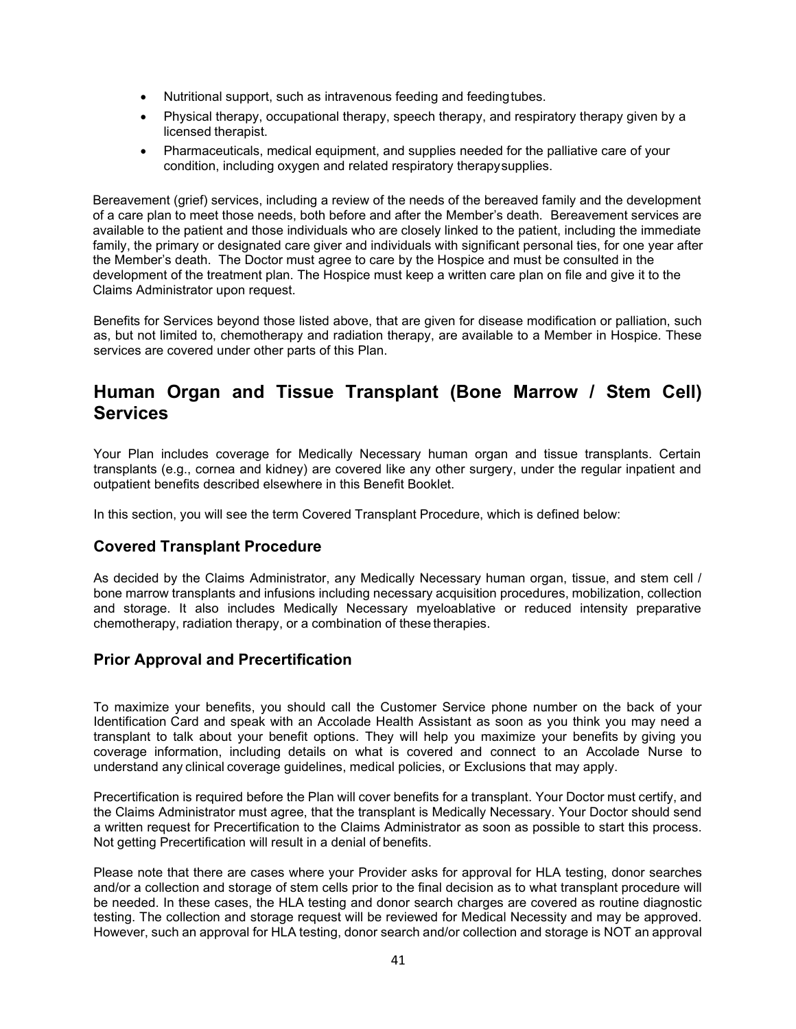- Nutritional support, such as intravenous feeding and feeding tubes.
- Physical therapy, occupational therapy, speech therapy, and respiratory therapy given by a licensed therapist.
- Pharmaceuticals, medical equipment, and supplies needed for the palliative care of your condition, including oxygen and related respiratory therapy supplies.

Bereavement (grief) services, including a review of the needs of the bereaved family and the development of a care plan to meet those needs, both before and after the Member's death. Bereavement services are available to the patient and those individuals who are closely linked to the patient, including the immediate family, the primary or designated care giver and individuals with significant personal ties, for one year after the Member's death. The Doctor must agree to care by the Hospice and must be consulted in the development of the treatment plan. The Hospice must keep a written care plan on file and give it to the Claims Administrator upon request.

Benefits for Services beyond those listed above, that are given for disease modification or palliation, such as, but not limited to, chemotherapy and radiation therapy, are available to a Member in Hospice. These services are covered under other parts of this Plan.

## Human Organ and Tissue Transplant (Bone Marrow / Stem Cell) Services

Your Plan includes coverage for Medically Necessary human organ and tissue transplants. Certain transplants (e.g., cornea and kidney) are covered like any other surgery, under the regular inpatient and outpatient benefits described elsewhere in this Benefit Booklet.

In this section, you will see the term Covered Transplant Procedure, which is defined below:

### Covered Transplant Procedure

As decided by the Claims Administrator, any Medically Necessary human organ, tissue, and stem cell / bone marrow transplants and infusions including necessary acquisition procedures, mobilization, collection and storage. It also includes Medically Necessary myeloablative or reduced intensity preparative chemotherapy, radiation therapy, or a combination of these therapies.

### Prior Approval and Precertification

To maximize your benefits, you should call the Customer Service phone number on the back of your Identification Card and speak with an Accolade Health Assistant as soon as you think you may need a transplant to talk about your benefit options. They will help you maximize your benefits by giving you coverage information, including details on what is covered and connect to an Accolade Nurse to understand any clinical coverage guidelines, medical policies, or Exclusions that may apply.

Precertification is required before the Plan will cover benefits for a transplant. Your Doctor must certify, and the Claims Administrator must agree, that the transplant is Medically Necessary. Your Doctor should send a written request for Precertification to the Claims Administrator as soon as possible to start this process. Not getting Precertification will result in a denial of benefits.

Please note that there are cases where your Provider asks for approval for HLA testing, donor searches and/or a collection and storage of stem cells prior to the final decision as to what transplant procedure will be needed. In these cases, the HLA testing and donor search charges are covered as routine diagnostic testing. The collection and storage request will be reviewed for Medical Necessity and may be approved. However, such an approval for HLA testing, donor search and/or collection and storage is NOT an approval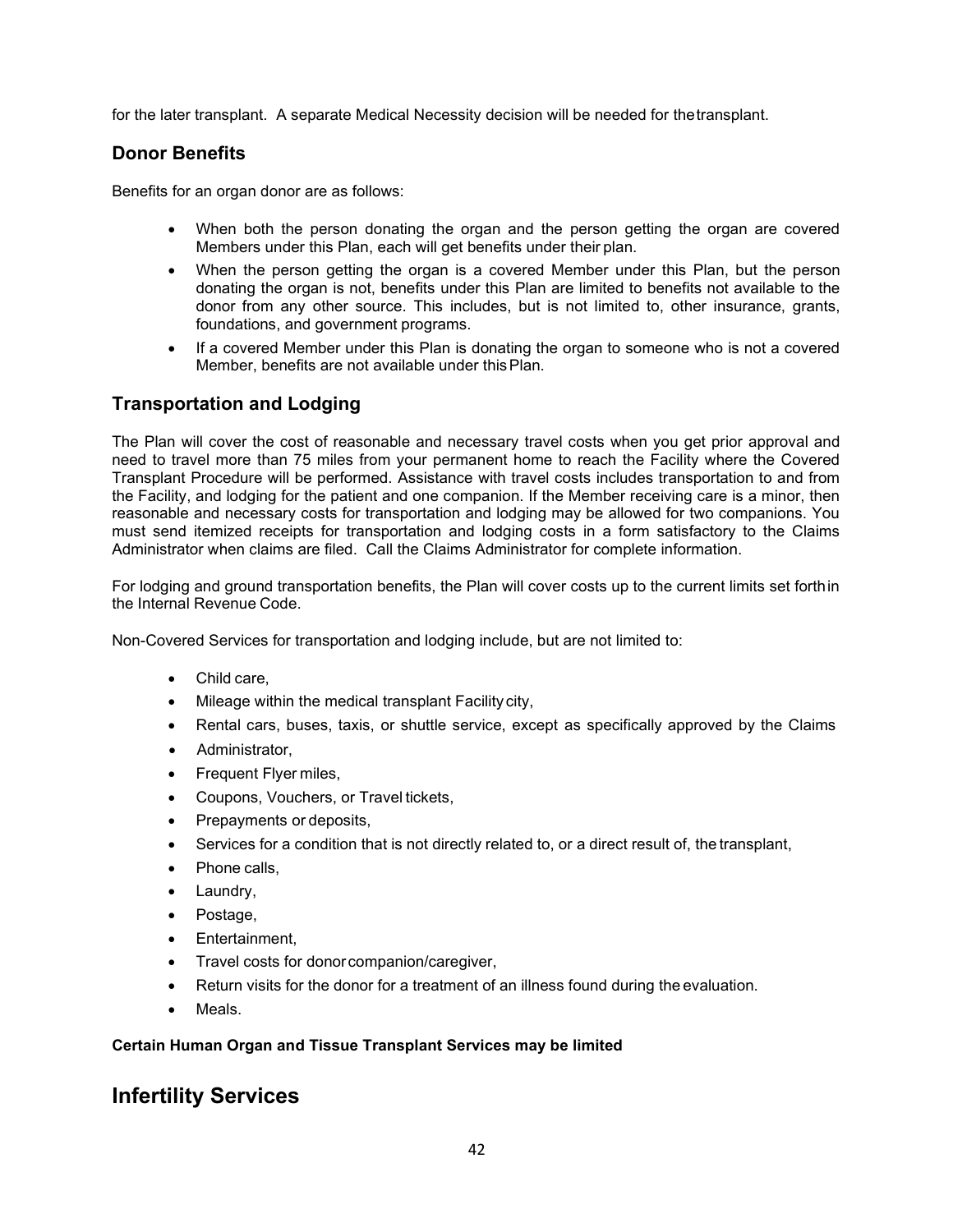for the later transplant. A separate Medical Necessity decision will be needed for the transplant.

### Donor Benefits

Benefits for an organ donor are as follows:

- When both the person donating the organ and the person getting the organ are covered Members under this Plan, each will get benefits under their plan.
- When the person getting the organ is a covered Member under this Plan, but the person donating the organ is not, benefits under this Plan are limited to benefits not available to the donor from any other source. This includes, but is not limited to, other insurance, grants, foundations, and government programs.
- If a covered Member under this Plan is donating the organ to someone who is not a covered Member, benefits are not available under this Plan.

### Transportation and Lodging

The Plan will cover the cost of reasonable and necessary travel costs when you get prior approval and need to travel more than 75 miles from your permanent home to reach the Facility where the Covered Transplant Procedure will be performed. Assistance with travel costs includes transportation to and from the Facility, and lodging for the patient and one companion. If the Member receiving care is a minor, then reasonable and necessary costs for transportation and lodging may be allowed for two companions. You must send itemized receipts for transportation and lodging costs in a form satisfactory to the Claims Administrator when claims are filed. Call the Claims Administrator for complete information.

For lodging and ground transportation benefits, the Plan will cover costs up to the current limits set forth in the Internal Revenue Code.

Non-Covered Services for transportation and lodging include, but are not limited to:

- Child care,
- Mileage within the medical transplant Facility city,
- Rental cars, buses, taxis, or shuttle service, except as specifically approved by the Claims
- Administrator,
- Frequent Flyer miles,
- Coupons, Vouchers, or Travel tickets,
- Prepayments or deposits,
- Services for a condition that is not directly related to, or a direct result of, the transplant,
- Phone calls,
- Laundry,
- Postage,
- Entertainment,
- Travel costs for donor companion/caregiver,
- Return visits for the donor for a treatment of an illness found during the evaluation.
- Meals.

**Certain Human Organ and Tissue Transplant Services may be limited**

## Infertility Services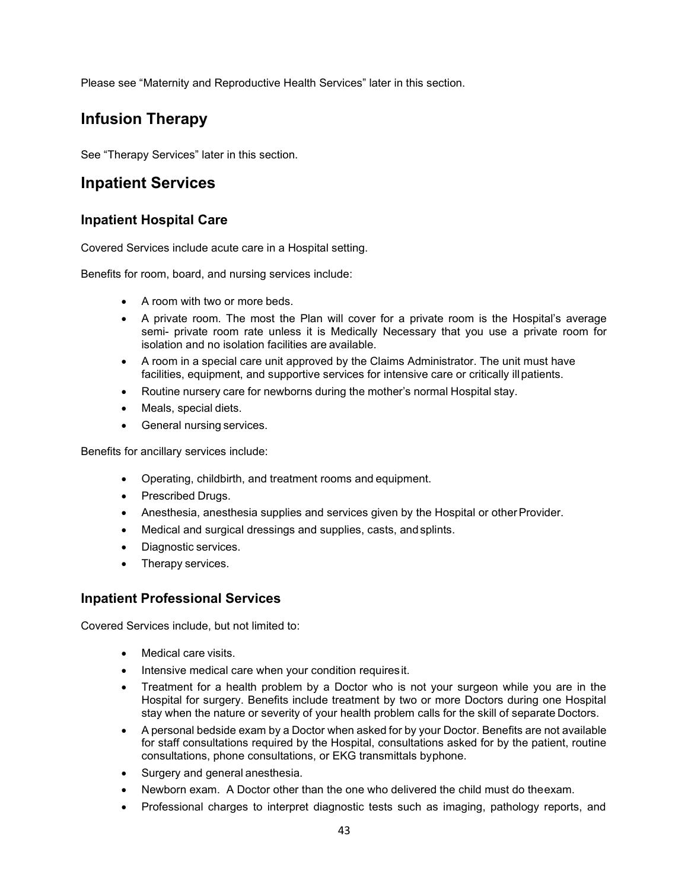Please see "Maternity and Reproductive Health Services" later in this section.

## Infusion Therapy

See "Therapy Services" later in this section.

## Inpatient Services

### Inpatient Hospital Care

Covered Services include acute care in a Hospital setting.

Benefits for room, board, and nursing services include:

- A room with two or more beds.
- A private room. The most the Plan will cover for a private room is the Hospital's average semi- private room rate unless it is Medically Necessary that you use a private room for isolation and no isolation facilities are available.
- A room in a special care unit approved by the Claims Administrator. The unit must have facilities, equipment, and supportive services for intensive care or critically ill patients.
- Routine nursery care for newborns during the mother's normal Hospital stay.
- Meals, special diets.
- General nursing services.

Benefits for ancillary services include:

- Operating, childbirth, and treatment rooms and equipment.
- Prescribed Drugs.
- Anesthesia, anesthesia supplies and services given by the Hospital or other Provider.
- Medical and surgical dressings and supplies, casts, and splints.
- Diagnostic services.
- Therapy services.

### Inpatient Professional Services

Covered Services include, but not limited to:

- Medical care visits.
- Intensive medical care when your condition requires it.
- Treatment for a health problem by a Doctor who is not your surgeon while you are in the Hospital for surgery. Benefits include treatment by two or more Doctors during one Hospital stay when the nature or severity of your health problem calls for the skill of separate Doctors.
- A personal bedside exam by a Doctor when asked for by your Doctor. Benefits are not available for staff consultations required by the Hospital, consultations asked for by the patient, routine consultations, phone consultations, or EKG transmittals by phone.
- Surgery and general anesthesia.
- Newborn exam. A Doctor other than the one who delivered the child must do the exam.
- Professional charges to interpret diagnostic tests such as imaging, pathology reports, and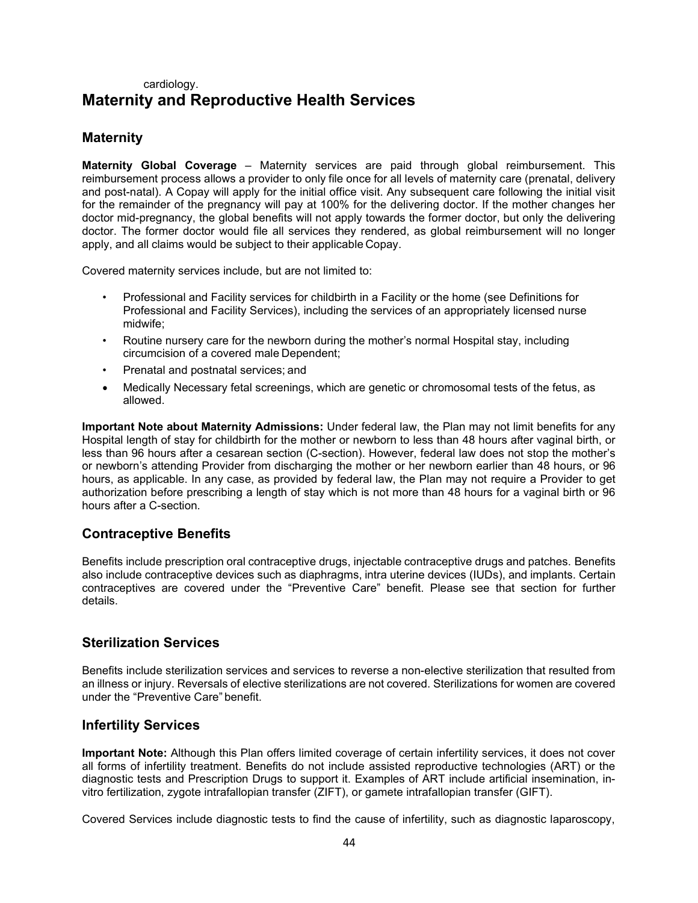cardiology.

# Maternity and Reproductive Health Services

## Maternity

**Maternity Global Coverage** – Maternity services are paid through global reimbursement. This reimbursement process allows a provider to only file once for all levels of maternity care (prenatal, delivery and post-natal). A Copay will apply for the initial office visit. Any subsequent care following the initial visit for the remainder of the pregnancy will pay at 100% for the delivering doctor. If the mother changes her doctor mid-pregnancy, the global benefits will not apply towards the former doctor, but only the delivering doctor. The former doctor would file all services they rendered, as global reimbursement will no longer apply, and all claims would be subject to their applicable Copay.

Covered maternity services include, but are not limited to:

- Professional and Facility services for childbirth in a Facility or the home (see Definitions for Professional and Facility Services), including the services of an appropriately licensed nurse midwife;
- Routine nursery care for the newborn during the mother's normal Hospital stay, including circumcision of a covered male Dependent;
- Prenatal and postnatal services; and
- Medically Necessary fetal screenings, which are genetic or chromosomal tests of the fetus, as allowed.

**Important Note about Maternity Admissions:** Under federal law, the Plan may not limit benefits for any Hospital length of stay for childbirth for the mother or newborn to less than 48 hours after vaginal birth, or less than 96 hours after a cesarean section (C-section). However, federal law does not stop the mother's or newborn's attending Provider from discharging the mother or her newborn earlier than 48 hours, or 96 hours, as applicable. In any case, as provided by federal law, the Plan may not require a Provider to get authorization before prescribing a length of stay which is not more than 48 hours for a vaginal birth or 96 hours after a C-section.

## Contraceptive Benefits

Benefits include prescription oral contraceptive drugs, injectable contraceptive drugs and patches. Benefits also include contraceptive devices such as diaphragms, intra uterine devices (IUDs), and implants. Certain contraceptives are covered under the "Preventive Care" benefit. Please see that section for further details.

## Sterilization Services

Benefits include sterilization services and services to reverse a non-elective sterilization that resulted from an illness or injury. Reversals of elective sterilizations are not covered. Sterilizations for women are covered under the "Preventive Care" benefit.

## Infertility Services

**Important Note:** Although this Plan offers limited coverage of certain infertility services, it does not cover all forms of infertility treatment. Benefits do not include assisted reproductive technologies (ART) or the diagnostic tests and Prescription Drugs to support it. Examples of ART include artificial insemination, in-vitro fertilization, zygote intrafallopian transfer (ZIFT), or gamete intrafallopian transfer (GIFT).

Covered Services include diagnostic tests to find the cause of infertility, such as diagnostic laparoscopy,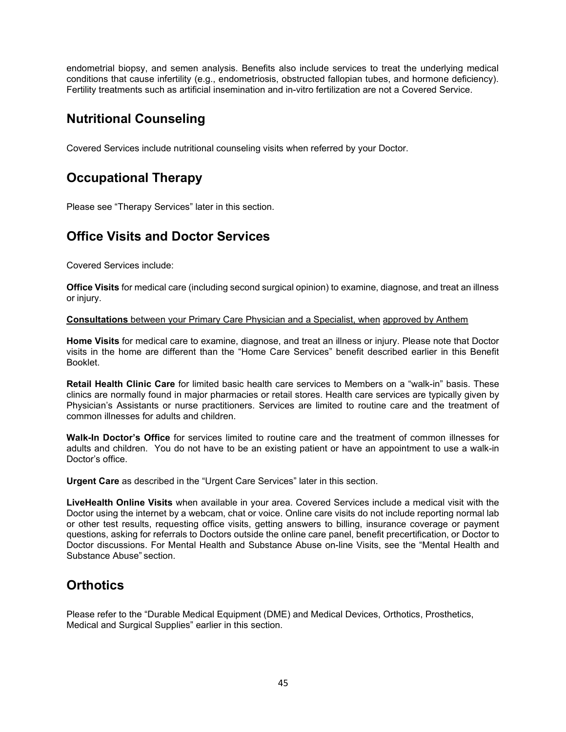endometrial biopsy, and semen analysis. Benefits also include services to treat the underlying medical conditions that cause infertility (e.g., endometriosis, obstructed fallopian tubes, and hormone deficiency). Fertility treatments such as artificial insemination and in-vitro fertilization are not a Covered Service.

## Nutritional Counseling

Covered Services include nutritional counseling visits when referred by your Doctor.

## Occupational Therapy

Please see "Therapy Services" later in this section.

## Office Visits and Doctor Services

Covered Services include:

**Office Visits** for medical care (including second surgical opinion) to examine, diagnose, and treat an illness or injury.

<u>**Consultations** between your Primary Care Physician and a Specialist, when approved by Anthem</u>

**Home Visits** for medical care to examine, diagnose, and treat an illness or injury. Please note that Doctor visits in the home are different than the "Home Care Services" benefit described earlier in this Benefit Booklet.

**Retail Health Clinic Care** for limited basic health care services to Members on a "walk-in" basis. These clinics are normally found in major pharmacies or retail stores. Health care services are typically given by Physician's Assistants or nurse practitioners. Services are limited to routine care and the treatment of common illnesses for adults and children.

**Walk-In Doctor's Office** for services limited to routine care and the treatment of common illnesses for adults and children. You do not have to be an existing patient or have an appointment to use a walk-in Doctor's office.

**Urgent Care** as described in the "Urgent Care Services" later in this section.

**LiveHealth Online Visits** when available in your area. Covered Services include a medical visit with the Doctor using the internet by a webcam, chat or voice. Online care visits do not include reporting normal lab or other test results, requesting office visits, getting answers to billing, insurance coverage or payment questions, asking for referrals to Doctors outside the online care panel, benefit precertification, or Doctor to Doctor discussions. For Mental Health and Substance Abuse on-line Visits, see the "Mental Health and Substance Abuse" section.

## Orthotics

Please refer to the "Durable Medical Equipment (DME) and Medical Devices, Orthotics, Prosthetics, Medical and Surgical Supplies" earlier in this section.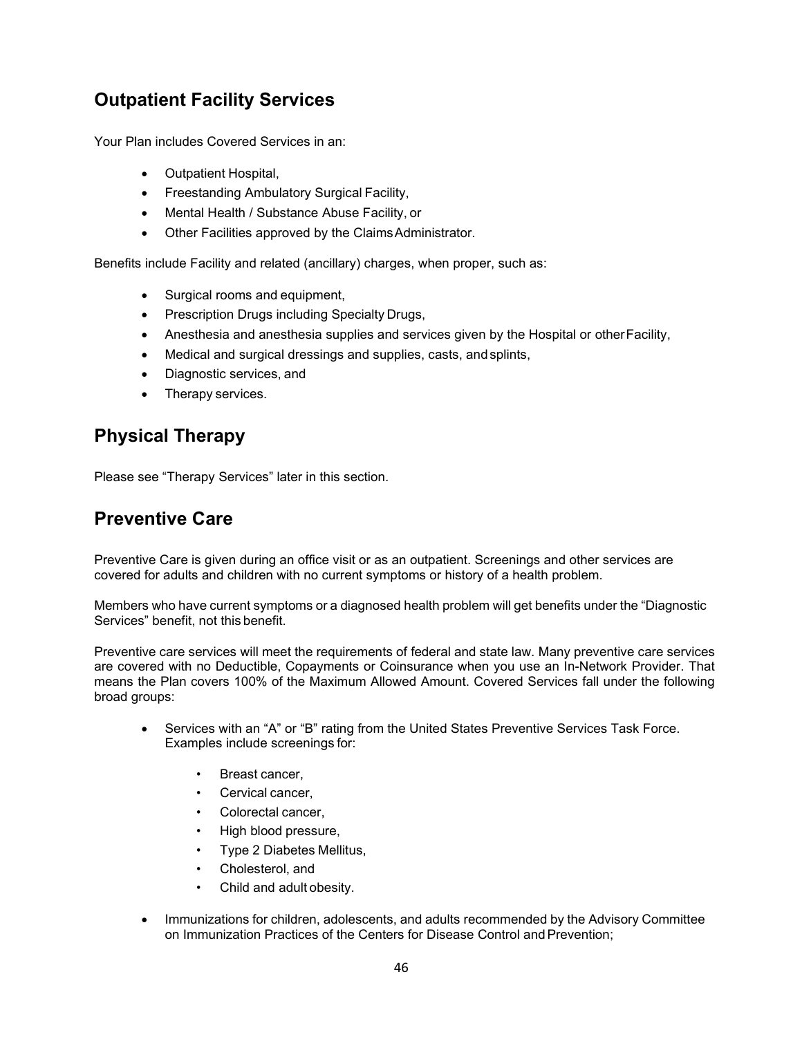## Outpatient Facility Services

Your Plan includes Covered Services in an:

- Outpatient Hospital,
- Freestanding Ambulatory Surgical Facility,
- Mental Health / Substance Abuse Facility, or
- Other Facilities approved by the Claims Administrator.

Benefits include Facility and related (ancillary) charges, when proper, such as:

- Surgical rooms and equipment,
- Prescription Drugs including Specialty Drugs,
- Anesthesia and anesthesia supplies and services given by the Hospital or other Facility,
- Medical and surgical dressings and supplies, casts, and splints,
- Diagnostic services, and
- Therapy services.

## Physical Therapy

Please see "Therapy Services" later in this section.

## Preventive Care

Preventive Care is given during an office visit or as an outpatient. Screenings and other services are covered for adults and children with no current symptoms or history of a health problem.

Members who have current symptoms or a diagnosed health problem will get benefits under the "Diagnostic Services" benefit, not this benefit.

Preventive care services will meet the requirements of federal and state law. Many preventive care services are covered with no Deductible, Copayments or Coinsurance when you use an In-Network Provider. That means the Plan covers 100% of the Maximum Allowed Amount. Covered Services fall under the following broad groups:

- Services with an "A" or "B" rating from the United States Preventive Services Task Force. Examples include screenings for:
    - Breast cancer,
    - Cervical cancer,
    - Colorectal cancer,
    - High blood pressure,
    - Type 2 Diabetes Mellitus,
    - Cholesterol, and
    - Child and adult obesity.
- Immunizations for children, adolescents, and adults recommended by the Advisory Committee on Immunization Practices of the Centers for Disease Control and Prevention;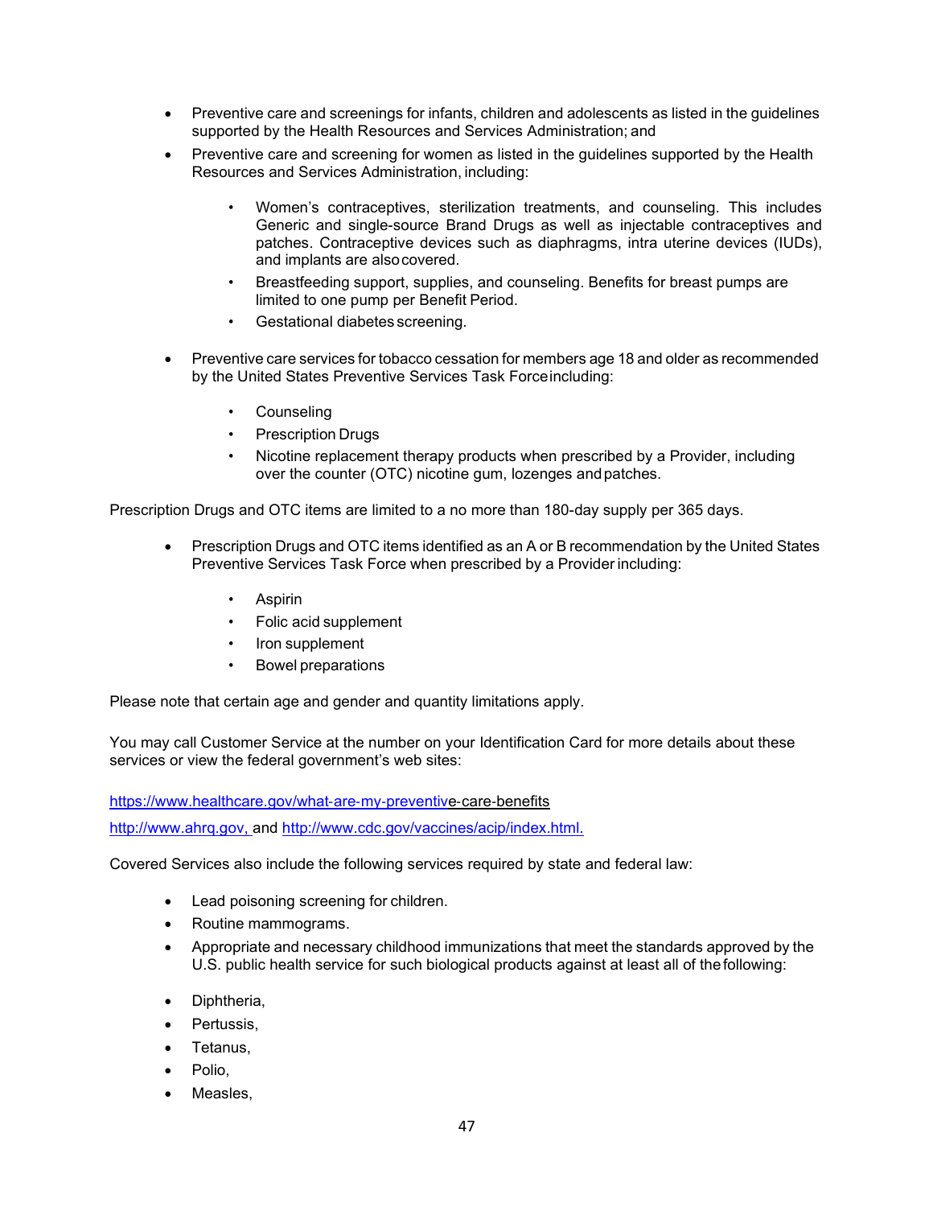- Preventive care and screenings for infants, children and adolescents as listed in the guidelines supported by the Health Resources and Services Administration; and
- Preventive care and screening for women as listed in the guidelines supported by the Health Resources and Services Administration, including:
  - Women's contraceptives, sterilization treatments, and counseling. This includes Generic and single-source Brand Drugs as well as injectable contraceptives and patches. Contraceptive devices such as diaphragms, intra uterine devices (IUDs), and implants are also covered.
  - Breastfeeding support, supplies, and counseling. Benefits for breast pumps are limited to one pump per Benefit Period.
  - Gestational diabetes screening.
- Preventive care services for tobacco cessation for members age 18 and older as recommended by the United States Preventive Services Task Force including:
  - Counseling
  - Prescription Drugs
  - Nicotine replacement therapy products when prescribed by a Provider, including over the counter (OTC) nicotine gum, lozenges and patches.

Prescription Drugs and OTC items are limited to a no more than 180-day supply per 365 days.

- Prescription Drugs and OTC items identified as an A or B recommendation by the United States Preventive Services Task Force when prescribed by a Provider including:
  - Aspirin
  - Folic acid supplement
  - Iron supplement
  - Bowel preparations

Please note that certain age and gender and quantity limitations apply.

You may call Customer Service at the number on your Identification Card for more details about these services or view the federal government's web sites:

https://www.healthcare.gov/what-are-my-preventive-care-benefits

http://www.ahrq.gov, and http://www.cdc.gov/vaccines/acip/index.html.

Covered Services also include the following services required by state and federal law:

- Lead poisoning screening for children.
- Routine mammograms.
- Appropriate and necessary childhood immunizations that meet the standards approved by the U.S. public health service for such biological products against at least all of the following:

- Diphtheria,
- Pertussis,
- Tetanus,
- Polio,
- Measles,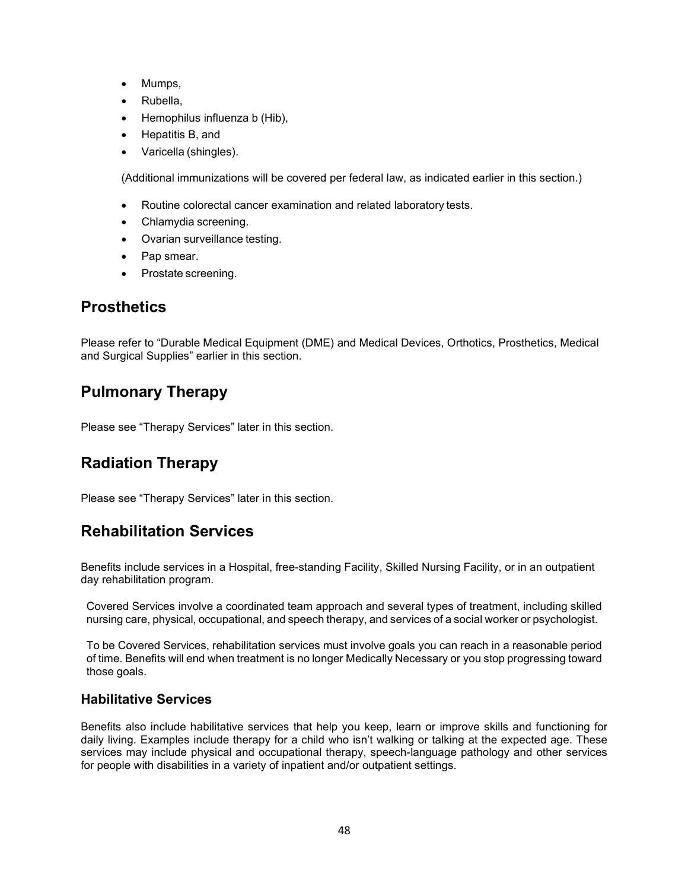- Mumps,
- Rubella,
- Hemophilus influenza b (Hib),
- Hepatitis B, and
- Varicella (shingles).

(Additional immunizations will be covered per federal law, as indicated earlier in this section.)

- Routine colorectal cancer examination and related laboratory tests.
- Chlamydia screening.
- Ovarian surveillance testing.
- Pap smear.
- Prostate screening.

## Prosthetics

Please refer to “Durable Medical Equipment (DME) and Medical Devices, Orthotics, Prosthetics, Medical and Surgical Supplies” earlier in this section.

## Pulmonary Therapy

Please see “Therapy Services” later in this section.

## Radiation Therapy

Please see “Therapy Services” later in this section.

## Rehabilitation Services

Benefits include services in a Hospital, free-standing Facility, Skilled Nursing Facility, or in an outpatient day rehabilitation program.

Covered Services involve a coordinated team approach and several types of treatment, including skilled nursing care, physical, occupational, and speech therapy, and services of a social worker or psychologist.

To be Covered Services, rehabilitation services must involve goals you can reach in a reasonable period of time. Benefits will end when treatment is no longer Medically Necessary or you stop progressing toward those goals.

### Habilitative Services

Benefits also include habilitative services that help you keep, learn or improve skills and functioning for daily living. Examples include therapy for a child who isn’t walking or talking at the expected age. These services may include physical and occupational therapy, speech-language pathology and other services for people with disabilities in a variety of inpatient and/or outpatient settings.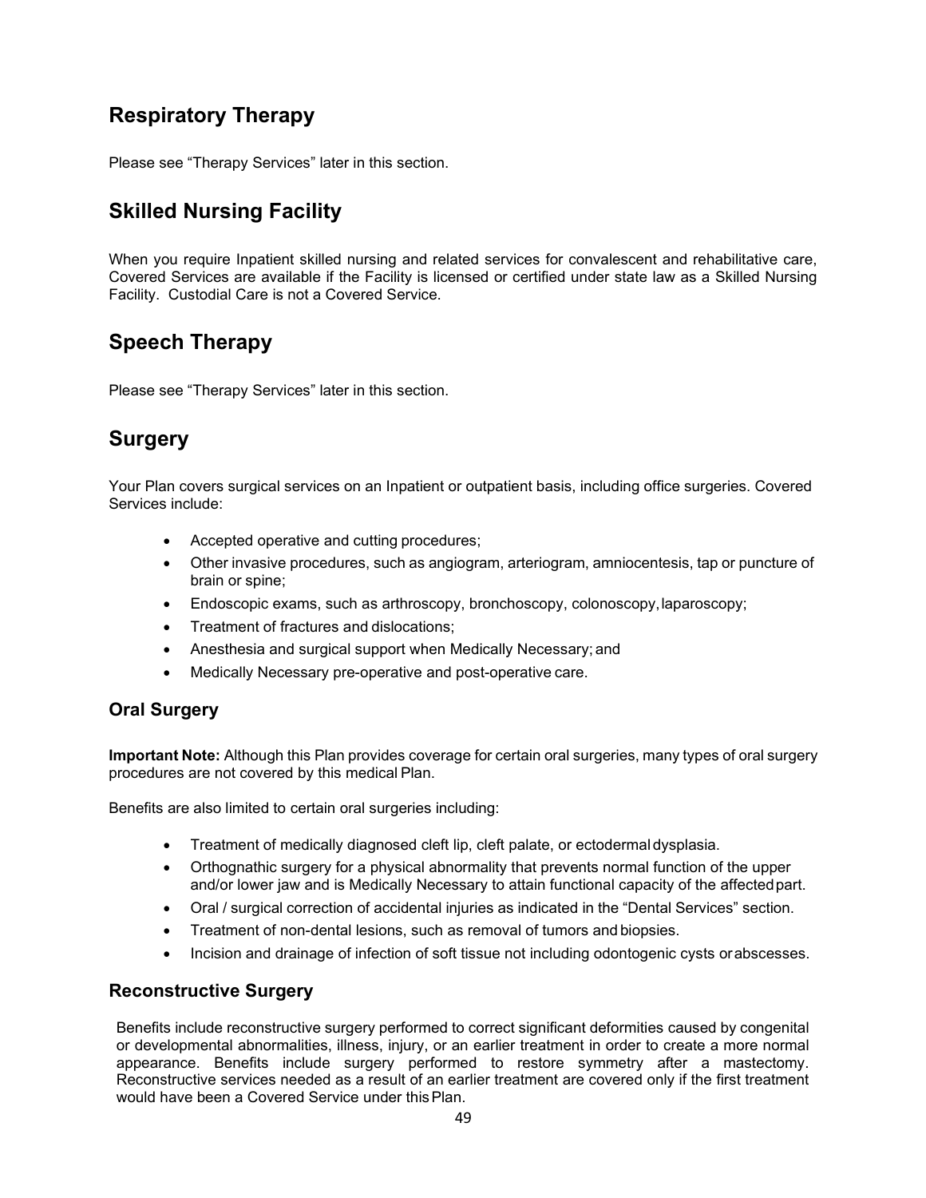## Respiratory Therapy

Please see "Therapy Services" later in this section.

## Skilled Nursing Facility

When you require Inpatient skilled nursing and related services for convalescent and rehabilitative care, Covered Services are available if the Facility is licensed or certified under state law as a Skilled Nursing Facility. Custodial Care is not a Covered Service.

## Speech Therapy

Please see "Therapy Services" later in this section.

## Surgery

Your Plan covers surgical services on an Inpatient or outpatient basis, including office surgeries. Covered Services include:

- Accepted operative and cutting procedures;
- Other invasive procedures, such as angiogram, arteriogram, amniocentesis, tap or puncture of brain or spine;
- Endoscopic exams, such as arthroscopy, bronchoscopy, colonoscopy, laparoscopy;
- Treatment of fractures and dislocations;
- Anesthesia and surgical support when Medically Necessary; and
- Medically Necessary pre-operative and post-operative care.

### Oral Surgery

**Important Note:** Although this Plan provides coverage for certain oral surgeries, many types of oral surgery procedures are not covered by this medical Plan.

Benefits are also limited to certain oral surgeries including:

- Treatment of medically diagnosed cleft lip, cleft palate, or ectodermal dysplasia.
- Orthognathic surgery for a physical abnormality that prevents normal function of the upper and/or lower jaw and is Medically Necessary to attain functional capacity of the affected part.
- Oral / surgical correction of accidental injuries as indicated in the "Dental Services" section.
- Treatment of non-dental lesions, such as removal of tumors and biopsies.
- Incision and drainage of infection of soft tissue not including odontogenic cysts or abscesses.

### Reconstructive Surgery

Benefits include reconstructive surgery performed to correct significant deformities caused by congenital or developmental abnormalities, illness, injury, or an earlier treatment in order to create a more normal appearance. Benefits include surgery performed to restore symmetry after a mastectomy. Reconstructive services needed as a result of an earlier treatment are covered only if the first treatment would have been a Covered Service under this Plan.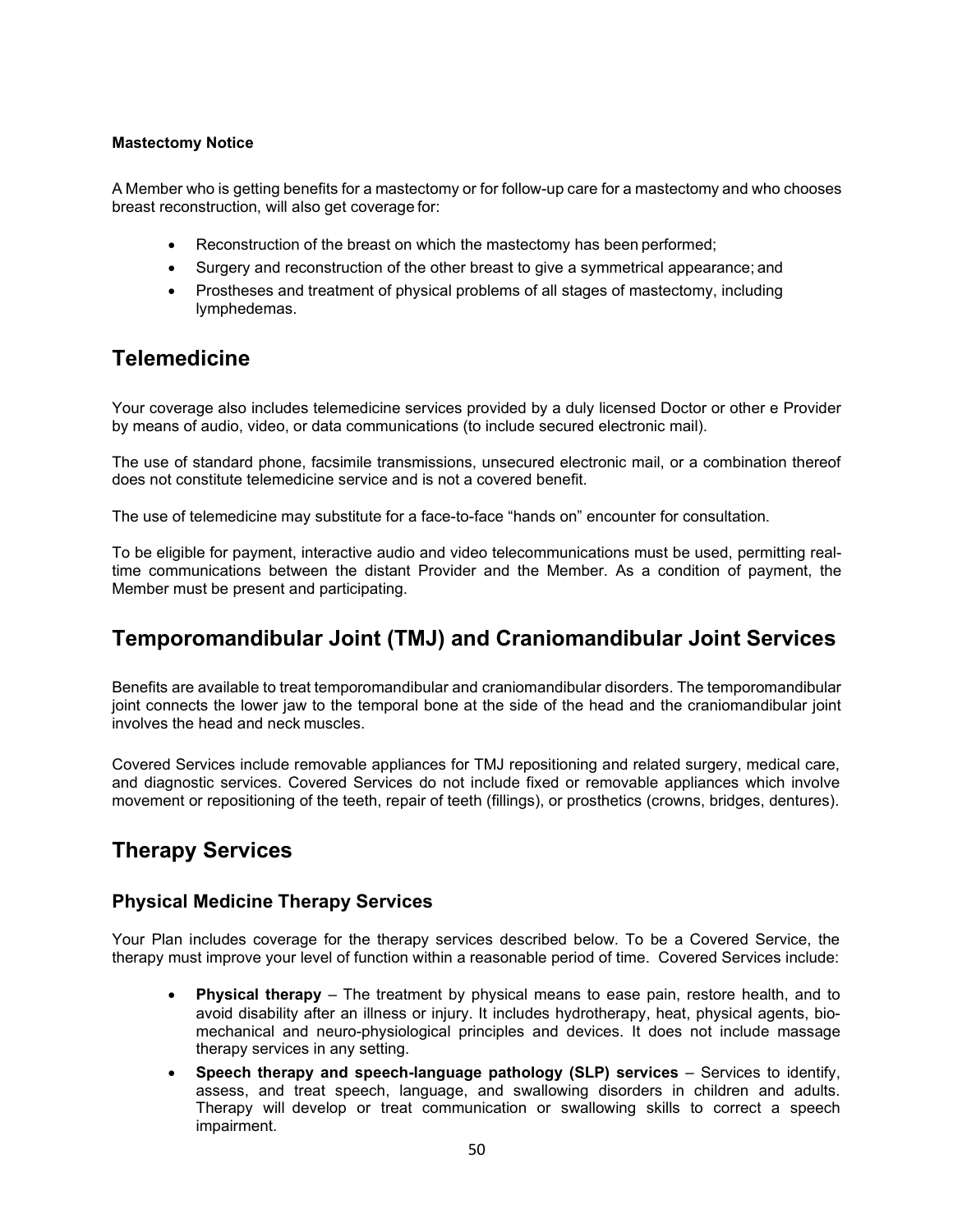**Mastectomy Notice**

A Member who is getting benefits for a mastectomy or for follow-up care for a mastectomy and who chooses breast reconstruction, will also get coverage for:

- Reconstruction of the breast on which the mastectomy has been performed;
- Surgery and reconstruction of the other breast to give a symmetrical appearance; and
- Prostheses and treatment of physical problems of all stages of mastectomy, including lymphedemas.

## Telemedicine

Your coverage also includes telemedicine services provided by a duly licensed Doctor or other e Provider by means of audio, video, or data communications (to include secured electronic mail).

The use of standard phone, facsimile transmissions, unsecured electronic mail, or a combination thereof does not constitute telemedicine service and is not a covered benefit.

The use of telemedicine may substitute for a face-to-face "hands on" encounter for consultation.

To be eligible for payment, interactive audio and video telecommunications must be used, permitting real-time communications between the distant Provider and the Member. As a condition of payment, the Member must be present and participating.

## Temporomandibular Joint (TMJ) and Craniomandibular Joint Services

Benefits are available to treat temporomandibular and craniomandibular disorders. The temporomandibular joint connects the lower jaw to the temporal bone at the side of the head and the craniomandibular joint involves the head and neck muscles.

Covered Services include removable appliances for TMJ repositioning and related surgery, medical care, and diagnostic services. Covered Services do not include fixed or removable appliances which involve movement or repositioning of the teeth, repair of teeth (fillings), or prosthetics (crowns, bridges, dentures).

## Therapy Services

### Physical Medicine Therapy Services

Your Plan includes coverage for the therapy services described below. To be a Covered Service, the therapy must improve your level of function within a reasonable period of time. Covered Services include:

- **Physical therapy** – The treatment by physical means to ease pain, restore health, and to avoid disability after an illness or injury. It includes hydrotherapy, heat, physical agents, bio-mechanical and neuro-physiological principles and devices. It does not include massage therapy services in any setting.
- **Speech therapy and speech-language pathology (SLP) services** – Services to identify, assess, and treat speech, language, and swallowing disorders in children and adults. Therapy will develop or treat communication or swallowing skills to correct a speech impairment.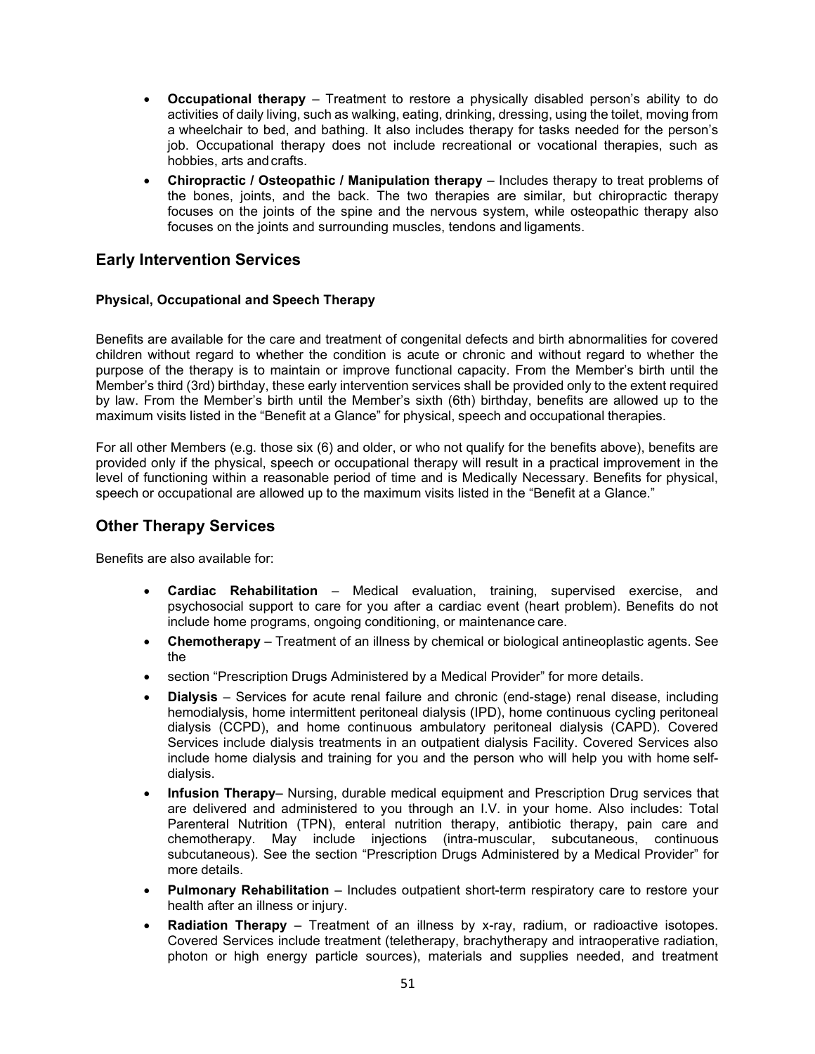- **Occupational therapy** – Treatment to restore a physically disabled person's ability to do activities of daily living, such as walking, eating, drinking, dressing, using the toilet, moving from a wheelchair to bed, and bathing. It also includes therapy for tasks needed for the person's job. Occupational therapy does not include recreational or vocational therapies, such as hobbies, arts and crafts.
- **Chiropractic / Osteopathic / Manipulation therapy** – Includes therapy to treat problems of the bones, joints, and the back. The two therapies are similar, but chiropractic therapy focuses on the joints of the spine and the nervous system, while osteopathic therapy also focuses on the joints and surrounding muscles, tendons and ligaments.

## Early Intervention Services

#### Physical, Occupational and Speech Therapy

Benefits are available for the care and treatment of congenital defects and birth abnormalities for covered children without regard to whether the condition is acute or chronic and without regard to whether the purpose of the therapy is to maintain or improve functional capacity. From the Member's birth until the Member's third (3rd) birthday, these early intervention services shall be provided only to the extent required by law. From the Member's birth until the Member's sixth (6th) birthday, benefits are allowed up to the maximum visits listed in the "Benefit at a Glance" for physical, speech and occupational therapies.

For all other Members (e.g. those six (6) and older, or who not qualify for the benefits above), benefits are provided only if the physical, speech or occupational therapy will result in a practical improvement in the level of functioning within a reasonable period of time and is Medically Necessary. Benefits for physical, speech or occupational are allowed up to the maximum visits listed in the "Benefit at a Glance."

## Other Therapy Services

Benefits are also available for:

- **Cardiac Rehabilitation** – Medical evaluation, training, supervised exercise, and psychosocial support to care for you after a cardiac event (heart problem). Benefits do not include home programs, ongoing conditioning, or maintenance care.
- **Chemotherapy** – Treatment of an illness by chemical or biological antineoplastic agents. See the
- section "Prescription Drugs Administered by a Medical Provider" for more details.
- **Dialysis** – Services for acute renal failure and chronic (end-stage) renal disease, including hemodialysis, home intermittent peritoneal dialysis (IPD), home continuous cycling peritoneal dialysis (CCPD), and home continuous ambulatory peritoneal dialysis (CAPD). Covered Services include dialysis treatments in an outpatient dialysis Facility. Covered Services also include home dialysis and training for you and the person who will help you with home self-dialysis.
- **Infusion Therapy**– Nursing, durable medical equipment and Prescription Drug services that are delivered and administered to you through an I.V. in your home. Also includes: Total Parenteral Nutrition (TPN), enteral nutrition therapy, antibiotic therapy, pain care and chemotherapy. May include injections (intra-muscular, subcutaneous, continuous subcutaneous). See the section "Prescription Drugs Administered by a Medical Provider" for more details.
- **Pulmonary Rehabilitation** – Includes outpatient short-term respiratory care to restore your health after an illness or injury.
- **Radiation Therapy** – Treatment of an illness by x-ray, radium, or radioactive isotopes. Covered Services include treatment (teletherapy, brachytherapy and intraoperative radiation, photon or high energy particle sources), materials and supplies needed, and treatment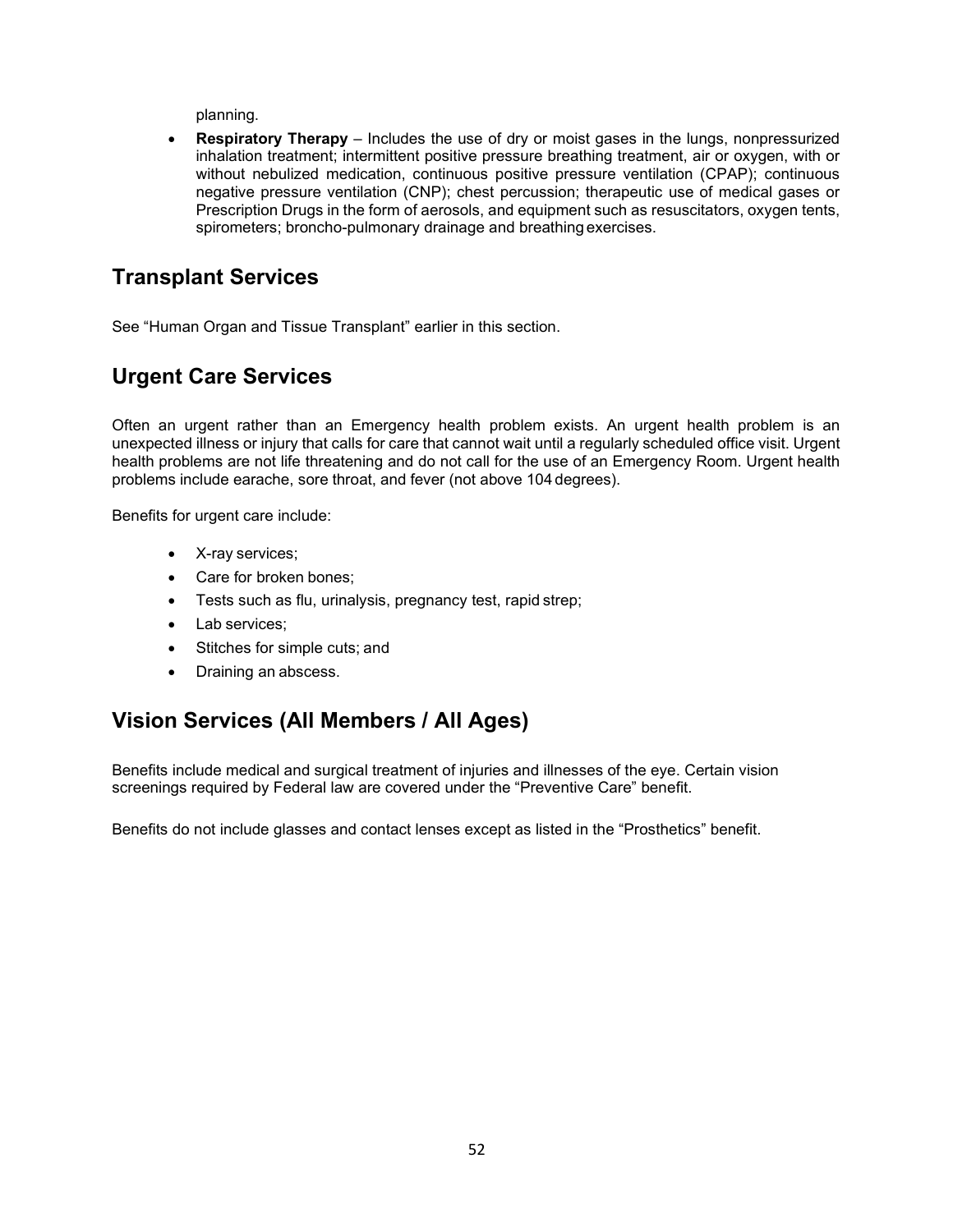planning.

- **Respiratory Therapy** – Includes the use of dry or moist gases in the lungs, nonpressurized inhalation treatment; intermittent positive pressure breathing treatment, air or oxygen, with or without nebulized medication, continuous positive pressure ventilation (CPAP); continuous negative pressure ventilation (CNP); chest percussion; therapeutic use of medical gases or Prescription Drugs in the form of aerosols, and equipment such as resuscitators, oxygen tents, spirometers; broncho-pulmonary drainage and breathing exercises.

## Transplant Services

See "Human Organ and Tissue Transplant" earlier in this section.

## Urgent Care Services

Often an urgent rather than an Emergency health problem exists. An urgent health problem is an unexpected illness or injury that calls for care that cannot wait until a regularly scheduled office visit. Urgent health problems are not life threatening and do not call for the use of an Emergency Room. Urgent health problems include earache, sore throat, and fever (not above 104 degrees).

Benefits for urgent care include:

- X-ray services;
- Care for broken bones;
- Tests such as flu, urinalysis, pregnancy test, rapid strep;
- Lab services;
- Stitches for simple cuts; and
- Draining an abscess.

## Vision Services (All Members / All Ages)

Benefits include medical and surgical treatment of injuries and illnesses of the eye. Certain vision screenings required by Federal law are covered under the "Preventive Care" benefit.

Benefits do not include glasses and contact lenses except as listed in the "Prosthetics" benefit.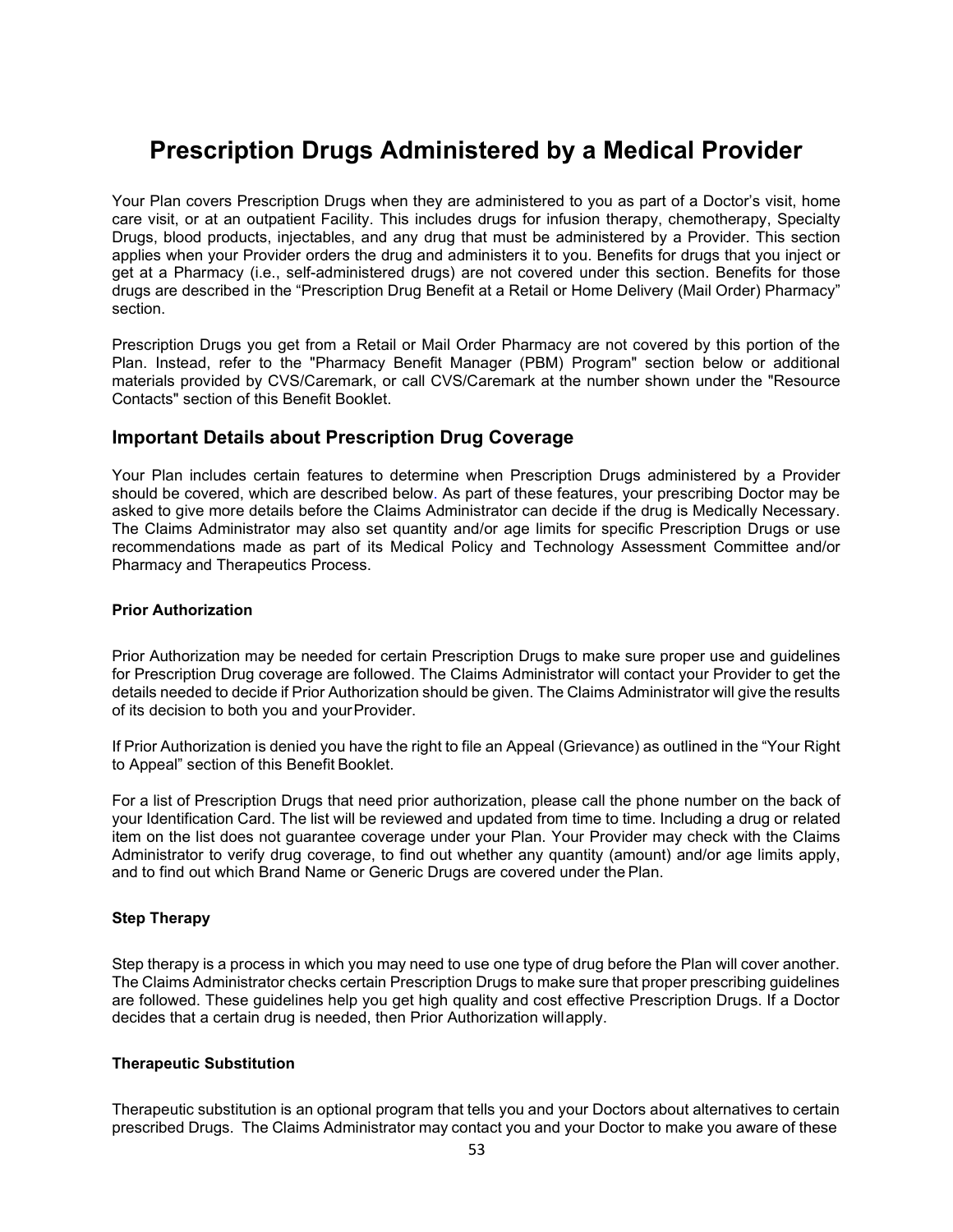# Prescription Drugs Administered by a Medical Provider

Your Plan covers Prescription Drugs when they are administered to you as part of a Doctor's visit, home care visit, or at an outpatient Facility. This includes drugs for infusion therapy, chemotherapy, Specialty Drugs, blood products, injectables, and any drug that must be administered by a Provider. This section applies when your Provider orders the drug and administers it to you. Benefits for drugs that you inject or get at a Pharmacy (i.e., self-administered drugs) are not covered under this section. Benefits for those drugs are described in the "Prescription Drug Benefit at a Retail or Home Delivery (Mail Order) Pharmacy" section.

Prescription Drugs you get from a Retail or Mail Order Pharmacy are not covered by this portion of the Plan. Instead, refer to the "Pharmacy Benefit Manager (PBM) Program" section below or additional materials provided by CVS/Caremark, or call CVS/Caremark at the number shown under the "Resource Contacts" section of this Benefit Booklet.

## Important Details about Prescription Drug Coverage

Your Plan includes certain features to determine when Prescription Drugs administered by a Provider should be covered, which are described below. As part of these features, your prescribing Doctor may be asked to give more details before the Claims Administrator can decide if the drug is Medically Necessary. The Claims Administrator may also set quantity and/or age limits for specific Prescription Drugs or use recommendations made as part of its Medical Policy and Technology Assessment Committee and/or Pharmacy and Therapeutics Process.

### Prior Authorization

Prior Authorization may be needed for certain Prescription Drugs to make sure proper use and guidelines for Prescription Drug coverage are followed. The Claims Administrator will contact your Provider to get the details needed to decide if Prior Authorization should be given. The Claims Administrator will give the results of its decision to both you and your Provider.

If Prior Authorization is denied you have the right to file an Appeal (Grievance) as outlined in the "Your Right to Appeal" section of this Benefit Booklet.

For a list of Prescription Drugs that need prior authorization, please call the phone number on the back of your Identification Card. The list will be reviewed and updated from time to time. Including a drug or related item on the list does not guarantee coverage under your Plan. Your Provider may check with the Claims Administrator to verify drug coverage, to find out whether any quantity (amount) and/or age limits apply, and to find out which Brand Name or Generic Drugs are covered under the Plan.

### Step Therapy

Step therapy is a process in which you may need to use one type of drug before the Plan will cover another. The Claims Administrator checks certain Prescription Drugs to make sure that proper prescribing guidelines are followed. These guidelines help you get high quality and cost effective Prescription Drugs. If a Doctor decides that a certain drug is needed, then Prior Authorization will apply.

### Therapeutic Substitution

Therapeutic substitution is an optional program that tells you and your Doctors about alternatives to certain prescribed Drugs. The Claims Administrator may contact you and your Doctor to make you aware of these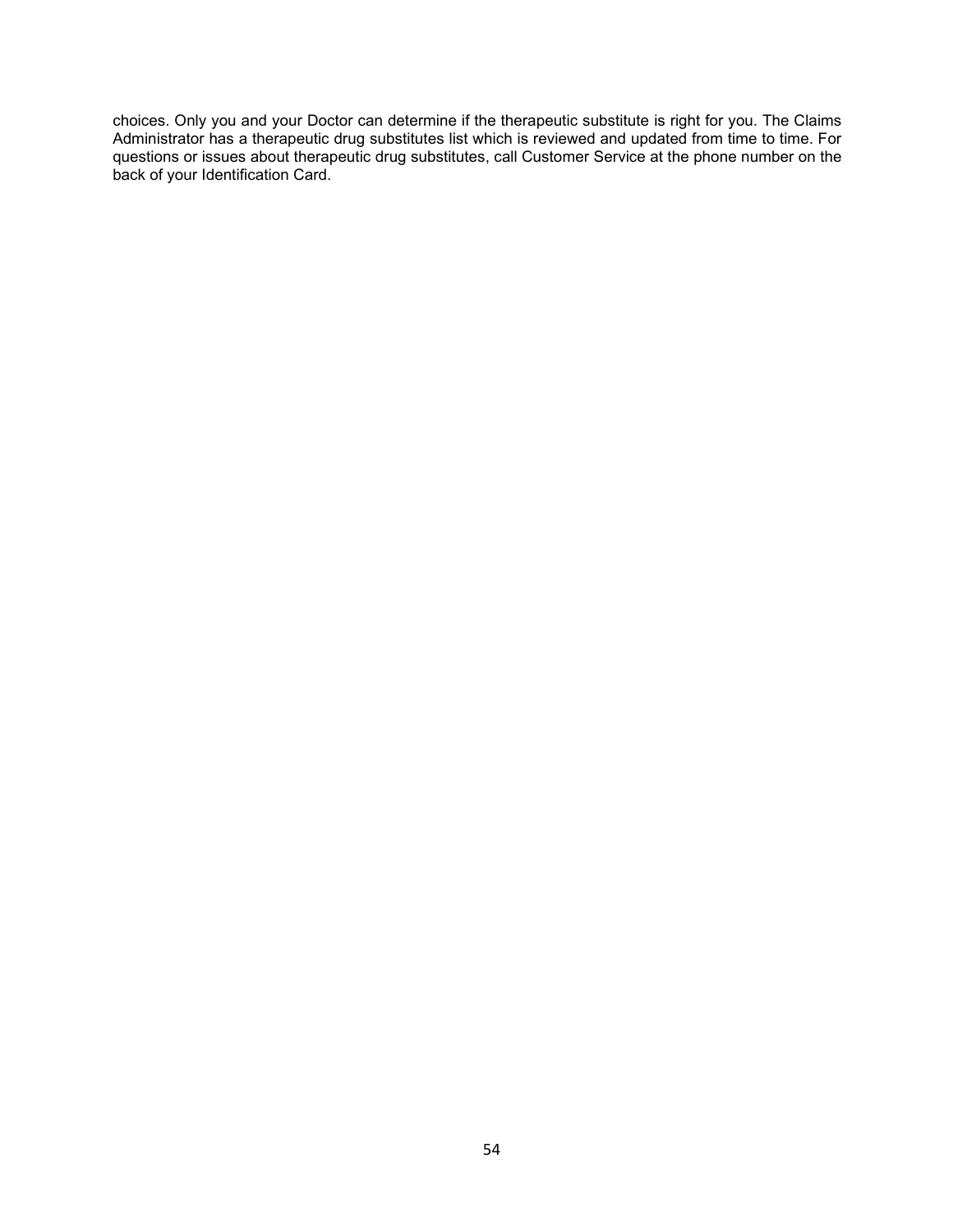choices. Only you and your Doctor can determine if the therapeutic substitute is right for you. The Claims Administrator has a therapeutic drug substitutes list which is reviewed and updated from time to time. For questions or issues about therapeutic drug substitutes, call Customer Service at the phone number on the back of your Identification Card.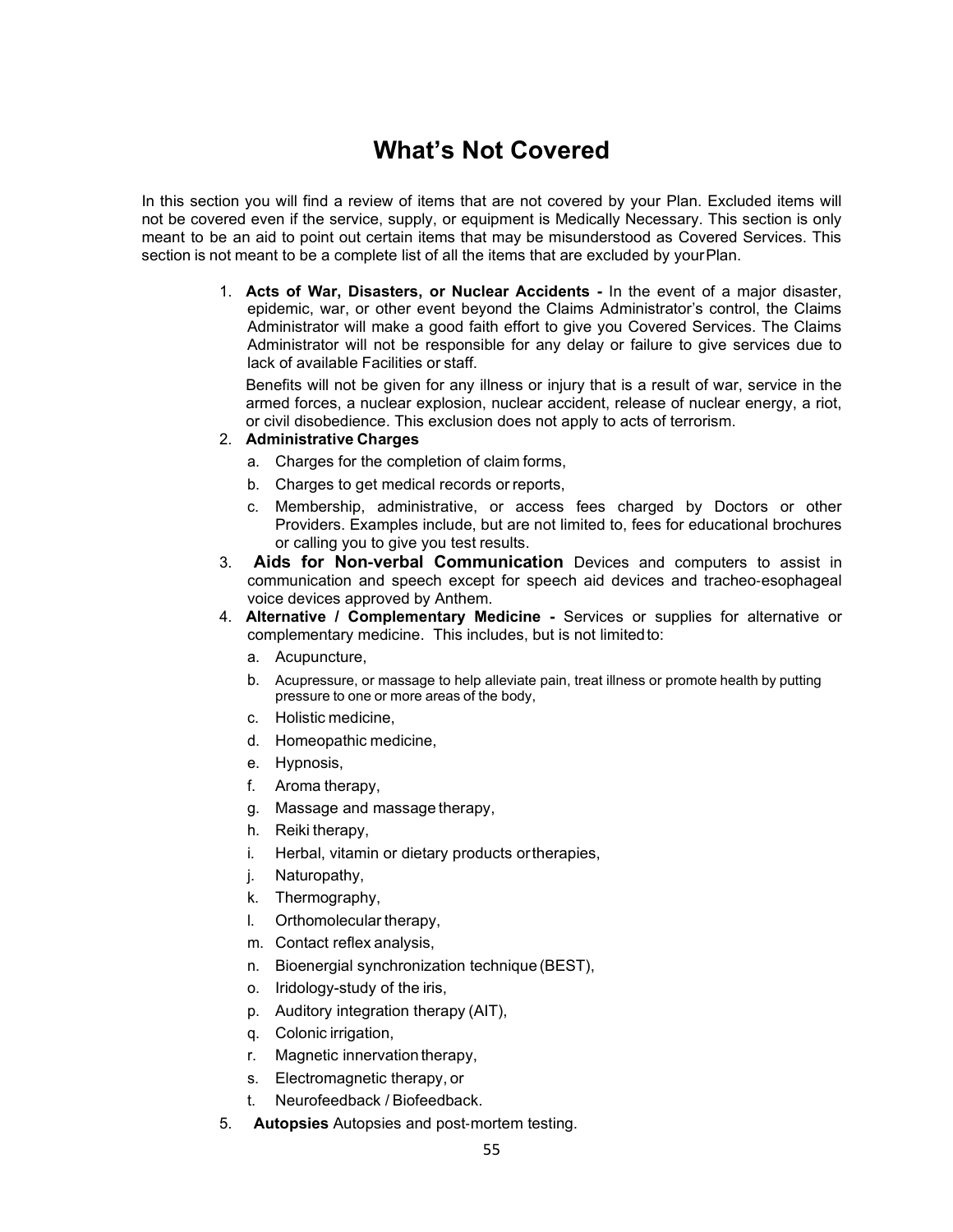# What's Not Covered

In this section you will find a review of items that are not covered by your Plan. Excluded items will not be covered even if the service, supply, or equipment is Medically Necessary. This section is only meant to be an aid to point out certain items that may be misunderstood as Covered Services. This section is not meant to be a complete list of all the items that are excluded by your Plan.

1. **Acts of War, Disasters, or Nuclear Accidents -** In the event of a major disaster, epidemic, war, or other event beyond the Claims Administrator's control, the Claims Administrator will make a good faith effort to give you Covered Services. The Claims Administrator will not be responsible for any delay or failure to give services due to lack of available Facilities or staff.

   Benefits will not be given for any illness or injury that is a result of war, service in the armed forces, a nuclear explosion, nuclear accident, release of nuclear energy, a riot, or civil disobedience. This exclusion does not apply to acts of terrorism.
2. **Administrative Charges**
   a. Charges for the completion of claim forms,
   b. Charges to get medical records or reports,
   c. Membership, administrative, or access fees charged by Doctors or other Providers. Examples include, but are not limited to, fees for educational brochures or calling you to give you test results.
3. **Aids for Non-verbal Communication** Devices and computers to assist in communication and speech except for speech aid devices and tracheo-esophageal voice devices approved by Anthem.
4. **Alternative / Complementary Medicine -** Services or supplies for alternative or complementary medicine. This includes, but is not limited to:
   a. Acupuncture,
   b. Acupressure, or massage to help alleviate pain, treat illness or promote health by putting pressure to one or more areas of the body,
   c. Holistic medicine,
   d. Homeopathic medicine,
   e. Hypnosis,
   f. Aroma therapy,
   g. Massage and massage therapy,
   h. Reiki therapy,
   i. Herbal, vitamin or dietary products or therapies,
   j. Naturopathy,
   k. Thermography,
   l. Orthomolecular therapy,
   m. Contact reflex analysis,
   n. Bioenergial synchronization technique (BEST),
   o. Iridology-study of the iris,
   p. Auditory integration therapy (AIT),
   q. Colonic irrigation,
   r. Magnetic innervation therapy,
   s. Electromagnetic therapy, or
   t. Neurofeedback / Biofeedback.
5. **Autopsies** Autopsies and post-mortem testing.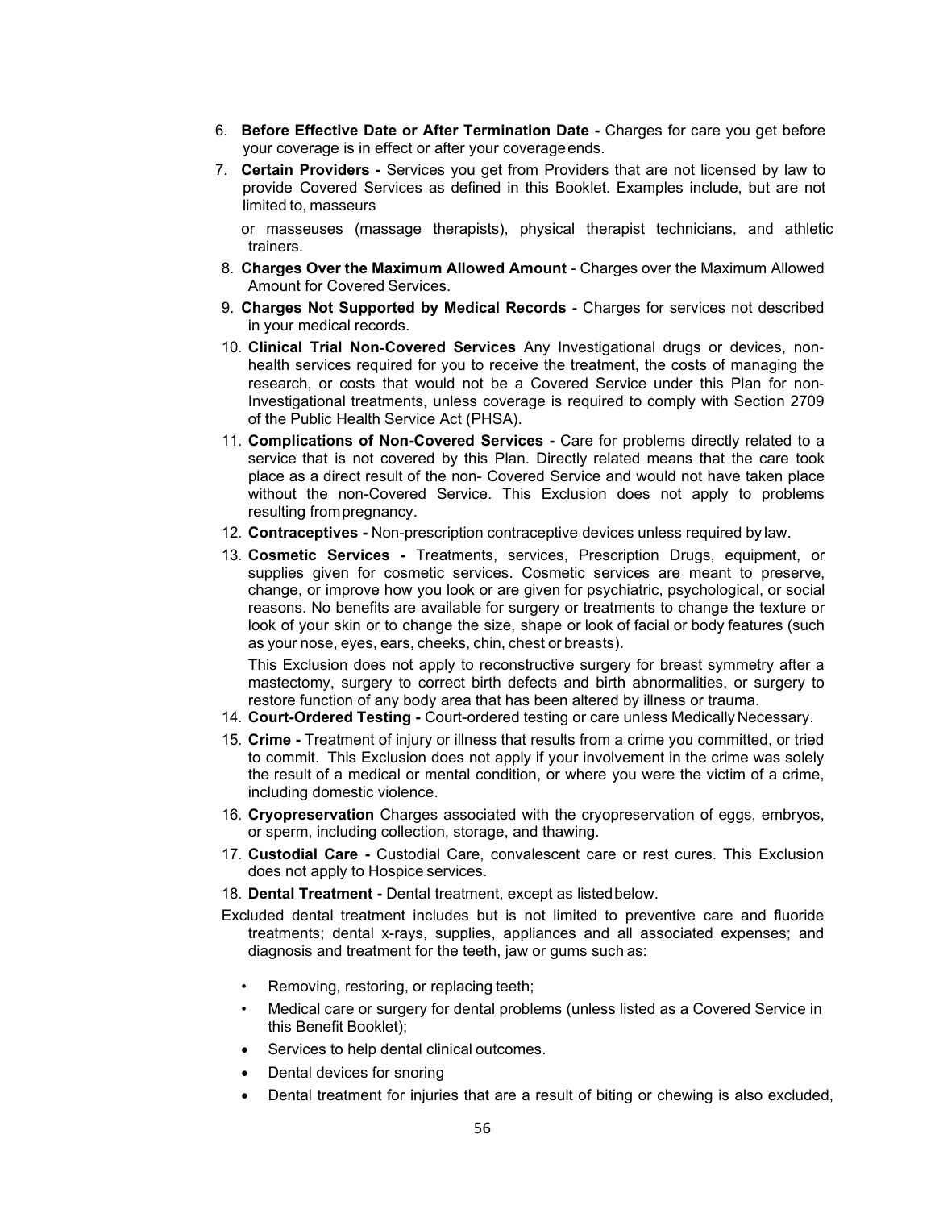6. **Before Effective Date or After Termination Date -** Charges for care you get before your coverage is in effect or after your coverage ends.
7. **Certain Providers -** Services you get from Providers that are not licensed by law to provide Covered Services as defined in this Booklet. Examples include, but are not limited to, masseurs

   or masseuses (massage therapists), physical therapist technicians, and athletic trainers.
8. **Charges Over the Maximum Allowed Amount** - Charges over the Maximum Allowed Amount for Covered Services.
9. **Charges Not Supported by Medical Records** - Charges for services not described in your medical records.
10. **Clinical Trial Non-Covered Services** Any Investigational drugs or devices, non-health services required for you to receive the treatment, the costs of managing the research, or costs that would not be a Covered Service under this Plan for non-Investigational treatments, unless coverage is required to comply with Section 2709 of the Public Health Service Act (PHSA).
11. **Complications of Non-Covered Services -** Care for problems directly related to a service that is not covered by this Plan. Directly related means that the care took place as a direct result of the non- Covered Service and would not have taken place without the non-Covered Service. This Exclusion does not apply to problems resulting from pregnancy.
12. **Contraceptives -** Non-prescription contraceptive devices unless required by law.
13. **Cosmetic Services -** Treatments, services, Prescription Drugs, equipment, or supplies given for cosmetic services. Cosmetic services are meant to preserve, change, or improve how you look or are given for psychiatric, psychological, or social reasons. No benefits are available for surgery or treatments to change the texture or look of your skin or to change the size, shape or look of facial or body features (such as your nose, eyes, ears, cheeks, chin, chest or breasts).

    This Exclusion does not apply to reconstructive surgery for breast symmetry after a mastectomy, surgery to correct birth defects and birth abnormalities, or surgery to restore function of any body area that has been altered by illness or trauma.
14. **Court-Ordered Testing -** Court-ordered testing or care unless Medically Necessary.
15. **Crime -** Treatment of injury or illness that results from a crime you committed, or tried to commit. This Exclusion does not apply if your involvement in the crime was solely the result of a medical or mental condition, or where you were the victim of a crime, including domestic violence.
16. **Cryopreservation** Charges associated with the cryopreservation of eggs, embryos, or sperm, including collection, storage, and thawing.
17. **Custodial Care -** Custodial Care, convalescent care or rest cures. This Exclusion does not apply to Hospice services.
18. **Dental Treatment -** Dental treatment, except as listed below.

Excluded dental treatment includes but is not limited to preventive care and fluoride treatments; dental x-rays, supplies, appliances and all associated expenses; and diagnosis and treatment for the teeth, jaw or gums such as:

- Removing, restoring, or replacing teeth;
- Medical care or surgery for dental problems (unless listed as a Covered Service in this Benefit Booklet);
- Services to help dental clinical outcomes.
- Dental devices for snoring
- Dental treatment for injuries that are a result of biting or chewing is also excluded,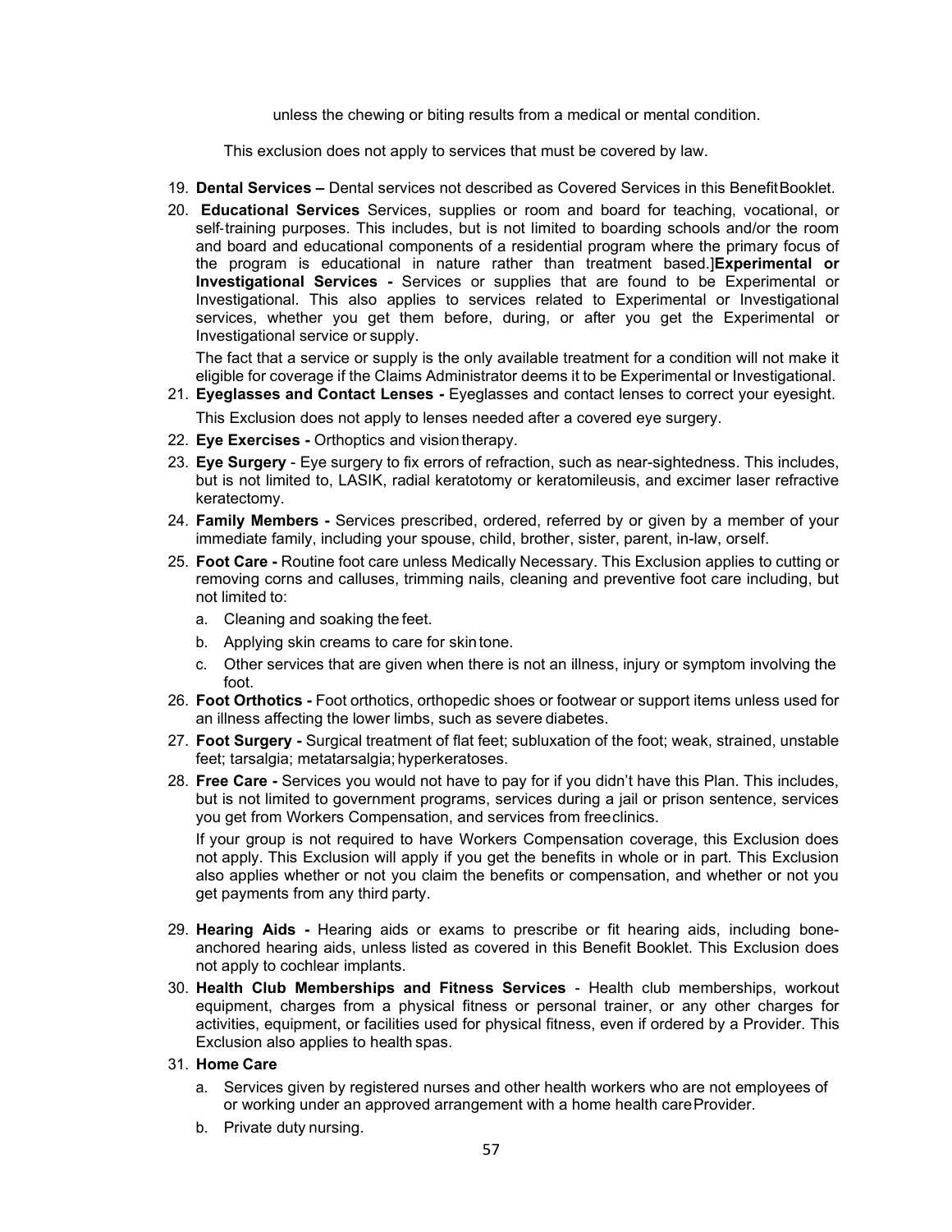unless the chewing or biting results from a medical or mental condition.

This exclusion does not apply to services that must be covered by law.

19. **Dental Services –** Dental services not described as Covered Services in this Benefit Booklet.
20. **Educational Services** Services, supplies or room and board for teaching, vocational, or self-training purposes. This includes, but is not limited to boarding schools and/or the room and board and educational components of a residential program where the primary focus of the program is educational in nature rather than treatment based.]**Experimental or Investigational Services -** Services or supplies that are found to be Experimental or Investigational. This also applies to services related to Experimental or Investigational services, whether you get them before, during, or after you get the Experimental or Investigational service or supply.

    The fact that a service or supply is the only available treatment for a condition will not make it eligible for coverage if the Claims Administrator deems it to be Experimental or Investigational.
21. **Eyeglasses and Contact Lenses -** Eyeglasses and contact lenses to correct your eyesight.

    This Exclusion does not apply to lenses needed after a covered eye surgery.
22. **Eye Exercises -** Orthoptics and vision therapy.
23. **Eye Surgery** - Eye surgery to fix errors of refraction, such as near-sightedness. This includes, but is not limited to, LASIK, radial keratotomy or keratomileusis, and excimer laser refractive keratectomy.
24. **Family Members -** Services prescribed, ordered, referred by or given by a member of your immediate family, including your spouse, child, brother, sister, parent, in-law, orself.
25. **Foot Care -** Routine foot care unless Medically Necessary. This Exclusion applies to cutting or removing corns and calluses, trimming nails, cleaning and preventive foot care including, but not limited to:
    a. Cleaning and soaking the feet.
    b. Applying skin creams to care for skin tone.
    c. Other services that are given when there is not an illness, injury or symptom involving the foot.
26. **Foot Orthotics -** Foot orthotics, orthopedic shoes or footwear or support items unless used for an illness affecting the lower limbs, such as severe diabetes.
27. **Foot Surgery -** Surgical treatment of flat feet; subluxation of the foot; weak, strained, unstable feet; tarsalgia; metatarsalgia; hyperkeratoses.
28. **Free Care -** Services you would not have to pay for if you didn't have this Plan. This includes, but is not limited to government programs, services during a jail or prison sentence, services you get from Workers Compensation, and services from freeclinics.

    If your group is not required to have Workers Compensation coverage, this Exclusion does not apply. This Exclusion will apply if you get the benefits in whole or in part. This Exclusion also applies whether or not you claim the benefits or compensation, and whether or not you get payments from any third party.
29. **Hearing Aids -** Hearing aids or exams to prescribe or fit hearing aids, including bone-anchored hearing aids, unless listed as covered in this Benefit Booklet. This Exclusion does not apply to cochlear implants.
30. **Health Club Memberships and Fitness Services** - Health club memberships, workout equipment, charges from a physical fitness or personal trainer, or any other charges for activities, equipment, or facilities used for physical fitness, even if ordered by a Provider. This Exclusion also applies to health spas.
31. **Home Care**
    a. Services given by registered nurses and other health workers who are not employees of or working under an approved arrangement with a home health care Provider.
    b. Private duty nursing.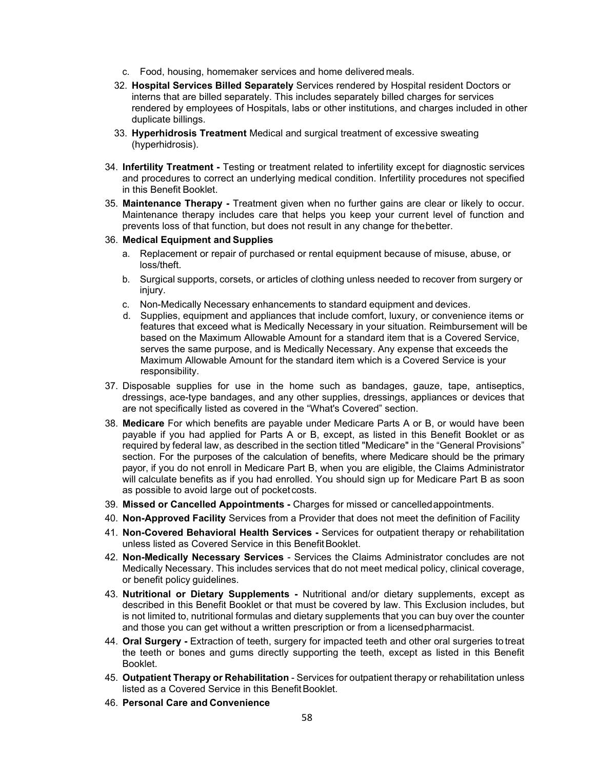c. Food, housing, homemaker services and home delivered meals.

32. **Hospital Services Billed Separately** Services rendered by Hospital resident Doctors or interns that are billed separately. This includes separately billed charges for services rendered by employees of Hospitals, labs or other institutions, and charges included in other duplicate billings.
33. **Hyperhidrosis Treatment** Medical and surgical treatment of excessive sweating (hyperhidrosis).
34. **Infertility Treatment -** Testing or treatment related to infertility except for diagnostic services and procedures to correct an underlying medical condition. Infertility procedures not specified in this Benefit Booklet.
35. **Maintenance Therapy -** Treatment given when no further gains are clear or likely to occur. Maintenance therapy includes care that helps you keep your current level of function and prevents loss of that function, but does not result in any change for the better.
36. **Medical Equipment and Supplies**
    a. Replacement or repair of purchased or rental equipment because of misuse, abuse, or loss/theft.
    b. Surgical supports, corsets, or articles of clothing unless needed to recover from surgery or injury.
    c. Non-Medically Necessary enhancements to standard equipment and devices.
    d. Supplies, equipment and appliances that include comfort, luxury, or convenience items or features that exceed what is Medically Necessary in your situation. Reimbursement will be based on the Maximum Allowable Amount for a standard item that is a Covered Service, serves the same purpose, and is Medically Necessary. Any expense that exceeds the Maximum Allowable Amount for the standard item which is a Covered Service is your responsibility.
37. Disposable supplies for use in the home such as bandages, gauze, tape, antiseptics, dressings, ace-type bandages, and any other supplies, dressings, appliances or devices that are not specifically listed as covered in the "What's Covered" section.
38. **Medicare** For which benefits are payable under Medicare Parts A or B, or would have been payable if you had applied for Parts A or B, except, as listed in this Benefit Booklet or as required by federal law, as described in the section titled "Medicare" in the "General Provisions" section. For the purposes of the calculation of benefits, where Medicare should be the primary payor, if you do not enroll in Medicare Part B, when you are eligible, the Claims Administrator will calculate benefits as if you had enrolled. You should sign up for Medicare Part B as soon as possible to avoid large out of pocket costs.
39. **Missed or Cancelled Appointments -** Charges for missed or cancelled appointments.
40. **Non-Approved Facility** Services from a Provider that does not meet the definition of Facility
41. **Non-Covered Behavioral Health Services -** Services for outpatient therapy or rehabilitation unless listed as Covered Service in this Benefit Booklet.
42. **Non-Medically Necessary Services** - Services the Claims Administrator concludes are not Medically Necessary. This includes services that do not meet medical policy, clinical coverage, or benefit policy guidelines.
43. **Nutritional or Dietary Supplements -** Nutritional and/or dietary supplements, except as described in this Benefit Booklet or that must be covered by law. This Exclusion includes, but is not limited to, nutritional formulas and dietary supplements that you can buy over the counter and those you can get without a written prescription or from a licensed pharmacist.
44. **Oral Surgery -** Extraction of teeth, surgery for impacted teeth and other oral surgeries to treat the teeth or bones and gums directly supporting the teeth, except as listed in this Benefit Booklet.
45. **Outpatient Therapy or Rehabilitation** - Services for outpatient therapy or rehabilitation unless listed as a Covered Service in this Benefit Booklet.
46. **Personal Care and Convenience**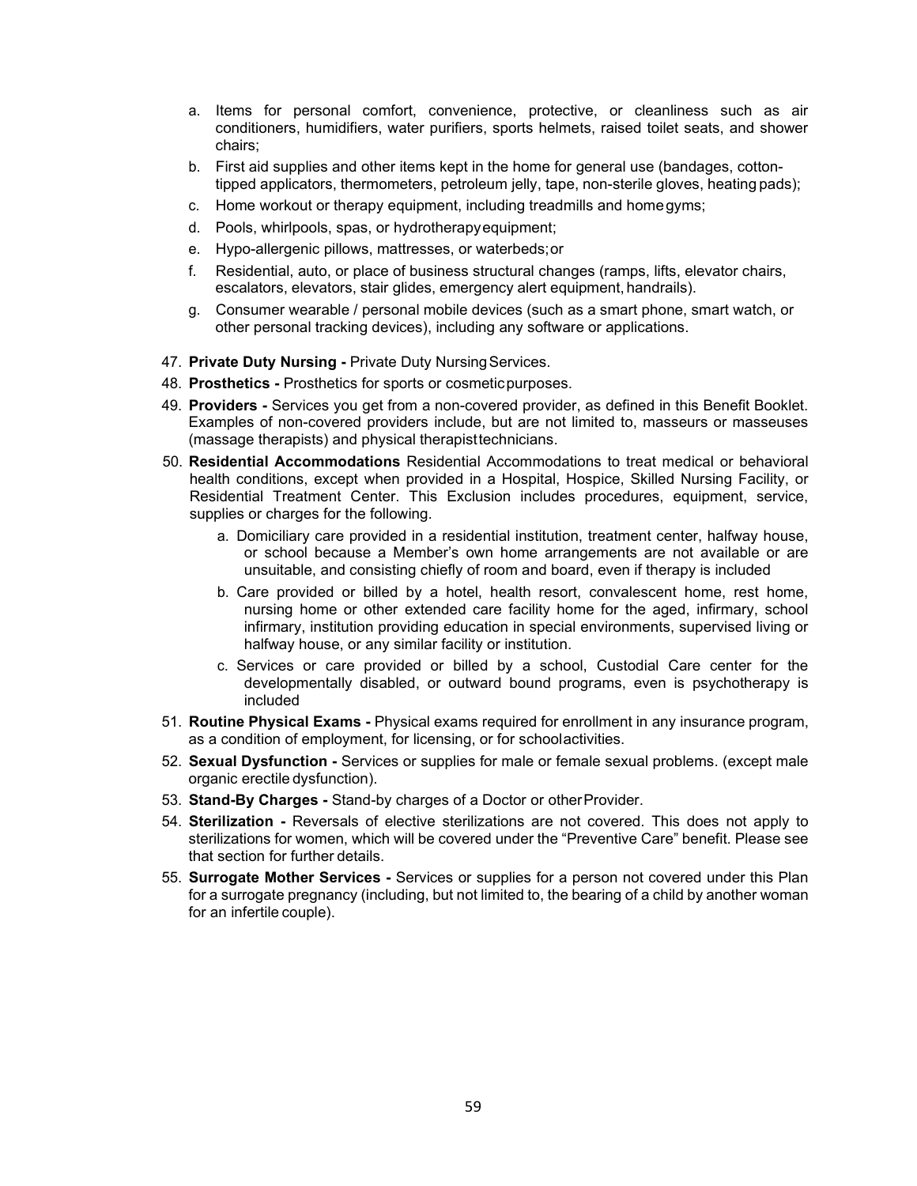a. Items for personal comfort, convenience, protective, or cleanliness such as air conditioners, humidifiers, water purifiers, sports helmets, raised toilet seats, and shower chairs;
b. First aid supplies and other items kept in the home for general use (bandages, cotton-tipped applicators, thermometers, petroleum jelly, tape, non-sterile gloves, heating pads);
c. Home workout or therapy equipment, including treadmills and home gyms;
d. Pools, whirlpools, spas, or hydrotherapy equipment;
e. Hypo-allergenic pillows, mattresses, or waterbeds; or
f. Residential, auto, or place of business structural changes (ramps, lifts, elevator chairs, escalators, elevators, stair glides, emergency alert equipment, handrails).
g. Consumer wearable / personal mobile devices (such as a smart phone, smart watch, or other personal tracking devices), including any software or applications.

47. **Private Duty Nursing -** Private Duty Nursing Services.
48. **Prosthetics -** Prosthetics for sports or cosmetic purposes.
49. **Providers -** Services you get from a non-covered provider, as defined in this Benefit Booklet. Examples of non-covered providers include, but are not limited to, masseurs or masseuses (massage therapists) and physical therapist technicians.
50. **Residential Accommodations** Residential Accommodations to treat medical or behavioral health conditions, except when provided in a Hospital, Hospice, Skilled Nursing Facility, or Residential Treatment Center. This Exclusion includes procedures, equipment, service, supplies or charges for the following.
    a. Domiciliary care provided in a residential institution, treatment center, halfway house, or school because a Member's own home arrangements are not available or are unsuitable, and consisting chiefly of room and board, even if therapy is included
    b. Care provided or billed by a hotel, health resort, convalescent home, rest home, nursing home or other extended care facility home for the aged, infirmary, school infirmary, institution providing education in special environments, supervised living or halfway house, or any similar facility or institution.
    c. Services or care provided or billed by a school, Custodial Care center for the developmentally disabled, or outward bound programs, even is psychotherapy is included
51. **Routine Physical Exams -** Physical exams required for enrollment in any insurance program, as a condition of employment, for licensing, or for school activities.
52. **Sexual Dysfunction -** Services or supplies for male or female sexual problems. (except male organic erectile dysfunction).
53. **Stand-By Charges -** Stand-by charges of a Doctor or other Provider.
54. **Sterilization -** Reversals of elective sterilizations are not covered. This does not apply to sterilizations for women, which will be covered under the "Preventive Care" benefit. Please see that section for further details.
55. **Surrogate Mother Services -** Services or supplies for a person not covered under this Plan for a surrogate pregnancy (including, but not limited to, the bearing of a child by another woman for an infertile couple).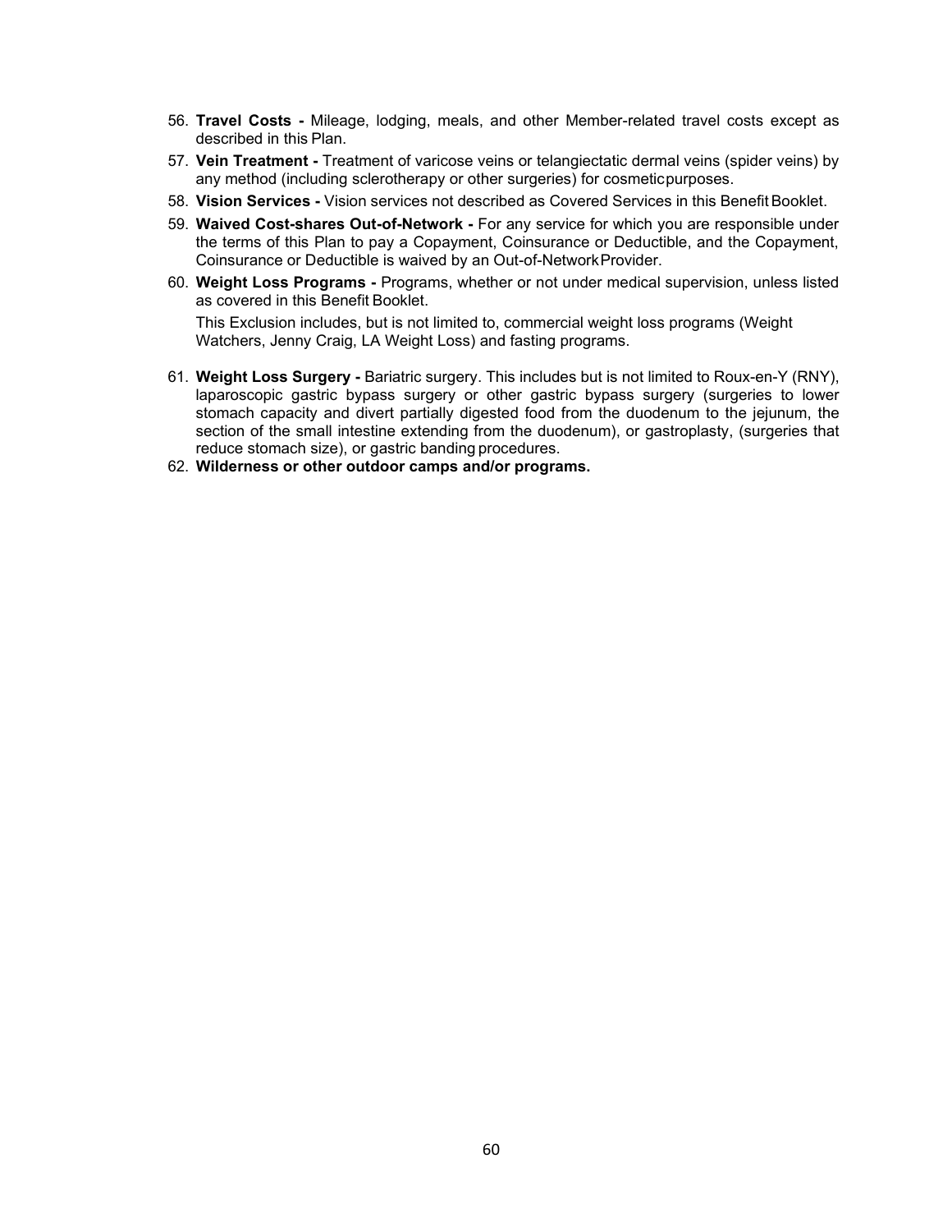56. **Travel Costs -** Mileage, lodging, meals, and other Member-related travel costs except as described in this Plan.
57. **Vein Treatment -** Treatment of varicose veins or telangiectatic dermal veins (spider veins) by any method (including sclerotherapy or other surgeries) for cosmetic purposes.
58. **Vision Services -** Vision services not described as Covered Services in this Benefit Booklet.
59. **Waived Cost-shares Out-of-Network -** For any service for which you are responsible under the terms of this Plan to pay a Copayment, Coinsurance or Deductible, and the Copayment, Coinsurance or Deductible is waived by an Out-of-Network Provider.
60. **Weight Loss Programs -** Programs, whether or not under medical supervision, unless listed as covered in this Benefit Booklet.

    This Exclusion includes, but is not limited to, commercial weight loss programs (Weight Watchers, Jenny Craig, LA Weight Loss) and fasting programs.

61. **Weight Loss Surgery -** Bariatric surgery. This includes but is not limited to Roux-en-Y (RNY), laparoscopic gastric bypass surgery or other gastric bypass surgery (surgeries to lower stomach capacity and divert partially digested food from the duodenum to the jejunum, the section of the small intestine extending from the duodenum), or gastroplasty, (surgeries that reduce stomach size), or gastric banding procedures.
62. **Wilderness or other outdoor camps and/or programs.**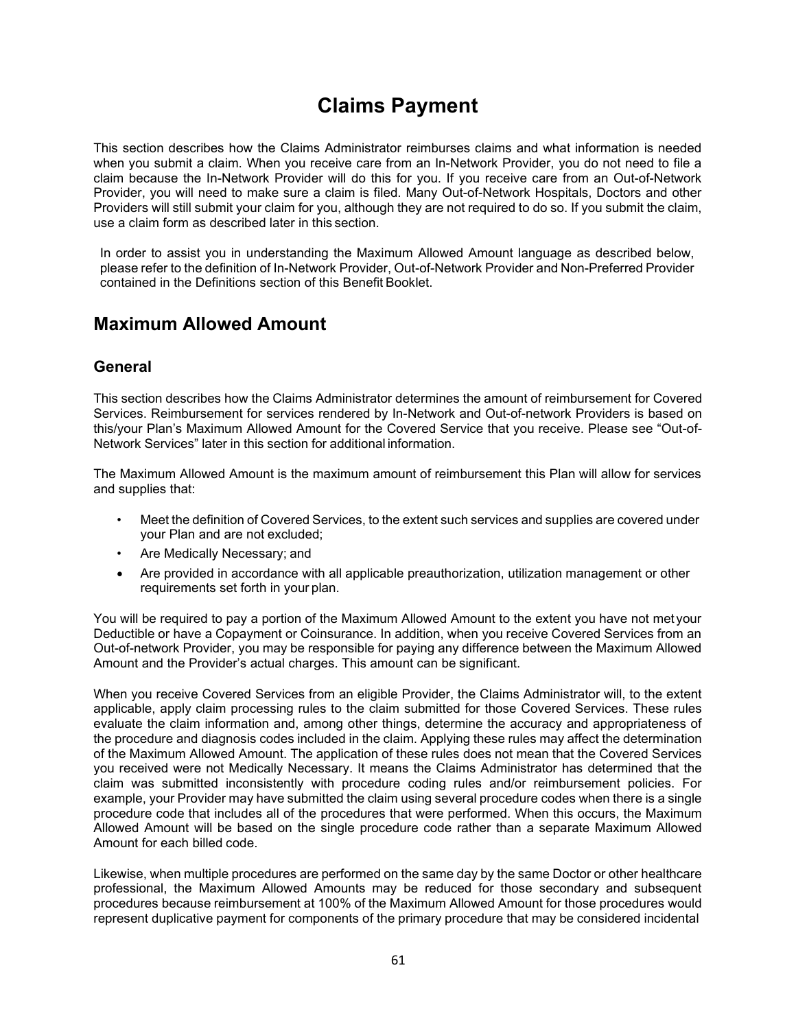# Claims Payment

This section describes how the Claims Administrator reimburses claims and what information is needed when you submit a claim. When you receive care from an In-Network Provider, you do not need to file a claim because the In-Network Provider will do this for you. If you receive care from an Out-of-Network Provider, you will need to make sure a claim is filed. Many Out-of-Network Hospitals, Doctors and other Providers will still submit your claim for you, although they are not required to do so. If you submit the claim, use a claim form as described later in this section.

In order to assist you in understanding the Maximum Allowed Amount language as described below, please refer to the definition of In-Network Provider, Out-of-Network Provider and Non-Preferred Provider contained in the Definitions section of this Benefit Booklet.

## Maximum Allowed Amount

### General

This section describes how the Claims Administrator determines the amount of reimbursement for Covered Services. Reimbursement for services rendered by In-Network and Out-of-network Providers is based on this/your Plan's Maximum Allowed Amount for the Covered Service that you receive. Please see "Out-of-Network Services" later in this section for additional information.

The Maximum Allowed Amount is the maximum amount of reimbursement this Plan will allow for services and supplies that:

- Meet the definition of Covered Services, to the extent such services and supplies are covered under your Plan and are not excluded;
- Are Medically Necessary; and
- Are provided in accordance with all applicable preauthorization, utilization management or other requirements set forth in your plan.

You will be required to pay a portion of the Maximum Allowed Amount to the extent you have not met your Deductible or have a Copayment or Coinsurance. In addition, when you receive Covered Services from an Out-of-network Provider, you may be responsible for paying any difference between the Maximum Allowed Amount and the Provider's actual charges. This amount can be significant.

When you receive Covered Services from an eligible Provider, the Claims Administrator will, to the extent applicable, apply claim processing rules to the claim submitted for those Covered Services. These rules evaluate the claim information and, among other things, determine the accuracy and appropriateness of the procedure and diagnosis codes included in the claim. Applying these rules may affect the determination of the Maximum Allowed Amount. The application of these rules does not mean that the Covered Services you received were not Medically Necessary. It means the Claims Administrator has determined that the claim was submitted inconsistently with procedure coding rules and/or reimbursement policies. For example, your Provider may have submitted the claim using several procedure codes when there is a single procedure code that includes all of the procedures that were performed. When this occurs, the Maximum Allowed Amount will be based on the single procedure code rather than a separate Maximum Allowed Amount for each billed code.

Likewise, when multiple procedures are performed on the same day by the same Doctor or other healthcare professional, the Maximum Allowed Amounts may be reduced for those secondary and subsequent procedures because reimbursement at 100% of the Maximum Allowed Amount for those procedures would represent duplicative payment for components of the primary procedure that may be considered incidental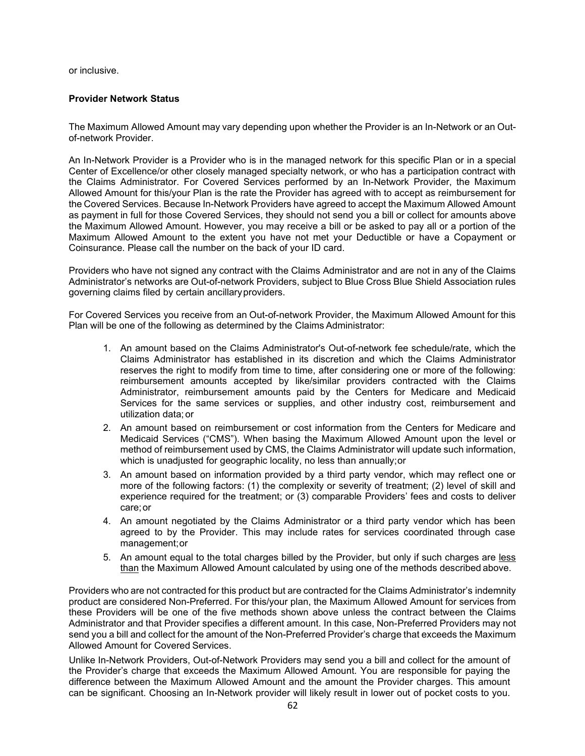or inclusive.

**Provider Network Status**

The Maximum Allowed Amount may vary depending upon whether the Provider is an In-Network or an Out-of-network Provider.

An In-Network Provider is a Provider who is in the managed network for this specific Plan or in a special Center of Excellence/or other closely managed specialty network, or who has a participation contract with the Claims Administrator. For Covered Services performed by an In-Network Provider, the Maximum Allowed Amount for this/your Plan is the rate the Provider has agreed with to accept as reimbursement for the Covered Services. Because In-Network Providers have agreed to accept the Maximum Allowed Amount as payment in full for those Covered Services, they should not send you a bill or collect for amounts above the Maximum Allowed Amount. However, you may receive a bill or be asked to pay all or a portion of the Maximum Allowed Amount to the extent you have not met your Deductible or have a Copayment or Coinsurance. Please call the number on the back of your ID card.

Providers who have not signed any contract with the Claims Administrator and are not in any of the Claims Administrator's networks are Out-of-network Providers, subject to Blue Cross Blue Shield Association rules governing claims filed by certain ancillary providers.

For Covered Services you receive from an Out-of-network Provider, the Maximum Allowed Amount for this Plan will be one of the following as determined by the Claims Administrator:

1. An amount based on the Claims Administrator's Out-of-network fee schedule/rate, which the Claims Administrator has established in its discretion and which the Claims Administrator reserves the right to modify from time to time, after considering one or more of the following: reimbursement amounts accepted by like/similar providers contracted with the Claims Administrator, reimbursement amounts paid by the Centers for Medicare and Medicaid Services for the same services or supplies, and other industry cost, reimbursement and utilization data; or
2. An amount based on reimbursement or cost information from the Centers for Medicare and Medicaid Services ("CMS"). When basing the Maximum Allowed Amount upon the level or method of reimbursement used by CMS, the Claims Administrator will update such information, which is unadjusted for geographic locality, no less than annually; or
3. An amount based on information provided by a third party vendor, which may reflect one or more of the following factors: (1) the complexity or severity of treatment; (2) level of skill and experience required for the treatment; or (3) comparable Providers' fees and costs to deliver care; or
4. An amount negotiated by the Claims Administrator or a third party vendor which has been agreed to by the Provider. This may include rates for services coordinated through case management; or
5. An amount equal to the total charges billed by the Provider, but only if such charges are <u>less than</u> the Maximum Allowed Amount calculated by using one of the methods described above.

Providers who are not contracted for this product but are contracted for the Claims Administrator's indemnity product are considered Non-Preferred. For this/your plan, the Maximum Allowed Amount for services from these Providers will be one of the five methods shown above unless the contract between the Claims Administrator and that Provider specifies a different amount. In this case, Non-Preferred Providers may not send you a bill and collect for the amount of the Non-Preferred Provider's charge that exceeds the Maximum Allowed Amount for Covered Services.

Unlike In-Network Providers, Out-of-Network Providers may send you a bill and collect for the amount of the Provider's charge that exceeds the Maximum Allowed Amount. You are responsible for paying the difference between the Maximum Allowed Amount and the amount the Provider charges. This amount can be significant. Choosing an In-Network provider will likely result in lower out of pocket costs to you.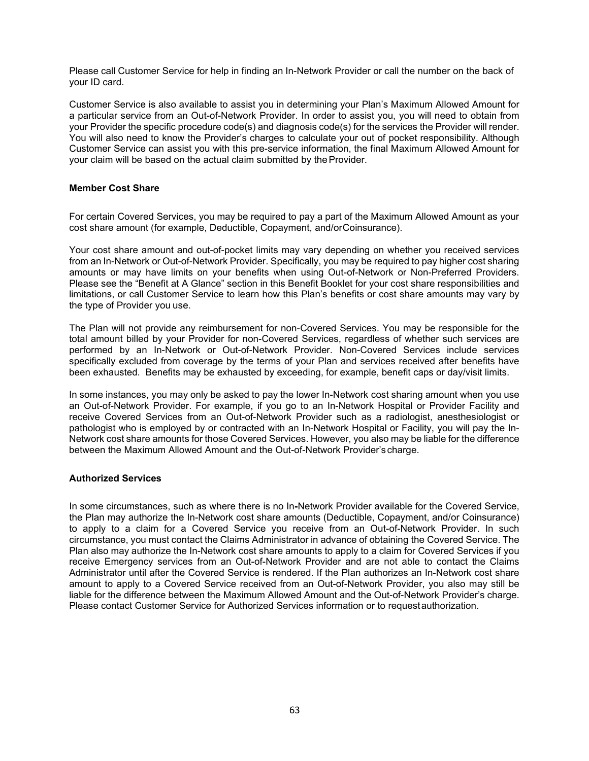Please call Customer Service for help in finding an In-Network Provider or call the number on the back of your ID card.

Customer Service is also available to assist you in determining your Plan's Maximum Allowed Amount for a particular service from an Out-of-Network Provider. In order to assist you, you will need to obtain from your Provider the specific procedure code(s) and diagnosis code(s) for the services the Provider will render. You will also need to know the Provider's charges to calculate your out of pocket responsibility. Although Customer Service can assist you with this pre-service information, the final Maximum Allowed Amount for your claim will be based on the actual claim submitted by the Provider.

**Member Cost Share**

For certain Covered Services, you may be required to pay a part of the Maximum Allowed Amount as your cost share amount (for example, Deductible, Copayment, and/or Coinsurance).

Your cost share amount and out-of-pocket limits may vary depending on whether you received services from an In-Network or Out-of-Network Provider. Specifically, you may be required to pay higher cost sharing amounts or may have limits on your benefits when using Out-of-Network or Non-Preferred Providers. Please see the "Benefit at A Glance" section in this Benefit Booklet for your cost share responsibilities and limitations, or call Customer Service to learn how this Plan's benefits or cost share amounts may vary by the type of Provider you use.

The Plan will not provide any reimbursement for non-Covered Services. You may be responsible for the total amount billed by your Provider for non-Covered Services, regardless of whether such services are performed by an In-Network or Out-of-Network Provider. Non-Covered Services include services specifically excluded from coverage by the terms of your Plan and services received after benefits have been exhausted. Benefits may be exhausted by exceeding, for example, benefit caps or day/visit limits.

In some instances, you may only be asked to pay the lower In-Network cost sharing amount when you use an Out-of-Network Provider. For example, if you go to an In-Network Hospital or Provider Facility and receive Covered Services from an Out-of-Network Provider such as a radiologist, anesthesiologist or pathologist who is employed by or contracted with an In-Network Hospital or Facility, you will pay the In-Network cost share amounts for those Covered Services. However, you also may be liable for the difference between the Maximum Allowed Amount and the Out-of-Network Provider's charge.

**Authorized Services**

In some circumstances, such as where there is no In-Network Provider available for the Covered Service, the Plan may authorize the In-Network cost share amounts (Deductible, Copayment, and/or Coinsurance) to apply to a claim for a Covered Service you receive from an Out-of-Network Provider. In such circumstance, you must contact the Claims Administrator in advance of obtaining the Covered Service. The Plan also may authorize the In-Network cost share amounts to apply to a claim for Covered Services if you receive Emergency services from an Out-of-Network Provider and are not able to contact the Claims Administrator until after the Covered Service is rendered. If the Plan authorizes an In-Network cost share amount to apply to a Covered Service received from an Out-of-Network Provider, you also may still be liable for the difference between the Maximum Allowed Amount and the Out-of-Network Provider's charge. Please contact Customer Service for Authorized Services information or to request authorization.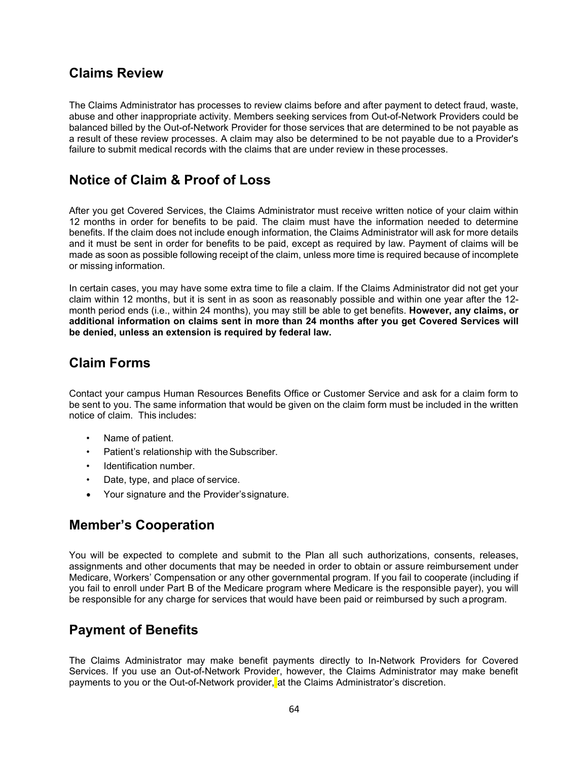## Claims Review

The Claims Administrator has processes to review claims before and after payment to detect fraud, waste, abuse and other inappropriate activity. Members seeking services from Out-of-Network Providers could be balanced billed by the Out-of-Network Provider for those services that are determined to be not payable as a result of these review processes. A claim may also be determined to be not payable due to a Provider's failure to submit medical records with the claims that are under review in these processes.

## Notice of Claim & Proof of Loss

After you get Covered Services, the Claims Administrator must receive written notice of your claim within 12 months in order for benefits to be paid. The claim must have the information needed to determine benefits. If the claim does not include enough information, the Claims Administrator will ask for more details and it must be sent in order for benefits to be paid, except as required by law. Payment of claims will be made as soon as possible following receipt of the claim, unless more time is required because of incomplete or missing information.

In certain cases, you may have some extra time to file a claim. If the Claims Administrator did not get your claim within 12 months, but it is sent in as soon as reasonably possible and within one year after the 12-month period ends (i.e., within 24 months), you may still be able to get benefits. **However, any claims, or additional information on claims sent in more than 24 months after you get Covered Services will be denied, unless an extension is required by federal law.**

## Claim Forms

Contact your campus Human Resources Benefits Office or Customer Service and ask for a claim form to be sent to you. The same information that would be given on the claim form must be included in the written notice of claim. This includes:

- Name of patient.
- Patient's relationship with the Subscriber.
- Identification number.
- Date, type, and place of service.
- Your signature and the Provider's signature.

## Member's Cooperation

You will be expected to complete and submit to the Plan all such authorizations, consents, releases, assignments and other documents that may be needed in order to obtain or assure reimbursement under Medicare, Workers' Compensation or any other governmental program. If you fail to cooperate (including if you fail to enroll under Part B of the Medicare program where Medicare is the responsible payer), you will be responsible for any charge for services that would have been paid or reimbursed by such a program.

## Payment of Benefits

The Claims Administrator may make benefit payments directly to In-Network Providers for Covered Services. If you use an Out-of-Network Provider, however, the Claims Administrator may make benefit payments to you or the Out-of-Network provider, at the Claims Administrator's discretion.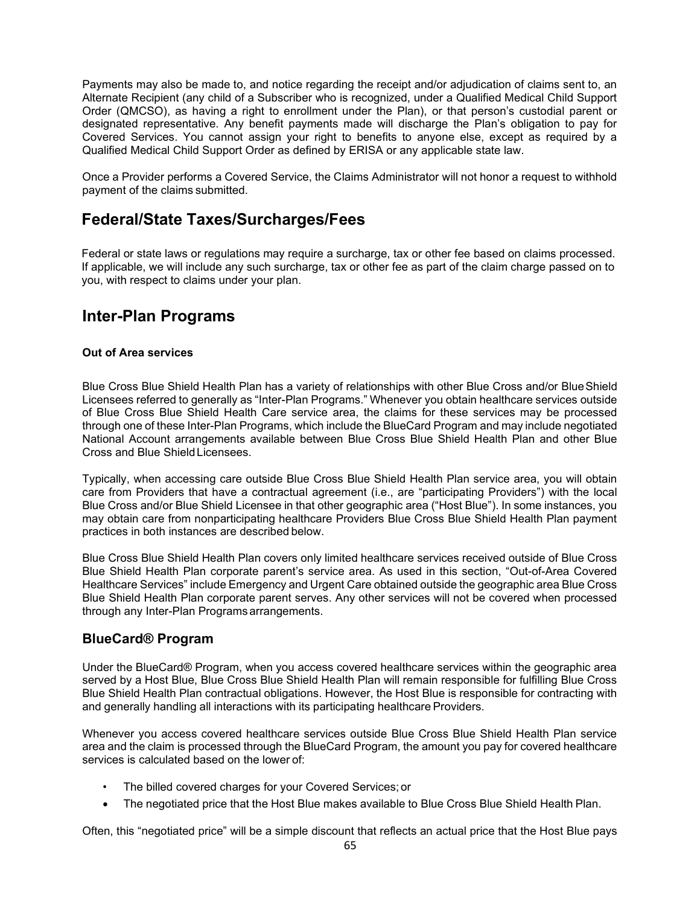Payments may also be made to, and notice regarding the receipt and/or adjudication of claims sent to, an Alternate Recipient (any child of a Subscriber who is recognized, under a Qualified Medical Child Support Order (QMCSO), as having a right to enrollment under the Plan), or that person's custodial parent or designated representative. Any benefit payments made will discharge the Plan's obligation to pay for Covered Services. You cannot assign your right to benefits to anyone else, except as required by a Qualified Medical Child Support Order as defined by ERISA or any applicable state law.

Once a Provider performs a Covered Service, the Claims Administrator will not honor a request to withhold payment of the claims submitted.

## Federal/State Taxes/Surcharges/Fees

Federal or state laws or regulations may require a surcharge, tax or other fee based on claims processed. If applicable, we will include any such surcharge, tax or other fee as part of the claim charge passed on to you, with respect to claims under your plan.

## Inter-Plan Programs

#### Out of Area services

Blue Cross Blue Shield Health Plan has a variety of relationships with other Blue Cross and/or Blue Shield Licensees referred to generally as "Inter-Plan Programs." Whenever you obtain healthcare services outside of Blue Cross Blue Shield Health Care service area, the claims for these services may be processed through one of these Inter-Plan Programs, which include the BlueCard Program and may include negotiated National Account arrangements available between Blue Cross Blue Shield Health Plan and other Blue Cross and Blue Shield Licensees.

Typically, when accessing care outside Blue Cross Blue Shield Health Plan service area, you will obtain care from Providers that have a contractual agreement (i.e., are "participating Providers") with the local Blue Cross and/or Blue Shield Licensee in that other geographic area ("Host Blue"). In some instances, you may obtain care from nonparticipating healthcare Providers Blue Cross Blue Shield Health Plan payment practices in both instances are described below.

Blue Cross Blue Shield Health Plan covers only limited healthcare services received outside of Blue Cross Blue Shield Health Plan corporate parent's service area. As used in this section, "Out-of-Area Covered Healthcare Services" include Emergency and Urgent Care obtained outside the geographic area Blue Cross Blue Shield Health Plan corporate parent serves. Any other services will not be covered when processed through any Inter-Plan Programs arrangements.

### BlueCard® Program

Under the BlueCard® Program, when you access covered healthcare services within the geographic area served by a Host Blue, Blue Cross Blue Shield Health Plan will remain responsible for fulfilling Blue Cross Blue Shield Health Plan contractual obligations. However, the Host Blue is responsible for contracting with and generally handling all interactions with its participating healthcare Providers.

Whenever you access covered healthcare services outside Blue Cross Blue Shield Health Plan service area and the claim is processed through the BlueCard Program, the amount you pay for covered healthcare services is calculated based on the lower of:

- The billed covered charges for your Covered Services; or
- The negotiated price that the Host Blue makes available to Blue Cross Blue Shield Health Plan.

Often, this "negotiated price" will be a simple discount that reflects an actual price that the Host Blue pays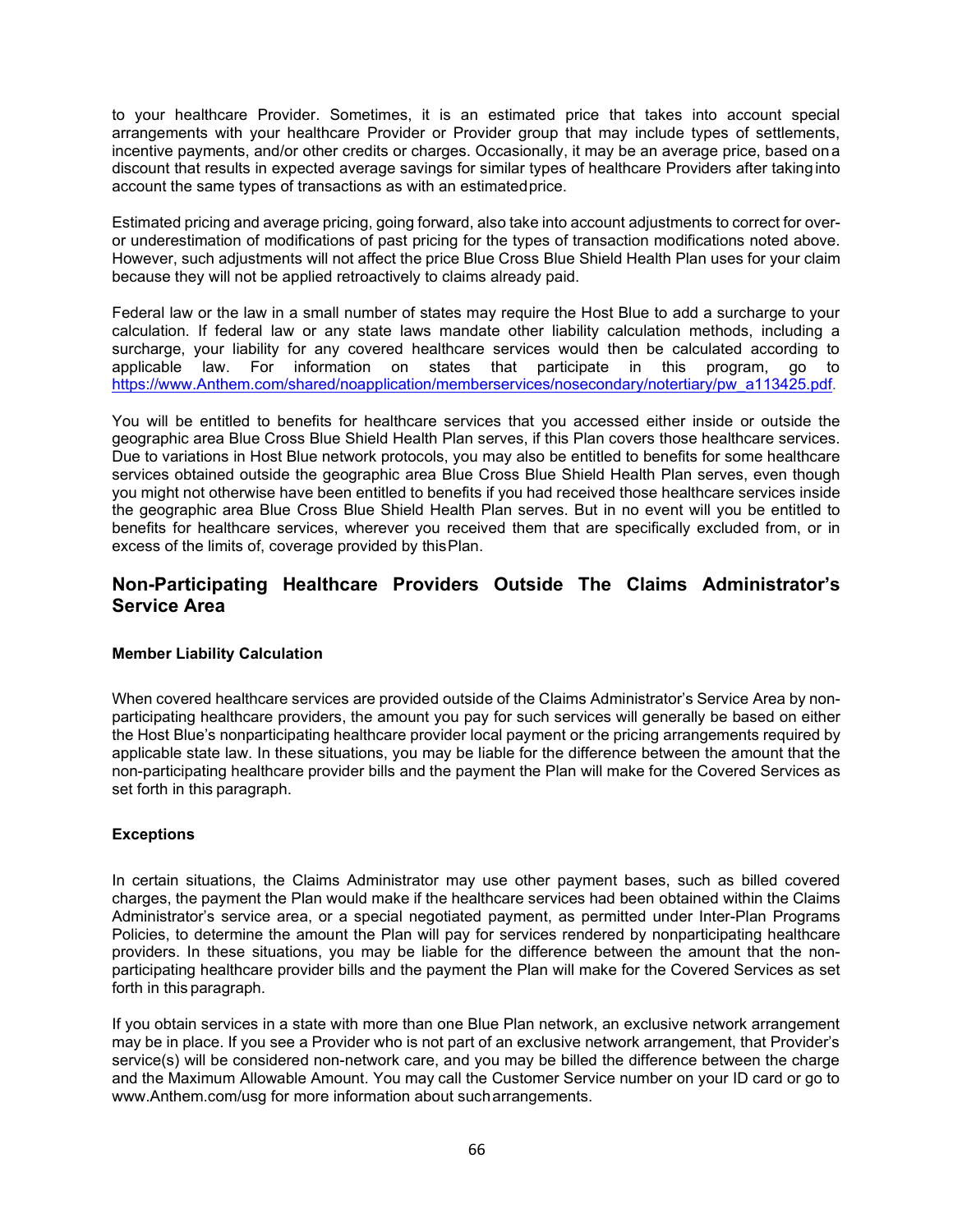to your healthcare Provider. Sometimes, it is an estimated price that takes into account special arrangements with your healthcare Provider or Provider group that may include types of settlements, incentive payments, and/or other credits or charges. Occasionally, it may be an average price, based on a discount that results in expected average savings for similar types of healthcare Providers after taking into account the same types of transactions as with an estimated price.

Estimated pricing and average pricing, going forward, also take into account adjustments to correct for over- or underestimation of modifications of past pricing for the types of transaction modifications noted above. However, such adjustments will not affect the price Blue Cross Blue Shield Health Plan uses for your claim because they will not be applied retroactively to claims already paid.

Federal law or the law in a small number of states may require the Host Blue to add a surcharge to your calculation. If federal law or any state laws mandate other liability calculation methods, including a surcharge, your liability for any covered healthcare services would then be calculated according to applicable law. For information on states that participate in this program, go to https://www.Anthem.com/shared/noapplication/memberservices/nosecondary/notertiary/pw_a113425.pdf.

You will be entitled to benefits for healthcare services that you accessed either inside or outside the geographic area Blue Cross Blue Shield Health Plan serves, if this Plan covers those healthcare services. Due to variations in Host Blue network protocols, you may also be entitled to benefits for some healthcare services obtained outside the geographic area Blue Cross Blue Shield Health Plan serves, even though you might not otherwise have been entitled to benefits if you had received those healthcare services inside the geographic area Blue Cross Blue Shield Health Plan serves. But in no event will you be entitled to benefits for healthcare services, wherever you received them that are specifically excluded from, or in excess of the limits of, coverage provided by this Plan.

## Non-Participating Healthcare Providers Outside The Claims Administrator's Service Area

**Member Liability Calculation**

When covered healthcare services are provided outside of the Claims Administrator's Service Area by non-participating healthcare providers, the amount you pay for such services will generally be based on either the Host Blue's nonparticipating healthcare provider local payment or the pricing arrangements required by applicable state law. In these situations, you may be liable for the difference between the amount that the non-participating healthcare provider bills and the payment the Plan will make for the Covered Services as set forth in this paragraph.

**Exceptions**

In certain situations, the Claims Administrator may use other payment bases, such as billed covered charges, the payment the Plan would make if the healthcare services had been obtained within the Claims Administrator's service area, or a special negotiated payment, as permitted under Inter-Plan Programs Policies, to determine the amount the Plan will pay for services rendered by nonparticipating healthcare providers. In these situations, you may be liable for the difference between the amount that the non-participating healthcare provider bills and the payment the Plan will make for the Covered Services as set forth in this paragraph.

If you obtain services in a state with more than one Blue Plan network, an exclusive network arrangement may be in place. If you see a Provider who is not part of an exclusive network arrangement, that Provider's service(s) will be considered non-network care, and you may be billed the difference between the charge and the Maximum Allowable Amount. You may call the Customer Service number on your ID card or go to www.Anthem.com/usg for more information about such arrangements.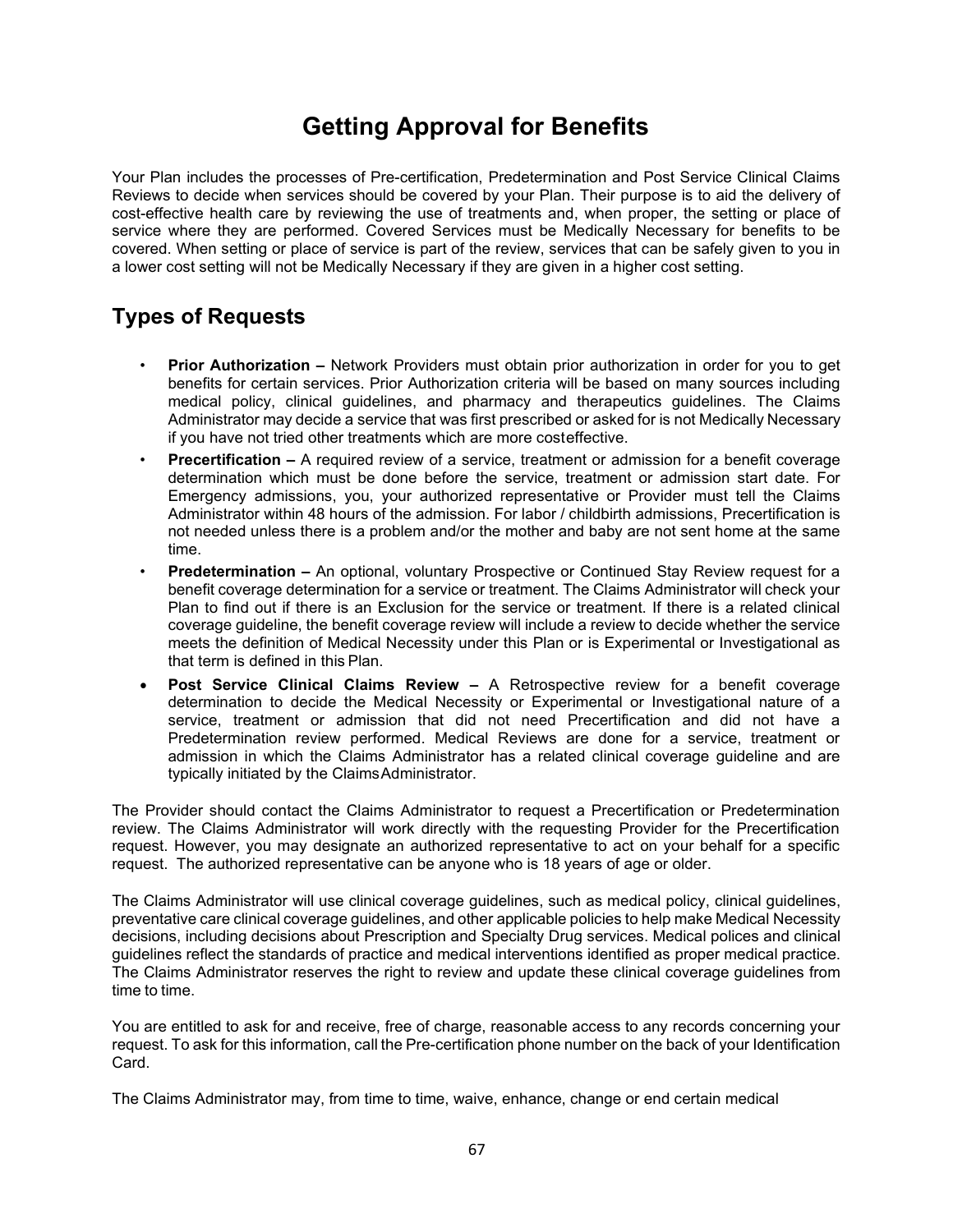# Getting Approval for Benefits

Your Plan includes the processes of Pre-certification, Predetermination and Post Service Clinical Claims Reviews to decide when services should be covered by your Plan. Their purpose is to aid the delivery of cost-effective health care by reviewing the use of treatments and, when proper, the setting or place of service where they are performed. Covered Services must be Medically Necessary for benefits to be covered. When setting or place of service is part of the review, services that can be safely given to you in a lower cost setting will not be Medically Necessary if they are given in a higher cost setting.

## Types of Requests

- **Prior Authorization –** Network Providers must obtain prior authorization in order for you to get benefits for certain services. Prior Authorization criteria will be based on many sources including medical policy, clinical guidelines, and pharmacy and therapeutics guidelines. The Claims Administrator may decide a service that was first prescribed or asked for is not Medically Necessary if you have not tried other treatments which are more costeffective.
- **Precertification –** A required review of a service, treatment or admission for a benefit coverage determination which must be done before the service, treatment or admission start date. For Emergency admissions, you, your authorized representative or Provider must tell the Claims Administrator within 48 hours of the admission. For labor / childbirth admissions, Precertification is not needed unless there is a problem and/or the mother and baby are not sent home at the same time.
- **Predetermination –** An optional, voluntary Prospective or Continued Stay Review request for a benefit coverage determination for a service or treatment. The Claims Administrator will check your Plan to find out if there is an Exclusion for the service or treatment. If there is a related clinical coverage guideline, the benefit coverage review will include a review to decide whether the service meets the definition of Medical Necessity under this Plan or is Experimental or Investigational as that term is defined in this Plan.
- **Post Service Clinical Claims Review –** A Retrospective review for a benefit coverage determination to decide the Medical Necessity or Experimental or Investigational nature of a service, treatment or admission that did not need Precertification and did not have a Predetermination review performed. Medical Reviews are done for a service, treatment or admission in which the Claims Administrator has a related clinical coverage guideline and are typically initiated by the Claims Administrator.

The Provider should contact the Claims Administrator to request a Precertification or Predetermination review. The Claims Administrator will work directly with the requesting Provider for the Precertification request. However, you may designate an authorized representative to act on your behalf for a specific request. The authorized representative can be anyone who is 18 years of age or older.

The Claims Administrator will use clinical coverage guidelines, such as medical policy, clinical guidelines, preventative care clinical coverage guidelines, and other applicable policies to help make Medical Necessity decisions, including decisions about Prescription and Specialty Drug services. Medical polices and clinical guidelines reflect the standards of practice and medical interventions identified as proper medical practice. The Claims Administrator reserves the right to review and update these clinical coverage guidelines from time to time.

You are entitled to ask for and receive, free of charge, reasonable access to any records concerning your request. To ask for this information, call the Pre-certification phone number on the back of your Identification Card.

The Claims Administrator may, from time to time, waive, enhance, change or end certain medical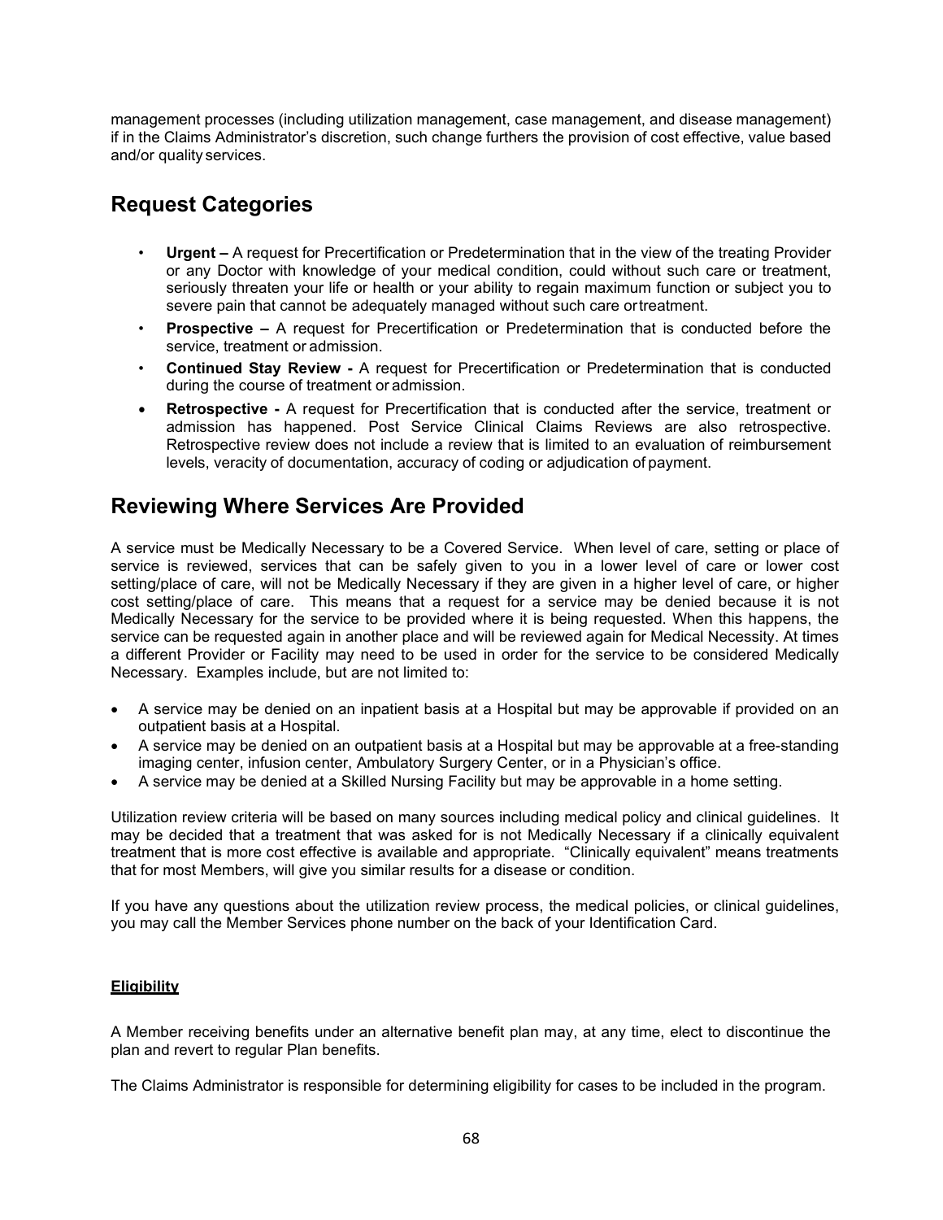management processes (including utilization management, case management, and disease management) if in the Claims Administrator's discretion, such change furthers the provision of cost effective, value based and/or quality services.

## Request Categories

- **Urgent –** A request for Precertification or Predetermination that in the view of the treating Provider or any Doctor with knowledge of your medical condition, could without such care or treatment, seriously threaten your life or health or your ability to regain maximum function or subject you to severe pain that cannot be adequately managed without such care or treatment.
- **Prospective –** A request for Precertification or Predetermination that is conducted before the service, treatment or admission.
- **Continued Stay Review -** A request for Precertification or Predetermination that is conducted during the course of treatment or admission.
- **Retrospective -** A request for Precertification that is conducted after the service, treatment or admission has happened. Post Service Clinical Claims Reviews are also retrospective. Retrospective review does not include a review that is limited to an evaluation of reimbursement levels, veracity of documentation, accuracy of coding or adjudication of payment.

## Reviewing Where Services Are Provided

A service must be Medically Necessary to be a Covered Service. When level of care, setting or place of service is reviewed, services that can be safely given to you in a lower level of care or lower cost setting/place of care, will not be Medically Necessary if they are given in a higher level of care, or higher cost setting/place of care. This means that a request for a service may be denied because it is not Medically Necessary for the service to be provided where it is being requested. When this happens, the service can be requested again in another place and will be reviewed again for Medical Necessity. At times a different Provider or Facility may need to be used in order for the service to be considered Medically Necessary. Examples include, but are not limited to:

- A service may be denied on an inpatient basis at a Hospital but may be approvable if provided on an outpatient basis at a Hospital.
- A service may be denied on an outpatient basis at a Hospital but may be approvable at a free-standing imaging center, infusion center, Ambulatory Surgery Center, or in a Physician's office.
- A service may be denied at a Skilled Nursing Facility but may be approvable in a home setting.

Utilization review criteria will be based on many sources including medical policy and clinical guidelines. It may be decided that a treatment that was asked for is not Medically Necessary if a clinically equivalent treatment that is more cost effective is available and appropriate. "Clinically equivalent" means treatments that for most Members, will give you similar results for a disease or condition.

If you have any questions about the utilization review process, the medical policies, or clinical guidelines, you may call the Member Services phone number on the back of your Identification Card.

**Eligibility**

A Member receiving benefits under an alternative benefit plan may, at any time, elect to discontinue the plan and revert to regular Plan benefits.

The Claims Administrator is responsible for determining eligibility for cases to be included in the program.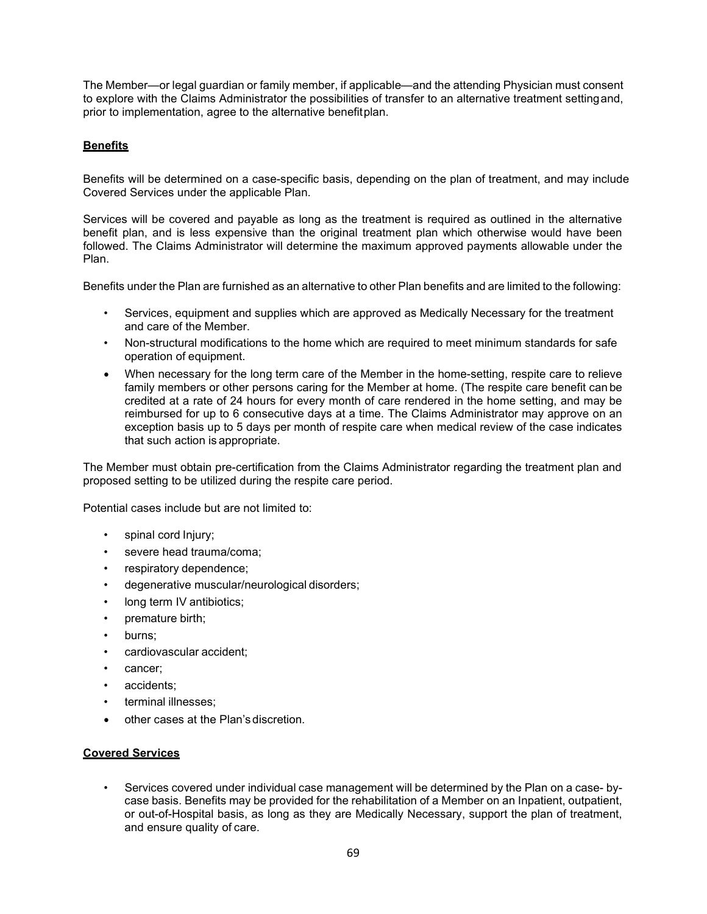The Member—or legal guardian or family member, if applicable—and the attending Physician must consent to explore with the Claims Administrator the possibilities of transfer to an alternative treatment setting and, prior to implementation, agree to the alternative benefit plan.

**Benefits**

Benefits will be determined on a case-specific basis, depending on the plan of treatment, and may include Covered Services under the applicable Plan.

Services will be covered and payable as long as the treatment is required as outlined in the alternative benefit plan, and is less expensive than the original treatment plan which otherwise would have been followed. The Claims Administrator will determine the maximum approved payments allowable under the Plan.

Benefits under the Plan are furnished as an alternative to other Plan benefits and are limited to the following:

- Services, equipment and supplies which are approved as Medically Necessary for the treatment and care of the Member.
- Non-structural modifications to the home which are required to meet minimum standards for safe operation of equipment.
- When necessary for the long term care of the Member in the home-setting, respite care to relieve family members or other persons caring for the Member at home. (The respite care benefit can be credited at a rate of 24 hours for every month of care rendered in the home setting, and may be reimbursed for up to 6 consecutive days at a time. The Claims Administrator may approve on an exception basis up to 5 days per month of respite care when medical review of the case indicates that such action is appropriate.

The Member must obtain pre-certification from the Claims Administrator regarding the treatment plan and proposed setting to be utilized during the respite care period.

Potential cases include but are not limited to:

- spinal cord Injury;
- severe head trauma/coma;
- respiratory dependence;
- degenerative muscular/neurological disorders;
- long term IV antibiotics;
- premature birth;
- burns;
- cardiovascular accident;
- cancer;
- accidents;
- terminal illnesses;
- other cases at the Plan's discretion.

**Covered Services**

- Services covered under individual case management will be determined by the Plan on a case- by-case basis. Benefits may be provided for the rehabilitation of a Member on an Inpatient, outpatient, or out-of-Hospital basis, as long as they are Medically Necessary, support the plan of treatment, and ensure quality of care.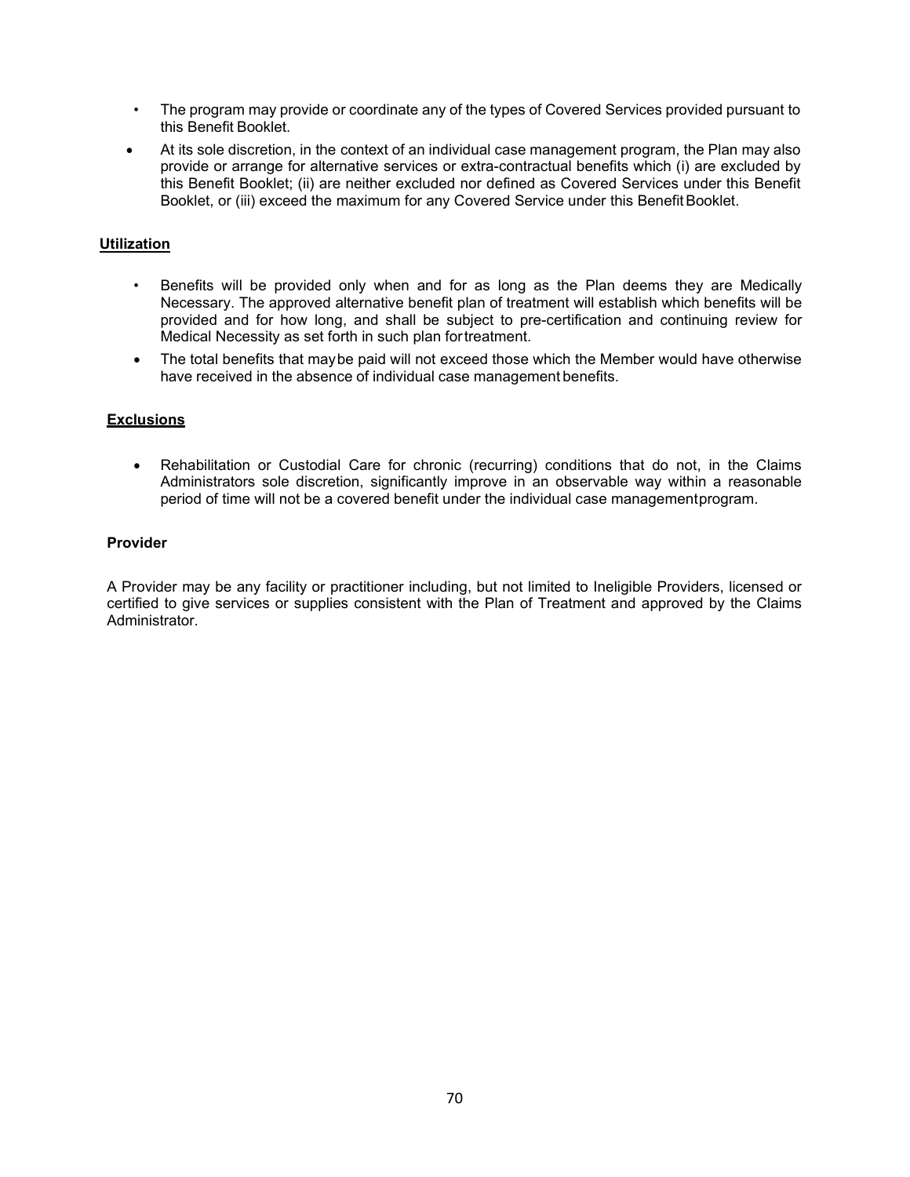- The program may provide or coordinate any of the types of Covered Services provided pursuant to this Benefit Booklet.
- At its sole discretion, in the context of an individual case management program, the Plan may also provide or arrange for alternative services or extra-contractual benefits which (i) are excluded by this Benefit Booklet; (ii) are neither excluded nor defined as Covered Services under this Benefit Booklet, or (iii) exceed the maximum for any Covered Service under this Benefit Booklet.

**Utilization**

- Benefits will be provided only when and for as long as the Plan deems they are Medically Necessary. The approved alternative benefit plan of treatment will establish which benefits will be provided and for how long, and shall be subject to pre-certification and continuing review for Medical Necessity as set forth in such plan for treatment.
- The total benefits that may be paid will not exceed those which the Member would have otherwise have received in the absence of individual case management benefits.

**Exclusions**

- Rehabilitation or Custodial Care for chronic (recurring) conditions that do not, in the Claims Administrators sole discretion, significantly improve in an observable way within a reasonable period of time will not be a covered benefit under the individual case management program.

**Provider**

A Provider may be any facility or practitioner including, but not limited to Ineligible Providers, licensed or certified to give services or supplies consistent with the Plan of Treatment and approved by the Claims Administrator.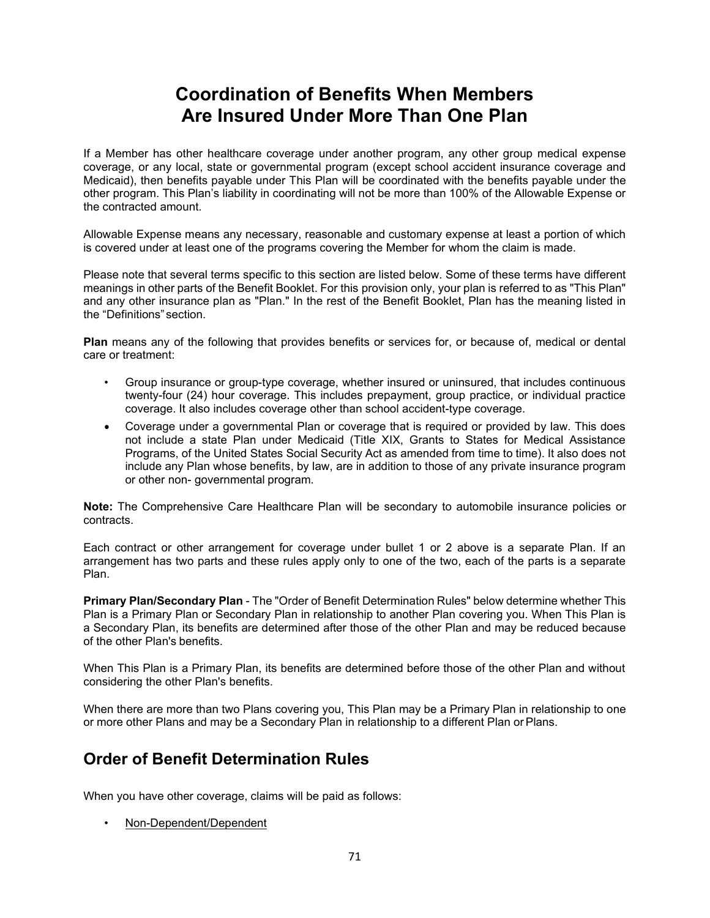# Coordination of Benefits When Members Are Insured Under More Than One Plan

If a Member has other healthcare coverage under another program, any other group medical expense coverage, or any local, state or governmental program (except school accident insurance coverage and Medicaid), then benefits payable under This Plan will be coordinated with the benefits payable under the other program. This Plan's liability in coordinating will not be more than 100% of the Allowable Expense or the contracted amount.

Allowable Expense means any necessary, reasonable and customary expense at least a portion of which is covered under at least one of the programs covering the Member for whom the claim is made.

Please note that several terms specific to this section are listed below. Some of these terms have different meanings in other parts of the Benefit Booklet. For this provision only, your plan is referred to as "This Plan" and any other insurance plan as "Plan." In the rest of the Benefit Booklet, Plan has the meaning listed in the "Definitions" section.

**Plan** means any of the following that provides benefits or services for, or because of, medical or dental care or treatment:

- Group insurance or group-type coverage, whether insured or uninsured, that includes continuous twenty-four (24) hour coverage. This includes prepayment, group practice, or individual practice coverage. It also includes coverage other than school accident-type coverage.
- Coverage under a governmental Plan or coverage that is required or provided by law. This does not include a state Plan under Medicaid (Title XIX, Grants to States for Medical Assistance Programs, of the United States Social Security Act as amended from time to time). It also does not include any Plan whose benefits, by law, are in addition to those of any private insurance program or other non- governmental program.

**Note:** The Comprehensive Care Healthcare Plan will be secondary to automobile insurance policies or contracts.

Each contract or other arrangement for coverage under bullet 1 or 2 above is a separate Plan. If an arrangement has two parts and these rules apply only to one of the two, each of the parts is a separate Plan.

**Primary Plan/Secondary Plan** - The "Order of Benefit Determination Rules" below determine whether This Plan is a Primary Plan or Secondary Plan in relationship to another Plan covering you. When This Plan is a Secondary Plan, its benefits are determined after those of the other Plan and may be reduced because of the other Plan's benefits.

When This Plan is a Primary Plan, its benefits are determined before those of the other Plan and without considering the other Plan's benefits.

When there are more than two Plans covering you, This Plan may be a Primary Plan in relationship to one or more other Plans and may be a Secondary Plan in relationship to a different Plan or Plans.

## Order of Benefit Determination Rules

When you have other coverage, claims will be paid as follows:

- Non-Dependent/Dependent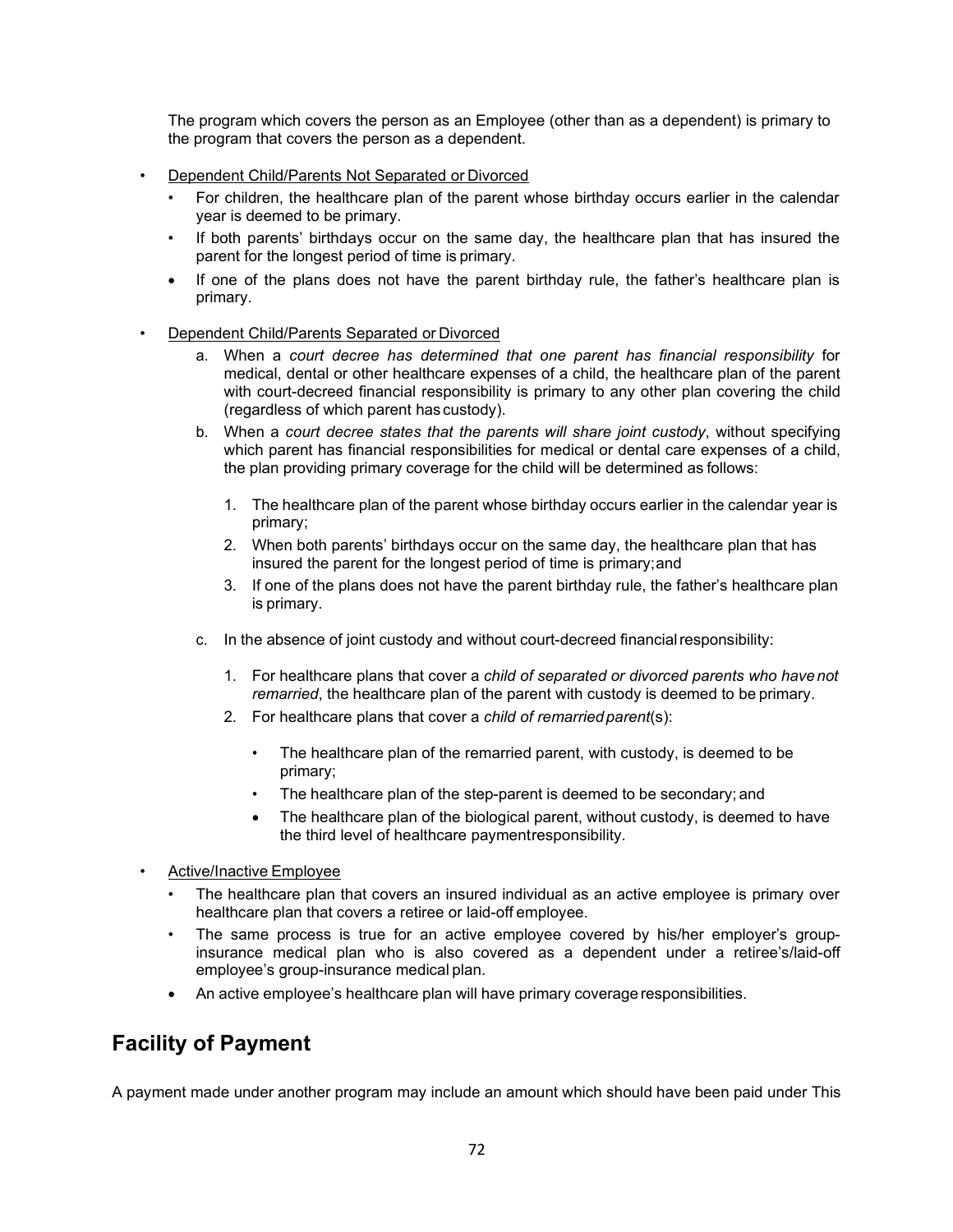The program which covers the person as an Employee (other than as a dependent) is primary to the program that covers the person as a dependent.

- Dependent Child/Parents Not Separated or Divorced
  - For children, the healthcare plan of the parent whose birthday occurs earlier in the calendar year is deemed to be primary.
  - If both parents' birthdays occur on the same day, the healthcare plan that has insured the parent for the longest period of time is primary.
  - If one of the plans does not have the parent birthday rule, the father's healthcare plan is primary.
- Dependent Child/Parents Separated or Divorced
  a. When a *court decree has determined that one parent has financial responsibility* for medical, dental or other healthcare expenses of a child, the healthcare plan of the parent with court-decreed financial responsibility is primary to any other plan covering the child (regardless of which parent has custody).
  b. When a *court decree states that the parents will share joint custody*, without specifying which parent has financial responsibilities for medical or dental care expenses of a child, the plan providing primary coverage for the child will be determined as follows:
     1. The healthcare plan of the parent whose birthday occurs earlier in the calendar year is primary;
     2. When both parents' birthdays occur on the same day, the healthcare plan that has insured the parent for the longest period of time is primary; and
     3. If one of the plans does not have the parent birthday rule, the father's healthcare plan is primary.
  c. In the absence of joint custody and without court-decreed financial responsibility:
     1. For healthcare plans that cover a *child of separated or divorced parents who have not remarried*, the healthcare plan of the parent with custody is deemed to be primary.
     2. For healthcare plans that cover a *child of remarried parent*(s):
        - The healthcare plan of the remarried parent, with custody, is deemed to be primary;
        - The healthcare plan of the step-parent is deemed to be secondary; and
        - The healthcare plan of the biological parent, without custody, is deemed to have the third level of healthcare payment responsibility.
- Active/Inactive Employee
  - The healthcare plan that covers an insured individual as an active employee is primary over healthcare plan that covers a retiree or laid-off employee.
  - The same process is true for an active employee covered by his/her employer's group-insurance medical plan who is also covered as a dependent under a retiree's/laid-off employee's group-insurance medical plan.
  - An active employee's healthcare plan will have primary coverage responsibilities.

## Facility of Payment

A payment made under another program may include an amount which should have been paid under This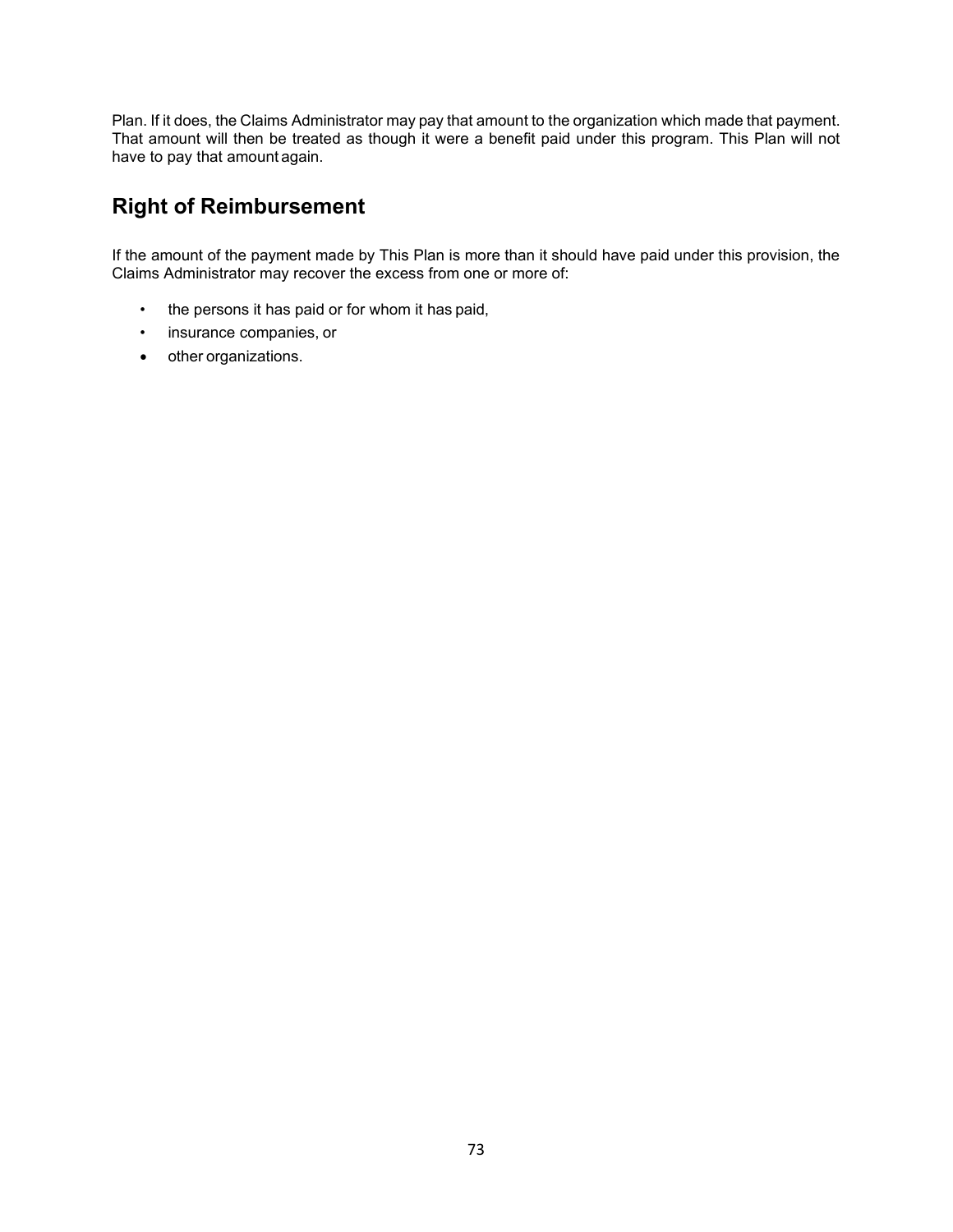Plan. If it does, the Claims Administrator may pay that amount to the organization which made that payment. That amount will then be treated as though it were a benefit paid under this program. This Plan will not have to pay that amount again.

## Right of Reimbursement

If the amount of the payment made by This Plan is more than it should have paid under this provision, the Claims Administrator may recover the excess from one or more of:

- the persons it has paid or for whom it has paid,
- insurance companies, or
- other organizations.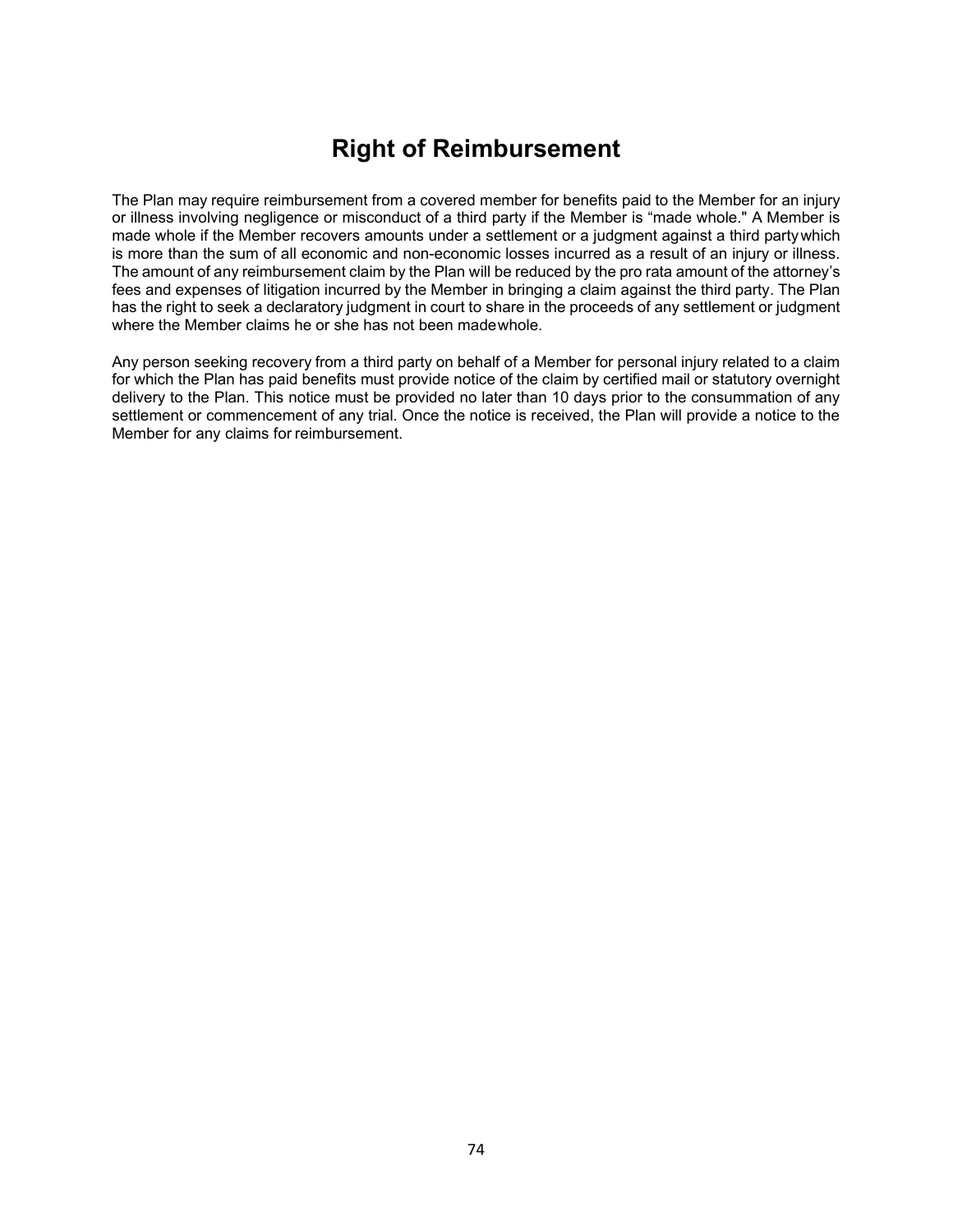# Right of Reimbursement

The Plan may require reimbursement from a covered member for benefits paid to the Member for an injury or illness involving negligence or misconduct of a third party if the Member is "made whole." A Member is made whole if the Member recovers amounts under a settlement or a judgment against a third party which is more than the sum of all economic and non-economic losses incurred as a result of an injury or illness. The amount of any reimbursement claim by the Plan will be reduced by the pro rata amount of the attorney's fees and expenses of litigation incurred by the Member in bringing a claim against the third party. The Plan has the right to seek a declaratory judgment in court to share in the proceeds of any settlement or judgment where the Member claims he or she has not been made whole.

Any person seeking recovery from a third party on behalf of a Member for personal injury related to a claim for which the Plan has paid benefits must provide notice of the claim by certified mail or statutory overnight delivery to the Plan. This notice must be provided no later than 10 days prior to the consummation of any settlement or commencement of any trial. Once the notice is received, the Plan will provide a notice to the Member for any claims for reimbursement.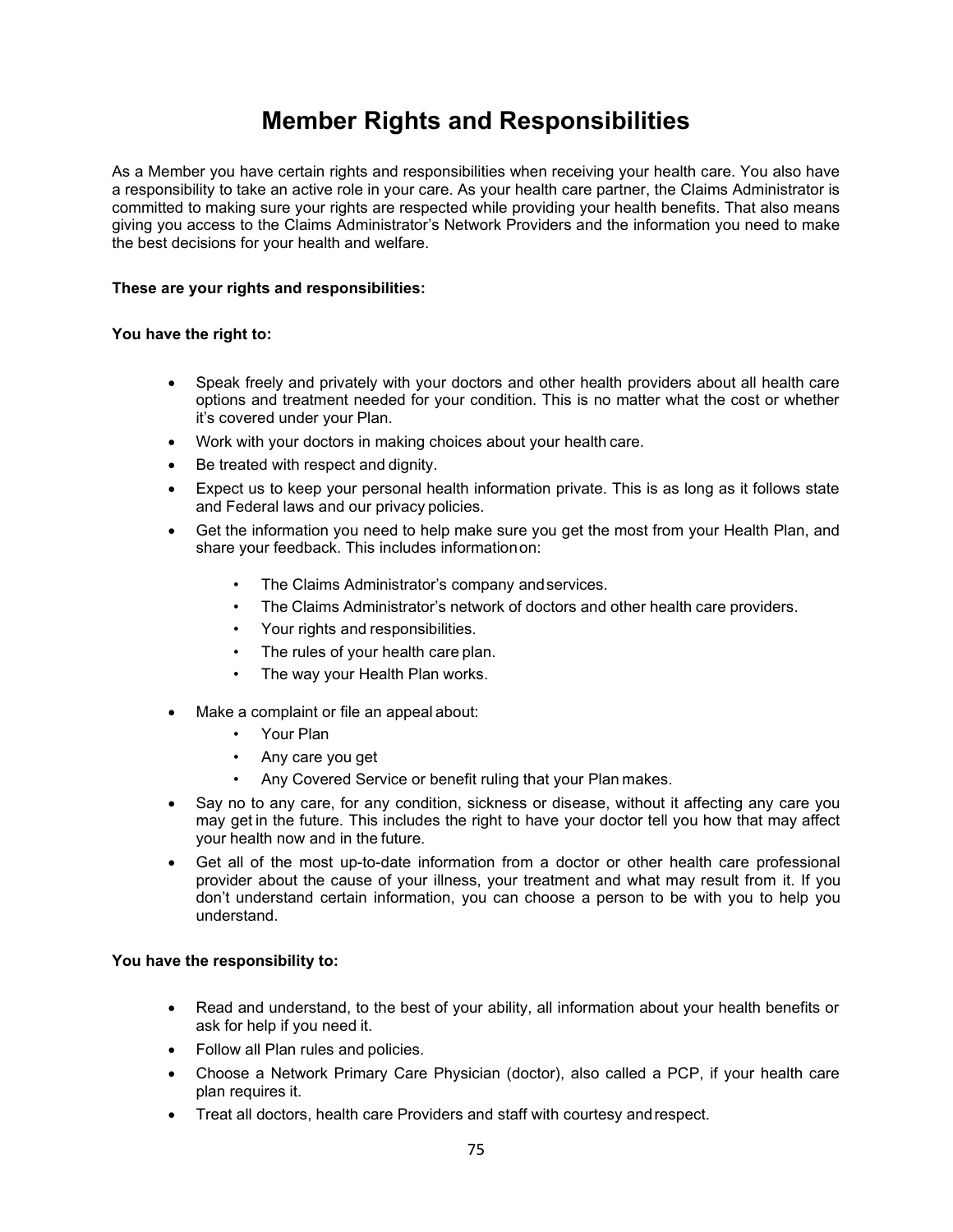# Member Rights and Responsibilities

As a Member you have certain rights and responsibilities when receiving your health care. You also have a responsibility to take an active role in your care. As your health care partner, the Claims Administrator is committed to making sure your rights are respected while providing your health benefits. That also means giving you access to the Claims Administrator's Network Providers and the information you need to make the best decisions for your health and welfare.

**These are your rights and responsibilities:**

**You have the right to:**

- Speak freely and privately with your doctors and other health providers about all health care options and treatment needed for your condition. This is no matter what the cost or whether it's covered under your Plan.
- Work with your doctors in making choices about your health care.
- Be treated with respect and dignity.
- Expect us to keep your personal health information private. This is as long as it follows state and Federal laws and our privacy policies.
- Get the information you need to help make sure you get the most from your Health Plan, and share your feedback. This includes information on:
  - The Claims Administrator's company and services.
  - The Claims Administrator's network of doctors and other health care providers.
  - Your rights and responsibilities.
  - The rules of your health care plan.
  - The way your Health Plan works.
- Make a complaint or file an appeal about:
  - Your Plan
  - Any care you get
  - Any Covered Service or benefit ruling that your Plan makes.
- Say no to any care, for any condition, sickness or disease, without it affecting any care you may get in the future. This includes the right to have your doctor tell you how that may affect your health now and in the future.
- Get all of the most up-to-date information from a doctor or other health care professional provider about the cause of your illness, your treatment and what may result from it. If you don't understand certain information, you can choose a person to be with you to help you understand.

**You have the responsibility to:**

- Read and understand, to the best of your ability, all information about your health benefits or ask for help if you need it.
- Follow all Plan rules and policies.
- Choose a Network Primary Care Physician (doctor), also called a PCP, if your health care plan requires it.
- Treat all doctors, health care Providers and staff with courtesy and respect.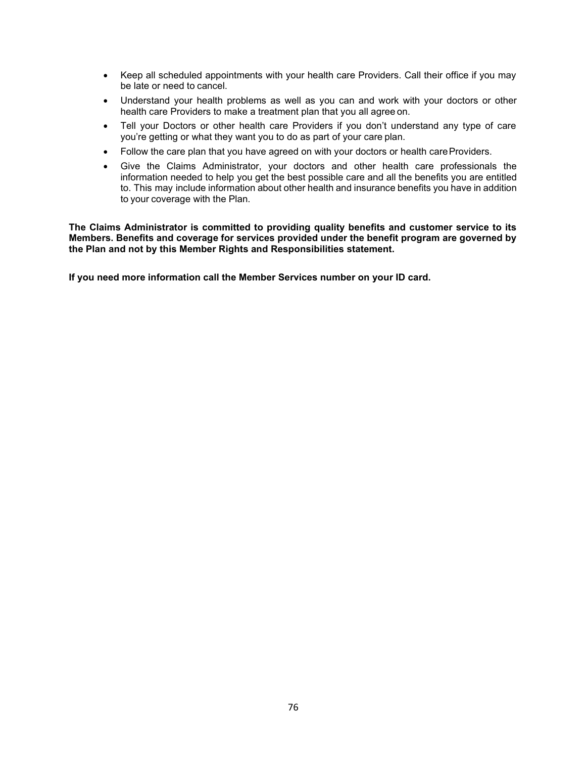- Keep all scheduled appointments with your health care Providers. Call their office if you may be late or need to cancel.
- Understand your health problems as well as you can and work with your doctors or other health care Providers to make a treatment plan that you all agree on.
- Tell your Doctors or other health care Providers if you don't understand any type of care you're getting or what they want you to do as part of your care plan.
- Follow the care plan that you have agreed on with your doctors or health care Providers.
- Give the Claims Administrator, your doctors and other health care professionals the information needed to help you get the best possible care and all the benefits you are entitled to. This may include information about other health and insurance benefits you have in addition to your coverage with the Plan.

**The Claims Administrator is committed to providing quality benefits and customer service to its Members. Benefits and coverage for services provided under the benefit program are governed by the Plan and not by this Member Rights and Responsibilities statement.**

**If you need more information call the Member Services number on your ID card.**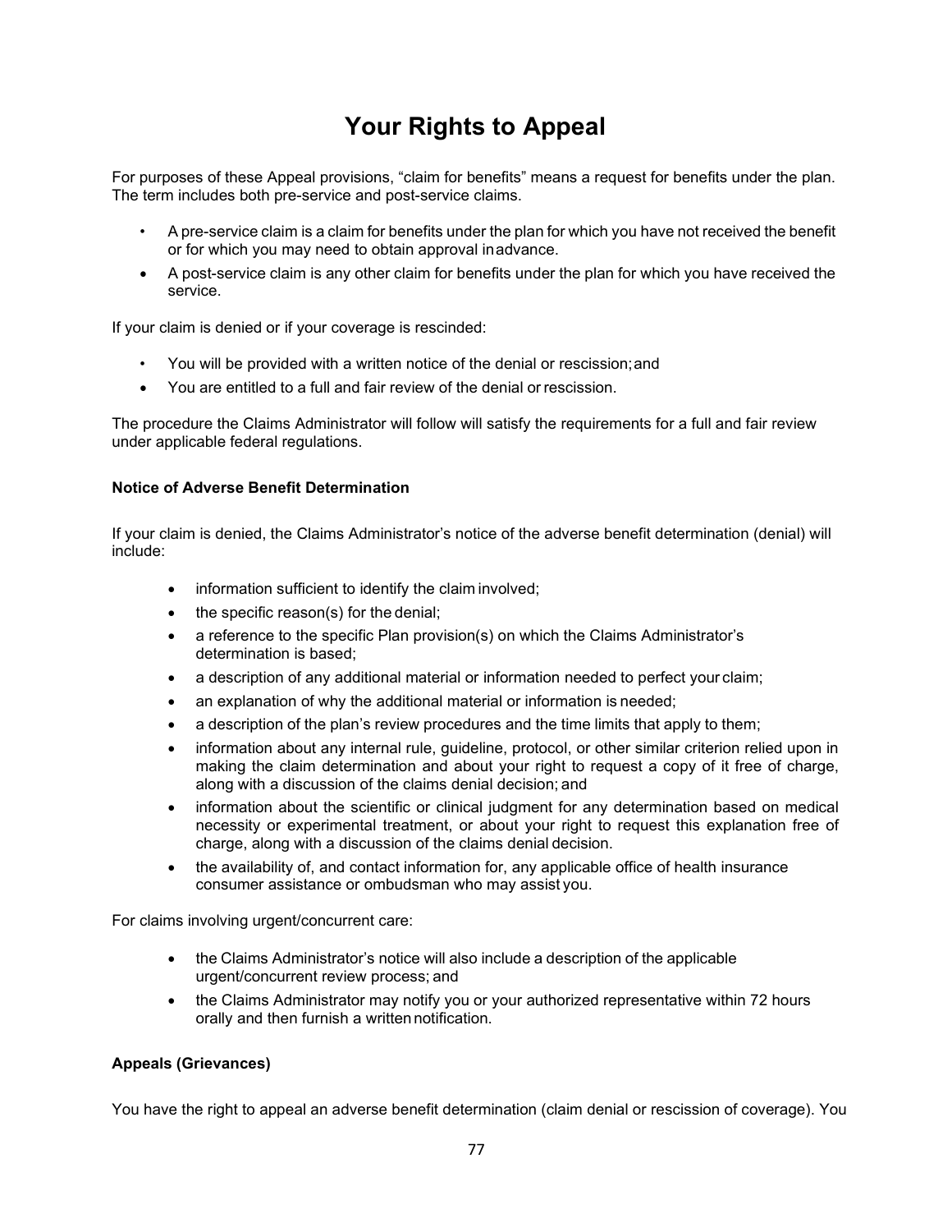# Your Rights to Appeal

For purposes of these Appeal provisions, "claim for benefits" means a request for benefits under the plan. The term includes both pre-service and post-service claims.

- A pre-service claim is a claim for benefits under the plan for which you have not received the benefit or for which you may need to obtain approval in advance.
- A post-service claim is any other claim for benefits under the plan for which you have received the service.

If your claim is denied or if your coverage is rescinded:

- You will be provided with a written notice of the denial or rescission; and
- You are entitled to a full and fair review of the denial or rescission.

The procedure the Claims Administrator will follow will satisfy the requirements for a full and fair review under applicable federal regulations.

### Notice of Adverse Benefit Determination

If your claim is denied, the Claims Administrator's notice of the adverse benefit determination (denial) will include:

- information sufficient to identify the claim involved;
- the specific reason(s) for the denial;
- a reference to the specific Plan provision(s) on which the Claims Administrator's determination is based;
- a description of any additional material or information needed to perfect your claim;
- an explanation of why the additional material or information is needed;
- a description of the plan's review procedures and the time limits that apply to them;
- information about any internal rule, guideline, protocol, or other similar criterion relied upon in making the claim determination and about your right to request a copy of it free of charge, along with a discussion of the claims denial decision; and
- information about the scientific or clinical judgment for any determination based on medical necessity or experimental treatment, or about your right to request this explanation free of charge, along with a discussion of the claims denial decision.
- the availability of, and contact information for, any applicable office of health insurance consumer assistance or ombudsman who may assist you.

For claims involving urgent/concurrent care:

- the Claims Administrator's notice will also include a description of the applicable urgent/concurrent review process; and
- the Claims Administrator may notify you or your authorized representative within 72 hours orally and then furnish a written notification.

### Appeals (Grievances)

You have the right to appeal an adverse benefit determination (claim denial or rescission of coverage). You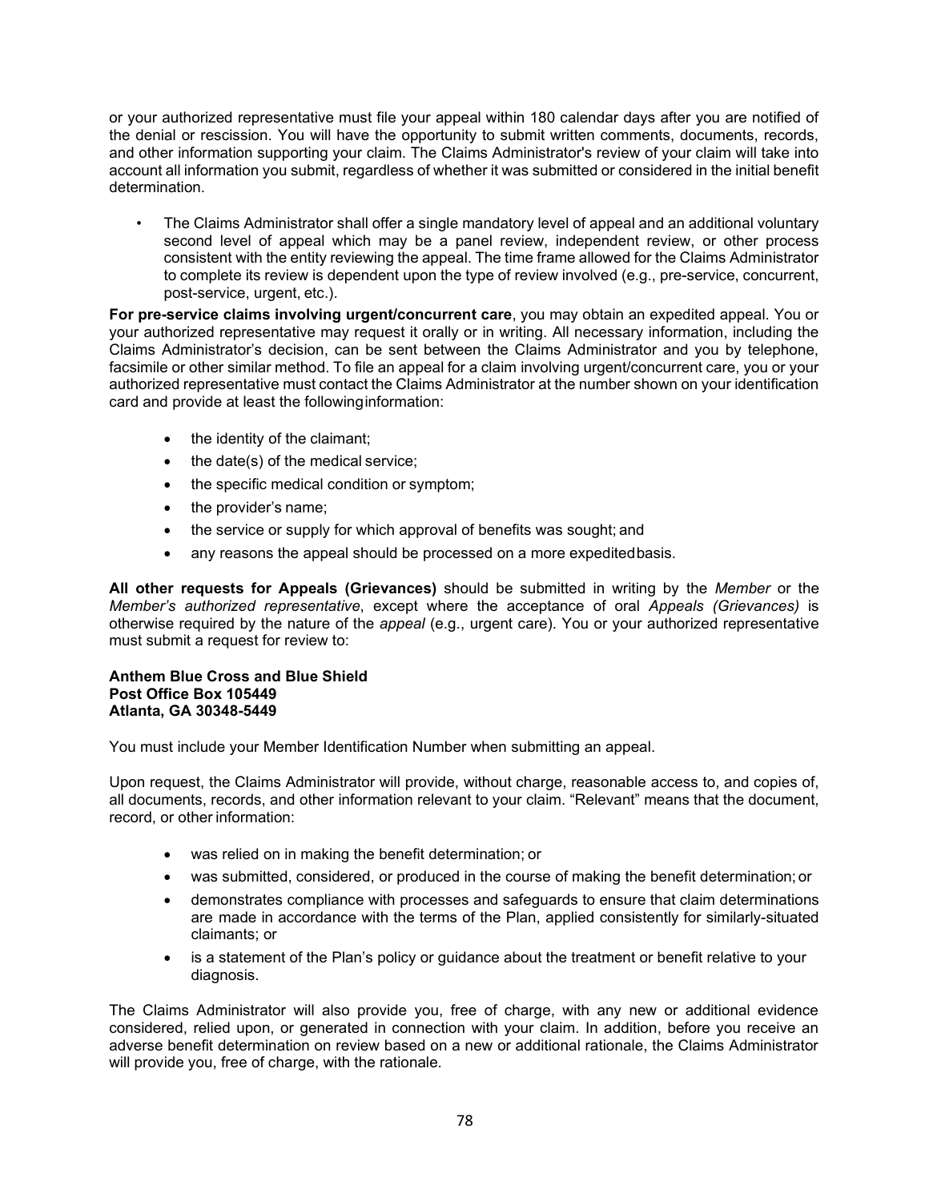or your authorized representative must file your appeal within 180 calendar days after you are notified of the denial or rescission. You will have the opportunity to submit written comments, documents, records, and other information supporting your claim. The Claims Administrator's review of your claim will take into account all information you submit, regardless of whether it was submitted or considered in the initial benefit determination.

- The Claims Administrator shall offer a single mandatory level of appeal and an additional voluntary second level of appeal which may be a panel review, independent review, or other process consistent with the entity reviewing the appeal. The time frame allowed for the Claims Administrator to complete its review is dependent upon the type of review involved (e.g., pre-service, concurrent, post-service, urgent, etc.).

**For pre-service claims involving urgent/concurrent care**, you may obtain an expedited appeal. You or your authorized representative may request it orally or in writing. All necessary information, including the Claims Administrator's decision, can be sent between the Claims Administrator and you by telephone, facsimile or other similar method. To file an appeal for a claim involving urgent/concurrent care, you or your authorized representative must contact the Claims Administrator at the number shown on your identification card and provide at least the following information:

- the identity of the claimant;
- the date(s) of the medical service;
- the specific medical condition or symptom;
- the provider's name;
- the service or supply for which approval of benefits was sought; and
- any reasons the appeal should be processed on a more expedited basis.

**All other requests for Appeals (Grievances)** should be submitted in writing by the *Member* or the *Member's authorized representative*, except where the acceptance of oral *Appeals (Grievances)* is otherwise required by the nature of the *appeal* (e.g., urgent care). You or your authorized representative must submit a request for review to:

**Anthem Blue Cross and Blue Shield**
**Post Office Box 105449**
**Atlanta, GA 30348-5449**

You must include your Member Identification Number when submitting an appeal.

Upon request, the Claims Administrator will provide, without charge, reasonable access to, and copies of, all documents, records, and other information relevant to your claim. "Relevant" means that the document, record, or other information:

- was relied on in making the benefit determination; or
- was submitted, considered, or produced in the course of making the benefit determination; or
- demonstrates compliance with processes and safeguards to ensure that claim determinations are made in accordance with the terms of the Plan, applied consistently for similarly-situated claimants; or
- is a statement of the Plan's policy or guidance about the treatment or benefit relative to your diagnosis.

The Claims Administrator will also provide you, free of charge, with any new or additional evidence considered, relied upon, or generated in connection with your claim. In addition, before you receive an adverse benefit determination on review based on a new or additional rationale, the Claims Administrator will provide you, free of charge, with the rationale.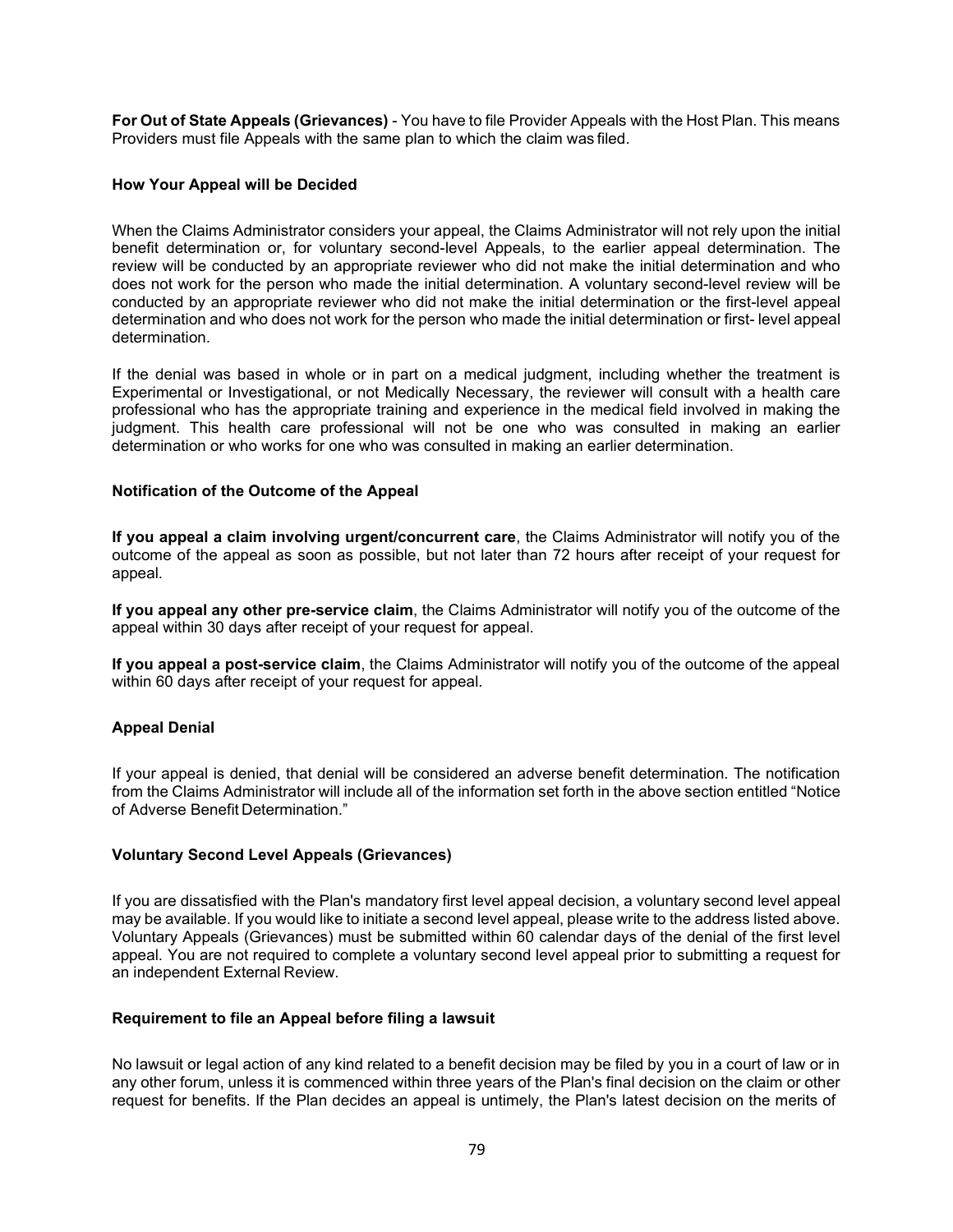**For Out of State Appeals (Grievances)** - You have to file Provider Appeals with the Host Plan. This means Providers must file Appeals with the same plan to which the claim was filed.

### How Your Appeal will be Decided

When the Claims Administrator considers your appeal, the Claims Administrator will not rely upon the initial benefit determination or, for voluntary second-level Appeals, to the earlier appeal determination. The review will be conducted by an appropriate reviewer who did not make the initial determination and who does not work for the person who made the initial determination. A voluntary second-level review will be conducted by an appropriate reviewer who did not make the initial determination or the first-level appeal determination and who does not work for the person who made the initial determination or first- level appeal determination.

If the denial was based in whole or in part on a medical judgment, including whether the treatment is Experimental or Investigational, or not Medically Necessary, the reviewer will consult with a health care professional who has the appropriate training and experience in the medical field involved in making the judgment. This health care professional will not be one who was consulted in making an earlier determination or who works for one who was consulted in making an earlier determination.

### Notification of the Outcome of the Appeal

**If you appeal a claim involving urgent/concurrent care**, the Claims Administrator will notify you of the outcome of the appeal as soon as possible, but not later than 72 hours after receipt of your request for appeal.

**If you appeal any other pre-service claim**, the Claims Administrator will notify you of the outcome of the appeal within 30 days after receipt of your request for appeal.

**If you appeal a post-service claim**, the Claims Administrator will notify you of the outcome of the appeal within 60 days after receipt of your request for appeal.

### Appeal Denial

If your appeal is denied, that denial will be considered an adverse benefit determination. The notification from the Claims Administrator will include all of the information set forth in the above section entitled "Notice of Adverse Benefit Determination."

### Voluntary Second Level Appeals (Grievances)

If you are dissatisfied with the Plan's mandatory first level appeal decision, a voluntary second level appeal may be available. If you would like to initiate a second level appeal, please write to the address listed above. Voluntary Appeals (Grievances) must be submitted within 60 calendar days of the denial of the first level appeal. You are not required to complete a voluntary second level appeal prior to submitting a request for an independent External Review.

### Requirement to file an Appeal before filing a lawsuit

No lawsuit or legal action of any kind related to a benefit decision may be filed by you in a court of law or in any other forum, unless it is commenced within three years of the Plan's final decision on the claim or other request for benefits. If the Plan decides an appeal is untimely, the Plan's latest decision on the merits of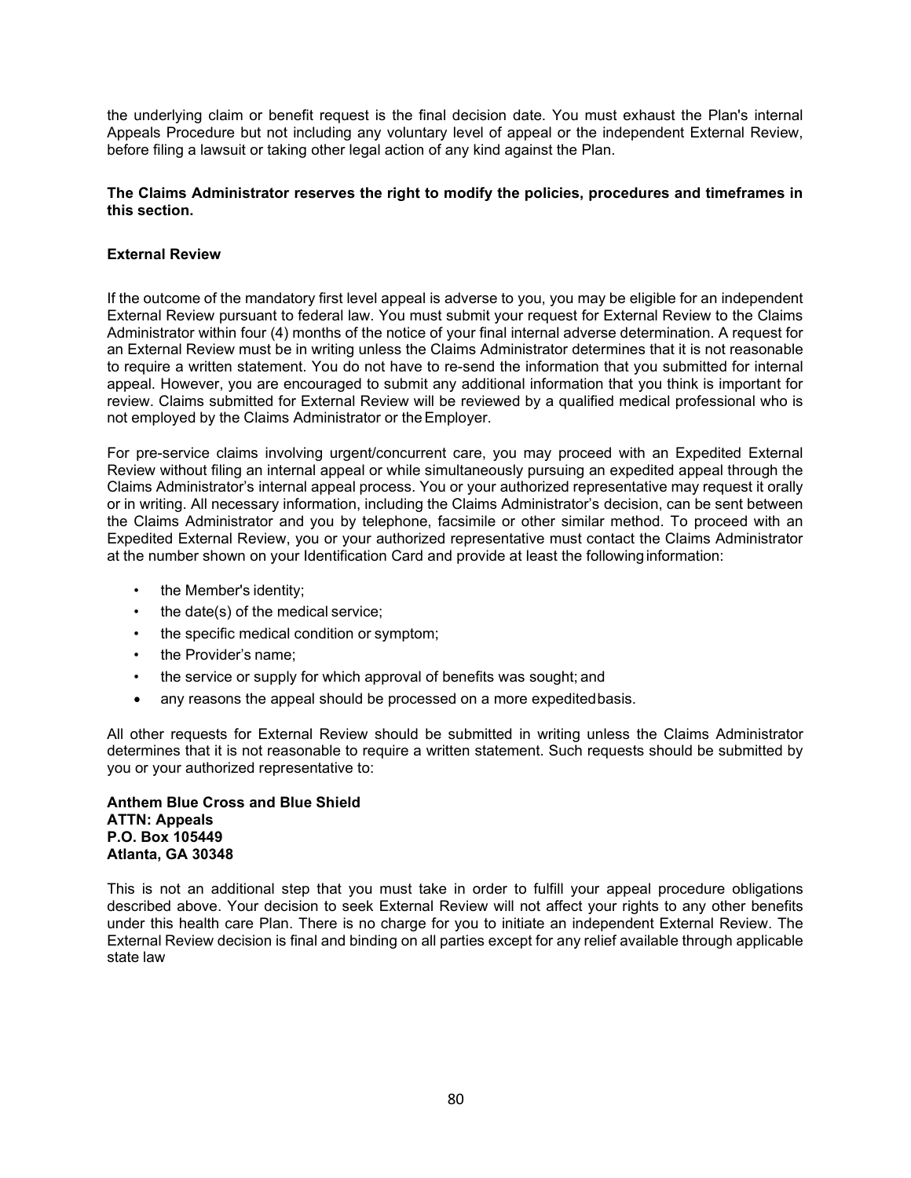the underlying claim or benefit request is the final decision date. You must exhaust the Plan's internal Appeals Procedure but not including any voluntary level of appeal or the independent External Review, before filing a lawsuit or taking other legal action of any kind against the Plan.

**The Claims Administrator reserves the right to modify the policies, procedures and timeframes in this section.**

### External Review

If the outcome of the mandatory first level appeal is adverse to you, you may be eligible for an independent External Review pursuant to federal law. You must submit your request for External Review to the Claims Administrator within four (4) months of the notice of your final internal adverse determination. A request for an External Review must be in writing unless the Claims Administrator determines that it is not reasonable to require a written statement. You do not have to re-send the information that you submitted for internal appeal. However, you are encouraged to submit any additional information that you think is important for review. Claims submitted for External Review will be reviewed by a qualified medical professional who is not employed by the Claims Administrator or the Employer.

For pre-service claims involving urgent/concurrent care, you may proceed with an Expedited External Review without filing an internal appeal or while simultaneously pursuing an expedited appeal through the Claims Administrator's internal appeal process. You or your authorized representative may request it orally or in writing. All necessary information, including the Claims Administrator's decision, can be sent between the Claims Administrator and you by telephone, facsimile or other similar method. To proceed with an Expedited External Review, you or your authorized representative must contact the Claims Administrator at the number shown on your Identification Card and provide at least the following information:

- the Member's identity;
- the date(s) of the medical service;
- the specific medical condition or symptom;
- the Provider's name;
- the service or supply for which approval of benefits was sought; and
- any reasons the appeal should be processed on a more expedited basis.

All other requests for External Review should be submitted in writing unless the Claims Administrator determines that it is not reasonable to require a written statement. Such requests should be submitted by you or your authorized representative to:

**Anthem Blue Cross and Blue Shield**
**ATTN: Appeals**
**P.O. Box 105449**
**Atlanta, GA 30348**

This is not an additional step that you must take in order to fulfill your appeal procedure obligations described above. Your decision to seek External Review will not affect your rights to any other benefits under this health care Plan. There is no charge for you to initiate an independent External Review. The External Review decision is final and binding on all parties except for any relief available through applicable state law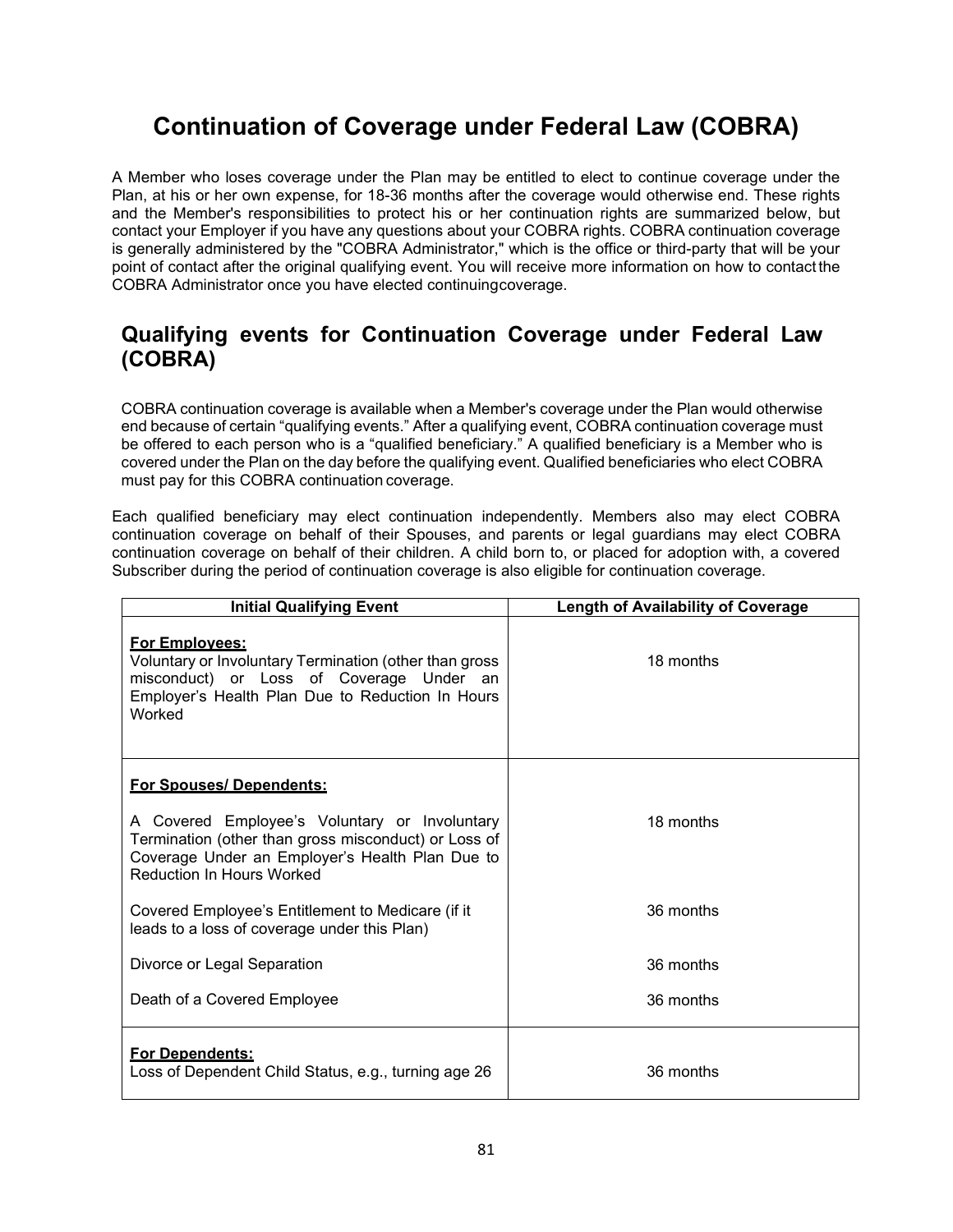# Continuation of Coverage under Federal Law (COBRA)

A Member who loses coverage under the Plan may be entitled to elect to continue coverage under the Plan, at his or her own expense, for 18-36 months after the coverage would otherwise end. These rights and the Member's responsibilities to protect his or her continuation rights are summarized below, but contact your Employer if you have any questions about your COBRA rights. COBRA continuation coverage is generally administered by the "COBRA Administrator," which is the office or third-party that will be your point of contact after the original qualifying event. You will receive more information on how to contact the COBRA Administrator once you have elected continuing coverage.

## Qualifying events for Continuation Coverage under Federal Law (COBRA)

COBRA continuation coverage is available when a Member's coverage under the Plan would otherwise end because of certain "qualifying events." After a qualifying event, COBRA continuation coverage must be offered to each person who is a "qualified beneficiary." A qualified beneficiary is a Member who is covered under the Plan on the day before the qualifying event. Qualified beneficiaries who elect COBRA must pay for this COBRA continuation coverage.

Each qualified beneficiary may elect continuation independently. Members also may elect COBRA continuation coverage on behalf of their Spouses, and parents or legal guardians may elect COBRA continuation coverage on behalf of their children. A child born to, or placed for adoption with, a covered Subscriber during the period of continuation coverage is also eligible for continuation coverage.

| Initial Qualifying Event | Length of Availability of Coverage |
|---|---|
| **For Employees:** Voluntary or Involuntary Termination (other than gross misconduct) or Loss of Coverage Under an Employer's Health Plan Due to Reduction In Hours Worked | 18 months |
| **For Spouses/ Dependents:** | |
| A Covered Employee's Voluntary or Involuntary Termination (other than gross misconduct) or Loss of Coverage Under an Employer's Health Plan Due to Reduction In Hours Worked | 18 months |
| Covered Employee's Entitlement to Medicare (if it leads to a loss of coverage under this Plan) | 36 months |
| Divorce or Legal Separation | 36 months |
| Death of a Covered Employee | 36 months |
| **For Dependents:** Loss of Dependent Child Status, e.g., turning age 26 | 36 months |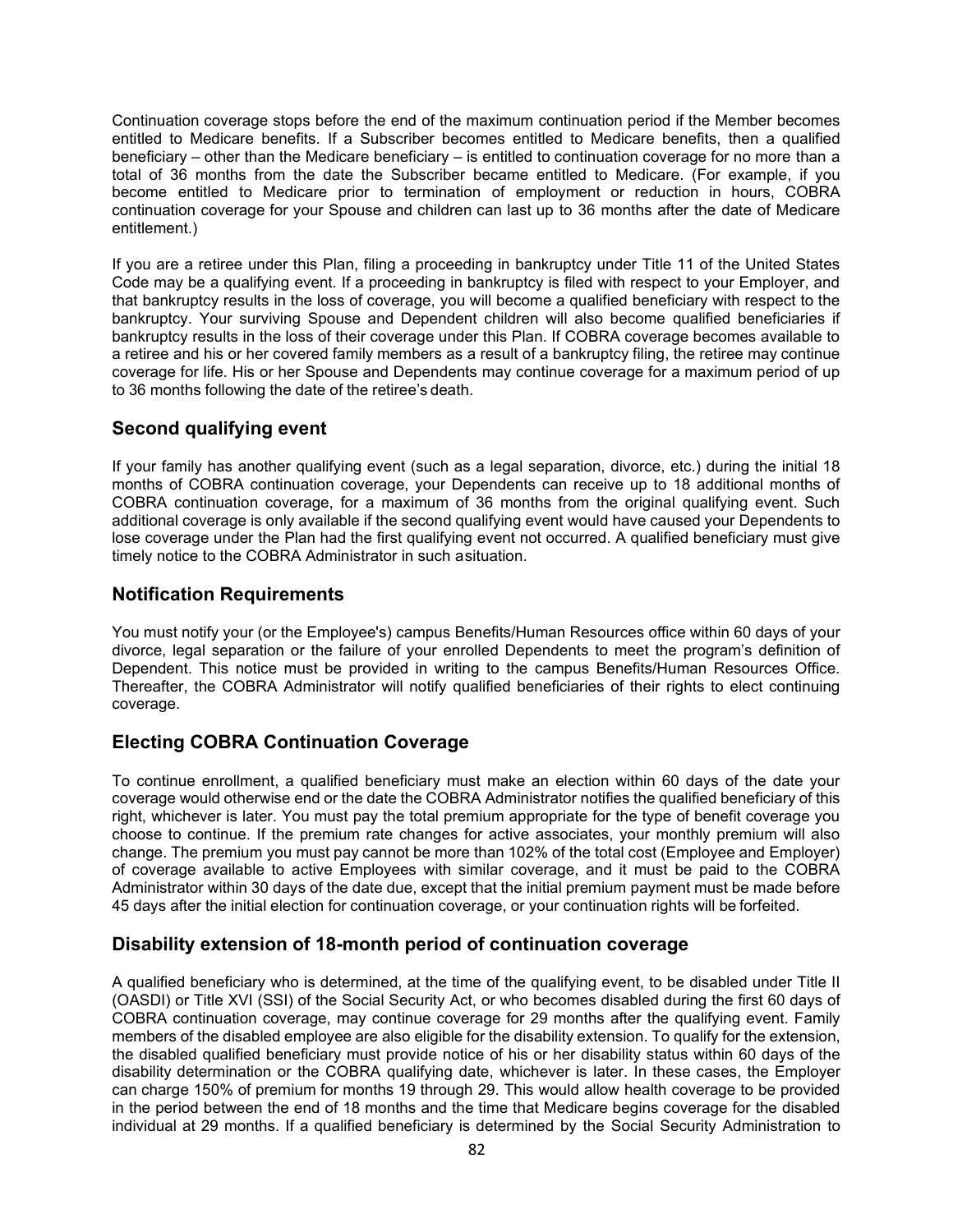Continuation coverage stops before the end of the maximum continuation period if the Member becomes entitled to Medicare benefits. If a Subscriber becomes entitled to Medicare benefits, then a qualified beneficiary – other than the Medicare beneficiary – is entitled to continuation coverage for no more than a total of 36 months from the date the Subscriber became entitled to Medicare. (For example, if you become entitled to Medicare prior to termination of employment or reduction in hours, COBRA continuation coverage for your Spouse and children can last up to 36 months after the date of Medicare entitlement.)

If you are a retiree under this Plan, filing a proceeding in bankruptcy under Title 11 of the United States Code may be a qualifying event. If a proceeding in bankruptcy is filed with respect to your Employer, and that bankruptcy results in the loss of coverage, you will become a qualified beneficiary with respect to the bankruptcy. Your surviving Spouse and Dependent children will also become qualified beneficiaries if bankruptcy results in the loss of their coverage under this Plan. If COBRA coverage becomes available to a retiree and his or her covered family members as a result of a bankruptcy filing, the retiree may continue coverage for life. His or her Spouse and Dependents may continue coverage for a maximum period of up to 36 months following the date of the retiree's death.

## Second qualifying event

If your family has another qualifying event (such as a legal separation, divorce, etc.) during the initial 18 months of COBRA continuation coverage, your Dependents can receive up to 18 additional months of COBRA continuation coverage, for a maximum of 36 months from the original qualifying event. Such additional coverage is only available if the second qualifying event would have caused your Dependents to lose coverage under the Plan had the first qualifying event not occurred. A qualified beneficiary must give timely notice to the COBRA Administrator in such asituation.

## Notification Requirements

You must notify your (or the Employee's) campus Benefits/Human Resources office within 60 days of your divorce, legal separation or the failure of your enrolled Dependents to meet the program's definition of Dependent. This notice must be provided in writing to the campus Benefits/Human Resources Office. Thereafter, the COBRA Administrator will notify qualified beneficiaries of their rights to elect continuing coverage.

## Electing COBRA Continuation Coverage

To continue enrollment, a qualified beneficiary must make an election within 60 days of the date your coverage would otherwise end or the date the COBRA Administrator notifies the qualified beneficiary of this right, whichever is later. You must pay the total premium appropriate for the type of benefit coverage you choose to continue. If the premium rate changes for active associates, your monthly premium will also change. The premium you must pay cannot be more than 102% of the total cost (Employee and Employer) of coverage available to active Employees with similar coverage, and it must be paid to the COBRA Administrator within 30 days of the date due, except that the initial premium payment must be made before 45 days after the initial election for continuation coverage, or your continuation rights will be forfeited.

## Disability extension of 18-month period of continuation coverage

A qualified beneficiary who is determined, at the time of the qualifying event, to be disabled under Title II (OASDI) or Title XVI (SSI) of the Social Security Act, or who becomes disabled during the first 60 days of COBRA continuation coverage, may continue coverage for 29 months after the qualifying event. Family members of the disabled employee are also eligible for the disability extension. To qualify for the extension, the disabled qualified beneficiary must provide notice of his or her disability status within 60 days of the disability determination or the COBRA qualifying date, whichever is later. In these cases, the Employer can charge 150% of premium for months 19 through 29. This would allow health coverage to be provided in the period between the end of 18 months and the time that Medicare begins coverage for the disabled individual at 29 months. If a qualified beneficiary is determined by the Social Security Administration to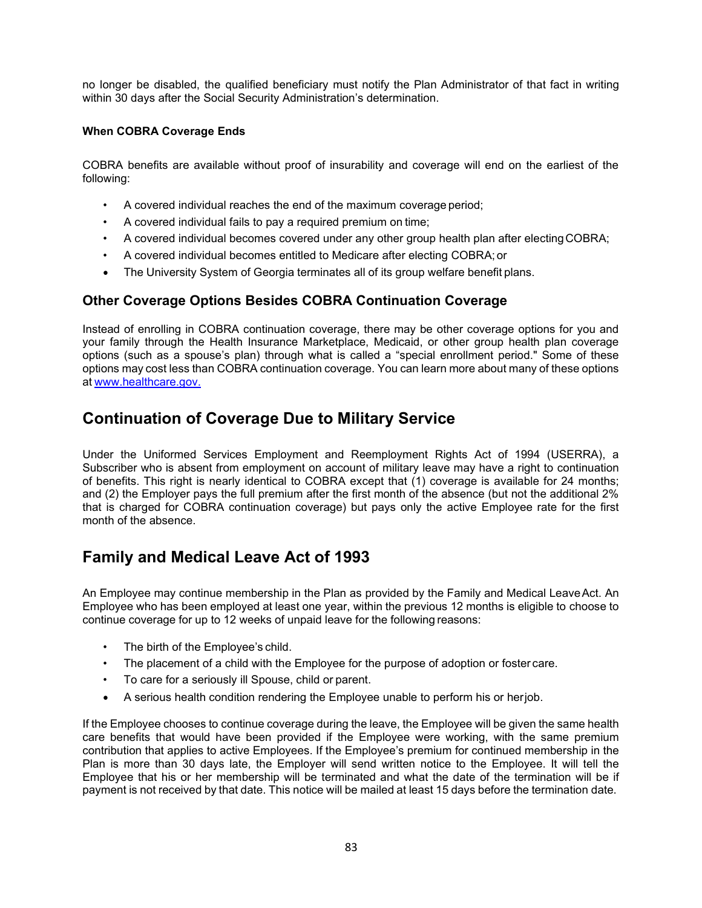no longer be disabled, the qualified beneficiary must notify the Plan Administrator of that fact in writing within 30 days after the Social Security Administration's determination.

**When COBRA Coverage Ends**

COBRA benefits are available without proof of insurability and coverage will end on the earliest of the following:

- A covered individual reaches the end of the maximum coverage period;
- A covered individual fails to pay a required premium on time;
- A covered individual becomes covered under any other group health plan after electing COBRA;
- A covered individual becomes entitled to Medicare after electing COBRA; or
- The University System of Georgia terminates all of its group welfare benefit plans.

### Other Coverage Options Besides COBRA Continuation Coverage

Instead of enrolling in COBRA continuation coverage, there may be other coverage options for you and your family through the Health Insurance Marketplace, Medicaid, or other group health plan coverage options (such as a spouse's plan) through what is called a "special enrollment period." Some of these options may cost less than COBRA continuation coverage. You can learn more about many of these options at [www.healthcare.gov.](http://www.healthcare.gov)

## Continuation of Coverage Due to Military Service

Under the Uniformed Services Employment and Reemployment Rights Act of 1994 (USERRA), a Subscriber who is absent from employment on account of military leave may have a right to continuation of benefits. This right is nearly identical to COBRA except that (1) coverage is available for 24 months; and (2) the Employer pays the full premium after the first month of the absence (but not the additional 2% that is charged for COBRA continuation coverage) but pays only the active Employee rate for the first month of the absence.

## Family and Medical Leave Act of 1993

An Employee may continue membership in the Plan as provided by the Family and Medical Leave Act. An Employee who has been employed at least one year, within the previous 12 months is eligible to choose to continue coverage for up to 12 weeks of unpaid leave for the following reasons:

- The birth of the Employee's child.
- The placement of a child with the Employee for the purpose of adoption or foster care.
- To care for a seriously ill Spouse, child or parent.
- A serious health condition rendering the Employee unable to perform his or her job.

If the Employee chooses to continue coverage during the leave, the Employee will be given the same health care benefits that would have been provided if the Employee were working, with the same premium contribution that applies to active Employees. If the Employee's premium for continued membership in the Plan is more than 30 days late, the Employer will send written notice to the Employee. It will tell the Employee that his or her membership will be terminated and what the date of the termination will be if payment is not received by that date. This notice will be mailed at least 15 days before the termination date.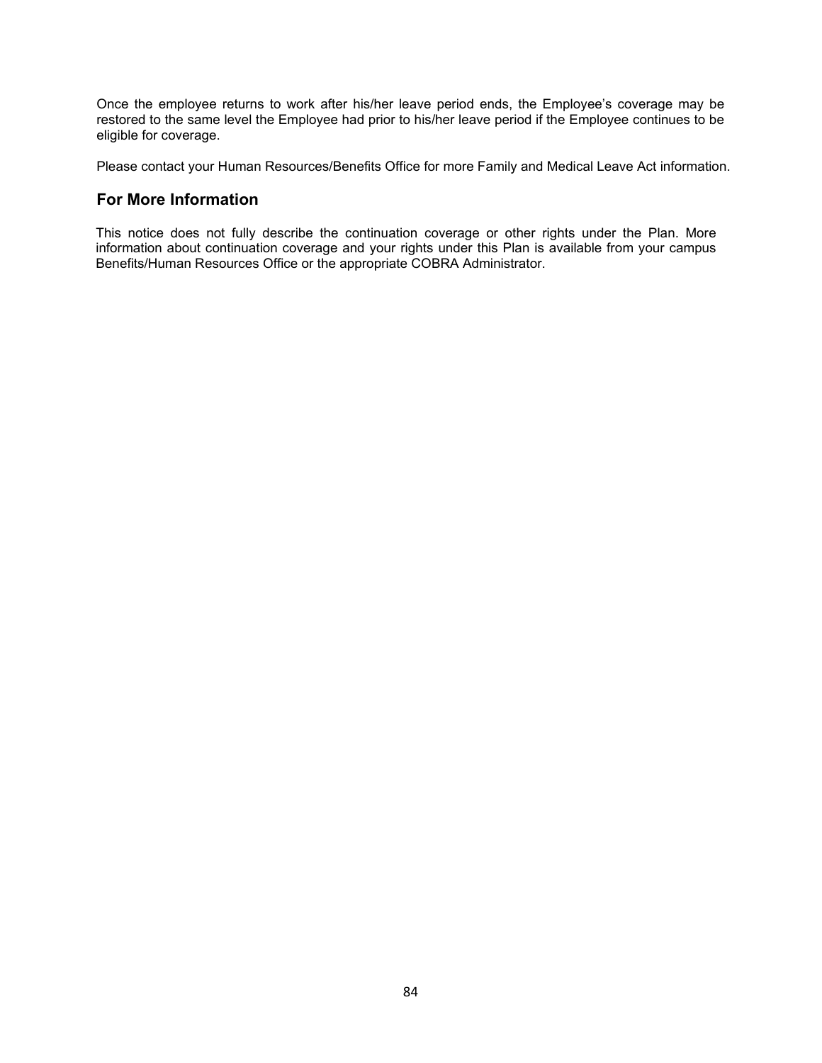Once the employee returns to work after his/her leave period ends, the Employee's coverage may be restored to the same level the Employee had prior to his/her leave period if the Employee continues to be eligible for coverage.

Please contact your Human Resources/Benefits Office for more Family and Medical Leave Act information.

## For More Information

This notice does not fully describe the continuation coverage or other rights under the Plan. More information about continuation coverage and your rights under this Plan is available from your campus Benefits/Human Resources Office or the appropriate COBRA Administrator.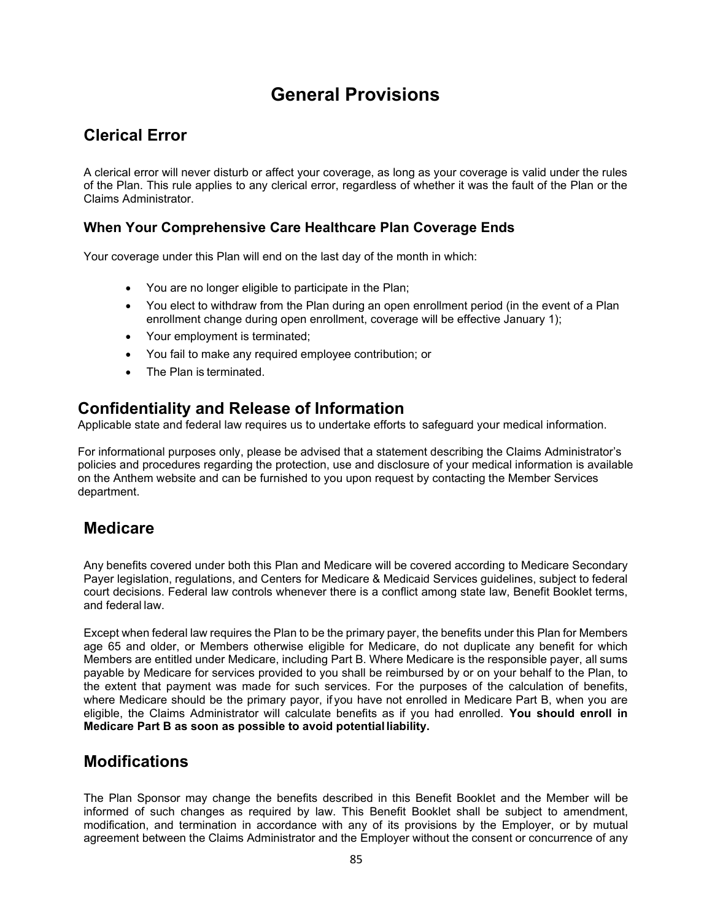# General Provisions

## Clerical Error

A clerical error will never disturb or affect your coverage, as long as your coverage is valid under the rules of the Plan. This rule applies to any clerical error, regardless of whether it was the fault of the Plan or the Claims Administrator.

### When Your Comprehensive Care Healthcare Plan Coverage Ends

Your coverage under this Plan will end on the last day of the month in which:

- You are no longer eligible to participate in the Plan;
- You elect to withdraw from the Plan during an open enrollment period (in the event of a Plan enrollment change during open enrollment, coverage will be effective January 1);
- Your employment is terminated;
- You fail to make any required employee contribution; or
- The Plan is terminated.

## Confidentiality and Release of Information

Applicable state and federal law requires us to undertake efforts to safeguard your medical information.

For informational purposes only, please be advised that a statement describing the Claims Administrator's policies and procedures regarding the protection, use and disclosure of your medical information is available on the Anthem website and can be furnished to you upon request by contacting the Member Services department.

## Medicare

Any benefits covered under both this Plan and Medicare will be covered according to Medicare Secondary Payer legislation, regulations, and Centers for Medicare & Medicaid Services guidelines, subject to federal court decisions. Federal law controls whenever there is a conflict among state law, Benefit Booklet terms, and federal law.

Except when federal law requires the Plan to be the primary payer, the benefits under this Plan for Members age 65 and older, or Members otherwise eligible for Medicare, do not duplicate any benefit for which Members are entitled under Medicare, including Part B. Where Medicare is the responsible payer, all sums payable by Medicare for services provided to you shall be reimbursed by or on your behalf to the Plan, to the extent that payment was made for such services. For the purposes of the calculation of benefits, where Medicare should be the primary payor, if you have not enrolled in Medicare Part B, when you are eligible, the Claims Administrator will calculate benefits as if you had enrolled. **You should enroll in Medicare Part B as soon as possible to avoid potential liability.**

## Modifications

The Plan Sponsor may change the benefits described in this Benefit Booklet and the Member will be informed of such changes as required by law. This Benefit Booklet shall be subject to amendment, modification, and termination in accordance with any of its provisions by the Employer, or by mutual agreement between the Claims Administrator and the Employer without the consent or concurrence of any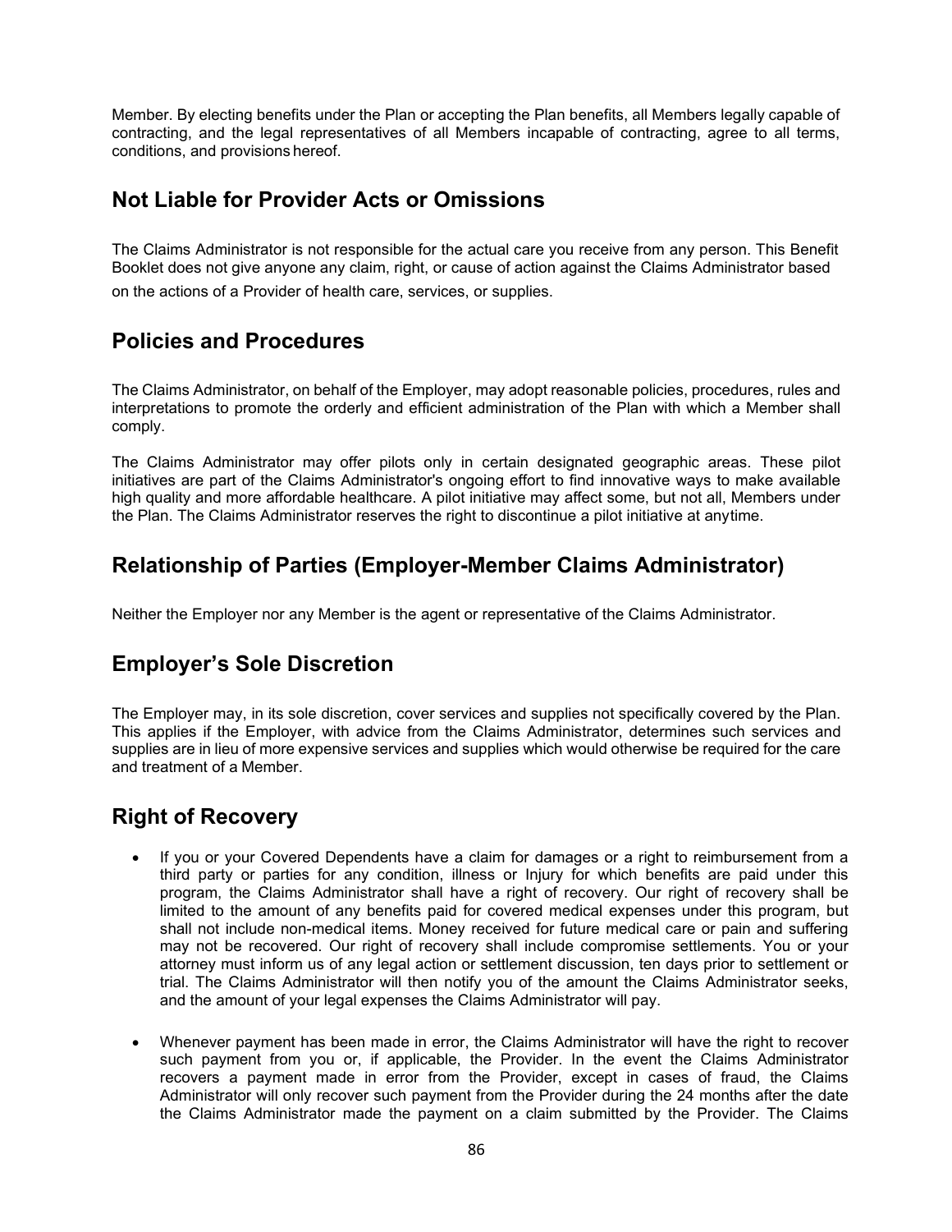Member. By electing benefits under the Plan or accepting the Plan benefits, all Members legally capable of contracting, and the legal representatives of all Members incapable of contracting, agree to all terms, conditions, and provisions hereof.

## Not Liable for Provider Acts or Omissions

The Claims Administrator is not responsible for the actual care you receive from any person. This Benefit Booklet does not give anyone any claim, right, or cause of action against the Claims Administrator based on the actions of a Provider of health care, services, or supplies.

## Policies and Procedures

The Claims Administrator, on behalf of the Employer, may adopt reasonable policies, procedures, rules and interpretations to promote the orderly and efficient administration of the Plan with which a Member shall comply.

The Claims Administrator may offer pilots only in certain designated geographic areas. These pilot initiatives are part of the Claims Administrator's ongoing effort to find innovative ways to make available high quality and more affordable healthcare. A pilot initiative may affect some, but not all, Members under the Plan. The Claims Administrator reserves the right to discontinue a pilot initiative at anytime.

## Relationship of Parties (Employer-Member Claims Administrator)

Neither the Employer nor any Member is the agent or representative of the Claims Administrator.

## Employer's Sole Discretion

The Employer may, in its sole discretion, cover services and supplies not specifically covered by the Plan. This applies if the Employer, with advice from the Claims Administrator, determines such services and supplies are in lieu of more expensive services and supplies which would otherwise be required for the care and treatment of a Member.

## Right of Recovery

- If you or your Covered Dependents have a claim for damages or a right to reimbursement from a third party or parties for any condition, illness or Injury for which benefits are paid under this program, the Claims Administrator shall have a right of recovery. Our right of recovery shall be limited to the amount of any benefits paid for covered medical expenses under this program, but shall not include non-medical items. Money received for future medical care or pain and suffering may not be recovered. Our right of recovery shall include compromise settlements. You or your attorney must inform us of any legal action or settlement discussion, ten days prior to settlement or trial. The Claims Administrator will then notify you of the amount the Claims Administrator seeks, and the amount of your legal expenses the Claims Administrator will pay.
- Whenever payment has been made in error, the Claims Administrator will have the right to recover such payment from you or, if applicable, the Provider. In the event the Claims Administrator recovers a payment made in error from the Provider, except in cases of fraud, the Claims Administrator will only recover such payment from the Provider during the 24 months after the date the Claims Administrator made the payment on a claim submitted by the Provider. The Claims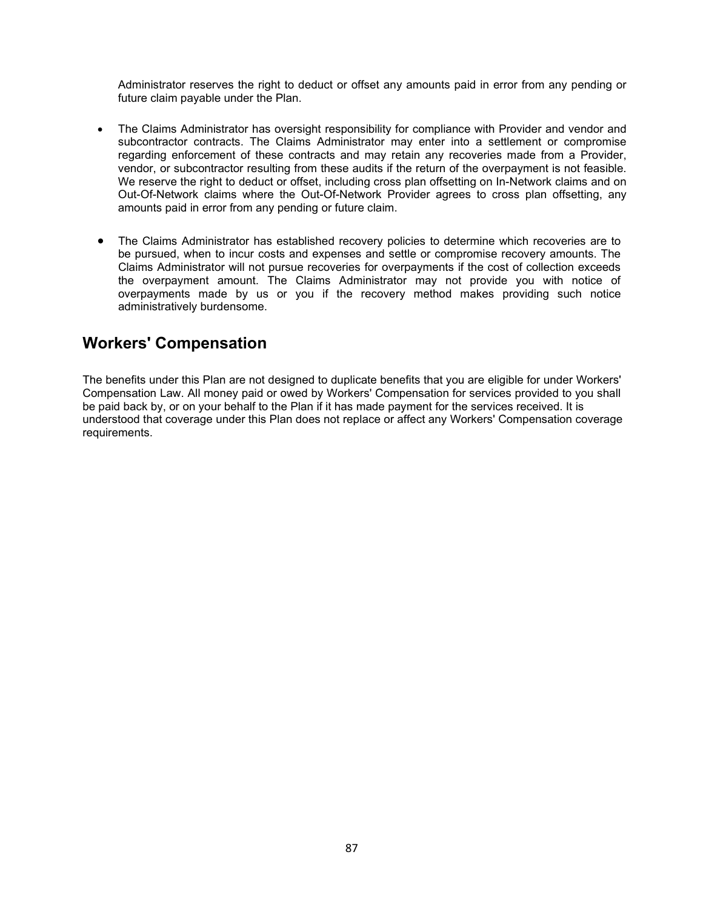Administrator reserves the right to deduct or offset any amounts paid in error from any pending or future claim payable under the Plan.

- The Claims Administrator has oversight responsibility for compliance with Provider and vendor and subcontractor contracts. The Claims Administrator may enter into a settlement or compromise regarding enforcement of these contracts and may retain any recoveries made from a Provider, vendor, or subcontractor resulting from these audits if the return of the overpayment is not feasible. We reserve the right to deduct or offset, including cross plan offsetting on In-Network claims and on Out-Of-Network claims where the Out-Of-Network Provider agrees to cross plan offsetting, any amounts paid in error from any pending or future claim.

- The Claims Administrator has established recovery policies to determine which recoveries are to be pursued, when to incur costs and expenses and settle or compromise recovery amounts. The Claims Administrator will not pursue recoveries for overpayments if the cost of collection exceeds the overpayment amount. The Claims Administrator may not provide you with notice of overpayments made by us or you if the recovery method makes providing such notice administratively burdensome.

## Workers' Compensation

The benefits under this Plan are not designed to duplicate benefits that you are eligible for under Workers' Compensation Law. All money paid or owed by Workers' Compensation for services provided to you shall be paid back by, or on your behalf to the Plan if it has made payment for the services received. It is understood that coverage under this Plan does not replace or affect any Workers' Compensation coverage requirements.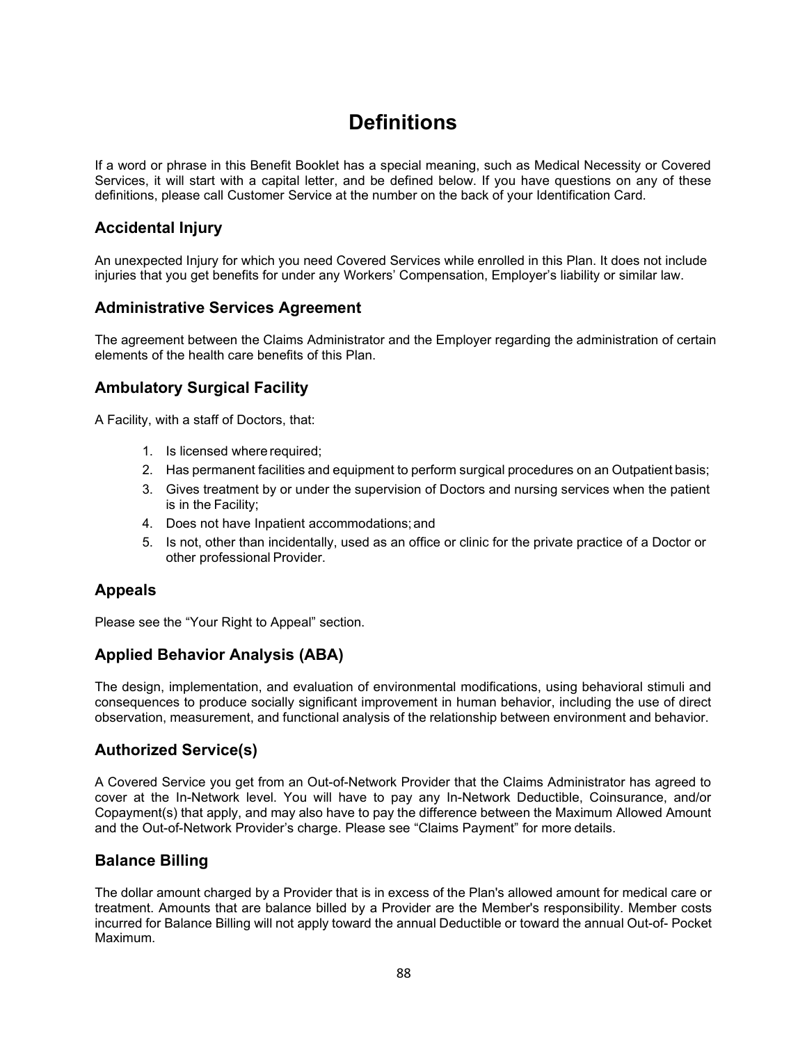# Definitions

If a word or phrase in this Benefit Booklet has a special meaning, such as Medical Necessity or Covered Services, it will start with a capital letter, and be defined below. If you have questions on any of these definitions, please call Customer Service at the number on the back of your Identification Card.

## Accidental Injury

An unexpected Injury for which you need Covered Services while enrolled in this Plan. It does not include injuries that you get benefits for under any Workers' Compensation, Employer's liability or similar law.

## Administrative Services Agreement

The agreement between the Claims Administrator and the Employer regarding the administration of certain elements of the health care benefits of this Plan.

## Ambulatory Surgical Facility

A Facility, with a staff of Doctors, that:

1. Is licensed where required;
2. Has permanent facilities and equipment to perform surgical procedures on an Outpatient basis;
3. Gives treatment by or under the supervision of Doctors and nursing services when the patient is in the Facility;
4. Does not have Inpatient accommodations; and
5. Is not, other than incidentally, used as an office or clinic for the private practice of a Doctor or other professional Provider.

## Appeals

Please see the "Your Right to Appeal" section.

## Applied Behavior Analysis (ABA)

The design, implementation, and evaluation of environmental modifications, using behavioral stimuli and consequences to produce socially significant improvement in human behavior, including the use of direct observation, measurement, and functional analysis of the relationship between environment and behavior.

## Authorized Service(s)

A Covered Service you get from an Out-of-Network Provider that the Claims Administrator has agreed to cover at the In-Network level. You will have to pay any In-Network Deductible, Coinsurance, and/or Copayment(s) that apply, and may also have to pay the difference between the Maximum Allowed Amount and the Out-of-Network Provider's charge. Please see "Claims Payment" for more details.

## Balance Billing

The dollar amount charged by a Provider that is in excess of the Plan's allowed amount for medical care or treatment. Amounts that are balance billed by a Provider are the Member's responsibility. Member costs incurred for Balance Billing will not apply toward the annual Deductible or toward the annual Out-of- Pocket Maximum.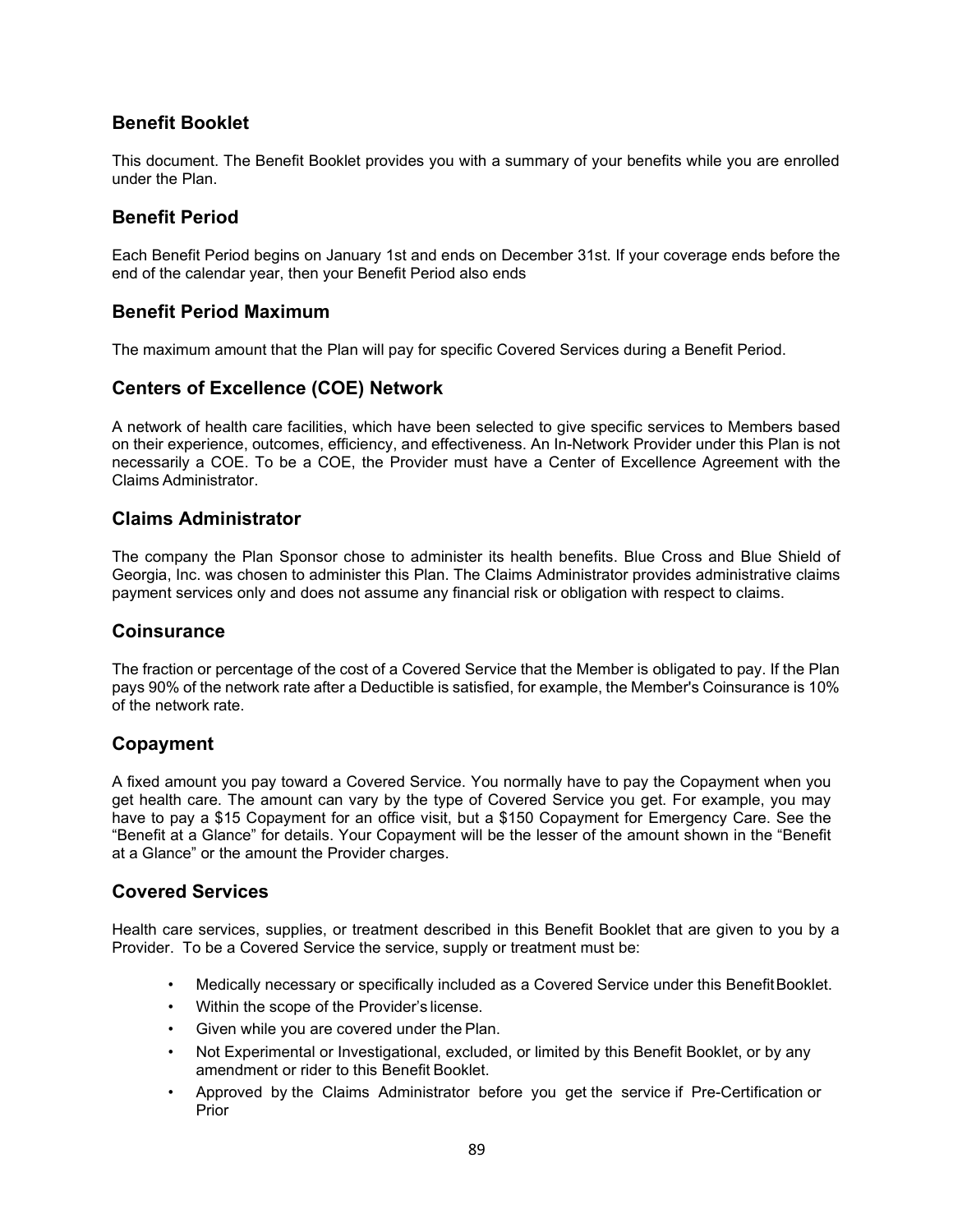## Benefit Booklet

This document. The Benefit Booklet provides you with a summary of your benefits while you are enrolled under the Plan.

## Benefit Period

Each Benefit Period begins on January 1st and ends on December 31st. If your coverage ends before the end of the calendar year, then your Benefit Period also ends

## Benefit Period Maximum

The maximum amount that the Plan will pay for specific Covered Services during a Benefit Period.

## Centers of Excellence (COE) Network

A network of health care facilities, which have been selected to give specific services to Members based on their experience, outcomes, efficiency, and effectiveness. An In-Network Provider under this Plan is not necessarily a COE. To be a COE, the Provider must have a Center of Excellence Agreement with the Claims Administrator.

## Claims Administrator

The company the Plan Sponsor chose to administer its health benefits. Blue Cross and Blue Shield of Georgia, Inc. was chosen to administer this Plan. The Claims Administrator provides administrative claims payment services only and does not assume any financial risk or obligation with respect to claims.

## Coinsurance

The fraction or percentage of the cost of a Covered Service that the Member is obligated to pay. If the Plan pays 90% of the network rate after a Deductible is satisfied, for example, the Member's Coinsurance is 10% of the network rate.

## Copayment

A fixed amount you pay toward a Covered Service. You normally have to pay the Copayment when you get health care. The amount can vary by the type of Covered Service you get. For example, you may have to pay a $15 Copayment for an office visit, but a $150 Copayment for Emergency Care. See the "Benefit at a Glance" for details. Your Copayment will be the lesser of the amount shown in the "Benefit at a Glance" or the amount the Provider charges.

## Covered Services

Health care services, supplies, or treatment described in this Benefit Booklet that are given to you by a Provider. To be a Covered Service the service, supply or treatment must be:

- Medically necessary or specifically included as a Covered Service under this Benefit Booklet.
- Within the scope of the Provider's license.
- Given while you are covered under the Plan.
- Not Experimental or Investigational, excluded, or limited by this Benefit Booklet, or by any amendment or rider to this Benefit Booklet.
- Approved by the Claims Administrator before you get the service if Pre-Certification or Prior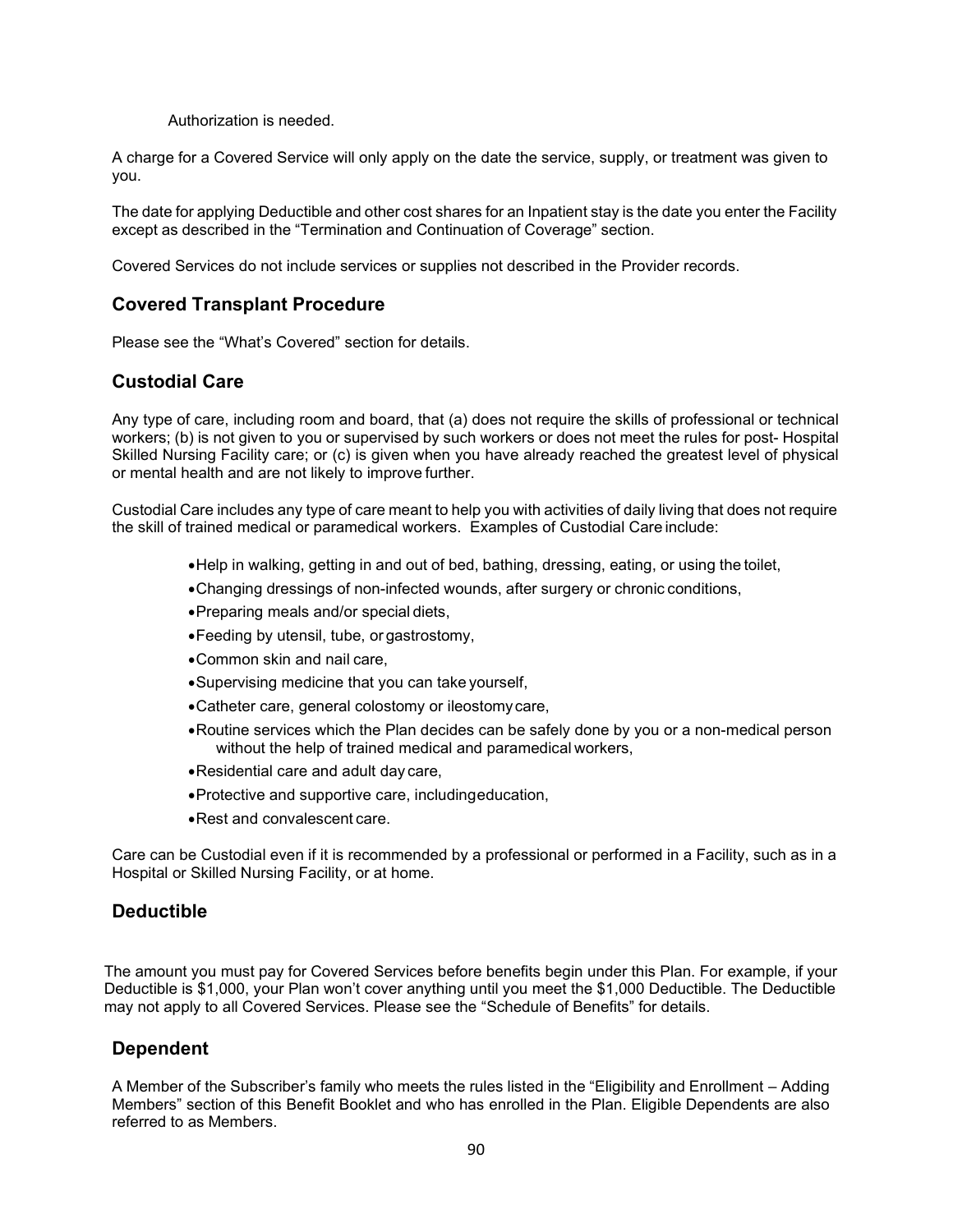Authorization is needed.

A charge for a Covered Service will only apply on the date the service, supply, or treatment was given to you.

The date for applying Deductible and other cost shares for an Inpatient stay is the date you enter the Facility except as described in the "Termination and Continuation of Coverage" section.

Covered Services do not include services or supplies not described in the Provider records.

## Covered Transplant Procedure

Please see the "What's Covered" section for details.

## Custodial Care

Any type of care, including room and board, that (a) does not require the skills of professional or technical workers; (b) is not given to you or supervised by such workers or does not meet the rules for post- Hospital Skilled Nursing Facility care; or (c) is given when you have already reached the greatest level of physical or mental health and are not likely to improve further.

Custodial Care includes any type of care meant to help you with activities of daily living that does not require the skill of trained medical or paramedical workers. Examples of Custodial Care include:

- Help in walking, getting in and out of bed, bathing, dressing, eating, or using the toilet,
- Changing dressings of non-infected wounds, after surgery or chronic conditions,
- Preparing meals and/or special diets,
- Feeding by utensil, tube, or gastrostomy,
- Common skin and nail care,
- Supervising medicine that you can take yourself,
- Catheter care, general colostomy or ileostomy care,
- Routine services which the Plan decides can be safely done by you or a non-medical person without the help of trained medical and paramedical workers,
- Residential care and adult day care,
- Protective and supportive care, includingeducation,
- Rest and convalescent care.

Care can be Custodial even if it is recommended by a professional or performed in a Facility, such as in a Hospital or Skilled Nursing Facility, or at home.

## Deductible

The amount you must pay for Covered Services before benefits begin under this Plan. For example, if your Deductible is $1,000, your Plan won't cover anything until you meet the $1,000 Deductible. The Deductible may not apply to all Covered Services. Please see the "Schedule of Benefits" for details.

## Dependent

A Member of the Subscriber's family who meets the rules listed in the "Eligibility and Enrollment – Adding Members" section of this Benefit Booklet and who has enrolled in the Plan. Eligible Dependents are also referred to as Members.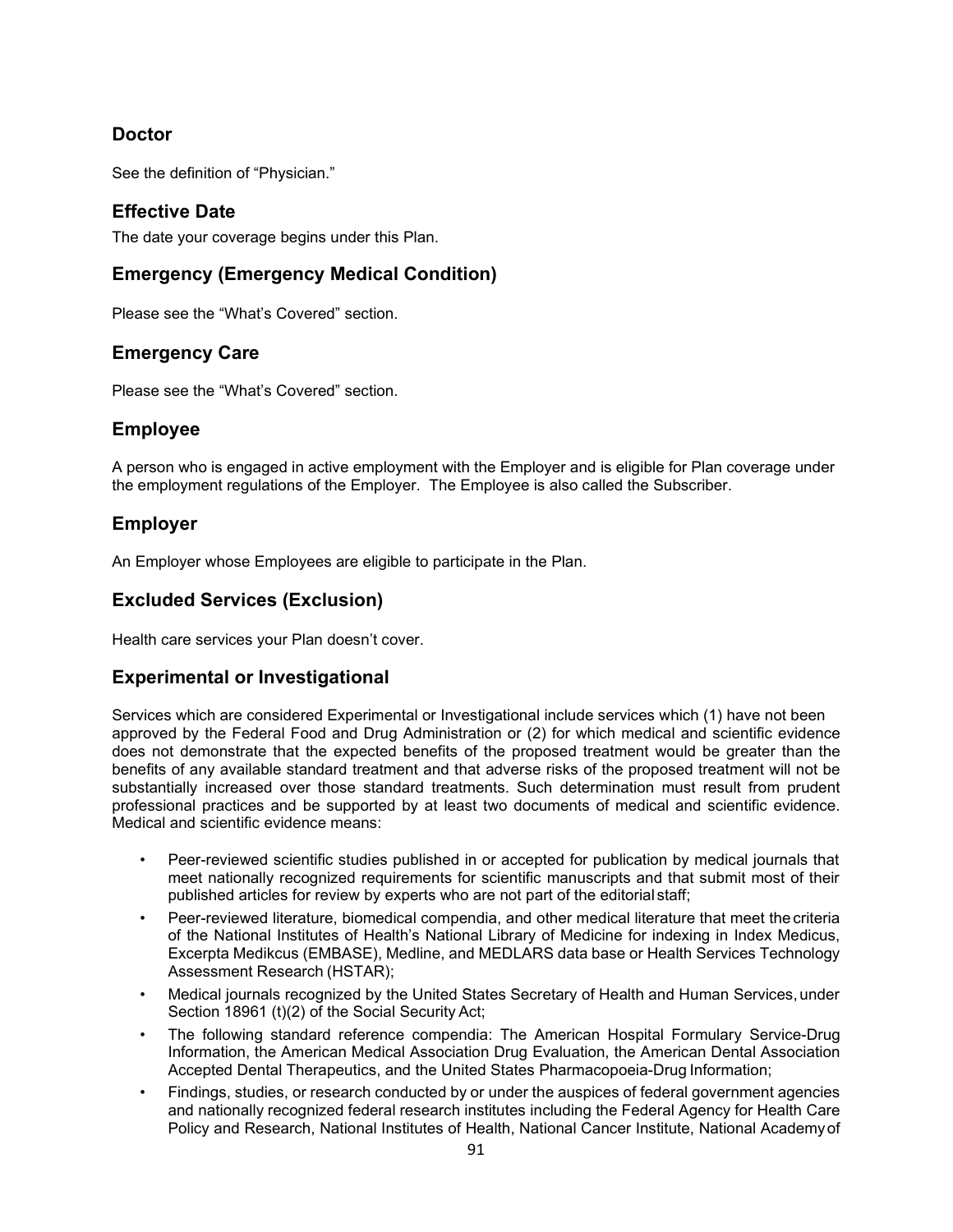## Doctor

See the definition of “Physician.”

## Effective Date

The date your coverage begins under this Plan.

## Emergency (Emergency Medical Condition)

Please see the “What’s Covered” section.

## Emergency Care

Please see the “What’s Covered” section.

## Employee

A person who is engaged in active employment with the Employer and is eligible for Plan coverage under the employment regulations of the Employer. The Employee is also called the Subscriber.

## Employer

An Employer whose Employees are eligible to participate in the Plan.

## Excluded Services (Exclusion)

Health care services your Plan doesn’t cover.

## Experimental or Investigational

Services which are considered Experimental or Investigational include services which (1) have not been approved by the Federal Food and Drug Administration or (2) for which medical and scientific evidence does not demonstrate that the expected benefits of the proposed treatment would be greater than the benefits of any available standard treatment and that adverse risks of the proposed treatment will not be substantially increased over those standard treatments. Such determination must result from prudent professional practices and be supported by at least two documents of medical and scientific evidence. Medical and scientific evidence means:

- Peer-reviewed scientific studies published in or accepted for publication by medical journals that meet nationally recognized requirements for scientific manuscripts and that submit most of their published articles for review by experts who are not part of the editorial staff;
- Peer-reviewed literature, biomedical compendia, and other medical literature that meet the criteria of the National Institutes of Health’s National Library of Medicine for indexing in Index Medicus, Excerpta Medikcus (EMBASE), Medline, and MEDLARS data base or Health Services Technology Assessment Research (HSTAR);
- Medical journals recognized by the United States Secretary of Health and Human Services, under Section 18961 (t)(2) of the Social Security Act;
- The following standard reference compendia: The American Hospital Formulary Service-Drug Information, the American Medical Association Drug Evaluation, the American Dental Association Accepted Dental Therapeutics, and the United States Pharmacopoeia-Drug Information;
- Findings, studies, or research conducted by or under the auspices of federal government agencies and nationally recognized federal research institutes including the Federal Agency for Health Care Policy and Research, National Institutes of Health, National Cancer Institute, National Academy of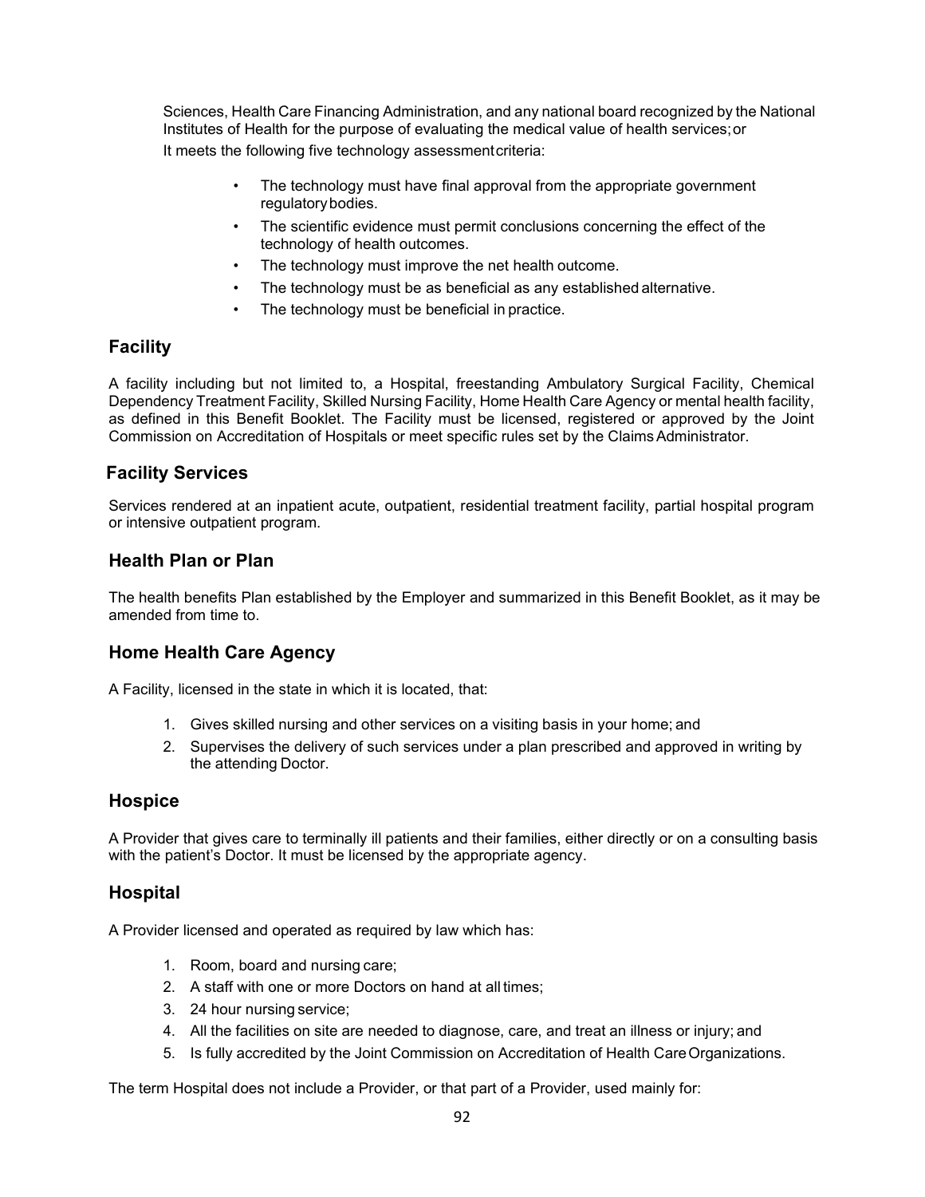Sciences, Health Care Financing Administration, and any national board recognized by the National Institutes of Health for the purpose of evaluating the medical value of health services; or

It meets the following five technology assessment criteria:

- The technology must have final approval from the appropriate government regulatory bodies.
- The scientific evidence must permit conclusions concerning the effect of the technology of health outcomes.
- The technology must improve the net health outcome.
- The technology must be as beneficial as any established alternative.
- The technology must be beneficial in practice.

## Facility

A facility including but not limited to, a Hospital, freestanding Ambulatory Surgical Facility, Chemical Dependency Treatment Facility, Skilled Nursing Facility, Home Health Care Agency or mental health facility, as defined in this Benefit Booklet. The Facility must be licensed, registered or approved by the Joint Commission on Accreditation of Hospitals or meet specific rules set by the Claims Administrator.

## Facility Services

Services rendered at an inpatient acute, outpatient, residential treatment facility, partial hospital program or intensive outpatient program.

## Health Plan or Plan

The health benefits Plan established by the Employer and summarized in this Benefit Booklet, as it may be amended from time to.

## Home Health Care Agency

A Facility, licensed in the state in which it is located, that:

1. Gives skilled nursing and other services on a visiting basis in your home; and
2. Supervises the delivery of such services under a plan prescribed and approved in writing by the attending Doctor.

## Hospice

A Provider that gives care to terminally ill patients and their families, either directly or on a consulting basis with the patient's Doctor. It must be licensed by the appropriate agency.

## Hospital

A Provider licensed and operated as required by law which has:

1. Room, board and nursing care;
2. A staff with one or more Doctors on hand at all times;
3. 24 hour nursing service;
4. All the facilities on site are needed to diagnose, care, and treat an illness or injury; and
5. Is fully accredited by the Joint Commission on Accreditation of Health Care Organizations.

The term Hospital does not include a Provider, or that part of a Provider, used mainly for: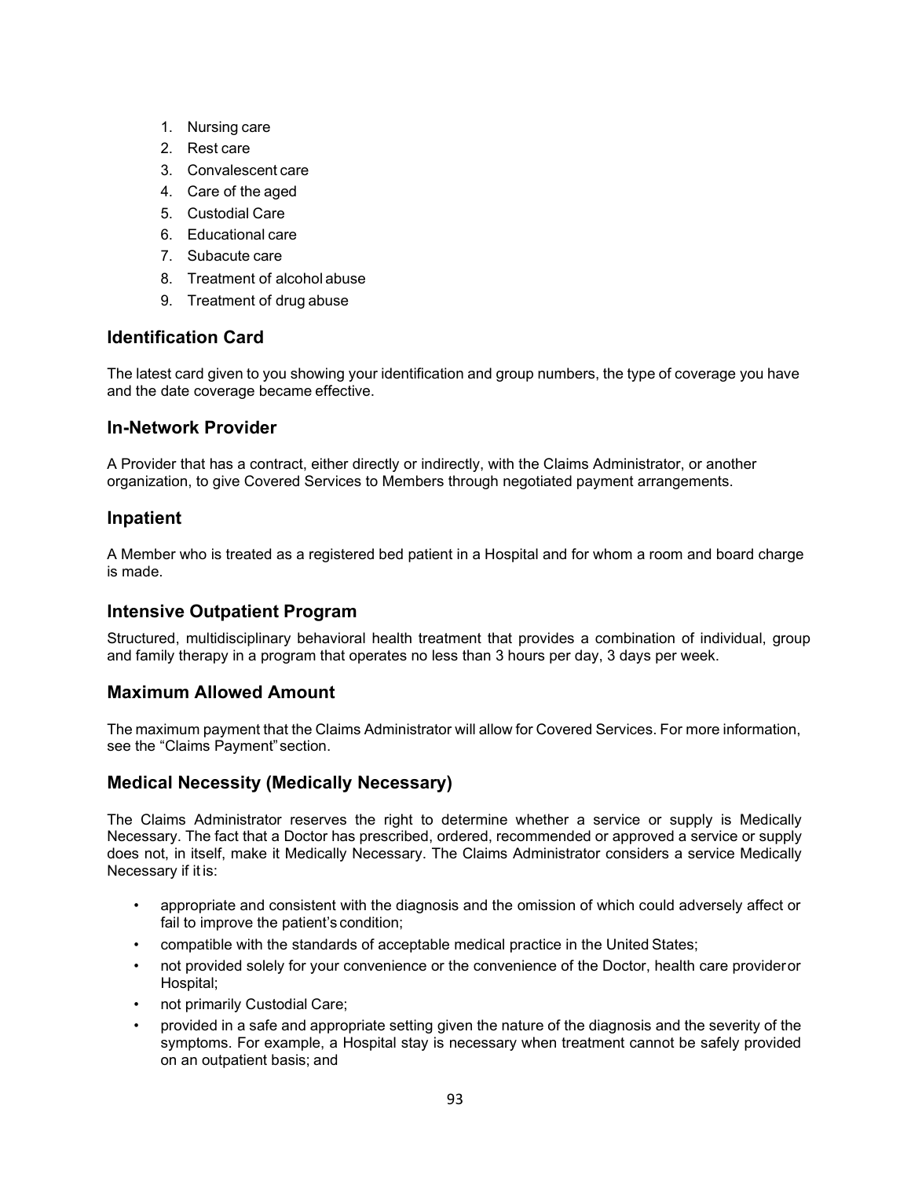1. Nursing care
2. Rest care
3. Convalescent care
4. Care of the aged
5. Custodial Care
6. Educational care
7. Subacute care
8. Treatment of alcohol abuse
9. Treatment of drug abuse

## Identification Card

The latest card given to you showing your identification and group numbers, the type of coverage you have and the date coverage became effective.

## In-Network Provider

A Provider that has a contract, either directly or indirectly, with the Claims Administrator, or another organization, to give Covered Services to Members through negotiated payment arrangements.

## Inpatient

A Member who is treated as a registered bed patient in a Hospital and for whom a room and board charge is made.

## Intensive Outpatient Program

Structured, multidisciplinary behavioral health treatment that provides a combination of individual, group and family therapy in a program that operates no less than 3 hours per day, 3 days per week.

## Maximum Allowed Amount

The maximum payment that the Claims Administrator will allow for Covered Services. For more information, see the "Claims Payment" section.

## Medical Necessity (Medically Necessary)

The Claims Administrator reserves the right to determine whether a service or supply is Medically Necessary. The fact that a Doctor has prescribed, ordered, recommended or approved a service or supply does not, in itself, make it Medically Necessary. The Claims Administrator considers a service Medically Necessary if it is:

- appropriate and consistent with the diagnosis and the omission of which could adversely affect or fail to improve the patient's condition;
- compatible with the standards of acceptable medical practice in the United States;
- not provided solely for your convenience or the convenience of the Doctor, health care provider or Hospital;
- not primarily Custodial Care;
- provided in a safe and appropriate setting given the nature of the diagnosis and the severity of the symptoms. For example, a Hospital stay is necessary when treatment cannot be safely provided on an outpatient basis; and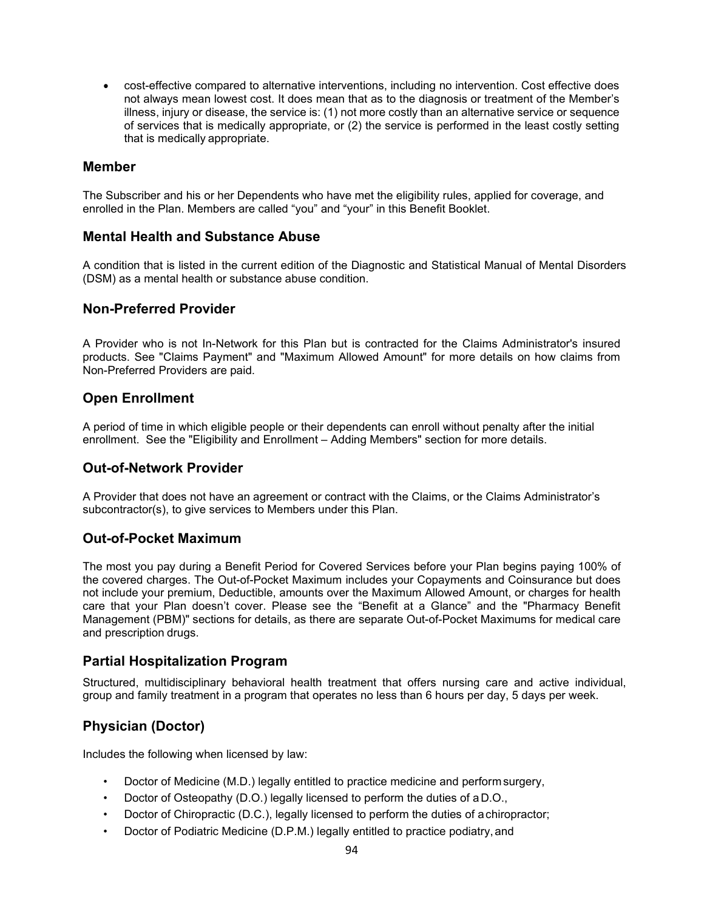- cost-effective compared to alternative interventions, including no intervention. Cost effective does not always mean lowest cost. It does mean that as to the diagnosis or treatment of the Member's illness, injury or disease, the service is: (1) not more costly than an alternative service or sequence of services that is medically appropriate, or (2) the service is performed in the least costly setting that is medically appropriate.

## Member

The Subscriber and his or her Dependents who have met the eligibility rules, applied for coverage, and enrolled in the Plan. Members are called "you" and "your" in this Benefit Booklet.

## Mental Health and Substance Abuse

A condition that is listed in the current edition of the Diagnostic and Statistical Manual of Mental Disorders (DSM) as a mental health or substance abuse condition.

## Non-Preferred Provider

A Provider who is not In-Network for this Plan but is contracted for the Claims Administrator's insured products. See "Claims Payment" and "Maximum Allowed Amount" for more details on how claims from Non-Preferred Providers are paid.

## Open Enrollment

A period of time in which eligible people or their dependents can enroll without penalty after the initial enrollment. See the "Eligibility and Enrollment – Adding Members" section for more details.

## Out-of-Network Provider

A Provider that does not have an agreement or contract with the Claims, or the Claims Administrator's subcontractor(s), to give services to Members under this Plan.

## Out-of-Pocket Maximum

The most you pay during a Benefit Period for Covered Services before your Plan begins paying 100% of the covered charges. The Out-of-Pocket Maximum includes your Copayments and Coinsurance but does not include your premium, Deductible, amounts over the Maximum Allowed Amount, or charges for health care that your Plan doesn't cover. Please see the "Benefit at a Glance" and the "Pharmacy Benefit Management (PBM)" sections for details, as there are separate Out-of-Pocket Maximums for medical care and prescription drugs.

## Partial Hospitalization Program

Structured, multidisciplinary behavioral health treatment that offers nursing care and active individual, group and family treatment in a program that operates no less than 6 hours per day, 5 days per week.

## Physician (Doctor)

Includes the following when licensed by law:

- Doctor of Medicine (M.D.) legally entitled to practice medicine and perform surgery,
- Doctor of Osteopathy (D.O.) legally licensed to perform the duties of a D.O.,
- Doctor of Chiropractic (D.C.), legally licensed to perform the duties of a chiropractor;
- Doctor of Podiatric Medicine (D.P.M.) legally entitled to practice podiatry, and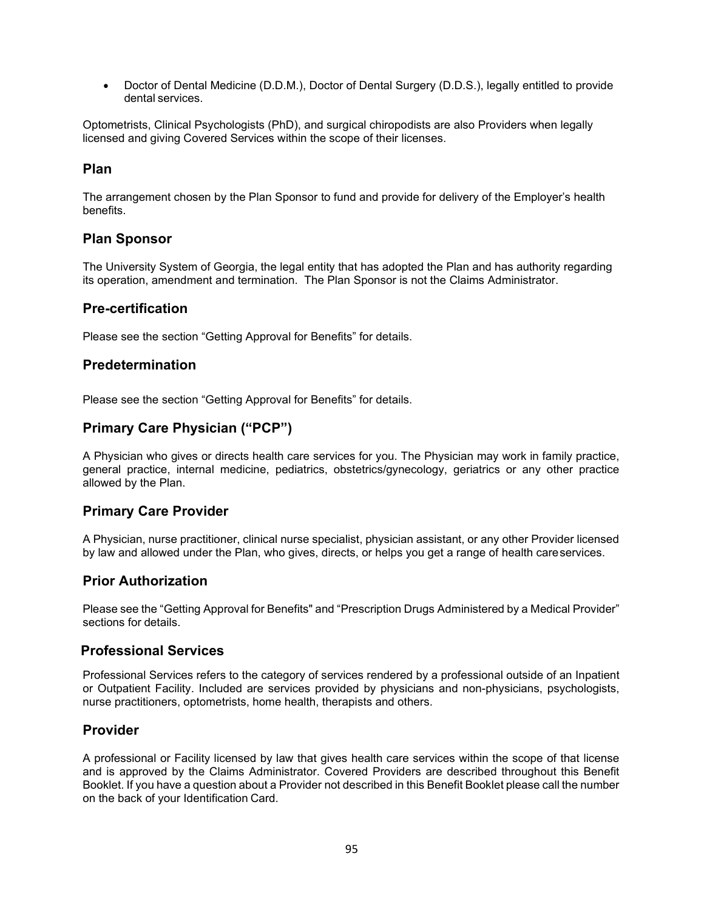- Doctor of Dental Medicine (D.D.M.), Doctor of Dental Surgery (D.D.S.), legally entitled to provide dental services.

Optometrists, Clinical Psychologists (PhD), and surgical chiropodists are also Providers when legally licensed and giving Covered Services within the scope of their licenses.

## Plan

The arrangement chosen by the Plan Sponsor to fund and provide for delivery of the Employer's health benefits.

## Plan Sponsor

The University System of Georgia, the legal entity that has adopted the Plan and has authority regarding its operation, amendment and termination. The Plan Sponsor is not the Claims Administrator.

## Pre-certification

Please see the section "Getting Approval for Benefits" for details.

## Predetermination

Please see the section "Getting Approval for Benefits" for details.

## Primary Care Physician ("PCP")

A Physician who gives or directs health care services for you. The Physician may work in family practice, general practice, internal medicine, pediatrics, obstetrics/gynecology, geriatrics or any other practice allowed by the Plan.

## Primary Care Provider

A Physician, nurse practitioner, clinical nurse specialist, physician assistant, or any other Provider licensed by law and allowed under the Plan, who gives, directs, or helps you get a range of health care services.

## Prior Authorization

Please see the "Getting Approval for Benefits" and "Prescription Drugs Administered by a Medical Provider" sections for details.

## Professional Services

Professional Services refers to the category of services rendered by a professional outside of an Inpatient or Outpatient Facility. Included are services provided by physicians and non-physicians, psychologists, nurse practitioners, optometrists, home health, therapists and others.

## Provider

A professional or Facility licensed by law that gives health care services within the scope of that license and is approved by the Claims Administrator. Covered Providers are described throughout this Benefit Booklet. If you have a question about a Provider not described in this Benefit Booklet please call the number on the back of your Identification Card.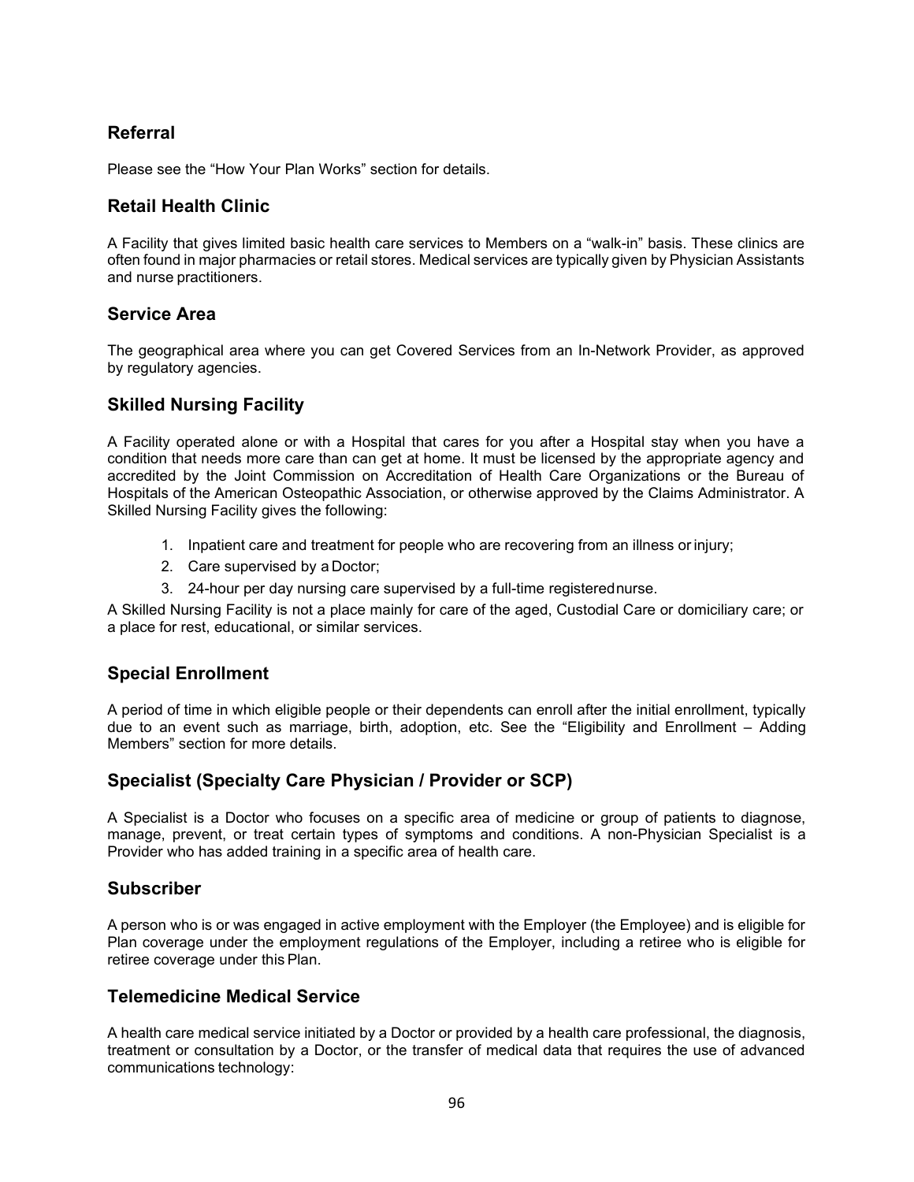## Referral

Please see the "How Your Plan Works" section for details.

## Retail Health Clinic

A Facility that gives limited basic health care services to Members on a "walk-in" basis. These clinics are often found in major pharmacies or retail stores. Medical services are typically given by Physician Assistants and nurse practitioners.

## Service Area

The geographical area where you can get Covered Services from an In-Network Provider, as approved by regulatory agencies.

## Skilled Nursing Facility

A Facility operated alone or with a Hospital that cares for you after a Hospital stay when you have a condition that needs more care than can get at home. It must be licensed by the appropriate agency and accredited by the Joint Commission on Accreditation of Health Care Organizations or the Bureau of Hospitals of the American Osteopathic Association, or otherwise approved by the Claims Administrator. A Skilled Nursing Facility gives the following:

1. Inpatient care and treatment for people who are recovering from an illness or injury;
2. Care supervised by a Doctor;
3. 24-hour per day nursing care supervised by a full-time registered nurse.

A Skilled Nursing Facility is not a place mainly for care of the aged, Custodial Care or domiciliary care; or a place for rest, educational, or similar services.

## Special Enrollment

A period of time in which eligible people or their dependents can enroll after the initial enrollment, typically due to an event such as marriage, birth, adoption, etc. See the "Eligibility and Enrollment – Adding Members" section for more details.

## Specialist (Specialty Care Physician / Provider or SCP)

A Specialist is a Doctor who focuses on a specific area of medicine or group of patients to diagnose, manage, prevent, or treat certain types of symptoms and conditions. A non-Physician Specialist is a Provider who has added training in a specific area of health care.

## Subscriber

A person who is or was engaged in active employment with the Employer (the Employee) and is eligible for Plan coverage under the employment regulations of the Employer, including a retiree who is eligible for retiree coverage under this Plan.

## Telemedicine Medical Service

A health care medical service initiated by a Doctor or provided by a health care professional, the diagnosis, treatment or consultation by a Doctor, or the transfer of medical data that requires the use of advanced communications technology: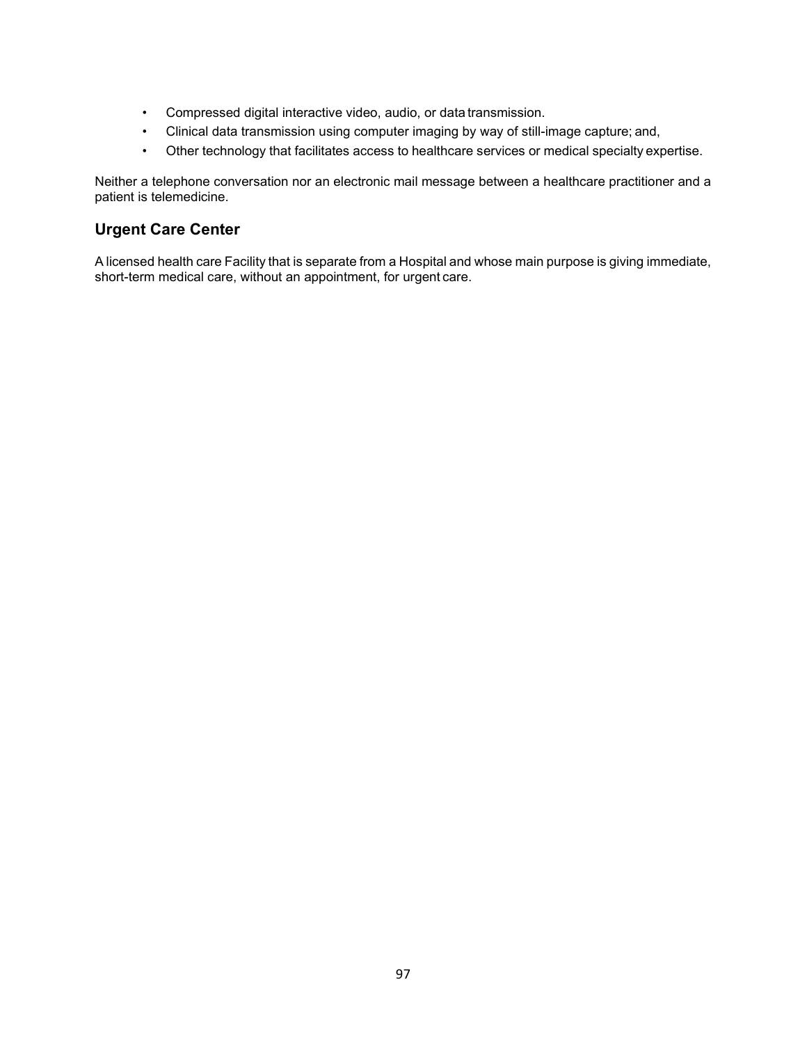- Compressed digital interactive video, audio, or data transmission.
- Clinical data transmission using computer imaging by way of still-image capture; and,
- Other technology that facilitates access to healthcare services or medical specialty expertise.

Neither a telephone conversation nor an electronic mail message between a healthcare practitioner and a patient is telemedicine.

## Urgent Care Center

A licensed health care Facility that is separate from a Hospital and whose main purpose is giving immediate, short-term medical care, without an appointment, for urgent care.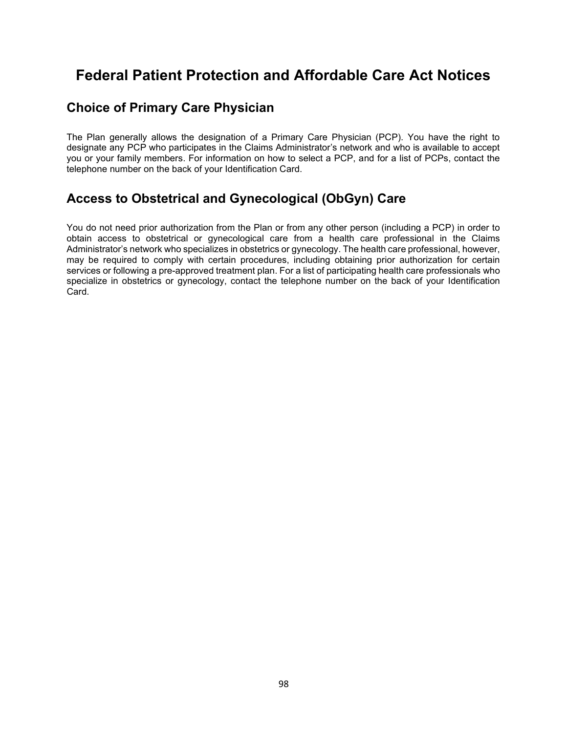# Federal Patient Protection and Affordable Care Act Notices

## Choice of Primary Care Physician

The Plan generally allows the designation of a Primary Care Physician (PCP). You have the right to designate any PCP who participates in the Claims Administrator's network and who is available to accept you or your family members. For information on how to select a PCP, and for a list of PCPs, contact the telephone number on the back of your Identification Card.

## Access to Obstetrical and Gynecological (ObGyn) Care

You do not need prior authorization from the Plan or from any other person (including a PCP) in order to obtain access to obstetrical or gynecological care from a health care professional in the Claims Administrator's network who specializes in obstetrics or gynecology. The health care professional, however, may be required to comply with certain procedures, including obtaining prior authorization for certain services or following a pre-approved treatment plan. For a list of participating health care professionals who specialize in obstetrics or gynecology, contact the telephone number on the back of your Identification Card.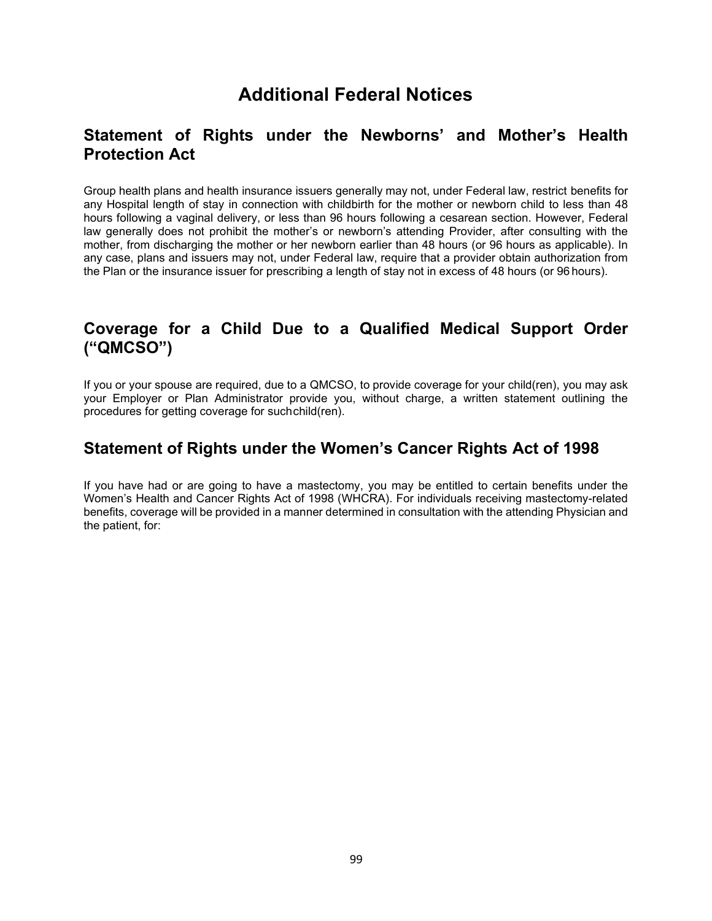# Additional Federal Notices

## Statement of Rights under the Newborns' and Mother's Health Protection Act

Group health plans and health insurance issuers generally may not, under Federal law, restrict benefits for any Hospital length of stay in connection with childbirth for the mother or newborn child to less than 48 hours following a vaginal delivery, or less than 96 hours following a cesarean section. However, Federal law generally does not prohibit the mother's or newborn's attending Provider, after consulting with the mother, from discharging the mother or her newborn earlier than 48 hours (or 96 hours as applicable). In any case, plans and issuers may not, under Federal law, require that a provider obtain authorization from the Plan or the insurance issuer for prescribing a length of stay not in excess of 48 hours (or 96 hours).

## Coverage for a Child Due to a Qualified Medical Support Order ("QMCSO")

If you or your spouse are required, due to a QMCSO, to provide coverage for your child(ren), you may ask your Employer or Plan Administrator provide you, without charge, a written statement outlining the procedures for getting coverage for such child(ren).

## Statement of Rights under the Women's Cancer Rights Act of 1998

If you have had or are going to have a mastectomy, you may be entitled to certain benefits under the Women's Health and Cancer Rights Act of 1998 (WHCRA). For individuals receiving mastectomy-related benefits, coverage will be provided in a manner determined in consultation with the attending Physician and the patient, for: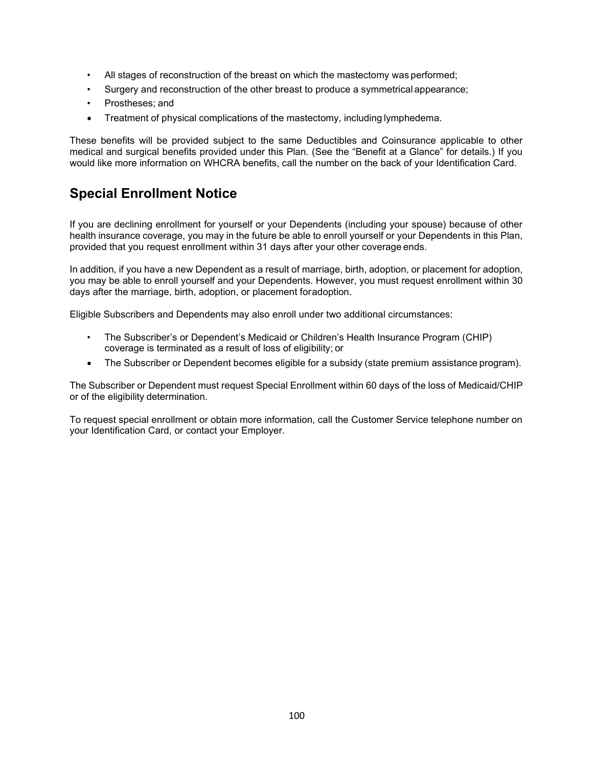- All stages of reconstruction of the breast on which the mastectomy was performed;
- Surgery and reconstruction of the other breast to produce a symmetrical appearance;
- Prostheses; and
- Treatment of physical complications of the mastectomy, including lymphedema.

These benefits will be provided subject to the same Deductibles and Coinsurance applicable to other medical and surgical benefits provided under this Plan. (See the "Benefit at a Glance" for details.) If you would like more information on WHCRA benefits, call the number on the back of your Identification Card.

## Special Enrollment Notice

If you are declining enrollment for yourself or your Dependents (including your spouse) because of other health insurance coverage, you may in the future be able to enroll yourself or your Dependents in this Plan, provided that you request enrollment within 31 days after your other coverage ends.

In addition, if you have a new Dependent as a result of marriage, birth, adoption, or placement for adoption, you may be able to enroll yourself and your Dependents. However, you must request enrollment within 30 days after the marriage, birth, adoption, or placement foradoption.

Eligible Subscribers and Dependents may also enroll under two additional circumstances:

- The Subscriber's or Dependent's Medicaid or Children's Health Insurance Program (CHIP) coverage is terminated as a result of loss of eligibility; or
- The Subscriber or Dependent becomes eligible for a subsidy (state premium assistance program).

The Subscriber or Dependent must request Special Enrollment within 60 days of the loss of Medicaid/CHIP or of the eligibility determination.

To request special enrollment or obtain more information, call the Customer Service telephone number on your Identification Card, or contact your Employer.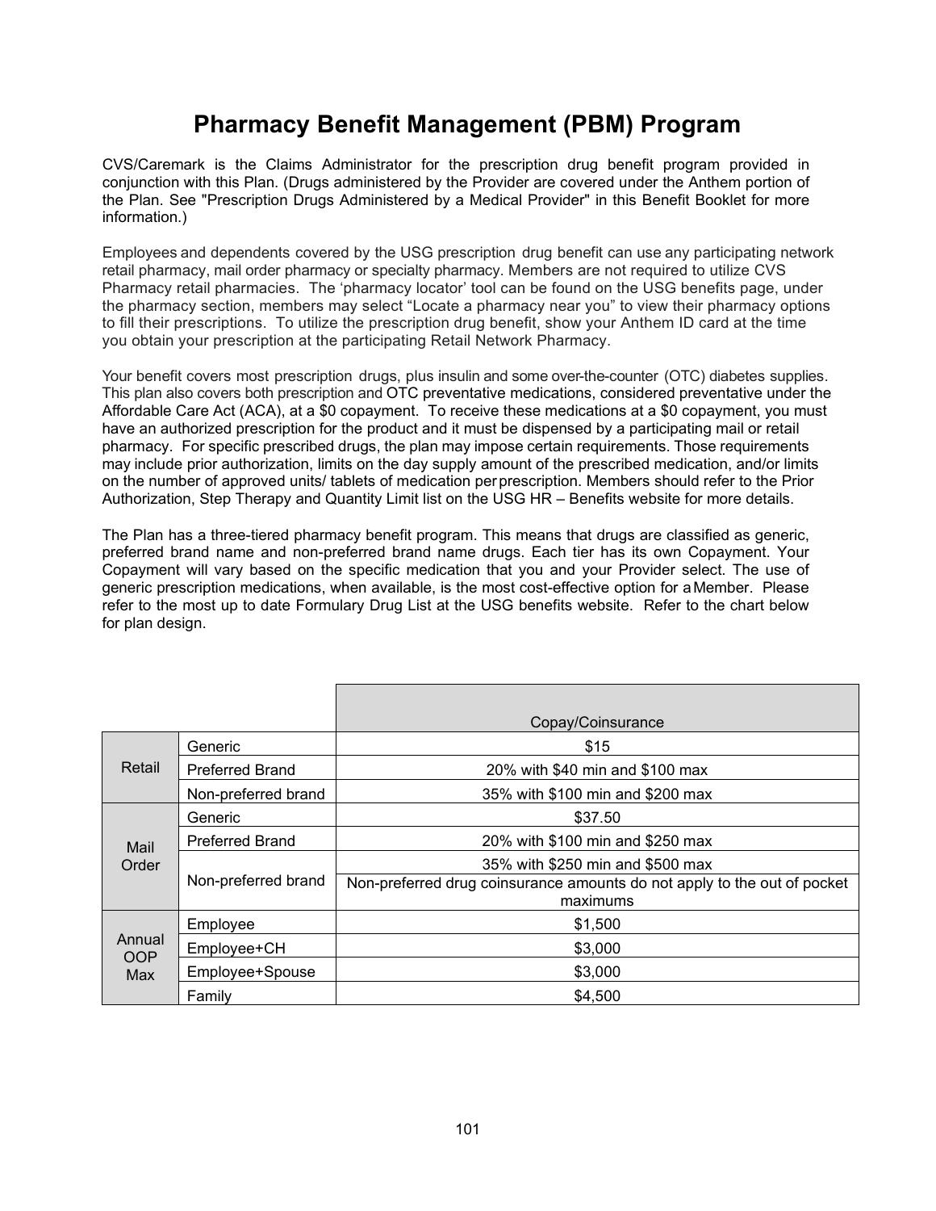# Pharmacy Benefit Management (PBM) Program

CVS/Caremark is the Claims Administrator for the prescription drug benefit program provided in conjunction with this Plan. (Drugs administered by the Provider are covered under the Anthem portion of the Plan. See "Prescription Drugs Administered by a Medical Provider" in this Benefit Booklet for more information.)

Employees and dependents covered by the USG prescription drug benefit can use any participating network retail pharmacy, mail order pharmacy or specialty pharmacy. Members are not required to utilize CVS Pharmacy retail pharmacies. The 'pharmacy locator' tool can be found on the USG benefits page, under the pharmacy section, members may select "Locate a pharmacy near you" to view their pharmacy options to fill their prescriptions. To utilize the prescription drug benefit, show your Anthem ID card at the time you obtain your prescription at the participating Retail Network Pharmacy.

Your benefit covers most prescription drugs, plus insulin and some over-the-counter (OTC) diabetes supplies. This plan also covers both prescription and OTC preventative medications, considered preventative under the Affordable Care Act (ACA), at a $0 copayment. To receive these medications at a $0 copayment, you must have an authorized prescription for the product and it must be dispensed by a participating mail or retail pharmacy. For specific prescribed drugs, the plan may impose certain requirements. Those requirements may include prior authorization, limits on the day supply amount of the prescribed medication, and/or limits on the number of approved units/ tablets of medication per prescription. Members should refer to the Prior Authorization, Step Therapy and Quantity Limit list on the USG HR – Benefits website for more details.

The Plan has a three-tiered pharmacy benefit program. This means that drugs are classified as generic, preferred brand name and non-preferred brand name drugs. Each tier has its own Copayment. Your Copayment will vary based on the specific medication that you and your Provider select. The use of generic prescription medications, when available, is the most cost-effective option for a Member. Please refer to the most up to date Formulary Drug List at the USG benefits website. Refer to the chart below for plan design.

| | | Copay/Coinsurance |
|---|---|---|
| Retail | Generic | $15 |
| | Preferred Brand | 20% with $40 min and $100 max |
| | Non-preferred brand | 35% with $100 min and $200 max |
| Mail Order | Generic | $37.50 |
| | Preferred Brand | 20% with $100 min and $250 max |
| | Non-preferred brand | 35% with $250 min and $500 max |
| | | Non-preferred drug coinsurance amounts do not apply to the out of pocket maximums |
| Annual OOP Max | Employee | $1,500 |
| | Employee+CH | $3,000 |
| | Employee+Spouse | $3,000 |
| | Family | $4,500 |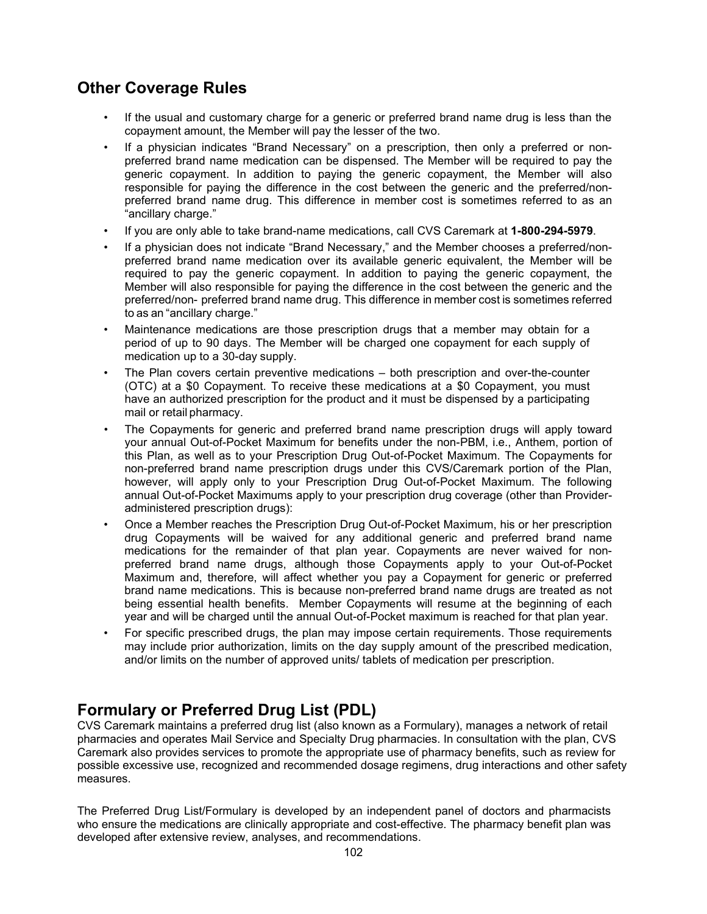## Other Coverage Rules

- If the usual and customary charge for a generic or preferred brand name drug is less than the copayment amount, the Member will pay the lesser of the two.
- If a physician indicates "Brand Necessary" on a prescription, then only a preferred or non-preferred brand name medication can be dispensed. The Member will be required to pay the generic copayment. In addition to paying the generic copayment, the Member will also responsible for paying the difference in the cost between the generic and the preferred/non-preferred brand name drug. This difference in member cost is sometimes referred to as an "ancillary charge."
- If you are only able to take brand-name medications, call CVS Caremark at **1-800-294-5979**.
- If a physician does not indicate "Brand Necessary," and the Member chooses a preferred/non-preferred brand name medication over its available generic equivalent, the Member will be required to pay the generic copayment. In addition to paying the generic copayment, the Member will also responsible for paying the difference in the cost between the generic and the preferred/non- preferred brand name drug. This difference in member cost is sometimes referred to as an "ancillary charge."
- Maintenance medications are those prescription drugs that a member may obtain for a period of up to 90 days. The Member will be charged one copayment for each supply of medication up to a 30-day supply.
- The Plan covers certain preventive medications – both prescription and over-the-counter (OTC) at a $0 Copayment. To receive these medications at a $0 Copayment, you must have an authorized prescription for the product and it must be dispensed by a participating mail or retail pharmacy.
- The Copayments for generic and preferred brand name prescription drugs will apply toward your annual Out-of-Pocket Maximum for benefits under the non-PBM, i.e., Anthem, portion of this Plan, as well as to your Prescription Drug Out-of-Pocket Maximum. The Copayments for non-preferred brand name prescription drugs under this CVS/Caremark portion of the Plan, however, will apply only to your Prescription Drug Out-of-Pocket Maximum. The following annual Out-of-Pocket Maximums apply to your prescription drug coverage (other than Provider-administered prescription drugs):
- Once a Member reaches the Prescription Drug Out-of-Pocket Maximum, his or her prescription drug Copayments will be waived for any additional generic and preferred brand name medications for the remainder of that plan year. Copayments are never waived for non-preferred brand name drugs, although those Copayments apply to your Out-of-Pocket Maximum and, therefore, will affect whether you pay a Copayment for generic or preferred brand name medications. This is because non-preferred brand name drugs are treated as not being essential health benefits. Member Copayments will resume at the beginning of each year and will be charged until the annual Out-of-Pocket maximum is reached for that plan year.
- For specific prescribed drugs, the plan may impose certain requirements. Those requirements may include prior authorization, limits on the day supply amount of the prescribed medication, and/or limits on the number of approved units/ tablets of medication per prescription.

## Formulary or Preferred Drug List (PDL)

CVS Caremark maintains a preferred drug list (also known as a Formulary), manages a network of retail pharmacies and operates Mail Service and Specialty Drug pharmacies. In consultation with the plan, CVS Caremark also provides services to promote the appropriate use of pharmacy benefits, such as review for possible excessive use, recognized and recommended dosage regimens, drug interactions and other safety measures.

The Preferred Drug List/Formulary is developed by an independent panel of doctors and pharmacists who ensure the medications are clinically appropriate and cost-effective. The pharmacy benefit plan was developed after extensive review, analyses, and recommendations.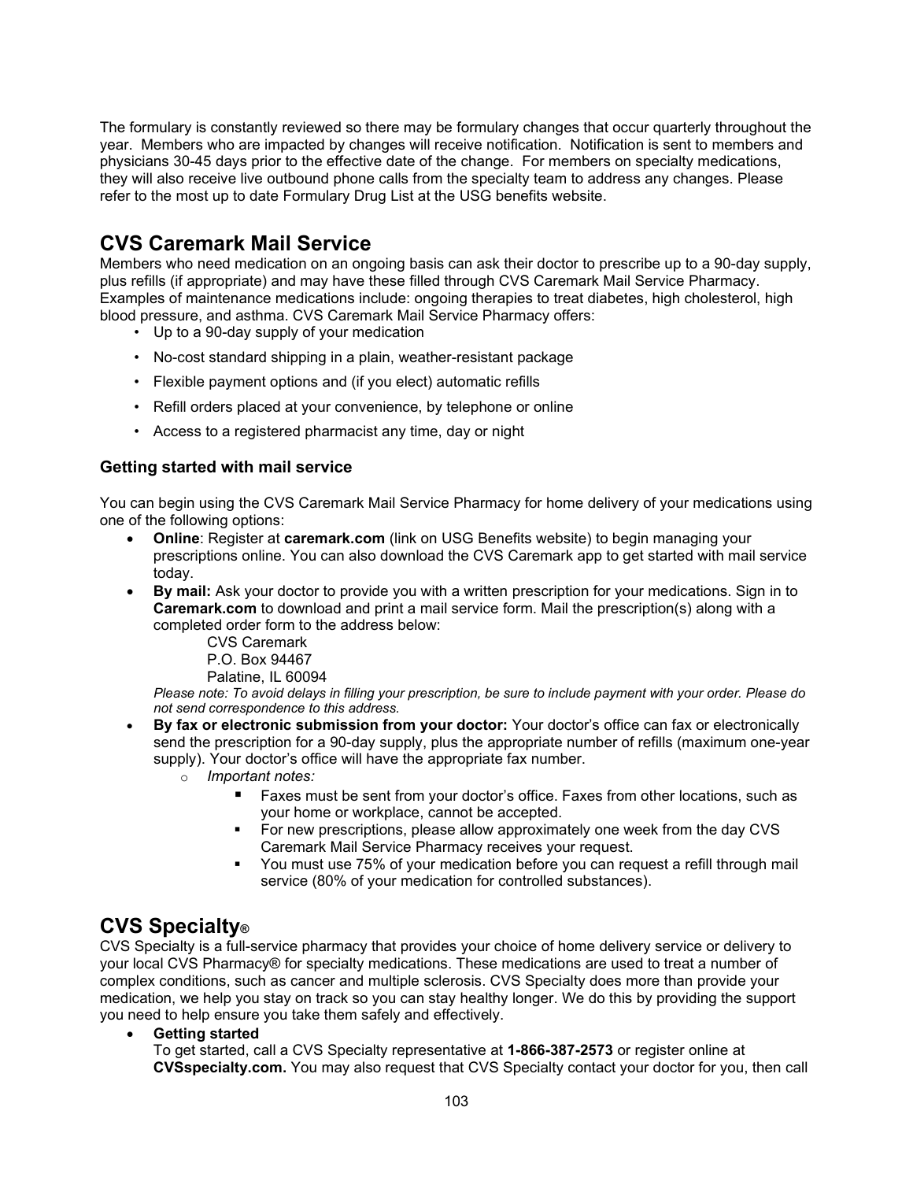The formulary is constantly reviewed so there may be formulary changes that occur quarterly throughout the year. Members who are impacted by changes will receive notification. Notification is sent to members and physicians 30-45 days prior to the effective date of the change. For members on specialty medications, they will also receive live outbound phone calls from the specialty team to address any changes. Please refer to the most up to date Formulary Drug List at the USG benefits website.

## CVS Caremark Mail Service

Members who need medication on an ongoing basis can ask their doctor to prescribe up to a 90-day supply, plus refills (if appropriate) and may have these filled through CVS Caremark Mail Service Pharmacy. Examples of maintenance medications include: ongoing therapies to treat diabetes, high cholesterol, high blood pressure, and asthma. CVS Caremark Mail Service Pharmacy offers:

- Up to a 90-day supply of your medication
- No-cost standard shipping in a plain, weather-resistant package
- Flexible payment options and (if you elect) automatic refills
- Refill orders placed at your convenience, by telephone or online
- Access to a registered pharmacist any time, day or night

### Getting started with mail service

You can begin using the CVS Caremark Mail Service Pharmacy for home delivery of your medications using one of the following options:

- **Online**: Register at **caremark.com** (link on USG Benefits website) to begin managing your prescriptions online. You can also download the CVS Caremark app to get started with mail service today.
- **By mail:** Ask your doctor to provide you with a written prescription for your medications. Sign in to **Caremark.com** to download and print a mail service form. Mail the prescription(s) along with a completed order form to the address below:

  CVS Caremark  
  P.O. Box 94467  
  Palatine, IL 60094

  *Please note: To avoid delays in filling your prescription, be sure to include payment with your order. Please do not send correspondence to this address.*
- **By fax or electronic submission from your doctor:** Your doctor's office can fax or electronically send the prescription for a 90-day supply, plus the appropriate number of refills (maximum one-year supply). Your doctor's office will have the appropriate fax number.
  - *Important notes:*
    - Faxes must be sent from your doctor's office. Faxes from other locations, such as your home or workplace, cannot be accepted.
    - For new prescriptions, please allow approximately one week from the day CVS Caremark Mail Service Pharmacy receives your request.
    - You must use 75% of your medication before you can request a refill through mail service (80% of your medication for controlled substances).

## CVS Specialty®

CVS Specialty is a full-service pharmacy that provides your choice of home delivery service or delivery to your local CVS Pharmacy® for specialty medications. These medications are used to treat a number of complex conditions, such as cancer and multiple sclerosis. CVS Specialty does more than provide your medication, we help you stay on track so you can stay healthy longer. We do this by providing the support you need to help ensure you take them safely and effectively.

- **Getting started**  
  To get started, call a CVS Specialty representative at **1-866-387-2573** or register online at **CVSspecialty.com.** You may also request that CVS Specialty contact your doctor for you, then call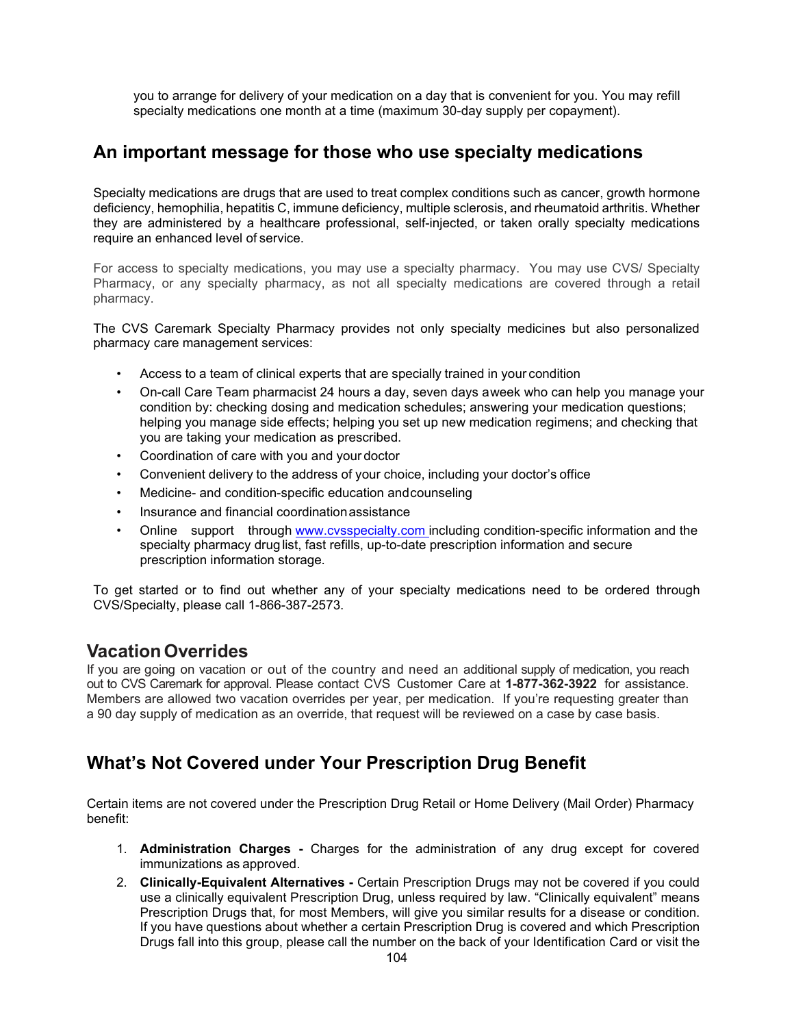you to arrange for delivery of your medication on a day that is convenient for you. You may refill specialty medications one month at a time (maximum 30-day supply per copayment).

## An important message for those who use specialty medications

Specialty medications are drugs that are used to treat complex conditions such as cancer, growth hormone deficiency, hemophilia, hepatitis C, immune deficiency, multiple sclerosis, and rheumatoid arthritis. Whether they are administered by a healthcare professional, self-injected, or taken orally specialty medications require an enhanced level of service.

For access to specialty medications, you may use a specialty pharmacy. You may use CVS/ Specialty Pharmacy, or any specialty pharmacy, as not all specialty medications are covered through a retail pharmacy.

The CVS Caremark Specialty Pharmacy provides not only specialty medicines but also personalized pharmacy care management services:

- Access to a team of clinical experts that are specially trained in your condition
- On-call Care Team pharmacist 24 hours a day, seven days a week who can help you manage your condition by: checking dosing and medication schedules; answering your medication questions; helping you manage side effects; helping you set up new medication regimens; and checking that you are taking your medication as prescribed.
- Coordination of care with you and your doctor
- Convenient delivery to the address of your choice, including your doctor's office
- Medicine- and condition-specific education and counseling
- Insurance and financial coordination assistance
- Online support through www.cvsspecialty.com including condition-specific information and the specialty pharmacy drug list, fast refills, up-to-date prescription information and secure prescription information storage.

To get started or to find out whether any of your specialty medications need to be ordered through CVS/Specialty, please call 1-866-387-2573.

## Vacation Overrides

If you are going on vacation or out of the country and need an additional supply of medication, you reach out to CVS Caremark for approval. Please contact CVS Customer Care at **1-877-362-3922** for assistance. Members are allowed two vacation overrides per year, per medication. If you're requesting greater than a 90 day supply of medication as an override, that request will be reviewed on a case by case basis.

## What's Not Covered under Your Prescription Drug Benefit

Certain items are not covered under the Prescription Drug Retail or Home Delivery (Mail Order) Pharmacy benefit:

1. **Administration Charges -** Charges for the administration of any drug except for covered immunizations as approved.
2. **Clinically-Equivalent Alternatives -** Certain Prescription Drugs may not be covered if you could use a clinically equivalent Prescription Drug, unless required by law. "Clinically equivalent" means Prescription Drugs that, for most Members, will give you similar results for a disease or condition. If you have questions about whether a certain Prescription Drug is covered and which Prescription Drugs fall into this group, please call the number on the back of your Identification Card or visit the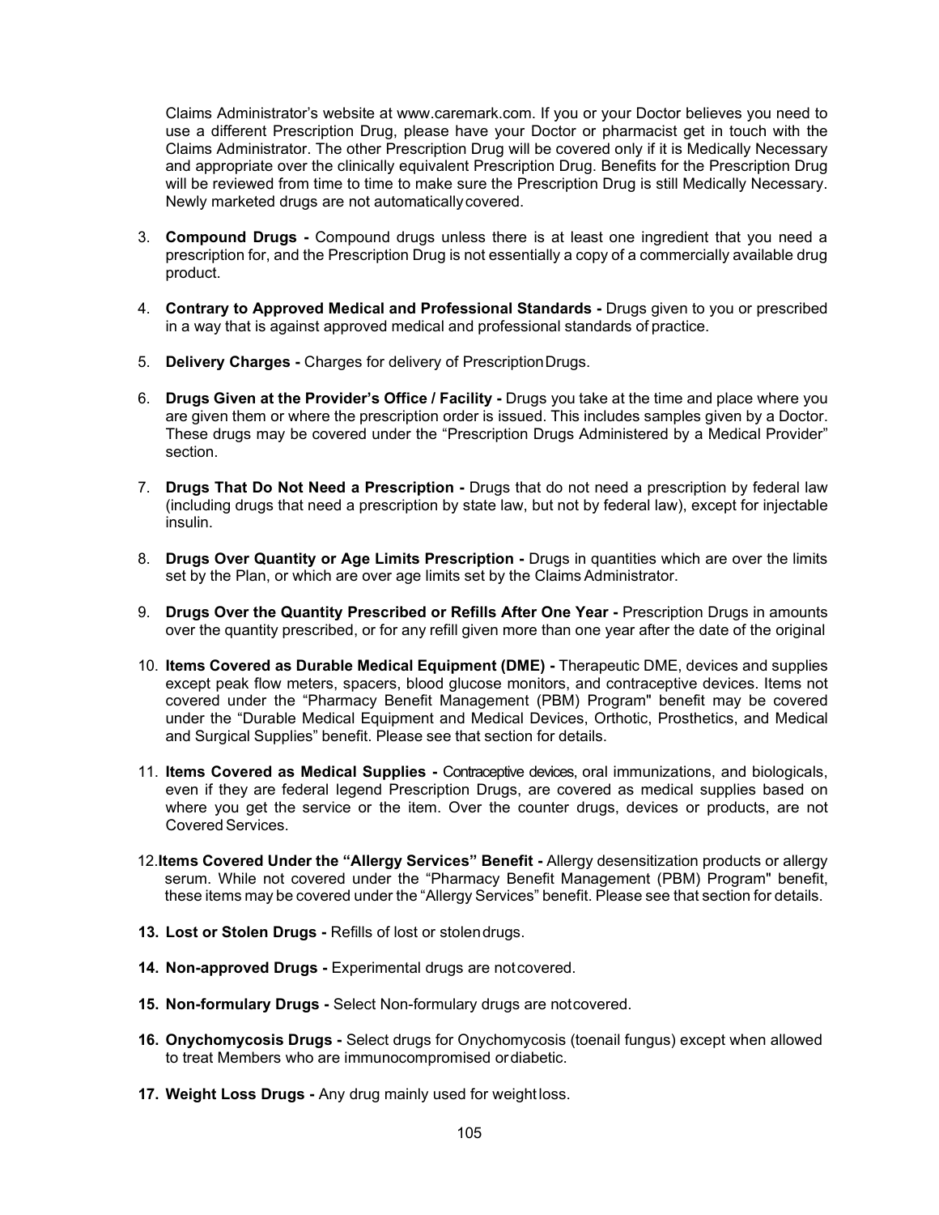Claims Administrator's website at www.caremark.com. If you or your Doctor believes you need to use a different Prescription Drug, please have your Doctor or pharmacist get in touch with the Claims Administrator. The other Prescription Drug will be covered only if it is Medically Necessary and appropriate over the clinically equivalent Prescription Drug. Benefits for the Prescription Drug will be reviewed from time to time to make sure the Prescription Drug is still Medically Necessary. Newly marketed drugs are not automatically covered.

3. **Compound Drugs -** Compound drugs unless there is at least one ingredient that you need a prescription for, and the Prescription Drug is not essentially a copy of a commercially available drug product.

4. **Contrary to Approved Medical and Professional Standards -** Drugs given to you or prescribed in a way that is against approved medical and professional standards of practice.

5. **Delivery Charges -** Charges for delivery of Prescription Drugs.

6. **Drugs Given at the Provider's Office / Facility -** Drugs you take at the time and place where you are given them or where the prescription order is issued. This includes samples given by a Doctor. These drugs may be covered under the "Prescription Drugs Administered by a Medical Provider" section.

7. **Drugs That Do Not Need a Prescription -** Drugs that do not need a prescription by federal law (including drugs that need a prescription by state law, but not by federal law), except for injectable insulin.

8. **Drugs Over Quantity or Age Limits Prescription -** Drugs in quantities which are over the limits set by the Plan, or which are over age limits set by the Claims Administrator.

9. **Drugs Over the Quantity Prescribed or Refills After One Year -** Prescription Drugs in amounts over the quantity prescribed, or for any refill given more than one year after the date of the original

10. **Items Covered as Durable Medical Equipment (DME) -** Therapeutic DME, devices and supplies except peak flow meters, spacers, blood glucose monitors, and contraceptive devices. Items not covered under the "Pharmacy Benefit Management (PBM) Program" benefit may be covered under the "Durable Medical Equipment and Medical Devices, Orthotic, Prosthetics, and Medical and Surgical Supplies" benefit. Please see that section for details.

11. **Items Covered as Medical Supplies -** Contraceptive devices, oral immunizations, and biologicals, even if they are federal legend Prescription Drugs, are covered as medical supplies based on where you get the service or the item. Over the counter drugs, devices or products, are not Covered Services.

12. **Items Covered Under the "Allergy Services" Benefit -** Allergy desensitization products or allergy serum. While not covered under the "Pharmacy Benefit Management (PBM) Program" benefit, these items may be covered under the "Allergy Services" benefit. Please see that section for details.

13. **Lost or Stolen Drugs -** Refills of lost or stolen drugs.

14. **Non-approved Drugs -** Experimental drugs are not covered.

15. **Non-formulary Drugs -** Select Non-formulary drugs are not covered.

16. **Onychomycosis Drugs -** Select drugs for Onychomycosis (toenail fungus) except when allowed to treat Members who are immunocompromised or diabetic.

17. **Weight Loss Drugs -** Any drug mainly used for weight loss.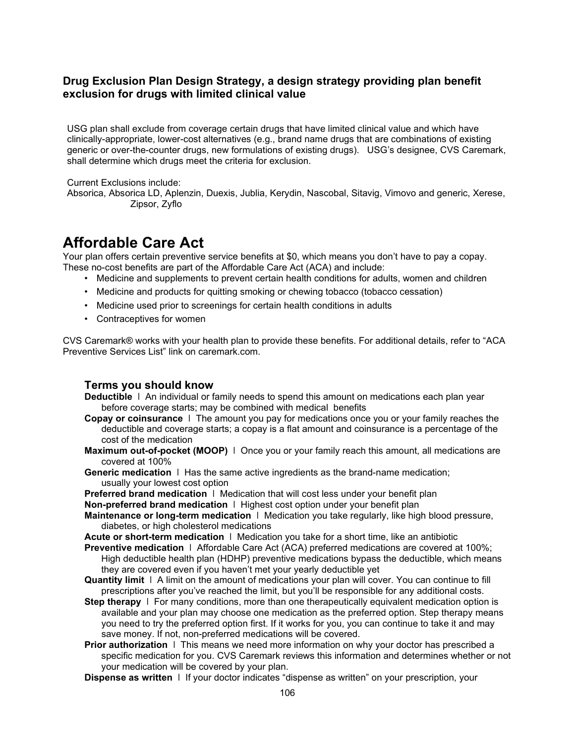### Drug Exclusion Plan Design Strategy, a design strategy providing plan benefit exclusion for drugs with limited clinical value

USG plan shall exclude from coverage certain drugs that have limited clinical value and which have clinically-appropriate, lower-cost alternatives (e.g., brand name drugs that are combinations of existing generic or over-the-counter drugs, new formulations of existing drugs). USG's designee, CVS Caremark, shall determine which drugs meet the criteria for exclusion.

Current Exclusions include:
Absorica, Absorica LD, Aplenzin, Duexis, Jublia, Kerydin, Nascobal, Sitavig, Vimovo and generic, Xerese, Zipsor, Zyflo

# Affordable Care Act

Your plan offers certain preventive service benefits at $0, which means you don't have to pay a copay. These no-cost benefits are part of the Affordable Care Act (ACA) and include:

- Medicine and supplements to prevent certain health conditions for adults, women and children
- Medicine and products for quitting smoking or chewing tobacco (tobacco cessation)
- Medicine used prior to screenings for certain health conditions in adults
- Contraceptives for women

CVS Caremark® works with your health plan to provide these benefits. For additional details, refer to "ACA Preventive Services List" link on caremark.com.

### Terms you should know

**Deductible** | An individual or family needs to spend this amount on medications each plan year before coverage starts; may be combined with medical benefits

**Copay or coinsurance** | The amount you pay for medications once you or your family reaches the deductible and coverage starts; a copay is a flat amount and coinsurance is a percentage of the cost of the medication

**Maximum out-of-pocket (MOOP)** | Once you or your family reach this amount, all medications are covered at 100%

**Generic medication** | Has the same active ingredients as the brand-name medication; usually your lowest cost option

**Preferred brand medication** | Medication that will cost less under your benefit plan

**Non-preferred brand medication** | Highest cost option under your benefit plan

**Maintenance or long-term medication** | Medication you take regularly, like high blood pressure, diabetes, or high cholesterol medications

**Acute or short-term medication** | Medication you take for a short time, like an antibiotic

**Preventive medication** | Affordable Care Act (ACA) preferred medications are covered at 100%; High deductible health plan (HDHP) preventive medications bypass the deductible, which means they are covered even if you haven't met your yearly deductible yet

**Quantity limit** | A limit on the amount of medications your plan will cover. You can continue to fill prescriptions after you've reached the limit, but you'll be responsible for any additional costs.

**Step therapy** | For many conditions, more than one therapeutically equivalent medication option is available and your plan may choose one medication as the preferred option. Step therapy means you need to try the preferred option first. If it works for you, you can continue to take it and may save money. If not, non-preferred medications will be covered.

**Prior authorization** | This means we need more information on why your doctor has prescribed a specific medication for you. CVS Caremark reviews this information and determines whether or not your medication will be covered by your plan.

**Dispense as written** | If your doctor indicates "dispense as written" on your prescription, your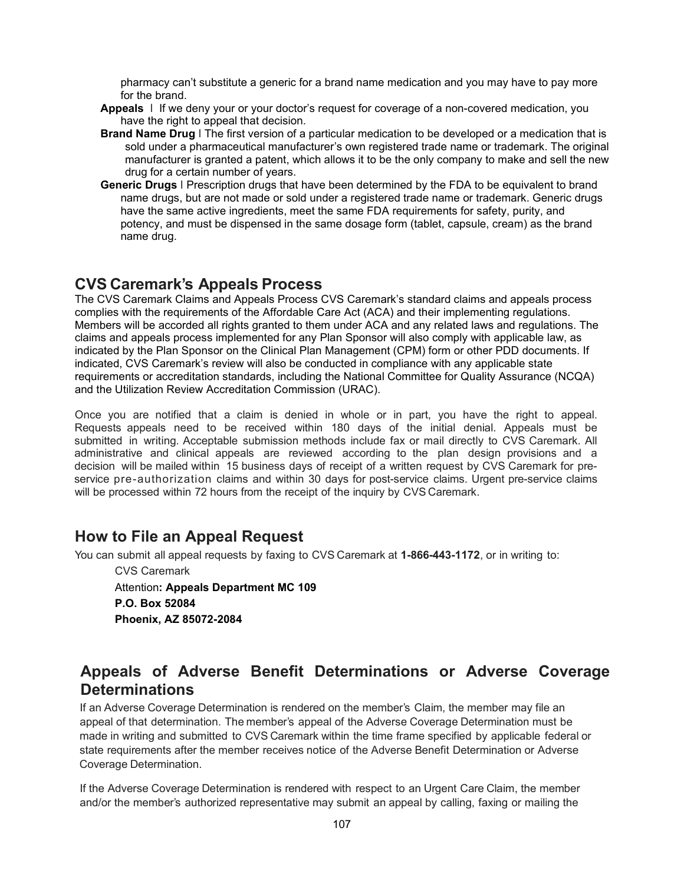pharmacy can't substitute a generic for a brand name medication and you may have to pay more for the brand.

**Appeals** | If we deny your or your doctor's request for coverage of a non-covered medication, you have the right to appeal that decision.

**Brand Name Drug** | The first version of a particular medication to be developed or a medication that is sold under a pharmaceutical manufacturer's own registered trade name or trademark. The original manufacturer is granted a patent, which allows it to be the only company to make and sell the new drug for a certain number of years.

**Generic Drugs** | Prescription drugs that have been determined by the FDA to be equivalent to brand name drugs, but are not made or sold under a registered trade name or trademark. Generic drugs have the same active ingredients, meet the same FDA requirements for safety, purity, and potency, and must be dispensed in the same dosage form (tablet, capsule, cream) as the brand name drug.

## CVS Caremark's Appeals Process

The CVS Caremark Claims and Appeals Process CVS Caremark's standard claims and appeals process complies with the requirements of the Affordable Care Act (ACA) and their implementing regulations. Members will be accorded all rights granted to them under ACA and any related laws and regulations. The claims and appeals process implemented for any Plan Sponsor will also comply with applicable law, as indicated by the Plan Sponsor on the Clinical Plan Management (CPM) form or other PDD documents. If indicated, CVS Caremark's review will also be conducted in compliance with any applicable state requirements or accreditation standards, including the National Committee for Quality Assurance (NCQA) and the Utilization Review Accreditation Commission (URAC).

Once you are notified that a claim is denied in whole or in part, you have the right to appeal. Requests appeals need to be received within 180 days of the initial denial. Appeals must be submitted in writing. Acceptable submission methods include fax or mail directly to CVS Caremark. All administrative and clinical appeals are reviewed according to the plan design provisions and a decision will be mailed within 15 business days of receipt of a written request by CVS Caremark for pre-service pre-authorization claims and within 30 days for post-service claims. Urgent pre-service claims will be processed within 72 hours from the receipt of the inquiry by CVS Caremark.

## How to File an Appeal Request

You can submit all appeal requests by faxing to CVS Caremark at **1-866-443-1172**, or in writing to:

CVS Caremark
Attention**: Appeals Department MC 109**
**P.O. Box 52084**
**Phoenix, AZ 85072-2084**

## Appeals of Adverse Benefit Determinations or Adverse Coverage Determinations

If an Adverse Coverage Determination is rendered on the member's Claim, the member may file an appeal of that determination. The member's appeal of the Adverse Coverage Determination must be made in writing and submitted to CVS Caremark within the time frame specified by applicable federal or state requirements after the member receives notice of the Adverse Benefit Determination or Adverse Coverage Determination.

If the Adverse Coverage Determination is rendered with respect to an Urgent Care Claim, the member and/or the member's authorized representative may submit an appeal by calling, faxing or mailing the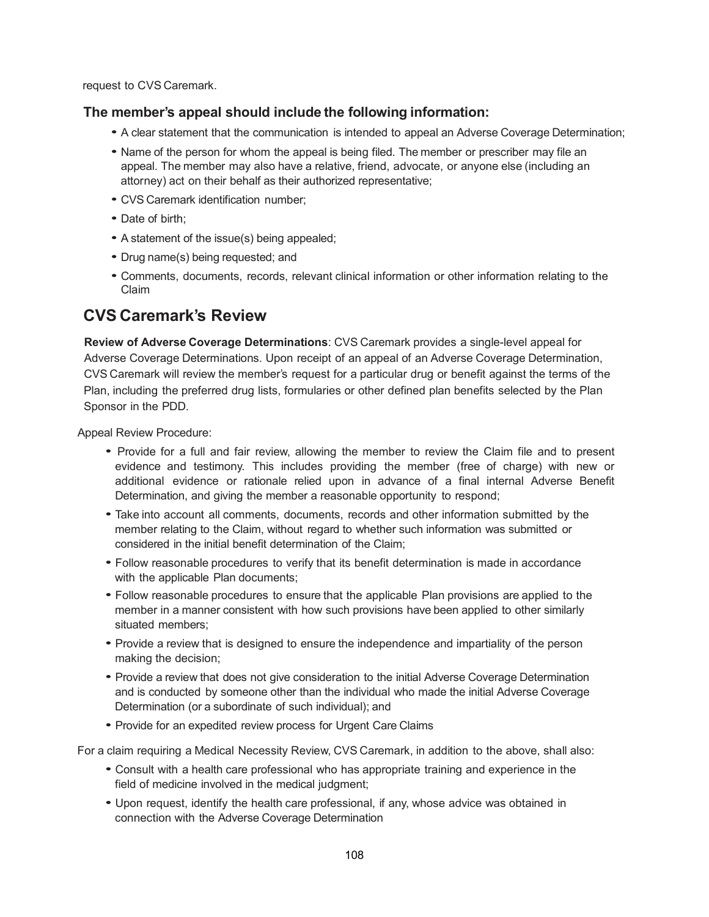request to CVS Caremark.

### The member's appeal should include the following information:

- A clear statement that the communication is intended to appeal an Adverse Coverage Determination;
- Name of the person for whom the appeal is being filed. The member or prescriber may file an appeal. The member may also have a relative, friend, advocate, or anyone else (including an attorney) act on their behalf as their authorized representative;
- CVS Caremark identification number;
- Date of birth;
- A statement of the issue(s) being appealed;
- Drug name(s) being requested; and
- Comments, documents, records, relevant clinical information or other information relating to the Claim

## CVS Caremark's Review

**Review of Adverse Coverage Determinations**: CVS Caremark provides a single-level appeal for Adverse Coverage Determinations. Upon receipt of an appeal of an Adverse Coverage Determination, CVS Caremark will review the member's request for a particular drug or benefit against the terms of the Plan, including the preferred drug lists, formularies or other defined plan benefits selected by the Plan Sponsor in the PDD.

Appeal Review Procedure:

- Provide for a full and fair review, allowing the member to review the Claim file and to present evidence and testimony. This includes providing the member (free of charge) with new or additional evidence or rationale relied upon in advance of a final internal Adverse Benefit Determination, and giving the member a reasonable opportunity to respond;
- Take into account all comments, documents, records and other information submitted by the member relating to the Claim, without regard to whether such information was submitted or considered in the initial benefit determination of the Claim;
- Follow reasonable procedures to verify that its benefit determination is made in accordance with the applicable Plan documents;
- Follow reasonable procedures to ensure that the applicable Plan provisions are applied to the member in a manner consistent with how such provisions have been applied to other similarly situated members;
- Provide a review that is designed to ensure the independence and impartiality of the person making the decision;
- Provide a review that does not give consideration to the initial Adverse Coverage Determination and is conducted by someone other than the individual who made the initial Adverse Coverage Determination (or a subordinate of such individual); and
- Provide for an expedited review process for Urgent Care Claims

For a claim requiring a Medical Necessity Review, CVS Caremark, in addition to the above, shall also:

- Consult with a health care professional who has appropriate training and experience in the field of medicine involved in the medical judgment;
- Upon request, identify the health care professional, if any, whose advice was obtained in connection with the Adverse Coverage Determination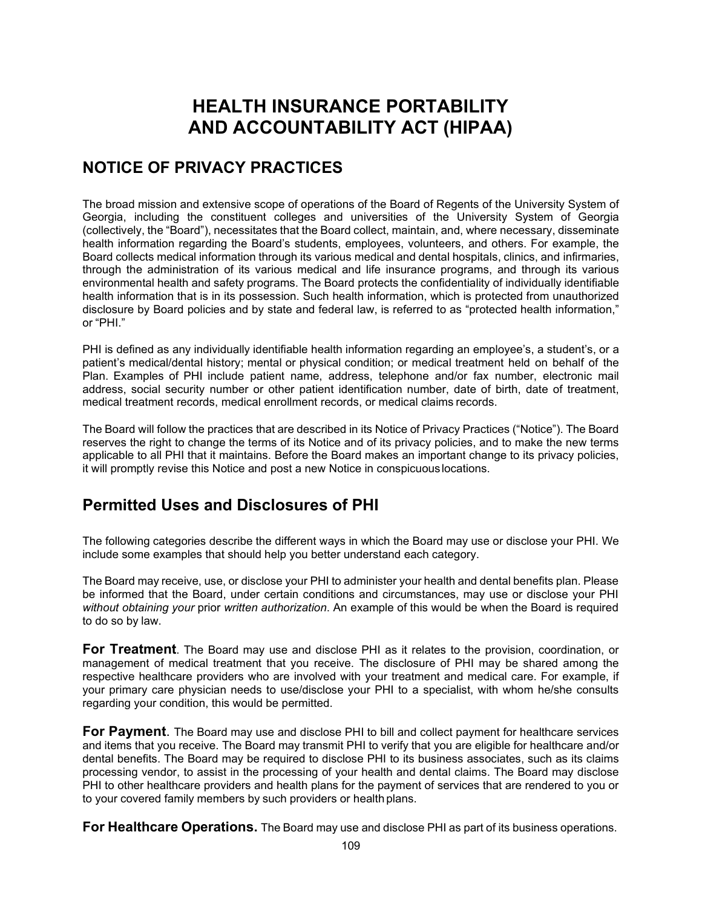# HEALTH INSURANCE PORTABILITY AND ACCOUNTABILITY ACT (HIPAA)

## NOTICE OF PRIVACY PRACTICES

The broad mission and extensive scope of operations of the Board of Regents of the University System of Georgia, including the constituent colleges and universities of the University System of Georgia (collectively, the "Board"), necessitates that the Board collect, maintain, and, where necessary, disseminate health information regarding the Board's students, employees, volunteers, and others. For example, the Board collects medical information through its various medical and dental hospitals, clinics, and infirmaries, through the administration of its various medical and life insurance programs, and through its various environmental health and safety programs. The Board protects the confidentiality of individually identifiable health information that is in its possession. Such health information, which is protected from unauthorized disclosure by Board policies and by state and federal law, is referred to as "protected health information," or "PHI."

PHI is defined as any individually identifiable health information regarding an employee's, a student's, or a patient's medical/dental history; mental or physical condition; or medical treatment held on behalf of the Plan. Examples of PHI include patient name, address, telephone and/or fax number, electronic mail address, social security number or other patient identification number, date of birth, date of treatment, medical treatment records, medical enrollment records, or medical claims records.

The Board will follow the practices that are described in its Notice of Privacy Practices ("Notice"). The Board reserves the right to change the terms of its Notice and of its privacy policies, and to make the new terms applicable to all PHI that it maintains. Before the Board makes an important change to its privacy policies, it will promptly revise this Notice and post a new Notice in conspicuous locations.

## Permitted Uses and Disclosures of PHI

The following categories describe the different ways in which the Board may use or disclose your PHI. We include some examples that should help you better understand each category.

The Board may receive, use, or disclose your PHI to administer your health and dental benefits plan. Please be informed that the Board, under certain conditions and circumstances, may use or disclose your PHI *without obtaining your* prior *written authorization*. An example of this would be when the Board is required to do so by law.

**For Treatment**. The Board may use and disclose PHI as it relates to the provision, coordination, or management of medical treatment that you receive. The disclosure of PHI may be shared among the respective healthcare providers who are involved with your treatment and medical care. For example, if your primary care physician needs to use/disclose your PHI to a specialist, with whom he/she consults regarding your condition, this would be permitted.

**For Payment**. The Board may use and disclose PHI to bill and collect payment for healthcare services and items that you receive. The Board may transmit PHI to verify that you are eligible for healthcare and/or dental benefits. The Board may be required to disclose PHI to its business associates, such as its claims processing vendor, to assist in the processing of your health and dental claims. The Board may disclose PHI to other healthcare providers and health plans for the payment of services that are rendered to you or to your covered family members by such providers or health plans.

**For Healthcare Operations.** The Board may use and disclose PHI as part of its business operations.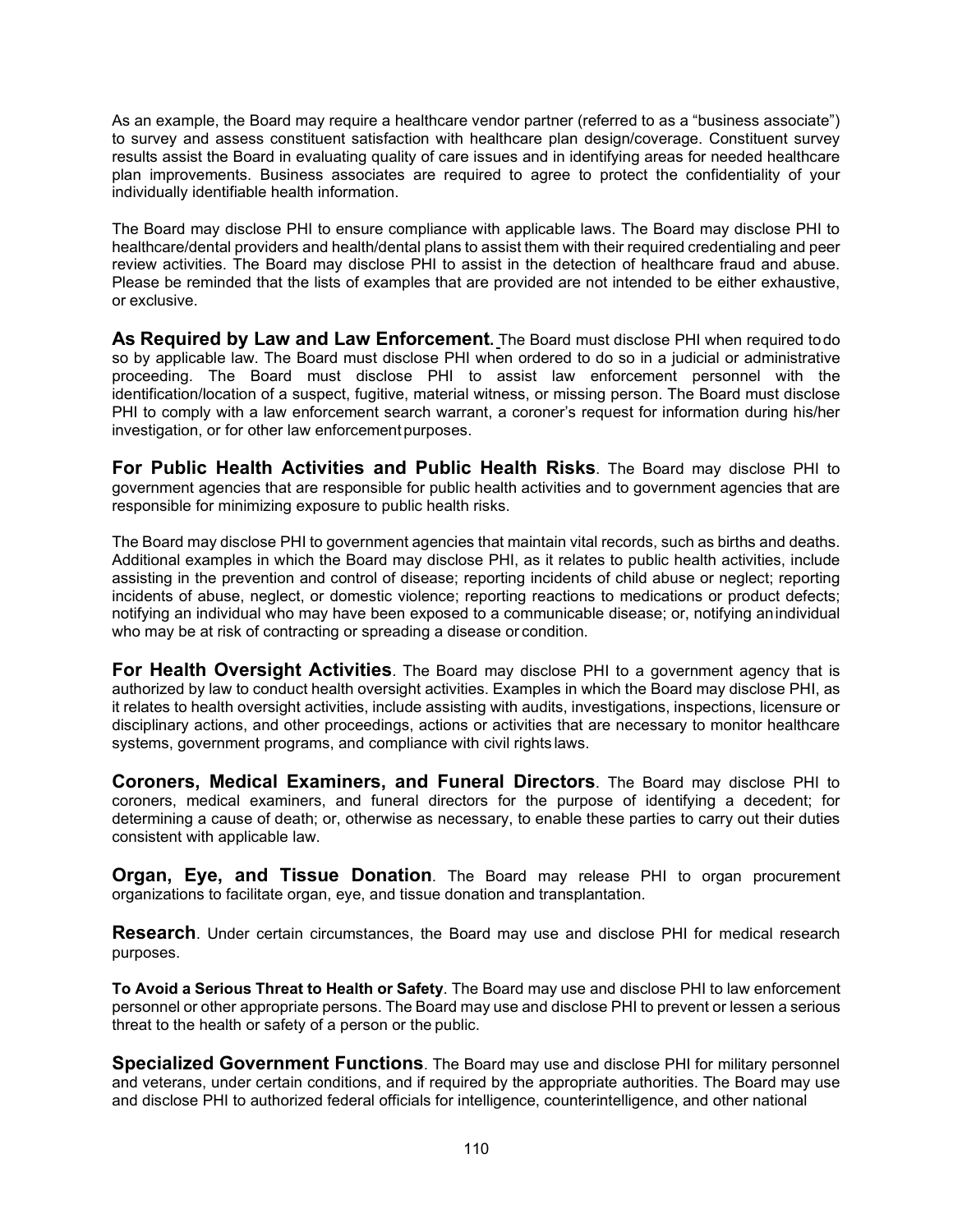As an example, the Board may require a healthcare vendor partner (referred to as a "business associate") to survey and assess constituent satisfaction with healthcare plan design/coverage. Constituent survey results assist the Board in evaluating quality of care issues and in identifying areas for needed healthcare plan improvements. Business associates are required to agree to protect the confidentiality of your individually identifiable health information.

The Board may disclose PHI to ensure compliance with applicable laws. The Board may disclose PHI to healthcare/dental providers and health/dental plans to assist them with their required credentialing and peer review activities. The Board may disclose PHI to assist in the detection of healthcare fraud and abuse. Please be reminded that the lists of examples that are provided are not intended to be either exhaustive, or exclusive.

**As Required by Law and Law Enforcement.** The Board must disclose PHI when required to do so by applicable law. The Board must disclose PHI when ordered to do so in a judicial or administrative proceeding. The Board must disclose PHI to assist law enforcement personnel with the identification/location of a suspect, fugitive, material witness, or missing person. The Board must disclose PHI to comply with a law enforcement search warrant, a coroner's request for information during his/her investigation, or for other law enforcement purposes.

**For Public Health Activities and Public Health Risks**. The Board may disclose PHI to government agencies that are responsible for public health activities and to government agencies that are responsible for minimizing exposure to public health risks.

The Board may disclose PHI to government agencies that maintain vital records, such as births and deaths. Additional examples in which the Board may disclose PHI, as it relates to public health activities, include assisting in the prevention and control of disease; reporting incidents of child abuse or neglect; reporting incidents of abuse, neglect, or domestic violence; reporting reactions to medications or product defects; notifying an individual who may have been exposed to a communicable disease; or, notifying an individual who may be at risk of contracting or spreading a disease or condition.

**For Health Oversight Activities**. The Board may disclose PHI to a government agency that is authorized by law to conduct health oversight activities. Examples in which the Board may disclose PHI, as it relates to health oversight activities, include assisting with audits, investigations, inspections, licensure or disciplinary actions, and other proceedings, actions or activities that are necessary to monitor healthcare systems, government programs, and compliance with civil rights laws.

**Coroners, Medical Examiners, and Funeral Directors**. The Board may disclose PHI to coroners, medical examiners, and funeral directors for the purpose of identifying a decedent; for determining a cause of death; or, otherwise as necessary, to enable these parties to carry out their duties consistent with applicable law.

**Organ, Eye, and Tissue Donation**. The Board may release PHI to organ procurement organizations to facilitate organ, eye, and tissue donation and transplantation.

**Research**. Under certain circumstances, the Board may use and disclose PHI for medical research purposes.

**To Avoid a Serious Threat to Health or Safety**. The Board may use and disclose PHI to law enforcement personnel or other appropriate persons. The Board may use and disclose PHI to prevent or lessen a serious threat to the health or safety of a person or the public.

**Specialized Government Functions**. The Board may use and disclose PHI for military personnel and veterans, under certain conditions, and if required by the appropriate authorities. The Board may use and disclose PHI to authorized federal officials for intelligence, counterintelligence, and other national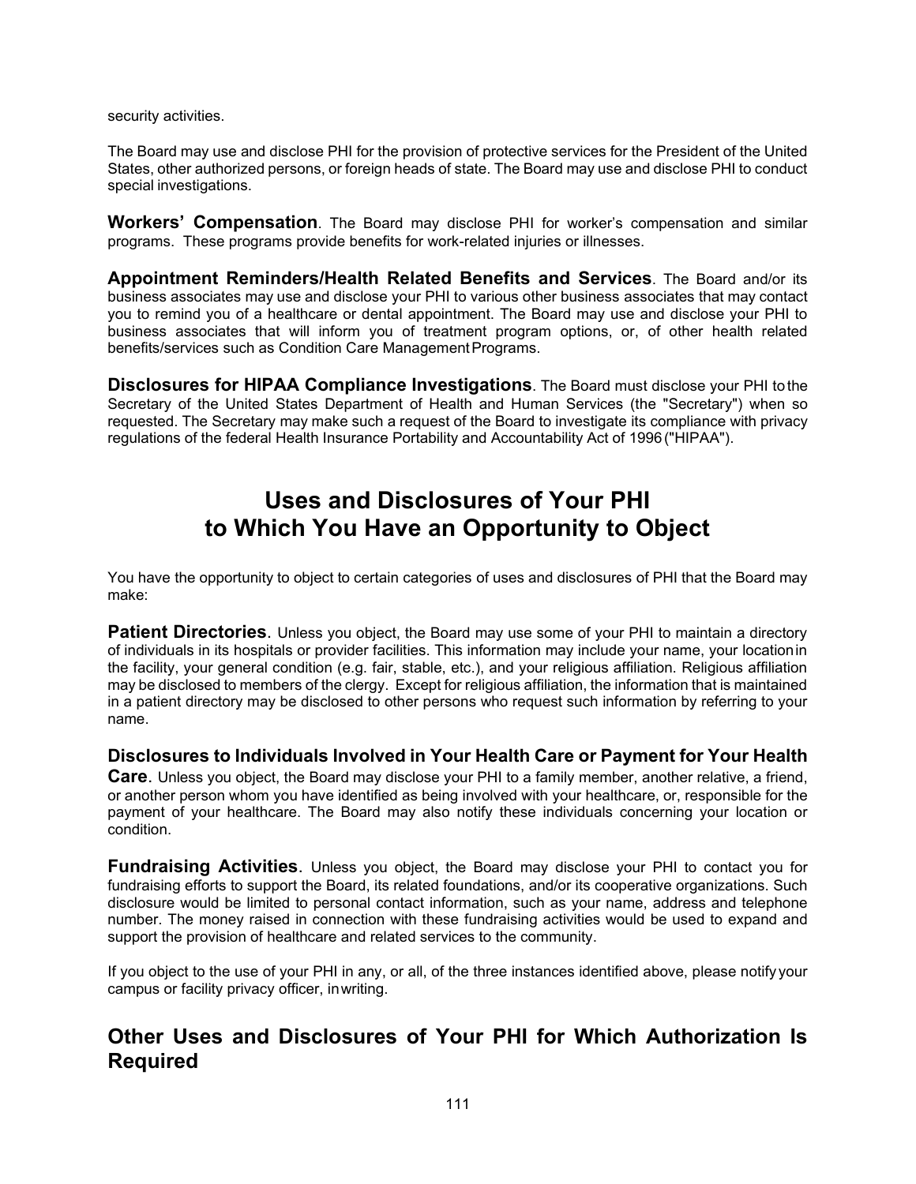security activities.

The Board may use and disclose PHI for the provision of protective services for the President of the United States, other authorized persons, or foreign heads of state. The Board may use and disclose PHI to conduct special investigations.

**Workers' Compensation**. The Board may disclose PHI for worker's compensation and similar programs. These programs provide benefits for work-related injuries or illnesses.

**Appointment Reminders/Health Related Benefits and Services**. The Board and/or its business associates may use and disclose your PHI to various other business associates that may contact you to remind you of a healthcare or dental appointment. The Board may use and disclose your PHI to business associates that will inform you of treatment program options, or, of other health related benefits/services such as Condition Care Management Programs.

**Disclosures for HIPAA Compliance Investigations**. The Board must disclose your PHI to the Secretary of the United States Department of Health and Human Services (the "Secretary") when so requested. The Secretary may make such a request of the Board to investigate its compliance with privacy regulations of the federal Health Insurance Portability and Accountability Act of 1996 ("HIPAA").

# Uses and Disclosures of Your PHI to Which You Have an Opportunity to Object

You have the opportunity to object to certain categories of uses and disclosures of PHI that the Board may make:

**Patient Directories**. Unless you object, the Board may use some of your PHI to maintain a directory of individuals in its hospitals or provider facilities. This information may include your name, your location in the facility, your general condition (e.g. fair, stable, etc.), and your religious affiliation. Religious affiliation may be disclosed to members of the clergy. Except for religious affiliation, the information that is maintained in a patient directory may be disclosed to other persons who request such information by referring to your name.

**Disclosures to Individuals Involved in Your Health Care or Payment for Your Health Care**. Unless you object, the Board may disclose your PHI to a family member, another relative, a friend, or another person whom you have identified as being involved with your healthcare, or, responsible for the payment of your healthcare. The Board may also notify these individuals concerning your location or condition.

**Fundraising Activities**. Unless you object, the Board may disclose your PHI to contact you for fundraising efforts to support the Board, its related foundations, and/or its cooperative organizations. Such disclosure would be limited to personal contact information, such as your name, address and telephone number. The money raised in connection with these fundraising activities would be used to expand and support the provision of healthcare and related services to the community.

If you object to the use of your PHI in any, or all, of the three instances identified above, please notify your campus or facility privacy officer, in writing.

## Other Uses and Disclosures of Your PHI for Which Authorization Is Required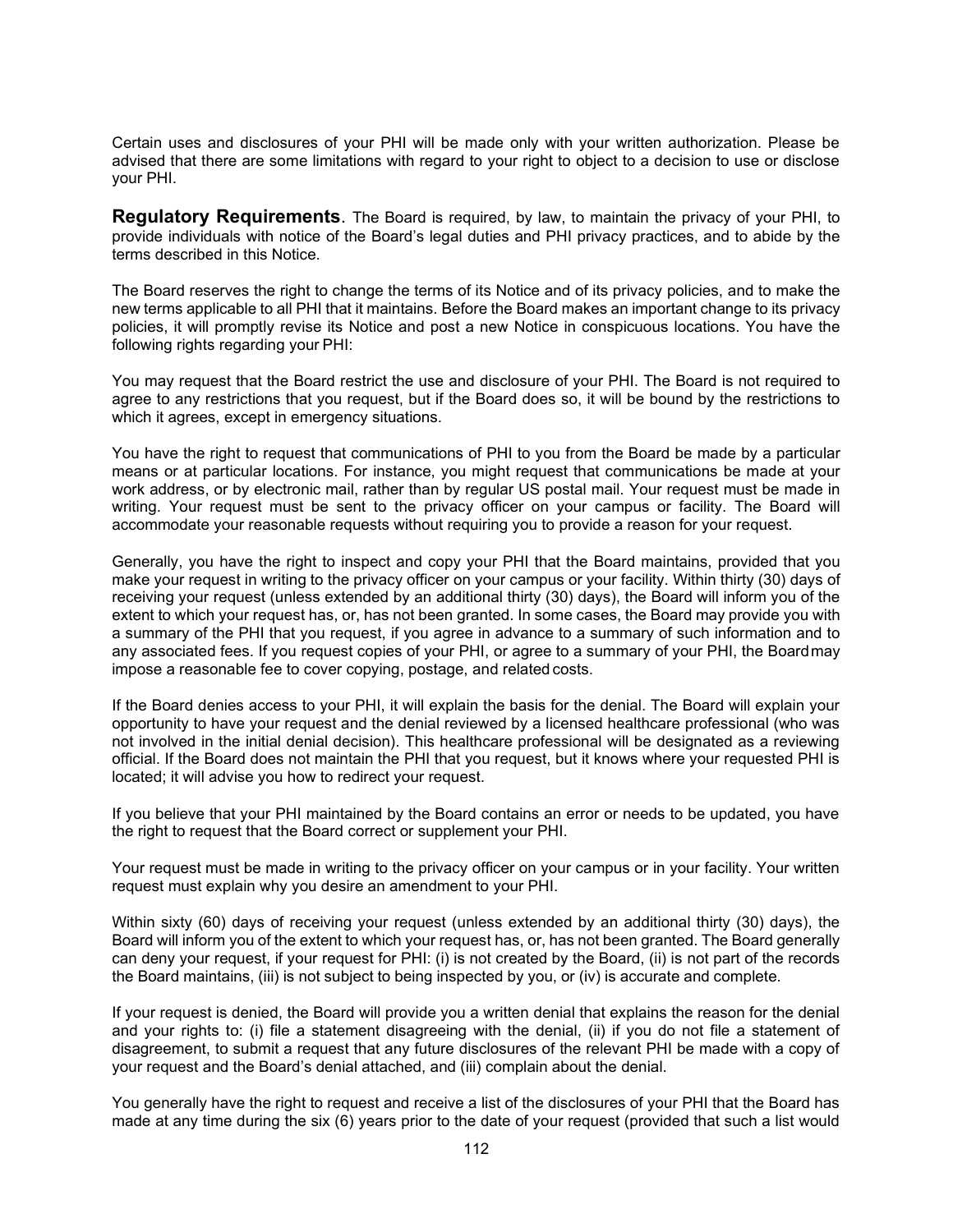Certain uses and disclosures of your PHI will be made only with your written authorization. Please be advised that there are some limitations with regard to your right to object to a decision to use or disclose your PHI.

**Regulatory Requirements**. The Board is required, by law, to maintain the privacy of your PHI, to provide individuals with notice of the Board's legal duties and PHI privacy practices, and to abide by the terms described in this Notice.

The Board reserves the right to change the terms of its Notice and of its privacy policies, and to make the new terms applicable to all PHI that it maintains. Before the Board makes an important change to its privacy policies, it will promptly revise its Notice and post a new Notice in conspicuous locations. You have the following rights regarding your PHI:

You may request that the Board restrict the use and disclosure of your PHI. The Board is not required to agree to any restrictions that you request, but if the Board does so, it will be bound by the restrictions to which it agrees, except in emergency situations.

You have the right to request that communications of PHI to you from the Board be made by a particular means or at particular locations. For instance, you might request that communications be made at your work address, or by electronic mail, rather than by regular US postal mail. Your request must be made in writing. Your request must be sent to the privacy officer on your campus or facility. The Board will accommodate your reasonable requests without requiring you to provide a reason for your request.

Generally, you have the right to inspect and copy your PHI that the Board maintains, provided that you make your request in writing to the privacy officer on your campus or your facility. Within thirty (30) days of receiving your request (unless extended by an additional thirty (30) days), the Board will inform you of the extent to which your request has, or, has not been granted. In some cases, the Board may provide you with a summary of the PHI that you request, if you agree in advance to a summary of such information and to any associated fees. If you request copies of your PHI, or agree to a summary of your PHI, the Board may impose a reasonable fee to cover copying, postage, and related costs.

If the Board denies access to your PHI, it will explain the basis for the denial. The Board will explain your opportunity to have your request and the denial reviewed by a licensed healthcare professional (who was not involved in the initial denial decision). This healthcare professional will be designated as a reviewing official. If the Board does not maintain the PHI that you request, but it knows where your requested PHI is located; it will advise you how to redirect your request.

If you believe that your PHI maintained by the Board contains an error or needs to be updated, you have the right to request that the Board correct or supplement your PHI.

Your request must be made in writing to the privacy officer on your campus or in your facility. Your written request must explain why you desire an amendment to your PHI.

Within sixty (60) days of receiving your request (unless extended by an additional thirty (30) days), the Board will inform you of the extent to which your request has, or, has not been granted. The Board generally can deny your request, if your request for PHI: (i) is not created by the Board, (ii) is not part of the records the Board maintains, (iii) is not subject to being inspected by you, or (iv) is accurate and complete.

If your request is denied, the Board will provide you a written denial that explains the reason for the denial and your rights to: (i) file a statement disagreeing with the denial, (ii) if you do not file a statement of disagreement, to submit a request that any future disclosures of the relevant PHI be made with a copy of your request and the Board's denial attached, and (iii) complain about the denial.

You generally have the right to request and receive a list of the disclosures of your PHI that the Board has made at any time during the six (6) years prior to the date of your request (provided that such a list would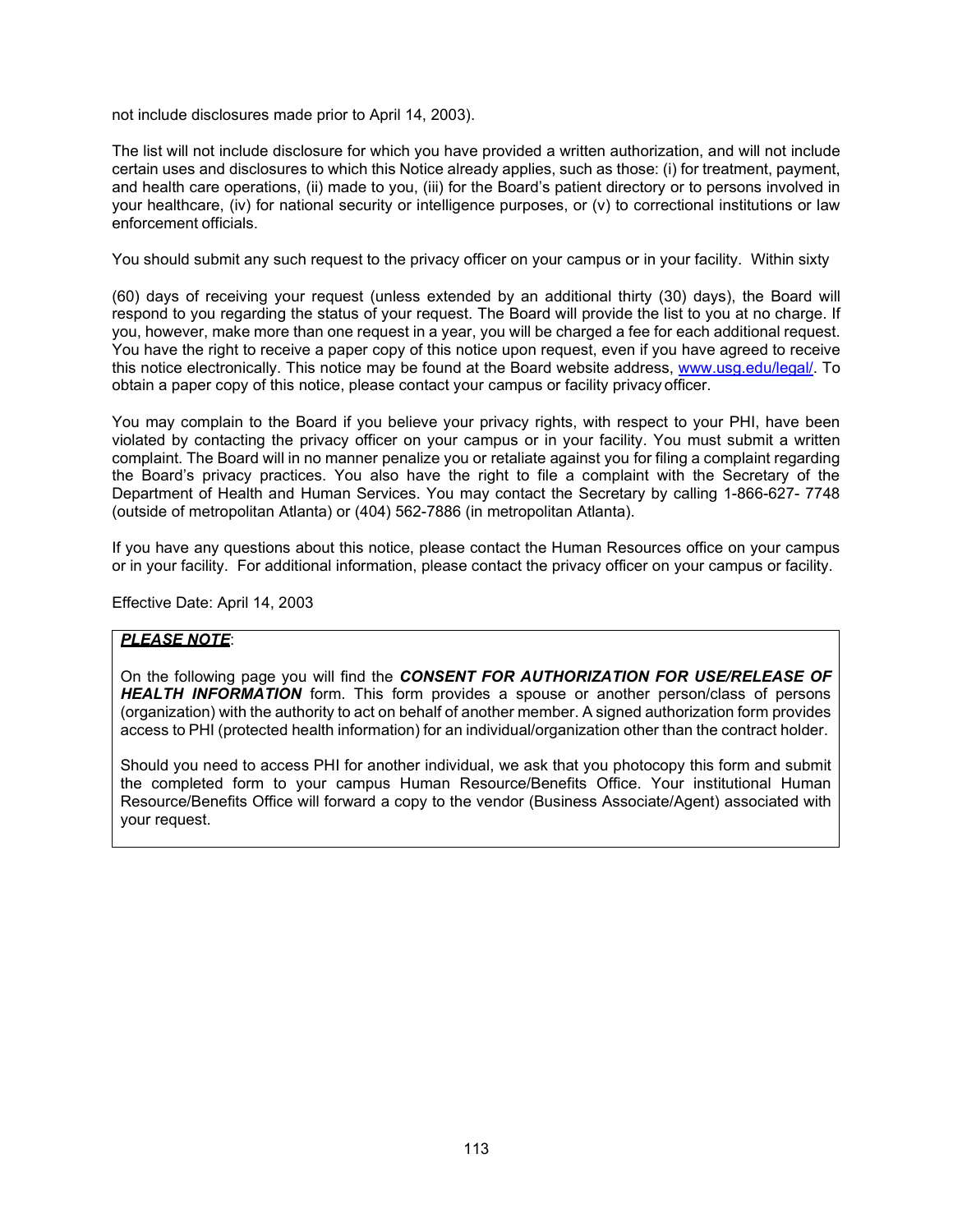not include disclosures made prior to April 14, 2003).

The list will not include disclosure for which you have provided a written authorization, and will not include certain uses and disclosures to which this Notice already applies, such as those: (i) for treatment, payment, and health care operations, (ii) made to you, (iii) for the Board's patient directory or to persons involved in your healthcare, (iv) for national security or intelligence purposes, or (v) to correctional institutions or law enforcement officials.

You should submit any such request to the privacy officer on your campus or in your facility. Within sixty

(60) days of receiving your request (unless extended by an additional thirty (30) days), the Board will respond to you regarding the status of your request. The Board will provide the list to you at no charge. If you, however, make more than one request in a year, you will be charged a fee for each additional request. You have the right to receive a paper copy of this notice upon request, even if you have agreed to receive this notice electronically. This notice may be found at the Board website address, [www.usg.edu/legal/](http://www.usg.edu/legal/). To obtain a paper copy of this notice, please contact your campus or facility privacy officer.

You may complain to the Board if you believe your privacy rights, with respect to your PHI, have been violated by contacting the privacy officer on your campus or in your facility. You must submit a written complaint. The Board will in no manner penalize you or retaliate against you for filing a complaint regarding the Board's privacy practices. You also have the right to file a complaint with the Secretary of the Department of Health and Human Services. You may contact the Secretary by calling 1-866-627- 7748 (outside of metropolitan Atlanta) or (404) 562-7886 (in metropolitan Atlanta).

If you have any questions about this notice, please contact the Human Resources office on your campus or in your facility. For additional information, please contact the privacy officer on your campus or facility.

Effective Date: April 14, 2003

***PLEASE NOTE***:

On the following page you will find the ***CONSENT FOR AUTHORIZATION FOR USE/RELEASE OF HEALTH INFORMATION*** form. This form provides a spouse or another person/class of persons (organization) with the authority to act on behalf of another member. A signed authorization form provides access to PHI (protected health information) for an individual/organization other than the contract holder.

Should you need to access PHI for another individual, we ask that you photocopy this form and submit the completed form to your campus Human Resource/Benefits Office. Your institutional Human Resource/Benefits Office will forward a copy to the vendor (Business Associate/Agent) associated with your request.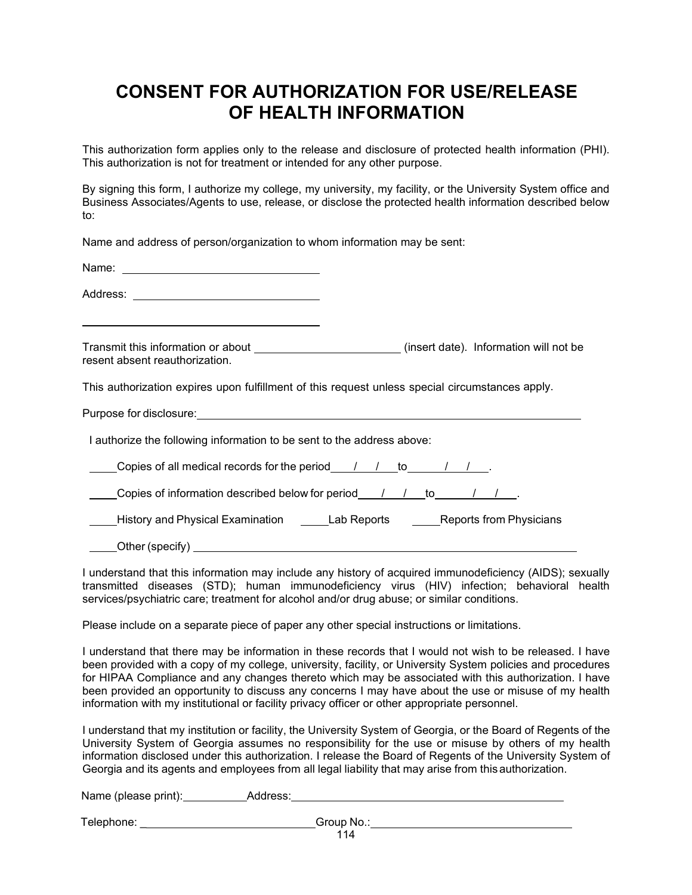# CONSENT FOR AUTHORIZATION FOR USE/RELEASE OF HEALTH INFORMATION

This authorization form applies only to the release and disclosure of protected health information (PHI). This authorization is not for treatment or intended for any other purpose.

By signing this form, I authorize my college, my university, my facility, or the University System office and Business Associates/Agents to use, release, or disclose the protected health information described below to:

Name and address of person/organization to whom information may be sent:

Name: ______________________________

Address: ____________________________

____________________________________

Transmit this information or about ______________________ (insert date). Information will not be resent absent reauthorization.

This authorization expires upon fulfillment of this request unless special circumstances apply.

Purpose for disclosure: ____________________________________________________________

I authorize the following information to be sent to the address above:

____Copies of all medical records for the period ___/___/___ to ___/___/___.

____Copies of information described below for period ___/___/___ to ___/___/___.

____History and Physical Examination ____Lab Reports ____Reports from Physicians

____Other (specify) ____________________________________________________________

I understand that this information may include any history of acquired immunodeficiency (AIDS); sexually transmitted diseases (STD); human immunodeficiency virus (HIV) infection; behavioral health services/psychiatric care; treatment for alcohol and/or drug abuse; or similar conditions.

Please include on a separate piece of paper any other special instructions or limitations.

I understand that there may be information in these records that I would not wish to be released. I have been provided with a copy of my college, university, facility, or University System policies and procedures for HIPAA Compliance and any changes thereto which may be associated with this authorization. I have been provided an opportunity to discuss any concerns I may have about the use or misuse of my health information with my institutional or facility privacy officer or other appropriate personnel.

I understand that my institution or facility, the University System of Georgia, or the Board of Regents of the University System of Georgia assumes no responsibility for the use or misuse by others of my health information disclosed under this authorization. I release the Board of Regents of the University System of Georgia and its agents and employees from all legal liability that may arise from this authorization.

Name (please print): __________ Address: ________________________________________

Telephone: ___________________________ Group No.: ______________________________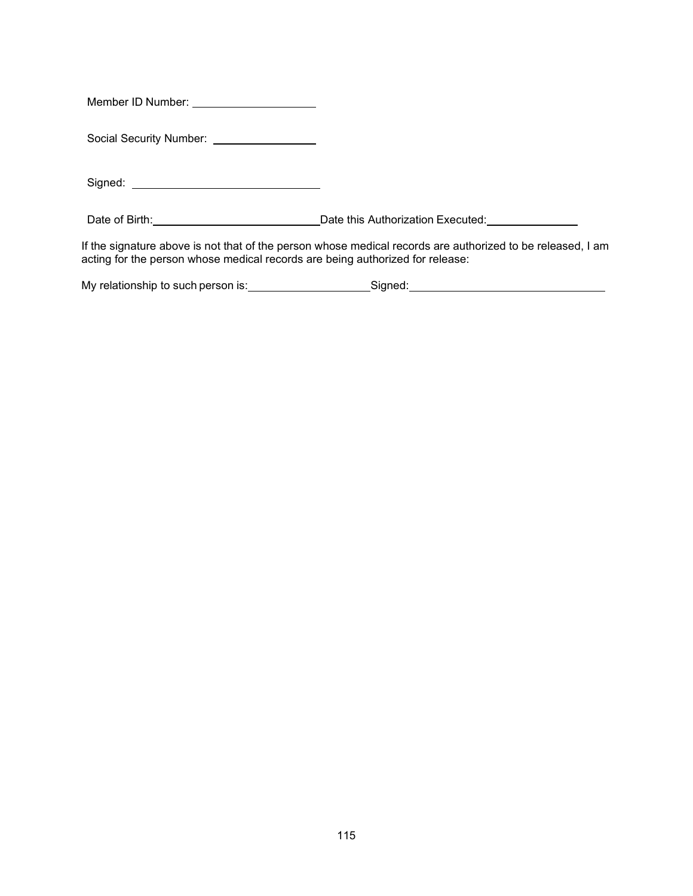Member ID Number: ____________________

Social Security Number: ________________

Signed: ______________________________

Date of Birth: __________________________ Date this Authorization Executed: ______________

If the signature above is not that of the person whose medical records are authorized to be released, I am acting for the person whose medical records are being authorized for release:

My relationship to such person is: ___________________ Signed: ______________________________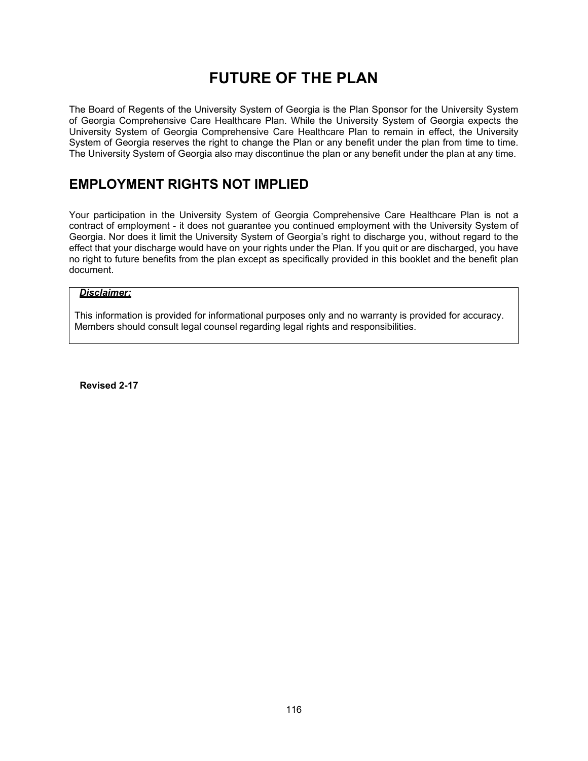# FUTURE OF THE PLAN

The Board of Regents of the University System of Georgia is the Plan Sponsor for the University System of Georgia Comprehensive Care Healthcare Plan. While the University System of Georgia expects the University System of Georgia Comprehensive Care Healthcare Plan to remain in effect, the University System of Georgia reserves the right to change the Plan or any benefit under the plan from time to time. The University System of Georgia also may discontinue the plan or any benefit under the plan at any time.

## EMPLOYMENT RIGHTS NOT IMPLIED

Your participation in the University System of Georgia Comprehensive Care Healthcare Plan is not a contract of employment - it does not guarantee you continued employment with the University System of Georgia. Nor does it limit the University System of Georgia's right to discharge you, without regard to the effect that your discharge would have on your rights under the Plan. If you quit or are discharged, you have no right to future benefits from the plan except as specifically provided in this booklet and the benefit plan document.

***Disclaimer:***

This information is provided for informational purposes only and no warranty is provided for accuracy. Members should consult legal counsel regarding legal rights and responsibilities.

**Revised 2-17**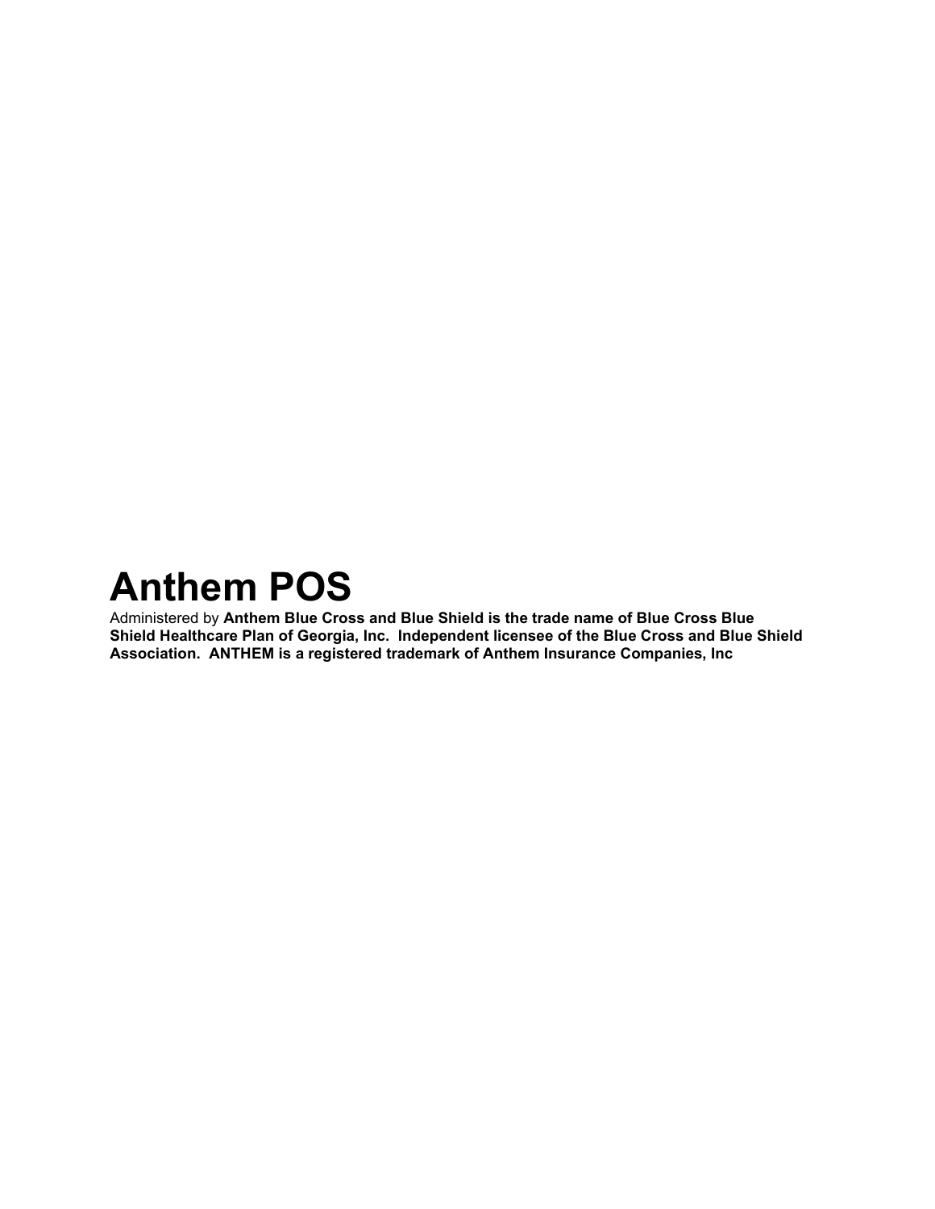# Anthem POS

Administered by **Anthem Blue Cross and Blue Shield is the trade name of Blue Cross Blue Shield Healthcare Plan of Georgia, Inc. Independent licensee of the Blue Cross and Blue Shield Association. ANTHEM is a registered trademark of Anthem Insurance Companies, Inc**